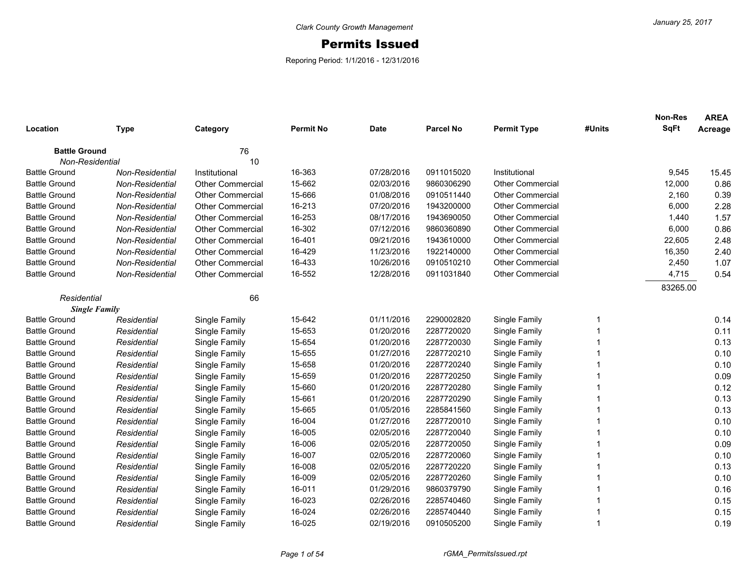Clark County Growth Management

January 25, 2017

# Permits Issued

Reporing Period: 1/1/2016 - 12/31/2016

| Location | Type | Category | Permit No | Date | Parcel No | Permit Type | #Units | Non-Res SqFt | AREA Acreage |
|---|---|---|---|---|---|---|---|---|---|
| **Battle Ground** | | 76 | | | | | | | |
| *Non-Residential* | | 10 | | | | | | | |
| Battle Ground | *Non-Residential* | Institutional | 16-363 | 07/28/2016 | 0911015020 | Institutional | | 9,545 | 15.45 |
| Battle Ground | *Non-Residential* | Other Commercial | 15-662 | 02/03/2016 | 9860306290 | Other Commercial | | 12,000 | 0.86 |
| Battle Ground | *Non-Residential* | Other Commercial | 15-666 | 01/08/2016 | 0910511440 | Other Commercial | | 2,160 | 0.39 |
| Battle Ground | *Non-Residential* | Other Commercial | 16-213 | 07/20/2016 | 1943200000 | Other Commercial | | 6,000 | 2.28 |
| Battle Ground | *Non-Residential* | Other Commercial | 16-253 | 08/17/2016 | 1943690050 | Other Commercial | | 1,440 | 1.57 |
| Battle Ground | *Non-Residential* | Other Commercial | 16-302 | 07/12/2016 | 9860360890 | Other Commercial | | 6,000 | 0.86 |
| Battle Ground | *Non-Residential* | Other Commercial | 16-401 | 09/21/2016 | 1943610000 | Other Commercial | | 22,605 | 2.48 |
| Battle Ground | *Non-Residential* | Other Commercial | 16-429 | 11/23/2016 | 1922140000 | Other Commercial | | 16,350 | 2.40 |
| Battle Ground | *Non-Residential* | Other Commercial | 16-433 | 10/26/2016 | 0910510210 | Other Commercial | | 2,450 | 1.07 |
| Battle Ground | *Non-Residential* | Other Commercial | 16-552 | 12/28/2016 | 0911031840 | Other Commercial | | 4,715 | 0.54 |
| | | | | | | | | 83265.00 | |
| *Residential* | | 66 | | | | | | | |
| ***Single Family*** | | | | | | | | | |
| Battle Ground | *Residential* | Single Family | 15-642 | 01/11/2016 | 2290002820 | Single Family | 1 | | 0.14 |
| Battle Ground | *Residential* | Single Family | 15-653 | 01/20/2016 | 2287720020 | Single Family | 1 | | 0.11 |
| Battle Ground | *Residential* | Single Family | 15-654 | 01/20/2016 | 2287720030 | Single Family | 1 | | 0.13 |
| Battle Ground | *Residential* | Single Family | 15-655 | 01/27/2016 | 2287720210 | Single Family | 1 | | 0.10 |
| Battle Ground | *Residential* | Single Family | 15-658 | 01/20/2016 | 2287720240 | Single Family | 1 | | 0.10 |
| Battle Ground | *Residential* | Single Family | 15-659 | 01/20/2016 | 2287720250 | Single Family | 1 | | 0.09 |
| Battle Ground | *Residential* | Single Family | 15-660 | 01/20/2016 | 2287720280 | Single Family | 1 | | 0.12 |
| Battle Ground | *Residential* | Single Family | 15-661 | 01/20/2016 | 2287720290 | Single Family | 1 | | 0.13 |
| Battle Ground | *Residential* | Single Family | 15-665 | 01/05/2016 | 2285841560 | Single Family | 1 | | 0.13 |
| Battle Ground | *Residential* | Single Family | 16-004 | 01/27/2016 | 2287720010 | Single Family | 1 | | 0.10 |
| Battle Ground | *Residential* | Single Family | 16-005 | 02/05/2016 | 2287720040 | Single Family | 1 | | 0.10 |
| Battle Ground | *Residential* | Single Family | 16-006 | 02/05/2016 | 2287720050 | Single Family | 1 | | 0.09 |
| Battle Ground | *Residential* | Single Family | 16-007 | 02/05/2016 | 2287720060 | Single Family | 1 | | 0.10 |
| Battle Ground | *Residential* | Single Family | 16-008 | 02/05/2016 | 2287720220 | Single Family | 1 | | 0.13 |
| Battle Ground | *Residential* | Single Family | 16-009 | 02/05/2016 | 2287720260 | Single Family | 1 | | 0.10 |
| Battle Ground | *Residential* | Single Family | 16-011 | 01/29/2016 | 9860379790 | Single Family | 1 | | 0.16 |
| Battle Ground | *Residential* | Single Family | 16-023 | 02/26/2016 | 2285740460 | Single Family | 1 | | 0.15 |
| Battle Ground | *Residential* | Single Family | 16-024 | 02/26/2016 | 2285740440 | Single Family | 1 | | 0.15 |
| Battle Ground | *Residential* | Single Family | 16-025 | 02/19/2016 | 0910505200 | Single Family | 1 | | 0.19 |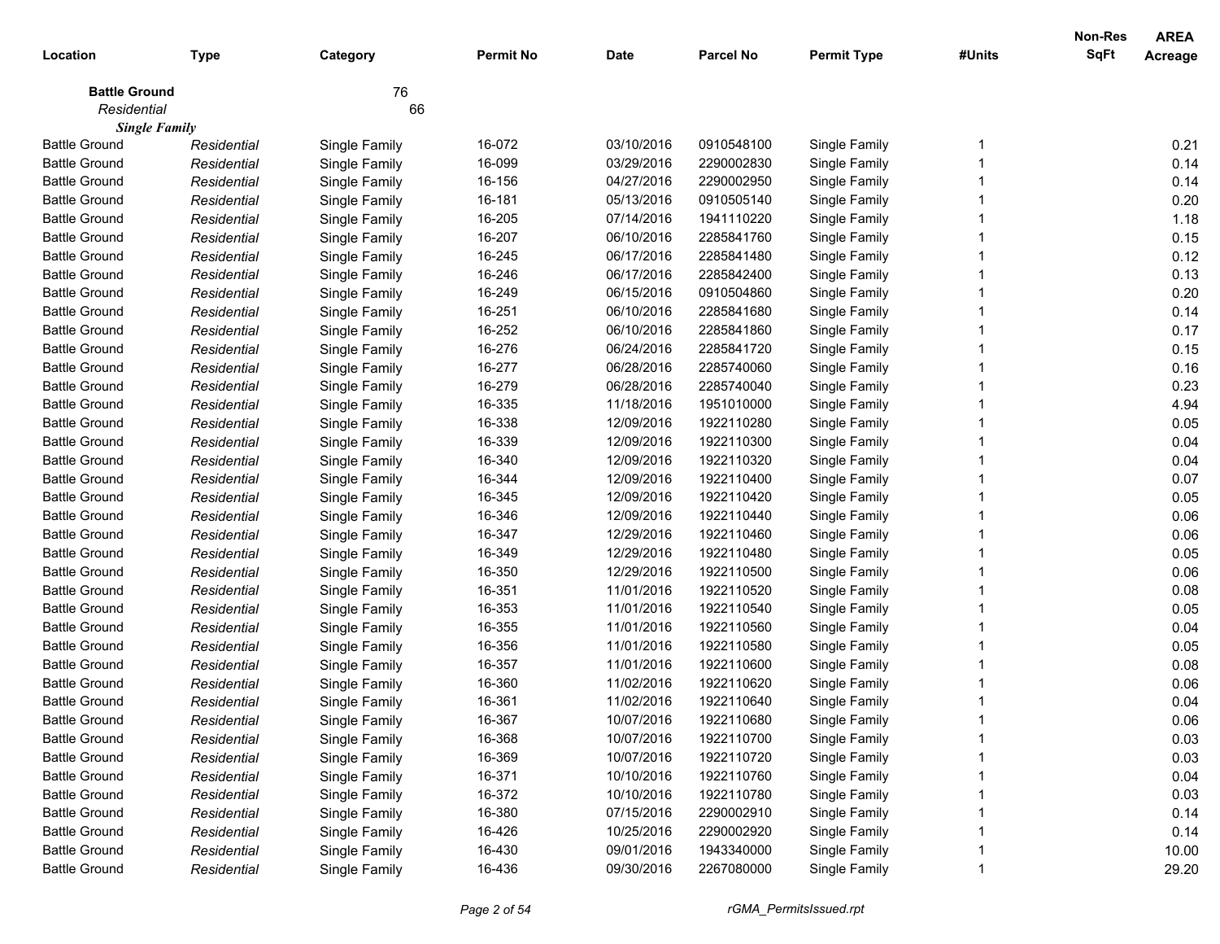| Location | Type | Category | Permit No | Date | Parcel No | Permit Type | #Units | Non-Res SqFt | AREA Acreage |
|---|---|---|---|---|---|---|---|---|---|
| **Battle Ground** | | 76 | | | | | | | |
| *Residential* | | 66 | | | | | | | |
| ***Single Family*** | | | | | | | | | |
| Battle Ground | *Residential* | Single Family | 16-072 | 03/10/2016 | 0910548100 | Single Family | 1 | | 0.21 |
| Battle Ground | *Residential* | Single Family | 16-099 | 03/29/2016 | 2290002830 | Single Family | 1 | | 0.14 |
| Battle Ground | *Residential* | Single Family | 16-156 | 04/27/2016 | 2290002950 | Single Family | 1 | | 0.14 |
| Battle Ground | *Residential* | Single Family | 16-181 | 05/13/2016 | 0910505140 | Single Family | 1 | | 0.20 |
| Battle Ground | *Residential* | Single Family | 16-205 | 07/14/2016 | 1941110220 | Single Family | 1 | | 1.18 |
| Battle Ground | *Residential* | Single Family | 16-207 | 06/10/2016 | 2285841760 | Single Family | 1 | | 0.15 |
| Battle Ground | *Residential* | Single Family | 16-245 | 06/17/2016 | 2285841480 | Single Family | 1 | | 0.12 |
| Battle Ground | *Residential* | Single Family | 16-246 | 06/17/2016 | 2285842400 | Single Family | 1 | | 0.13 |
| Battle Ground | *Residential* | Single Family | 16-249 | 06/15/2016 | 0910504860 | Single Family | 1 | | 0.20 |
| Battle Ground | *Residential* | Single Family | 16-251 | 06/10/2016 | 2285841680 | Single Family | 1 | | 0.14 |
| Battle Ground | *Residential* | Single Family | 16-252 | 06/10/2016 | 2285841860 | Single Family | 1 | | 0.17 |
| Battle Ground | *Residential* | Single Family | 16-276 | 06/24/2016 | 2285841720 | Single Family | 1 | | 0.15 |
| Battle Ground | *Residential* | Single Family | 16-277 | 06/28/2016 | 2285740060 | Single Family | 1 | | 0.16 |
| Battle Ground | *Residential* | Single Family | 16-279 | 06/28/2016 | 2285740040 | Single Family | 1 | | 0.23 |
| Battle Ground | *Residential* | Single Family | 16-335 | 11/18/2016 | 1951010000 | Single Family | 1 | | 4.94 |
| Battle Ground | *Residential* | Single Family | 16-338 | 12/09/2016 | 1922110280 | Single Family | 1 | | 0.05 |
| Battle Ground | *Residential* | Single Family | 16-339 | 12/09/2016 | 1922110300 | Single Family | 1 | | 0.04 |
| Battle Ground | *Residential* | Single Family | 16-340 | 12/09/2016 | 1922110320 | Single Family | 1 | | 0.04 |
| Battle Ground | *Residential* | Single Family | 16-344 | 12/09/2016 | 1922110400 | Single Family | 1 | | 0.07 |
| Battle Ground | *Residential* | Single Family | 16-345 | 12/09/2016 | 1922110420 | Single Family | 1 | | 0.05 |
| Battle Ground | *Residential* | Single Family | 16-346 | 12/09/2016 | 1922110440 | Single Family | 1 | | 0.06 |
| Battle Ground | *Residential* | Single Family | 16-347 | 12/29/2016 | 1922110460 | Single Family | 1 | | 0.06 |
| Battle Ground | *Residential* | Single Family | 16-349 | 12/29/2016 | 1922110480 | Single Family | 1 | | 0.05 |
| Battle Ground | *Residential* | Single Family | 16-350 | 12/29/2016 | 1922110500 | Single Family | 1 | | 0.06 |
| Battle Ground | *Residential* | Single Family | 16-351 | 11/01/2016 | 1922110520 | Single Family | 1 | | 0.08 |
| Battle Ground | *Residential* | Single Family | 16-353 | 11/01/2016 | 1922110540 | Single Family | 1 | | 0.05 |
| Battle Ground | *Residential* | Single Family | 16-355 | 11/01/2016 | 1922110560 | Single Family | 1 | | 0.04 |
| Battle Ground | *Residential* | Single Family | 16-356 | 11/01/2016 | 1922110580 | Single Family | 1 | | 0.05 |
| Battle Ground | *Residential* | Single Family | 16-357 | 11/01/2016 | 1922110600 | Single Family | 1 | | 0.08 |
| Battle Ground | *Residential* | Single Family | 16-360 | 11/02/2016 | 1922110620 | Single Family | 1 | | 0.06 |
| Battle Ground | *Residential* | Single Family | 16-361 | 11/02/2016 | 1922110640 | Single Family | 1 | | 0.04 |
| Battle Ground | *Residential* | Single Family | 16-367 | 10/07/2016 | 1922110680 | Single Family | 1 | | 0.06 |
| Battle Ground | *Residential* | Single Family | 16-368 | 10/07/2016 | 1922110700 | Single Family | 1 | | 0.03 |
| Battle Ground | *Residential* | Single Family | 16-369 | 10/07/2016 | 1922110720 | Single Family | 1 | | 0.03 |
| Battle Ground | *Residential* | Single Family | 16-371 | 10/10/2016 | 1922110760 | Single Family | 1 | | 0.04 |
| Battle Ground | *Residential* | Single Family | 16-372 | 10/10/2016 | 1922110780 | Single Family | 1 | | 0.03 |
| Battle Ground | *Residential* | Single Family | 16-380 | 07/15/2016 | 2290002910 | Single Family | 1 | | 0.14 |
| Battle Ground | *Residential* | Single Family | 16-426 | 10/25/2016 | 2290002920 | Single Family | 1 | | 0.14 |
| Battle Ground | *Residential* | Single Family | 16-430 | 09/01/2016 | 1943340000 | Single Family | 1 | | 10.00 |
| Battle Ground | *Residential* | Single Family | 16-436 | 09/30/2016 | 2267080000 | Single Family | 1 | | 29.20 |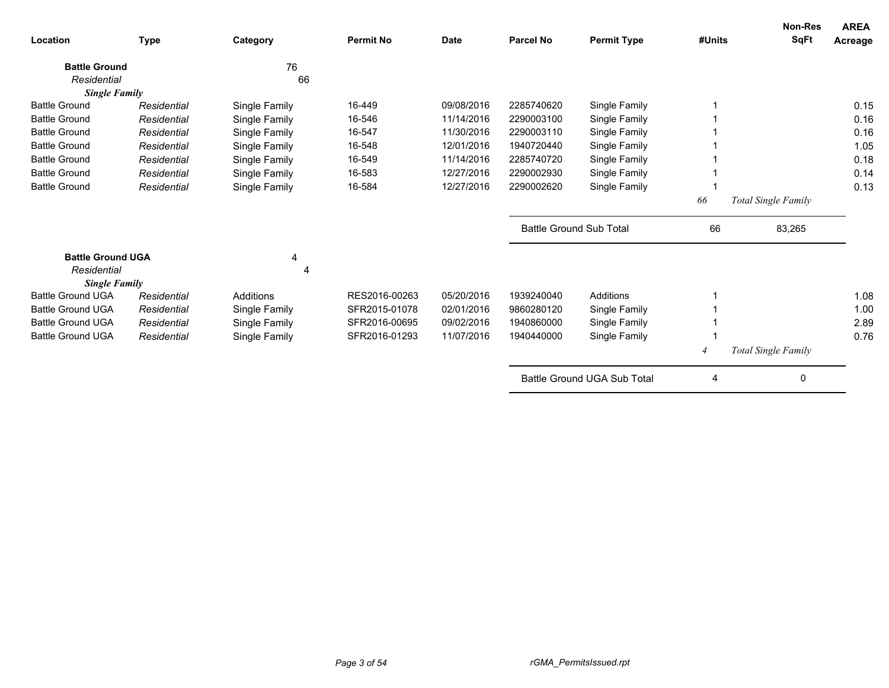| Location | Type | Category | Permit No | Date | Parcel No | Permit Type | #Units | Non-Res SqFt | AREA Acreage |
|---|---|---|---|---|---|---|---|---|---|
| **Battle Ground** | | 76 | | | | | | | |
| *Residential* | | 66 | | | | | | | |
| ***Single Family*** | | | | | | | | | |
| Battle Ground | *Residential* | Single Family | 16-449 | 09/08/2016 | 2285740620 | Single Family | 1 | | 0.15 |
| Battle Ground | *Residential* | Single Family | 16-546 | 11/14/2016 | 2290003100 | Single Family | 1 | | 0.16 |
| Battle Ground | *Residential* | Single Family | 16-547 | 11/30/2016 | 2290003110 | Single Family | 1 | | 0.16 |
| Battle Ground | *Residential* | Single Family | 16-548 | 12/01/2016 | 1940720440 | Single Family | 1 | | 1.05 |
| Battle Ground | *Residential* | Single Family | 16-549 | 11/14/2016 | 2285740720 | Single Family | 1 | | 0.18 |
| Battle Ground | *Residential* | Single Family | 16-583 | 12/27/2016 | 2290002930 | Single Family | 1 | | 0.14 |
| Battle Ground | *Residential* | Single Family | 16-584 | 12/27/2016 | 2290002620 | Single Family | 1 | | 0.13 |
| | | | | | | | *66* | *Total Single Family* | |
| | | | | | Battle Ground Sub Total | | 66 | 83,265 | |

| Location | Type | Category | Permit No | Date | Parcel No | Permit Type | #Units | Non-Res SqFt | AREA Acreage |
|---|---|---|---|---|---|---|---|---|---|
| **Battle Ground UGA** | | 4 | | | | | | | |
| *Residential* | | 4 | | | | | | | |
| ***Single Family*** | | | | | | | | | |
| Battle Ground UGA | *Residential* | Additions | RES2016-00263 | 05/20/2016 | 1939240040 | Additions | 1 | | 1.08 |
| Battle Ground UGA | *Residential* | Single Family | SFR2015-01078 | 02/01/2016 | 9860280120 | Single Family | 1 | | 1.00 |
| Battle Ground UGA | *Residential* | Single Family | SFR2016-00695 | 09/02/2016 | 1940860000 | Single Family | 1 | | 2.89 |
| Battle Ground UGA | *Residential* | Single Family | SFR2016-01293 | 11/07/2016 | 1940440000 | Single Family | 1 | | 0.76 |
| | | | | | | | *4* | *Total Single Family* | |
| | | | | | Battle Ground UGA Sub Total | | 4 | 0 | |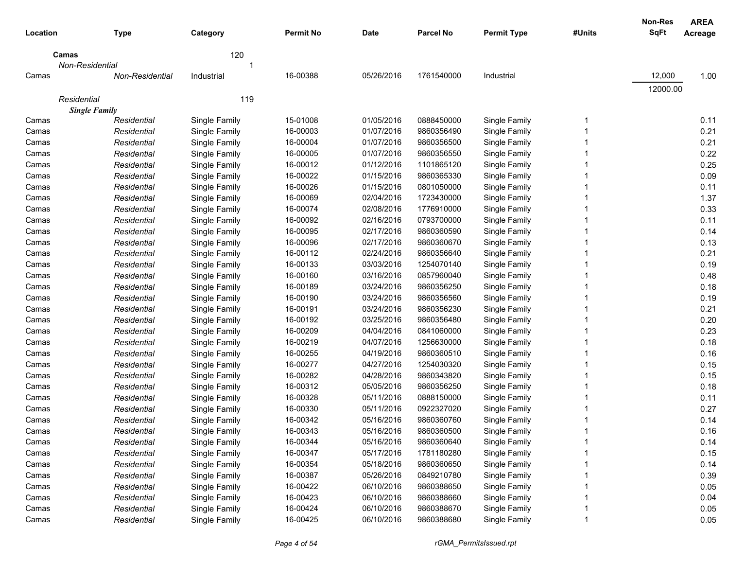| Location | Type | Category | Permit No | Date | Parcel No | Permit Type | #Units | Non-Res SqFt | AREA Acreage |
|---|---|---|---|---|---|---|---|---|---|
| **Camas** | | 120 | | | | | | | |
| *Non-Residential* | | 1 | | | | | | | |
| Camas | *Non-Residential* | Industrial | 16-00388 | 05/26/2016 | 1761540000 | Industrial | | 12,000 | 1.00 |
| | | | | | | | | 12000.00 | |
| *Residential* | | 119 | | | | | | | |
| ***Single Family*** | | | | | | | | | |
| Camas | *Residential* | Single Family | 15-01008 | 01/05/2016 | 0888450000 | Single Family | 1 | | 0.11 |
| Camas | *Residential* | Single Family | 16-00003 | 01/07/2016 | 9860356490 | Single Family | 1 | | 0.21 |
| Camas | *Residential* | Single Family | 16-00004 | 01/07/2016 | 9860356500 | Single Family | 1 | | 0.21 |
| Camas | *Residential* | Single Family | 16-00005 | 01/07/2016 | 9860356550 | Single Family | 1 | | 0.22 |
| Camas | *Residential* | Single Family | 16-00012 | 01/12/2016 | 1101865120 | Single Family | 1 | | 0.25 |
| Camas | *Residential* | Single Family | 16-00022 | 01/15/2016 | 9860365330 | Single Family | 1 | | 0.09 |
| Camas | *Residential* | Single Family | 16-00026 | 01/15/2016 | 0801050000 | Single Family | 1 | | 0.11 |
| Camas | *Residential* | Single Family | 16-00069 | 02/04/2016 | 1723430000 | Single Family | 1 | | 1.37 |
| Camas | *Residential* | Single Family | 16-00074 | 02/08/2016 | 1776910000 | Single Family | 1 | | 0.33 |
| Camas | *Residential* | Single Family | 16-00092 | 02/16/2016 | 0793700000 | Single Family | 1 | | 0.11 |
| Camas | *Residential* | Single Family | 16-00095 | 02/17/2016 | 9860360590 | Single Family | 1 | | 0.14 |
| Camas | *Residential* | Single Family | 16-00096 | 02/17/2016 | 9860360670 | Single Family | 1 | | 0.13 |
| Camas | *Residential* | Single Family | 16-00112 | 02/24/2016 | 9860356640 | Single Family | 1 | | 0.21 |
| Camas | *Residential* | Single Family | 16-00133 | 03/03/2016 | 1254070140 | Single Family | 1 | | 0.19 |
| Camas | *Residential* | Single Family | 16-00160 | 03/16/2016 | 0857960040 | Single Family | 1 | | 0.48 |
| Camas | *Residential* | Single Family | 16-00189 | 03/24/2016 | 9860356250 | Single Family | 1 | | 0.18 |
| Camas | *Residential* | Single Family | 16-00190 | 03/24/2016 | 9860356560 | Single Family | 1 | | 0.19 |
| Camas | *Residential* | Single Family | 16-00191 | 03/24/2016 | 9860356230 | Single Family | 1 | | 0.21 |
| Camas | *Residential* | Single Family | 16-00192 | 03/25/2016 | 9860356480 | Single Family | 1 | | 0.20 |
| Camas | *Residential* | Single Family | 16-00209 | 04/04/2016 | 0841060000 | Single Family | 1 | | 0.23 |
| Camas | *Residential* | Single Family | 16-00219 | 04/07/2016 | 1256630000 | Single Family | 1 | | 0.18 |
| Camas | *Residential* | Single Family | 16-00255 | 04/19/2016 | 9860360510 | Single Family | 1 | | 0.16 |
| Camas | *Residential* | Single Family | 16-00277 | 04/27/2016 | 1254030320 | Single Family | 1 | | 0.15 |
| Camas | *Residential* | Single Family | 16-00282 | 04/28/2016 | 9860343820 | Single Family | 1 | | 0.15 |
| Camas | *Residential* | Single Family | 16-00312 | 05/05/2016 | 9860356250 | Single Family | 1 | | 0.18 |
| Camas | *Residential* | Single Family | 16-00328 | 05/11/2016 | 0888150000 | Single Family | 1 | | 0.11 |
| Camas | *Residential* | Single Family | 16-00330 | 05/11/2016 | 0922327020 | Single Family | 1 | | 0.27 |
| Camas | *Residential* | Single Family | 16-00342 | 05/16/2016 | 9860360760 | Single Family | 1 | | 0.14 |
| Camas | *Residential* | Single Family | 16-00343 | 05/16/2016 | 9860360500 | Single Family | 1 | | 0.16 |
| Camas | *Residential* | Single Family | 16-00344 | 05/16/2016 | 9860360640 | Single Family | 1 | | 0.14 |
| Camas | *Residential* | Single Family | 16-00347 | 05/17/2016 | 1781180280 | Single Family | 1 | | 0.15 |
| Camas | *Residential* | Single Family | 16-00354 | 05/18/2016 | 9860360650 | Single Family | 1 | | 0.14 |
| Camas | *Residential* | Single Family | 16-00387 | 05/26/2016 | 0849210780 | Single Family | 1 | | 0.39 |
| Camas | *Residential* | Single Family | 16-00422 | 06/10/2016 | 9860388650 | Single Family | 1 | | 0.05 |
| Camas | *Residential* | Single Family | 16-00423 | 06/10/2016 | 9860388660 | Single Family | 1 | | 0.04 |
| Camas | *Residential* | Single Family | 16-00424 | 06/10/2016 | 9860388670 | Single Family | 1 | | 0.05 |
| Camas | *Residential* | Single Family | 16-00425 | 06/10/2016 | 9860388680 | Single Family | 1 | | 0.05 |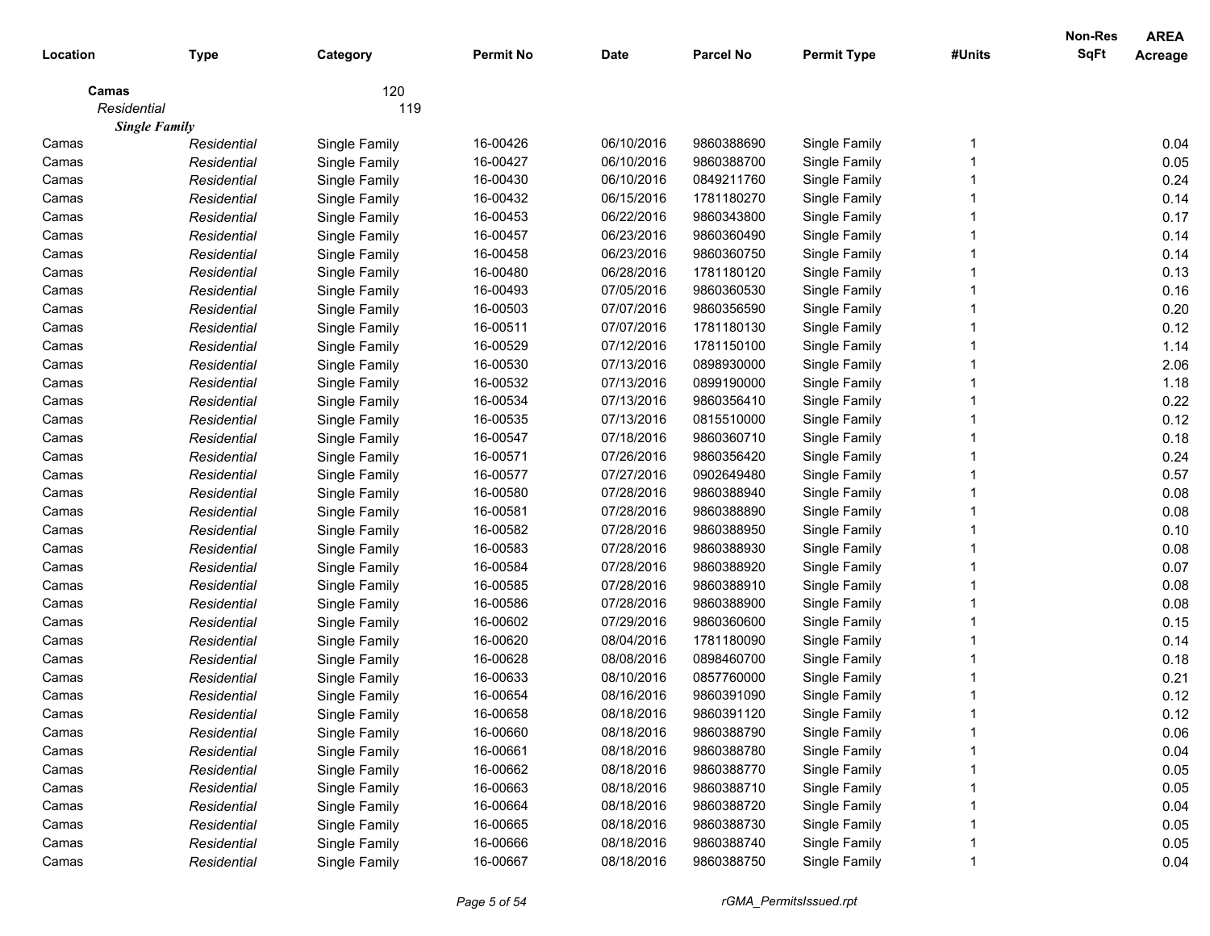| Location | Type | Category | Permit No | Date | Parcel No | Permit Type | #Units | Non-Res SqFt | AREA Acreage |
|---|---|---|---|---|---|---|---|---|---|
| **Camas** | | 120 | | | | | | | |
| *Residential* | | 119 | | | | | | | |
| ***Single Family*** | | | | | | | | | |
| Camas | *Residential* | Single Family | 16-00426 | 06/10/2016 | 9860388690 | Single Family | 1 | | 0.04 |
| Camas | *Residential* | Single Family | 16-00427 | 06/10/2016 | 9860388700 | Single Family | 1 | | 0.05 |
| Camas | *Residential* | Single Family | 16-00430 | 06/10/2016 | 0849211760 | Single Family | 1 | | 0.24 |
| Camas | *Residential* | Single Family | 16-00432 | 06/15/2016 | 1781180270 | Single Family | 1 | | 0.14 |
| Camas | *Residential* | Single Family | 16-00453 | 06/22/2016 | 9860343800 | Single Family | 1 | | 0.17 |
| Camas | *Residential* | Single Family | 16-00457 | 06/23/2016 | 9860360490 | Single Family | 1 | | 0.14 |
| Camas | *Residential* | Single Family | 16-00458 | 06/23/2016 | 9860360750 | Single Family | 1 | | 0.14 |
| Camas | *Residential* | Single Family | 16-00480 | 06/28/2016 | 1781180120 | Single Family | 1 | | 0.13 |
| Camas | *Residential* | Single Family | 16-00493 | 07/05/2016 | 9860360530 | Single Family | 1 | | 0.16 |
| Camas | *Residential* | Single Family | 16-00503 | 07/07/2016 | 9860356590 | Single Family | 1 | | 0.20 |
| Camas | *Residential* | Single Family | 16-00511 | 07/07/2016 | 1781180130 | Single Family | 1 | | 0.12 |
| Camas | *Residential* | Single Family | 16-00529 | 07/12/2016 | 1781150100 | Single Family | 1 | | 1.14 |
| Camas | *Residential* | Single Family | 16-00530 | 07/13/2016 | 0898930000 | Single Family | 1 | | 2.06 |
| Camas | *Residential* | Single Family | 16-00532 | 07/13/2016 | 0899190000 | Single Family | 1 | | 1.18 |
| Camas | *Residential* | Single Family | 16-00534 | 07/13/2016 | 9860356410 | Single Family | 1 | | 0.22 |
| Camas | *Residential* | Single Family | 16-00535 | 07/13/2016 | 0815510000 | Single Family | 1 | | 0.12 |
| Camas | *Residential* | Single Family | 16-00547 | 07/18/2016 | 9860360710 | Single Family | 1 | | 0.18 |
| Camas | *Residential* | Single Family | 16-00571 | 07/26/2016 | 9860356420 | Single Family | 1 | | 0.24 |
| Camas | *Residential* | Single Family | 16-00577 | 07/27/2016 | 0902649480 | Single Family | 1 | | 0.57 |
| Camas | *Residential* | Single Family | 16-00580 | 07/28/2016 | 9860388940 | Single Family | 1 | | 0.08 |
| Camas | *Residential* | Single Family | 16-00581 | 07/28/2016 | 9860388890 | Single Family | 1 | | 0.08 |
| Camas | *Residential* | Single Family | 16-00582 | 07/28/2016 | 9860388950 | Single Family | 1 | | 0.10 |
| Camas | *Residential* | Single Family | 16-00583 | 07/28/2016 | 9860388930 | Single Family | 1 | | 0.08 |
| Camas | *Residential* | Single Family | 16-00584 | 07/28/2016 | 9860388920 | Single Family | 1 | | 0.07 |
| Camas | *Residential* | Single Family | 16-00585 | 07/28/2016 | 9860388910 | Single Family | 1 | | 0.08 |
| Camas | *Residential* | Single Family | 16-00586 | 07/28/2016 | 9860388900 | Single Family | 1 | | 0.08 |
| Camas | *Residential* | Single Family | 16-00602 | 07/29/2016 | 9860360600 | Single Family | 1 | | 0.15 |
| Camas | *Residential* | Single Family | 16-00620 | 08/04/2016 | 1781180090 | Single Family | 1 | | 0.14 |
| Camas | *Residential* | Single Family | 16-00628 | 08/08/2016 | 0898460700 | Single Family | 1 | | 0.18 |
| Camas | *Residential* | Single Family | 16-00633 | 08/10/2016 | 0857760000 | Single Family | 1 | | 0.21 |
| Camas | *Residential* | Single Family | 16-00654 | 08/16/2016 | 9860391090 | Single Family | 1 | | 0.12 |
| Camas | *Residential* | Single Family | 16-00658 | 08/18/2016 | 9860391120 | Single Family | 1 | | 0.12 |
| Camas | *Residential* | Single Family | 16-00660 | 08/18/2016 | 9860388790 | Single Family | 1 | | 0.06 |
| Camas | *Residential* | Single Family | 16-00661 | 08/18/2016 | 9860388780 | Single Family | 1 | | 0.04 |
| Camas | *Residential* | Single Family | 16-00662 | 08/18/2016 | 9860388770 | Single Family | 1 | | 0.05 |
| Camas | *Residential* | Single Family | 16-00663 | 08/18/2016 | 9860388710 | Single Family | 1 | | 0.05 |
| Camas | *Residential* | Single Family | 16-00664 | 08/18/2016 | 9860388720 | Single Family | 1 | | 0.04 |
| Camas | *Residential* | Single Family | 16-00665 | 08/18/2016 | 9860388730 | Single Family | 1 | | 0.05 |
| Camas | *Residential* | Single Family | 16-00666 | 08/18/2016 | 9860388740 | Single Family | 1 | | 0.05 |
| Camas | *Residential* | Single Family | 16-00667 | 08/18/2016 | 9860388750 | Single Family | 1 | | 0.04 |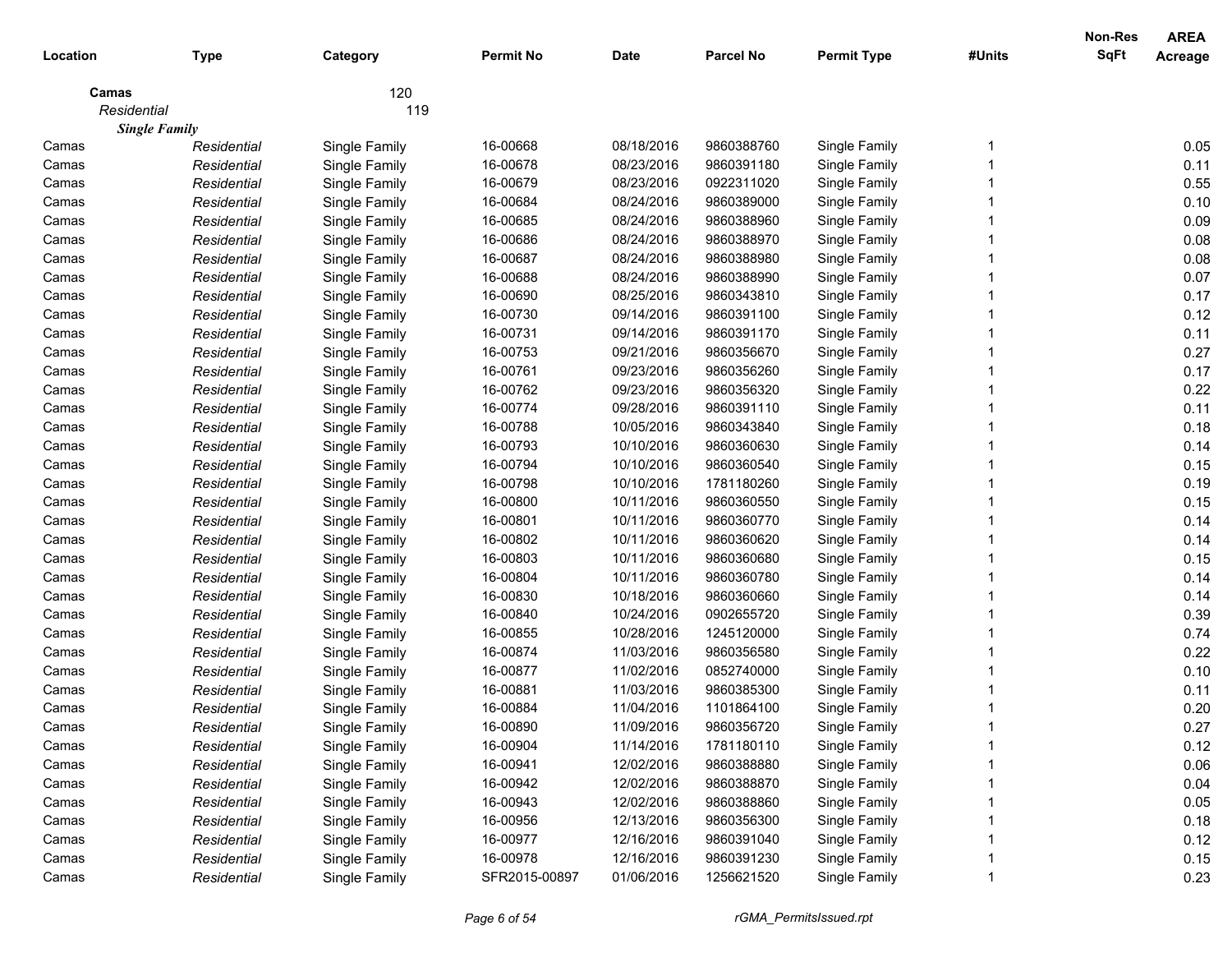| Location | Type | Category | Permit No | Date | Parcel No | Permit Type | #Units | Non-Res SqFt | AREA Acreage |
|---|---|---|---|---|---|---|---|---|---|
| **Camas** | | 120 | | | | | | | |
| *Residential* | | 119 | | | | | | | |
| ***Single Family*** | | | | | | | | | |
| Camas | *Residential* | Single Family | 16-00668 | 08/18/2016 | 9860388760 | Single Family | 1 | | 0.05 |
| Camas | *Residential* | Single Family | 16-00678 | 08/23/2016 | 9860391180 | Single Family | 1 | | 0.11 |
| Camas | *Residential* | Single Family | 16-00679 | 08/23/2016 | 0922311020 | Single Family | 1 | | 0.55 |
| Camas | *Residential* | Single Family | 16-00684 | 08/24/2016 | 9860389000 | Single Family | 1 | | 0.10 |
| Camas | *Residential* | Single Family | 16-00685 | 08/24/2016 | 9860388960 | Single Family | 1 | | 0.09 |
| Camas | *Residential* | Single Family | 16-00686 | 08/24/2016 | 9860388970 | Single Family | 1 | | 0.08 |
| Camas | *Residential* | Single Family | 16-00687 | 08/24/2016 | 9860388980 | Single Family | 1 | | 0.08 |
| Camas | *Residential* | Single Family | 16-00688 | 08/24/2016 | 9860388990 | Single Family | 1 | | 0.07 |
| Camas | *Residential* | Single Family | 16-00690 | 08/25/2016 | 9860343810 | Single Family | 1 | | 0.17 |
| Camas | *Residential* | Single Family | 16-00730 | 09/14/2016 | 9860391100 | Single Family | 1 | | 0.12 |
| Camas | *Residential* | Single Family | 16-00731 | 09/14/2016 | 9860391170 | Single Family | 1 | | 0.11 |
| Camas | *Residential* | Single Family | 16-00753 | 09/21/2016 | 9860356670 | Single Family | 1 | | 0.27 |
| Camas | *Residential* | Single Family | 16-00761 | 09/23/2016 | 9860356260 | Single Family | 1 | | 0.17 |
| Camas | *Residential* | Single Family | 16-00762 | 09/23/2016 | 9860356320 | Single Family | 1 | | 0.22 |
| Camas | *Residential* | Single Family | 16-00774 | 09/28/2016 | 9860391110 | Single Family | 1 | | 0.11 |
| Camas | *Residential* | Single Family | 16-00788 | 10/05/2016 | 9860343840 | Single Family | 1 | | 0.18 |
| Camas | *Residential* | Single Family | 16-00793 | 10/10/2016 | 9860360630 | Single Family | 1 | | 0.14 |
| Camas | *Residential* | Single Family | 16-00794 | 10/10/2016 | 9860360540 | Single Family | 1 | | 0.15 |
| Camas | *Residential* | Single Family | 16-00798 | 10/10/2016 | 1781180260 | Single Family | 1 | | 0.19 |
| Camas | *Residential* | Single Family | 16-00800 | 10/11/2016 | 9860360550 | Single Family | 1 | | 0.15 |
| Camas | *Residential* | Single Family | 16-00801 | 10/11/2016 | 9860360770 | Single Family | 1 | | 0.14 |
| Camas | *Residential* | Single Family | 16-00802 | 10/11/2016 | 9860360620 | Single Family | 1 | | 0.14 |
| Camas | *Residential* | Single Family | 16-00803 | 10/11/2016 | 9860360680 | Single Family | 1 | | 0.15 |
| Camas | *Residential* | Single Family | 16-00804 | 10/11/2016 | 9860360780 | Single Family | 1 | | 0.14 |
| Camas | *Residential* | Single Family | 16-00830 | 10/18/2016 | 9860360660 | Single Family | 1 | | 0.14 |
| Camas | *Residential* | Single Family | 16-00840 | 10/24/2016 | 0902655720 | Single Family | 1 | | 0.39 |
| Camas | *Residential* | Single Family | 16-00855 | 10/28/2016 | 1245120000 | Single Family | 1 | | 0.74 |
| Camas | *Residential* | Single Family | 16-00874 | 11/03/2016 | 9860356580 | Single Family | 1 | | 0.22 |
| Camas | *Residential* | Single Family | 16-00877 | 11/02/2016 | 0852740000 | Single Family | 1 | | 0.10 |
| Camas | *Residential* | Single Family | 16-00881 | 11/03/2016 | 9860385300 | Single Family | 1 | | 0.11 |
| Camas | *Residential* | Single Family | 16-00884 | 11/04/2016 | 1101864100 | Single Family | 1 | | 0.20 |
| Camas | *Residential* | Single Family | 16-00890 | 11/09/2016 | 9860356720 | Single Family | 1 | | 0.27 |
| Camas | *Residential* | Single Family | 16-00904 | 11/14/2016 | 1781180110 | Single Family | 1 | | 0.12 |
| Camas | *Residential* | Single Family | 16-00941 | 12/02/2016 | 9860388880 | Single Family | 1 | | 0.06 |
| Camas | *Residential* | Single Family | 16-00942 | 12/02/2016 | 9860388870 | Single Family | 1 | | 0.04 |
| Camas | *Residential* | Single Family | 16-00943 | 12/02/2016 | 9860388860 | Single Family | 1 | | 0.05 |
| Camas | *Residential* | Single Family | 16-00956 | 12/13/2016 | 9860356300 | Single Family | 1 | | 0.18 |
| Camas | *Residential* | Single Family | 16-00977 | 12/16/2016 | 9860391040 | Single Family | 1 | | 0.12 |
| Camas | *Residential* | Single Family | 16-00978 | 12/16/2016 | 9860391230 | Single Family | 1 | | 0.15 |
| Camas | *Residential* | Single Family | SFR2015-00897 | 01/06/2016 | 1256621520 | Single Family | 1 | | 0.23 |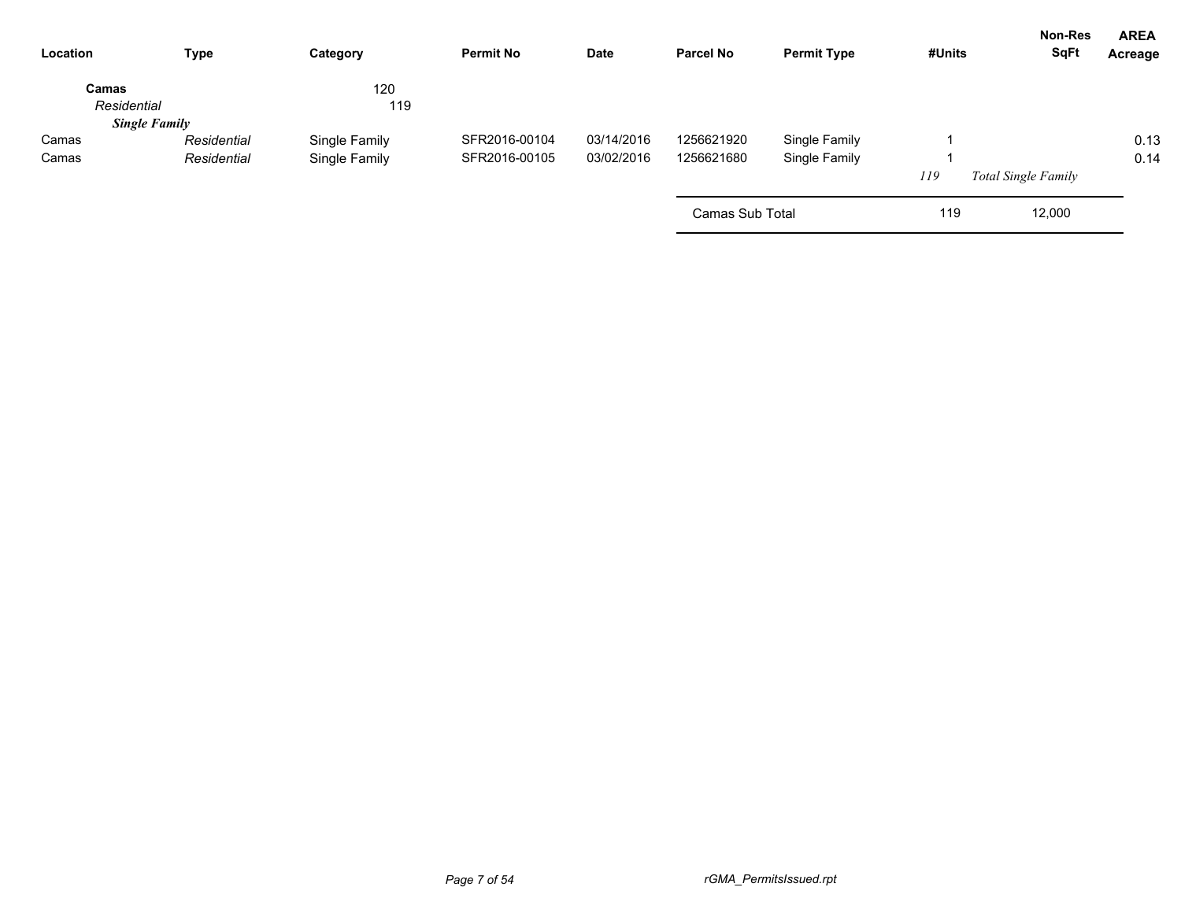| Location | Type | Category | Permit No | Date | Parcel No | Permit Type | #Units | Non-Res SqFt | AREA Acreage |
|---|---|---|---|---|---|---|---|---|---|
| **Camas** | | 120 | | | | | | | |
| *Residential* | | 119 | | | | | | | |
| ***Single Family*** | | | | | | | | | |
| Camas | *Residential* | Single Family | SFR2016-00104 | 03/14/2016 | 1256621920 | Single Family | 1 | | 0.13 |
| Camas | *Residential* | Single Family | SFR2016-00105 | 03/02/2016 | 1256621680 | Single Family | 1 | | 0.14 |
| | | | | | | | *119* | *Total Single Family* | |
| | | | | | Camas Sub Total | | 119 | 12,000 | |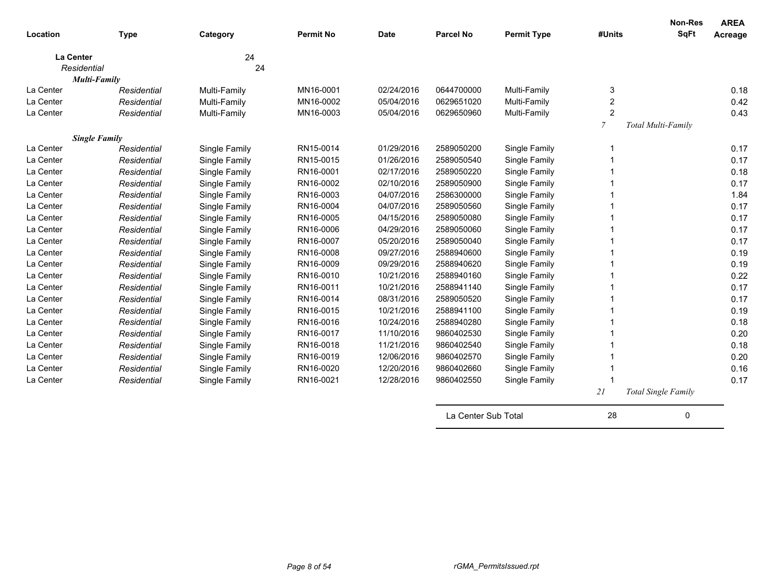| Location | Type | Category | Permit No | Date | Parcel No | Permit Type | #Units | Non-Res SqFt | AREA Acreage |
|---|---|---|---|---|---|---|---|---|---|
| **La Center** | | 24 | | | | | | | |
| *Residential* | | 24 | | | | | | | |
| ***Multi-Family*** | | | | | | | | | |
| La Center | *Residential* | Multi-Family | MN16-0001 | 02/24/2016 | 0644700000 | Multi-Family | 3 | | 0.18 |
| La Center | *Residential* | Multi-Family | MN16-0002 | 05/04/2016 | 0629651020 | Multi-Family | 2 | | 0.42 |
| La Center | *Residential* | Multi-Family | MN16-0003 | 05/04/2016 | 0629650960 | Multi-Family | 2 | | 0.43 |
| | | | | | | | *7* | *Total Multi-Family* | |
| ***Single Family*** | | | | | | | | | |
| La Center | *Residential* | Single Family | RN15-0014 | 01/29/2016 | 2589050200 | Single Family | 1 | | 0.17 |
| La Center | *Residential* | Single Family | RN15-0015 | 01/26/2016 | 2589050540 | Single Family | 1 | | 0.17 |
| La Center | *Residential* | Single Family | RN16-0001 | 02/17/2016 | 2589050220 | Single Family | 1 | | 0.18 |
| La Center | *Residential* | Single Family | RN16-0002 | 02/10/2016 | 2589050900 | Single Family | 1 | | 0.17 |
| La Center | *Residential* | Single Family | RN16-0003 | 04/07/2016 | 2586300000 | Single Family | 1 | | 1.84 |
| La Center | *Residential* | Single Family | RN16-0004 | 04/07/2016 | 2589050560 | Single Family | 1 | | 0.17 |
| La Center | *Residential* | Single Family | RN16-0005 | 04/15/2016 | 2589050080 | Single Family | 1 | | 0.17 |
| La Center | *Residential* | Single Family | RN16-0006 | 04/29/2016 | 2589050060 | Single Family | 1 | | 0.17 |
| La Center | *Residential* | Single Family | RN16-0007 | 05/20/2016 | 2589050040 | Single Family | 1 | | 0.17 |
| La Center | *Residential* | Single Family | RN16-0008 | 09/27/2016 | 2588940600 | Single Family | 1 | | 0.19 |
| La Center | *Residential* | Single Family | RN16-0009 | 09/29/2016 | 2588940620 | Single Family | 1 | | 0.19 |
| La Center | *Residential* | Single Family | RN16-0010 | 10/21/2016 | 2588940160 | Single Family | 1 | | 0.22 |
| La Center | *Residential* | Single Family | RN16-0011 | 10/21/2016 | 2588941140 | Single Family | 1 | | 0.17 |
| La Center | *Residential* | Single Family | RN16-0014 | 08/31/2016 | 2589050520 | Single Family | 1 | | 0.17 |
| La Center | *Residential* | Single Family | RN16-0015 | 10/21/2016 | 2588941100 | Single Family | 1 | | 0.19 |
| La Center | *Residential* | Single Family | RN16-0016 | 10/24/2016 | 2588940280 | Single Family | 1 | | 0.18 |
| La Center | *Residential* | Single Family | RN16-0017 | 11/10/2016 | 9860402530 | Single Family | 1 | | 0.20 |
| La Center | *Residential* | Single Family | RN16-0018 | 11/21/2016 | 9860402540 | Single Family | 1 | | 0.18 |
| La Center | *Residential* | Single Family | RN16-0019 | 12/06/2016 | 9860402570 | Single Family | 1 | | 0.20 |
| La Center | *Residential* | Single Family | RN16-0020 | 12/20/2016 | 9860402660 | Single Family | 1 | | 0.16 |
| La Center | *Residential* | Single Family | RN16-0021 | 12/28/2016 | 9860402550 | Single Family | 1 | | 0.17 |
| | | | | | | | *21* | *Total Single Family* | |
| | | | | | La Center Sub Total | | 28 | 0 | |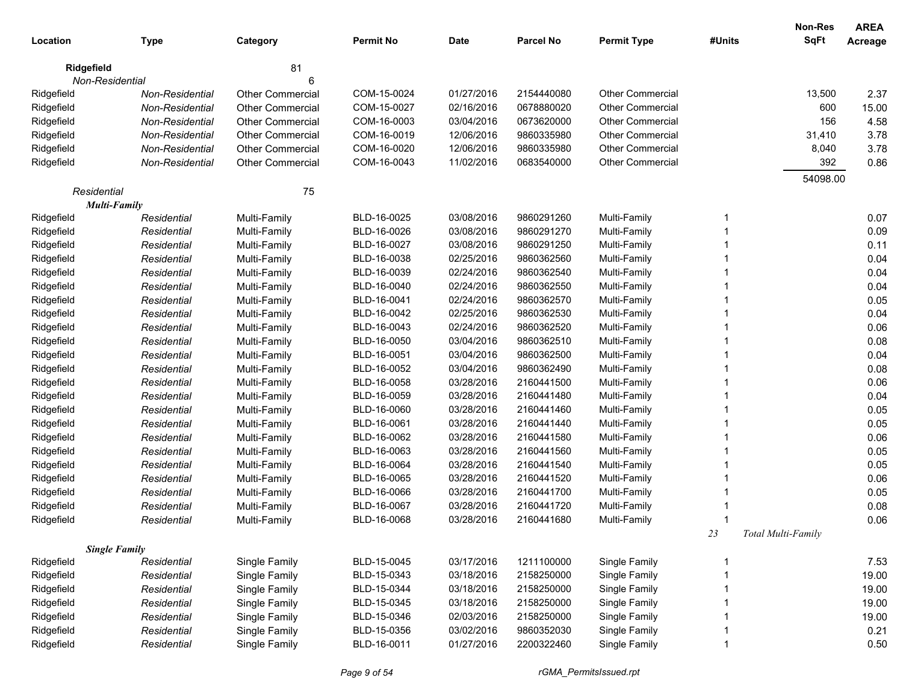| Location | Type | Category | Permit No | Date | Parcel No | Permit Type | #Units | Non-Res SqFt | AREA Acreage |
|---|---|---|---|---|---|---|---|---|---|
| **Ridgefield** | | 81 | | | | | | | |
| *Non-Residential* | | 6 | | | | | | | |
| Ridgefield | *Non-Residential* | Other Commercial | COM-15-0024 | 01/27/2016 | 2154440080 | Other Commercial | | 13,500 | 2.37 |
| Ridgefield | *Non-Residential* | Other Commercial | COM-15-0027 | 02/16/2016 | 0678880020 | Other Commercial | | 600 | 15.00 |
| Ridgefield | *Non-Residential* | Other Commercial | COM-16-0003 | 03/04/2016 | 0673620000 | Other Commercial | | 156 | 4.58 |
| Ridgefield | *Non-Residential* | Other Commercial | COM-16-0019 | 12/06/2016 | 9860335980 | Other Commercial | | 31,410 | 3.78 |
| Ridgefield | *Non-Residential* | Other Commercial | COM-16-0020 | 12/06/2016 | 9860335980 | Other Commercial | | 8,040 | 3.78 |
| Ridgefield | *Non-Residential* | Other Commercial | COM-16-0043 | 11/02/2016 | 0683540000 | Other Commercial | | 392 | 0.86 |
| | | | | | | | | 54098.00 | |
| *Residential* | | 75 | | | | | | | |
| ***Multi-Family*** | | | | | | | | | |
| Ridgefield | *Residential* | Multi-Family | BLD-16-0025 | 03/08/2016 | 9860291260 | Multi-Family | 1 | | 0.07 |
| Ridgefield | *Residential* | Multi-Family | BLD-16-0026 | 03/08/2016 | 9860291270 | Multi-Family | 1 | | 0.09 |
| Ridgefield | *Residential* | Multi-Family | BLD-16-0027 | 03/08/2016 | 9860291250 | Multi-Family | 1 | | 0.11 |
| Ridgefield | *Residential* | Multi-Family | BLD-16-0038 | 02/25/2016 | 9860362560 | Multi-Family | 1 | | 0.04 |
| Ridgefield | *Residential* | Multi-Family | BLD-16-0039 | 02/24/2016 | 9860362540 | Multi-Family | 1 | | 0.04 |
| Ridgefield | *Residential* | Multi-Family | BLD-16-0040 | 02/24/2016 | 9860362550 | Multi-Family | 1 | | 0.04 |
| Ridgefield | *Residential* | Multi-Family | BLD-16-0041 | 02/24/2016 | 9860362570 | Multi-Family | 1 | | 0.05 |
| Ridgefield | *Residential* | Multi-Family | BLD-16-0042 | 02/25/2016 | 9860362530 | Multi-Family | 1 | | 0.04 |
| Ridgefield | *Residential* | Multi-Family | BLD-16-0043 | 02/24/2016 | 9860362520 | Multi-Family | 1 | | 0.06 |
| Ridgefield | *Residential* | Multi-Family | BLD-16-0050 | 03/04/2016 | 9860362510 | Multi-Family | 1 | | 0.08 |
| Ridgefield | *Residential* | Multi-Family | BLD-16-0051 | 03/04/2016 | 9860362500 | Multi-Family | 1 | | 0.04 |
| Ridgefield | *Residential* | Multi-Family | BLD-16-0052 | 03/04/2016 | 9860362490 | Multi-Family | 1 | | 0.08 |
| Ridgefield | *Residential* | Multi-Family | BLD-16-0058 | 03/28/2016 | 2160441500 | Multi-Family | 1 | | 0.06 |
| Ridgefield | *Residential* | Multi-Family | BLD-16-0059 | 03/28/2016 | 2160441480 | Multi-Family | 1 | | 0.04 |
| Ridgefield | *Residential* | Multi-Family | BLD-16-0060 | 03/28/2016 | 2160441460 | Multi-Family | 1 | | 0.05 |
| Ridgefield | *Residential* | Multi-Family | BLD-16-0061 | 03/28/2016 | 2160441440 | Multi-Family | 1 | | 0.05 |
| Ridgefield | *Residential* | Multi-Family | BLD-16-0062 | 03/28/2016 | 2160441580 | Multi-Family | 1 | | 0.06 |
| Ridgefield | *Residential* | Multi-Family | BLD-16-0063 | 03/28/2016 | 2160441560 | Multi-Family | 1 | | 0.05 |
| Ridgefield | *Residential* | Multi-Family | BLD-16-0064 | 03/28/2016 | 2160441540 | Multi-Family | 1 | | 0.05 |
| Ridgefield | *Residential* | Multi-Family | BLD-16-0065 | 03/28/2016 | 2160441520 | Multi-Family | 1 | | 0.06 |
| Ridgefield | *Residential* | Multi-Family | BLD-16-0066 | 03/28/2016 | 2160441700 | Multi-Family | 1 | | 0.05 |
| Ridgefield | *Residential* | Multi-Family | BLD-16-0067 | 03/28/2016 | 2160441720 | Multi-Family | 1 | | 0.08 |
| Ridgefield | *Residential* | Multi-Family | BLD-16-0068 | 03/28/2016 | 2160441680 | Multi-Family | 1 | | 0.06 |
| | | | | | | | *23* | *Total Multi-Family* | |
| ***Single Family*** | | | | | | | | | |
| Ridgefield | *Residential* | Single Family | BLD-15-0045 | 03/17/2016 | 1211100000 | Single Family | 1 | | 7.53 |
| Ridgefield | *Residential* | Single Family | BLD-15-0343 | 03/18/2016 | 2158250000 | Single Family | 1 | | 19.00 |
| Ridgefield | *Residential* | Single Family | BLD-15-0344 | 03/18/2016 | 2158250000 | Single Family | 1 | | 19.00 |
| Ridgefield | *Residential* | Single Family | BLD-15-0345 | 03/18/2016 | 2158250000 | Single Family | 1 | | 19.00 |
| Ridgefield | *Residential* | Single Family | BLD-15-0346 | 02/03/2016 | 2158250000 | Single Family | 1 | | 19.00 |
| Ridgefield | *Residential* | Single Family | BLD-15-0356 | 03/02/2016 | 9860352030 | Single Family | 1 | | 0.21 |
| Ridgefield | *Residential* | Single Family | BLD-16-0011 | 01/27/2016 | 2200322460 | Single Family | 1 | | 0.50 |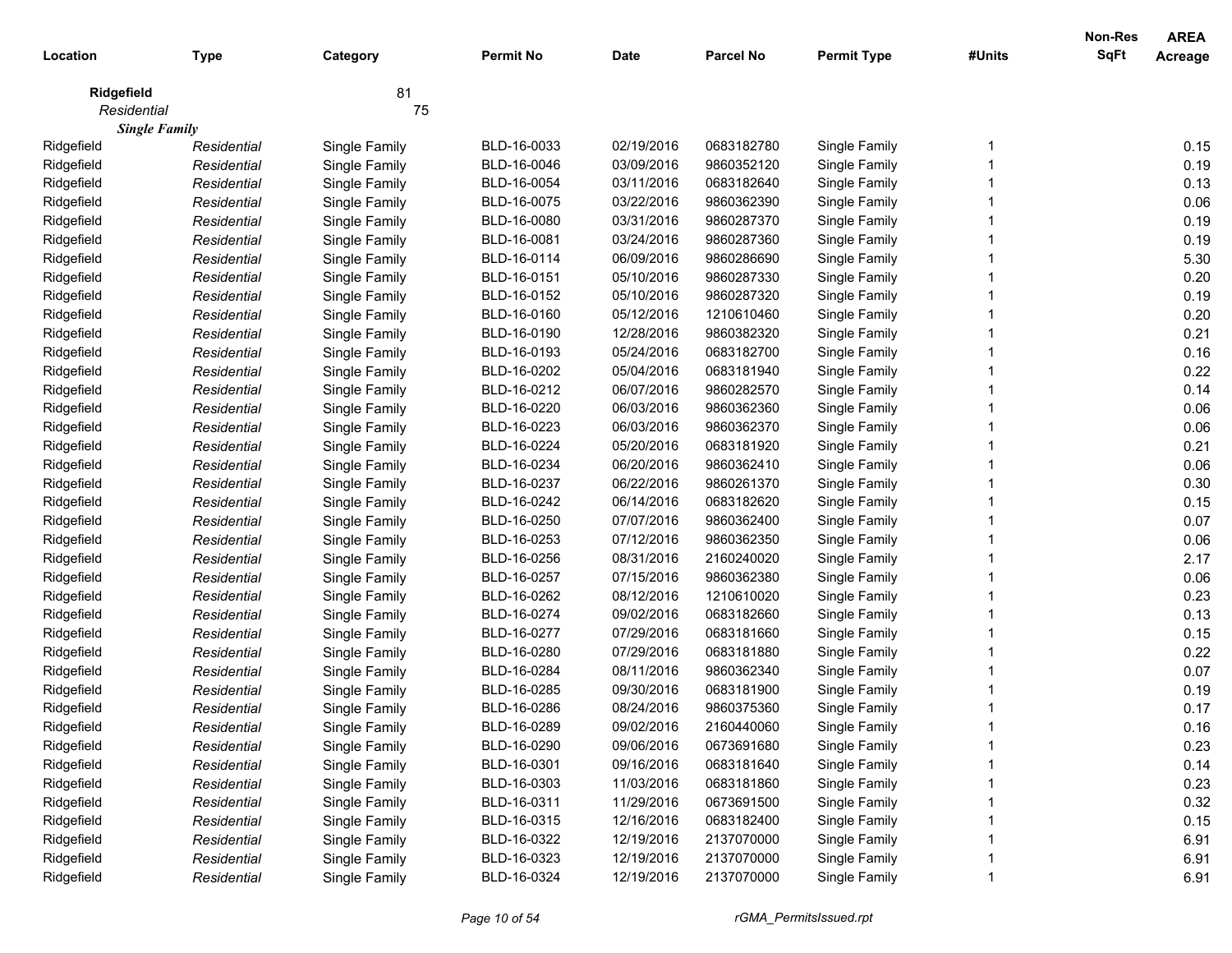| Location | Type | Category | Permit No | Date | Parcel No | Permit Type | #Units | Non-Res SqFt | AREA Acreage |
|---|---|---|---|---|---|---|---|---|---|
| **Ridgefield** | | 81 | | | | | | | |
| *Residential* | | 75 | | | | | | | |
| ***Single Family*** | | | | | | | | | |
| Ridgefield | *Residential* | Single Family | BLD-16-0033 | 02/19/2016 | 0683182780 | Single Family | 1 | | 0.15 |
| Ridgefield | *Residential* | Single Family | BLD-16-0046 | 03/09/2016 | 9860352120 | Single Family | 1 | | 0.19 |
| Ridgefield | *Residential* | Single Family | BLD-16-0054 | 03/11/2016 | 0683182640 | Single Family | 1 | | 0.13 |
| Ridgefield | *Residential* | Single Family | BLD-16-0075 | 03/22/2016 | 9860362390 | Single Family | 1 | | 0.06 |
| Ridgefield | *Residential* | Single Family | BLD-16-0080 | 03/31/2016 | 9860287370 | Single Family | 1 | | 0.19 |
| Ridgefield | *Residential* | Single Family | BLD-16-0081 | 03/24/2016 | 9860287360 | Single Family | 1 | | 0.19 |
| Ridgefield | *Residential* | Single Family | BLD-16-0114 | 06/09/2016 | 9860286690 | Single Family | 1 | | 5.30 |
| Ridgefield | *Residential* | Single Family | BLD-16-0151 | 05/10/2016 | 9860287330 | Single Family | 1 | | 0.20 |
| Ridgefield | *Residential* | Single Family | BLD-16-0152 | 05/10/2016 | 9860287320 | Single Family | 1 | | 0.19 |
| Ridgefield | *Residential* | Single Family | BLD-16-0160 | 05/12/2016 | 1210610460 | Single Family | 1 | | 0.20 |
| Ridgefield | *Residential* | Single Family | BLD-16-0190 | 12/28/2016 | 9860382320 | Single Family | 1 | | 0.21 |
| Ridgefield | *Residential* | Single Family | BLD-16-0193 | 05/24/2016 | 0683182700 | Single Family | 1 | | 0.16 |
| Ridgefield | *Residential* | Single Family | BLD-16-0202 | 05/04/2016 | 0683181940 | Single Family | 1 | | 0.22 |
| Ridgefield | *Residential* | Single Family | BLD-16-0212 | 06/07/2016 | 9860282570 | Single Family | 1 | | 0.14 |
| Ridgefield | *Residential* | Single Family | BLD-16-0220 | 06/03/2016 | 9860362360 | Single Family | 1 | | 0.06 |
| Ridgefield | *Residential* | Single Family | BLD-16-0223 | 06/03/2016 | 9860362370 | Single Family | 1 | | 0.06 |
| Ridgefield | *Residential* | Single Family | BLD-16-0224 | 05/20/2016 | 0683181920 | Single Family | 1 | | 0.21 |
| Ridgefield | *Residential* | Single Family | BLD-16-0234 | 06/20/2016 | 9860362410 | Single Family | 1 | | 0.06 |
| Ridgefield | *Residential* | Single Family | BLD-16-0237 | 06/22/2016 | 9860261370 | Single Family | 1 | | 0.30 |
| Ridgefield | *Residential* | Single Family | BLD-16-0242 | 06/14/2016 | 0683182620 | Single Family | 1 | | 0.15 |
| Ridgefield | *Residential* | Single Family | BLD-16-0250 | 07/07/2016 | 9860362400 | Single Family | 1 | | 0.07 |
| Ridgefield | *Residential* | Single Family | BLD-16-0253 | 07/12/2016 | 9860362350 | Single Family | 1 | | 0.06 |
| Ridgefield | *Residential* | Single Family | BLD-16-0256 | 08/31/2016 | 2160240020 | Single Family | 1 | | 2.17 |
| Ridgefield | *Residential* | Single Family | BLD-16-0257 | 07/15/2016 | 9860362380 | Single Family | 1 | | 0.06 |
| Ridgefield | *Residential* | Single Family | BLD-16-0262 | 08/12/2016 | 1210610020 | Single Family | 1 | | 0.23 |
| Ridgefield | *Residential* | Single Family | BLD-16-0274 | 09/02/2016 | 0683182660 | Single Family | 1 | | 0.13 |
| Ridgefield | *Residential* | Single Family | BLD-16-0277 | 07/29/2016 | 0683181660 | Single Family | 1 | | 0.15 |
| Ridgefield | *Residential* | Single Family | BLD-16-0280 | 07/29/2016 | 0683181880 | Single Family | 1 | | 0.22 |
| Ridgefield | *Residential* | Single Family | BLD-16-0284 | 08/11/2016 | 9860362340 | Single Family | 1 | | 0.07 |
| Ridgefield | *Residential* | Single Family | BLD-16-0285 | 09/30/2016 | 0683181900 | Single Family | 1 | | 0.19 |
| Ridgefield | *Residential* | Single Family | BLD-16-0286 | 08/24/2016 | 9860375360 | Single Family | 1 | | 0.17 |
| Ridgefield | *Residential* | Single Family | BLD-16-0289 | 09/02/2016 | 2160440060 | Single Family | 1 | | 0.16 |
| Ridgefield | *Residential* | Single Family | BLD-16-0290 | 09/06/2016 | 0673691680 | Single Family | 1 | | 0.23 |
| Ridgefield | *Residential* | Single Family | BLD-16-0301 | 09/16/2016 | 0683181640 | Single Family | 1 | | 0.14 |
| Ridgefield | *Residential* | Single Family | BLD-16-0303 | 11/03/2016 | 0683181860 | Single Family | 1 | | 0.23 |
| Ridgefield | *Residential* | Single Family | BLD-16-0311 | 11/29/2016 | 0673691500 | Single Family | 1 | | 0.32 |
| Ridgefield | *Residential* | Single Family | BLD-16-0315 | 12/16/2016 | 0683182400 | Single Family | 1 | | 0.15 |
| Ridgefield | *Residential* | Single Family | BLD-16-0322 | 12/19/2016 | 2137070000 | Single Family | 1 | | 6.91 |
| Ridgefield | *Residential* | Single Family | BLD-16-0323 | 12/19/2016 | 2137070000 | Single Family | 1 | | 6.91 |
| Ridgefield | *Residential* | Single Family | BLD-16-0324 | 12/19/2016 | 2137070000 | Single Family | 1 | | 6.91 |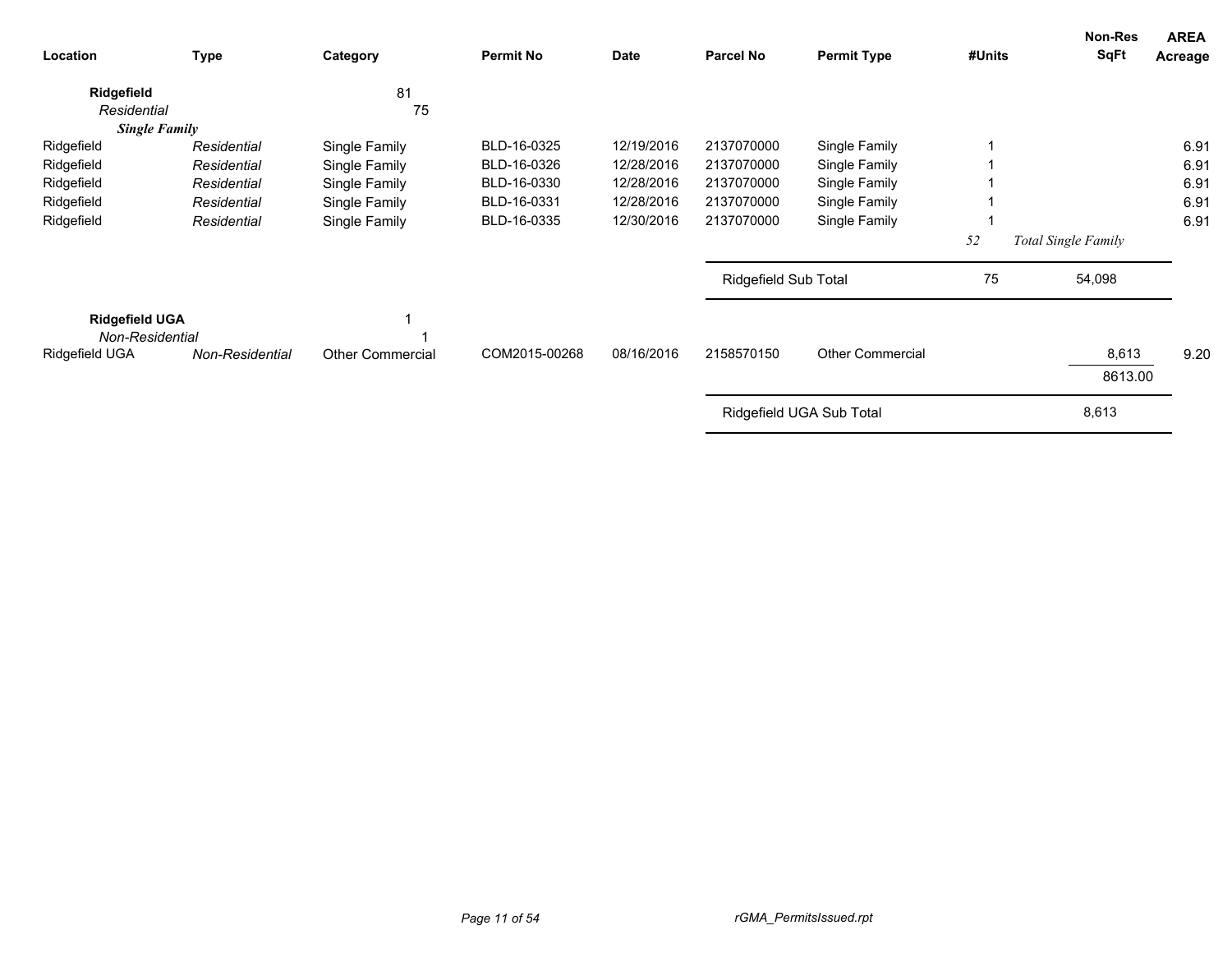| Location | Type | Category | Permit No | Date | Parcel No | Permit Type | #Units | Non-Res SqFt | AREA Acreage |
|---|---|---|---|---|---|---|---|---|---|
| **Ridgefield** | | 81 | | | | | | | |
| *Residential* | | 75 | | | | | | | |
| ***Single Family*** | | | | | | | | | |
| Ridgefield | *Residential* | Single Family | BLD-16-0325 | 12/19/2016 | 2137070000 | Single Family | 1 | | 6.91 |
| Ridgefield | *Residential* | Single Family | BLD-16-0326 | 12/28/2016 | 2137070000 | Single Family | 1 | | 6.91 |
| Ridgefield | *Residential* | Single Family | BLD-16-0330 | 12/28/2016 | 2137070000 | Single Family | 1 | | 6.91 |
| Ridgefield | *Residential* | Single Family | BLD-16-0331 | 12/28/2016 | 2137070000 | Single Family | 1 | | 6.91 |
| Ridgefield | *Residential* | Single Family | BLD-16-0335 | 12/30/2016 | 2137070000 | Single Family | 1 | | 6.91 |
| | | | | | | | *52* | *Total Single Family* | |
| | | | | | Ridgefield Sub Total | | 75 | 54,098 | |
| **Ridgefield UGA** | | 1 | | | | | | | |
| *Non-Residential* | | 1 | | | | | | | |
| Ridgefield UGA | *Non-Residential* | Other Commercial | COM2015-00268 | 08/16/2016 | 2158570150 | Other Commercial | | 8,613 | 9.20 |
| | | | | | | | | 8613.00 | |
| | | | | | Ridgefield UGA Sub Total | | | 8,613 | |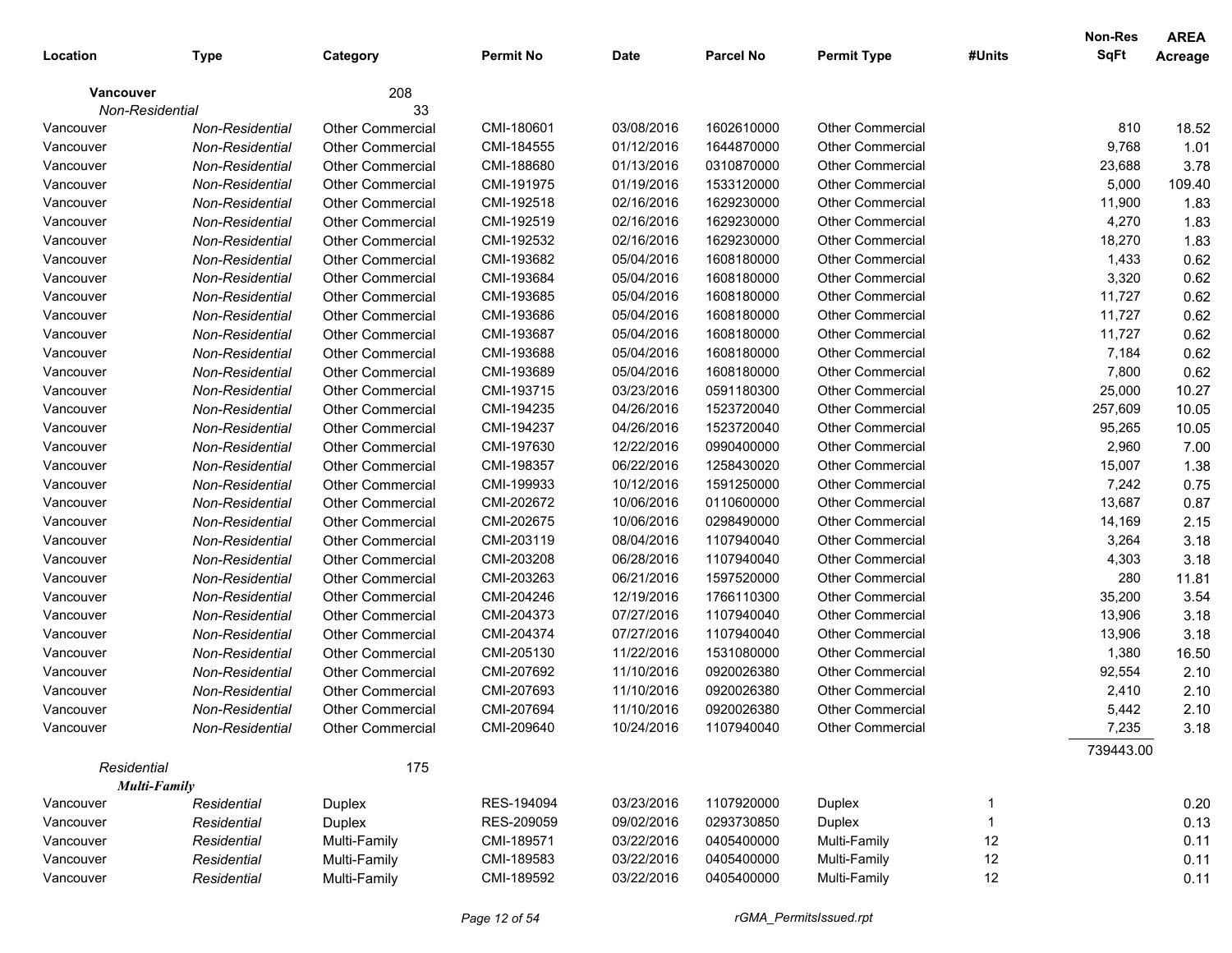| Location | Type | Category | Permit No | Date | Parcel No | Permit Type | #Units | Non-Res SqFt | AREA Acreage |
|---|---|---|---|---|---|---|---|---|---|
| **Vancouver** | | 208 | | | | | | | |
| *Non-Residential* | | 33 | | | | | | | |
| Vancouver | *Non-Residential* | Other Commercial | CMI-180601 | 03/08/2016 | 1602610000 | Other Commercial | | 810 | 18.52 |
| Vancouver | *Non-Residential* | Other Commercial | CMI-184555 | 01/12/2016 | 1644870000 | Other Commercial | | 9,768 | 1.01 |
| Vancouver | *Non-Residential* | Other Commercial | CMI-188680 | 01/13/2016 | 0310870000 | Other Commercial | | 23,688 | 3.78 |
| Vancouver | *Non-Residential* | Other Commercial | CMI-191975 | 01/19/2016 | 1533120000 | Other Commercial | | 5,000 | 109.40 |
| Vancouver | *Non-Residential* | Other Commercial | CMI-192518 | 02/16/2016 | 1629230000 | Other Commercial | | 11,900 | 1.83 |
| Vancouver | *Non-Residential* | Other Commercial | CMI-192519 | 02/16/2016 | 1629230000 | Other Commercial | | 4,270 | 1.83 |
| Vancouver | *Non-Residential* | Other Commercial | CMI-192532 | 02/16/2016 | 1629230000 | Other Commercial | | 18,270 | 1.83 |
| Vancouver | *Non-Residential* | Other Commercial | CMI-193682 | 05/04/2016 | 1608180000 | Other Commercial | | 1,433 | 0.62 |
| Vancouver | *Non-Residential* | Other Commercial | CMI-193684 | 05/04/2016 | 1608180000 | Other Commercial | | 3,320 | 0.62 |
| Vancouver | *Non-Residential* | Other Commercial | CMI-193685 | 05/04/2016 | 1608180000 | Other Commercial | | 11,727 | 0.62 |
| Vancouver | *Non-Residential* | Other Commercial | CMI-193686 | 05/04/2016 | 1608180000 | Other Commercial | | 11,727 | 0.62 |
| Vancouver | *Non-Residential* | Other Commercial | CMI-193687 | 05/04/2016 | 1608180000 | Other Commercial | | 11,727 | 0.62 |
| Vancouver | *Non-Residential* | Other Commercial | CMI-193688 | 05/04/2016 | 1608180000 | Other Commercial | | 7,184 | 0.62 |
| Vancouver | *Non-Residential* | Other Commercial | CMI-193689 | 05/04/2016 | 1608180000 | Other Commercial | | 7,800 | 0.62 |
| Vancouver | *Non-Residential* | Other Commercial | CMI-193715 | 03/23/2016 | 0591180300 | Other Commercial | | 25,000 | 10.27 |
| Vancouver | *Non-Residential* | Other Commercial | CMI-194235 | 04/26/2016 | 1523720040 | Other Commercial | | 257,609 | 10.05 |
| Vancouver | *Non-Residential* | Other Commercial | CMI-194237 | 04/26/2016 | 1523720040 | Other Commercial | | 95,265 | 10.05 |
| Vancouver | *Non-Residential* | Other Commercial | CMI-197630 | 12/22/2016 | 0990400000 | Other Commercial | | 2,960 | 7.00 |
| Vancouver | *Non-Residential* | Other Commercial | CMI-198357 | 06/22/2016 | 1258430020 | Other Commercial | | 15,007 | 1.38 |
| Vancouver | *Non-Residential* | Other Commercial | CMI-199933 | 10/12/2016 | 1591250000 | Other Commercial | | 7,242 | 0.75 |
| Vancouver | *Non-Residential* | Other Commercial | CMI-202672 | 10/06/2016 | 0110600000 | Other Commercial | | 13,687 | 0.87 |
| Vancouver | *Non-Residential* | Other Commercial | CMI-202675 | 10/06/2016 | 0298490000 | Other Commercial | | 14,169 | 2.15 |
| Vancouver | *Non-Residential* | Other Commercial | CMI-203119 | 08/04/2016 | 1107940040 | Other Commercial | | 3,264 | 3.18 |
| Vancouver | *Non-Residential* | Other Commercial | CMI-203208 | 06/28/2016 | 1107940040 | Other Commercial | | 4,303 | 3.18 |
| Vancouver | *Non-Residential* | Other Commercial | CMI-203263 | 06/21/2016 | 1597520000 | Other Commercial | | 280 | 11.81 |
| Vancouver | *Non-Residential* | Other Commercial | CMI-204246 | 12/19/2016 | 1766110300 | Other Commercial | | 35,200 | 3.54 |
| Vancouver | *Non-Residential* | Other Commercial | CMI-204373 | 07/27/2016 | 1107940040 | Other Commercial | | 13,906 | 3.18 |
| Vancouver | *Non-Residential* | Other Commercial | CMI-204374 | 07/27/2016 | 1107940040 | Other Commercial | | 13,906 | 3.18 |
| Vancouver | *Non-Residential* | Other Commercial | CMI-205130 | 11/22/2016 | 1531080000 | Other Commercial | | 1,380 | 16.50 |
| Vancouver | *Non-Residential* | Other Commercial | CMI-207692 | 11/10/2016 | 0920026380 | Other Commercial | | 92,554 | 2.10 |
| Vancouver | *Non-Residential* | Other Commercial | CMI-207693 | 11/10/2016 | 0920026380 | Other Commercial | | 2,410 | 2.10 |
| Vancouver | *Non-Residential* | Other Commercial | CMI-207694 | 11/10/2016 | 0920026380 | Other Commercial | | 5,442 | 2.10 |
| Vancouver | *Non-Residential* | Other Commercial | CMI-209640 | 10/24/2016 | 1107940040 | Other Commercial | | 7,235 | 3.18 |
| | | | | | | | | 739443.00 | |
| *Residential* | | 175 | | | | | | | |
| ***Multi-Family*** | | | | | | | | | |
| Vancouver | *Residential* | Duplex | RES-194094 | 03/23/2016 | 1107920000 | Duplex | 1 | | 0.20 |
| Vancouver | *Residential* | Duplex | RES-209059 | 09/02/2016 | 0293730850 | Duplex | 1 | | 0.13 |
| Vancouver | *Residential* | Multi-Family | CMI-189571 | 03/22/2016 | 0405400000 | Multi-Family | 12 | | 0.11 |
| Vancouver | *Residential* | Multi-Family | CMI-189583 | 03/22/2016 | 0405400000 | Multi-Family | 12 | | 0.11 |
| Vancouver | *Residential* | Multi-Family | CMI-189592 | 03/22/2016 | 0405400000 | Multi-Family | 12 | | 0.11 |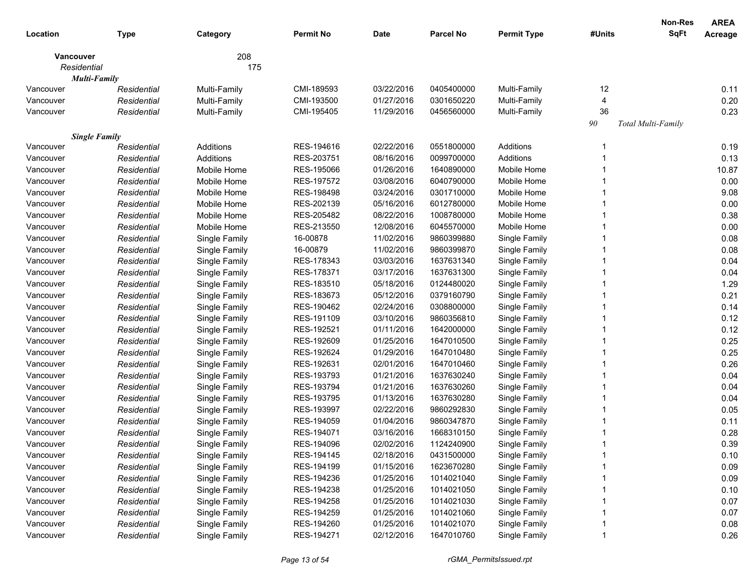| Location | Type | Category | Permit No | Date | Parcel No | Permit Type | #Units | Non-Res SqFt | AREA Acreage |
|---|---|---|---|---|---|---|---|---|---|
| **Vancouver** | | 208 | | | | | | | |
| *Residential* | | 175 | | | | | | | |
| ***Multi-Family*** | | | | | | | | | |
| Vancouver | *Residential* | Multi-Family | CMI-189593 | 03/22/2016 | 0405400000 | Multi-Family | 12 | | 0.11 |
| Vancouver | *Residential* | Multi-Family | CMI-193500 | 01/27/2016 | 0301650220 | Multi-Family | 4 | | 0.20 |
| Vancouver | *Residential* | Multi-Family | CMI-195405 | 11/29/2016 | 0456560000 | Multi-Family | 36 | | 0.23 |
| | | | | | | | *90* | *Total Multi-Family* | |
| ***Single Family*** | | | | | | | | | |
| Vancouver | *Residential* | Additions | RES-194616 | 02/22/2016 | 0551800000 | Additions | 1 | | 0.19 |
| Vancouver | *Residential* | Additions | RES-203751 | 08/16/2016 | 0099700000 | Additions | 1 | | 0.13 |
| Vancouver | *Residential* | Mobile Home | RES-195066 | 01/26/2016 | 1640890000 | Mobile Home | 1 | | 10.87 |
| Vancouver | *Residential* | Mobile Home | RES-197572 | 03/08/2016 | 6040790000 | Mobile Home | 1 | | 0.00 |
| Vancouver | *Residential* | Mobile Home | RES-198498 | 03/24/2016 | 0301710000 | Mobile Home | 1 | | 9.08 |
| Vancouver | *Residential* | Mobile Home | RES-202139 | 05/16/2016 | 6012780000 | Mobile Home | 1 | | 0.00 |
| Vancouver | *Residential* | Mobile Home | RES-205482 | 08/22/2016 | 1008780000 | Mobile Home | 1 | | 0.38 |
| Vancouver | *Residential* | Mobile Home | RES-213550 | 12/08/2016 | 6045570000 | Mobile Home | 1 | | 0.00 |
| Vancouver | *Residential* | Single Family | 16-00878 | 11/02/2016 | 9860399880 | Single Family | 1 | | 0.08 |
| Vancouver | *Residential* | Single Family | 16-00879 | 11/02/2016 | 9860399870 | Single Family | 1 | | 0.08 |
| Vancouver | *Residential* | Single Family | RES-178343 | 03/03/2016 | 1637631340 | Single Family | 1 | | 0.04 |
| Vancouver | *Residential* | Single Family | RES-178371 | 03/17/2016 | 1637631300 | Single Family | 1 | | 0.04 |
| Vancouver | *Residential* | Single Family | RES-183510 | 05/18/2016 | 0124480020 | Single Family | 1 | | 1.29 |
| Vancouver | *Residential* | Single Family | RES-183673 | 05/12/2016 | 0379160790 | Single Family | 1 | | 0.21 |
| Vancouver | *Residential* | Single Family | RES-190462 | 02/24/2016 | 0308800000 | Single Family | 1 | | 0.14 |
| Vancouver | *Residential* | Single Family | RES-191109 | 03/10/2016 | 9860356810 | Single Family | 1 | | 0.12 |
| Vancouver | *Residential* | Single Family | RES-192521 | 01/11/2016 | 1642000000 | Single Family | 1 | | 0.12 |
| Vancouver | *Residential* | Single Family | RES-192609 | 01/25/2016 | 1647010500 | Single Family | 1 | | 0.25 |
| Vancouver | *Residential* | Single Family | RES-192624 | 01/29/2016 | 1647010480 | Single Family | 1 | | 0.25 |
| Vancouver | *Residential* | Single Family | RES-192631 | 02/01/2016 | 1647010460 | Single Family | 1 | | 0.26 |
| Vancouver | *Residential* | Single Family | RES-193793 | 01/21/2016 | 1637630240 | Single Family | 1 | | 0.04 |
| Vancouver | *Residential* | Single Family | RES-193794 | 01/21/2016 | 1637630260 | Single Family | 1 | | 0.04 |
| Vancouver | *Residential* | Single Family | RES-193795 | 01/13/2016 | 1637630280 | Single Family | 1 | | 0.04 |
| Vancouver | *Residential* | Single Family | RES-193997 | 02/22/2016 | 9860292830 | Single Family | 1 | | 0.05 |
| Vancouver | *Residential* | Single Family | RES-194059 | 01/04/2016 | 9860347870 | Single Family | 1 | | 0.11 |
| Vancouver | *Residential* | Single Family | RES-194071 | 03/16/2016 | 1668310150 | Single Family | 1 | | 0.28 |
| Vancouver | *Residential* | Single Family | RES-194096 | 02/02/2016 | 1124240900 | Single Family | 1 | | 0.39 |
| Vancouver | *Residential* | Single Family | RES-194145 | 02/18/2016 | 0431500000 | Single Family | 1 | | 0.10 |
| Vancouver | *Residential* | Single Family | RES-194199 | 01/15/2016 | 1623670280 | Single Family | 1 | | 0.09 |
| Vancouver | *Residential* | Single Family | RES-194236 | 01/25/2016 | 1014021040 | Single Family | 1 | | 0.09 |
| Vancouver | *Residential* | Single Family | RES-194238 | 01/25/2016 | 1014021050 | Single Family | 1 | | 0.10 |
| Vancouver | *Residential* | Single Family | RES-194258 | 01/25/2016 | 1014021030 | Single Family | 1 | | 0.07 |
| Vancouver | *Residential* | Single Family | RES-194259 | 01/25/2016 | 1014021060 | Single Family | 1 | | 0.07 |
| Vancouver | *Residential* | Single Family | RES-194260 | 01/25/2016 | 1014021070 | Single Family | 1 | | 0.08 |
| Vancouver | *Residential* | Single Family | RES-194271 | 02/12/2016 | 1647010760 | Single Family | 1 | | 0.26 |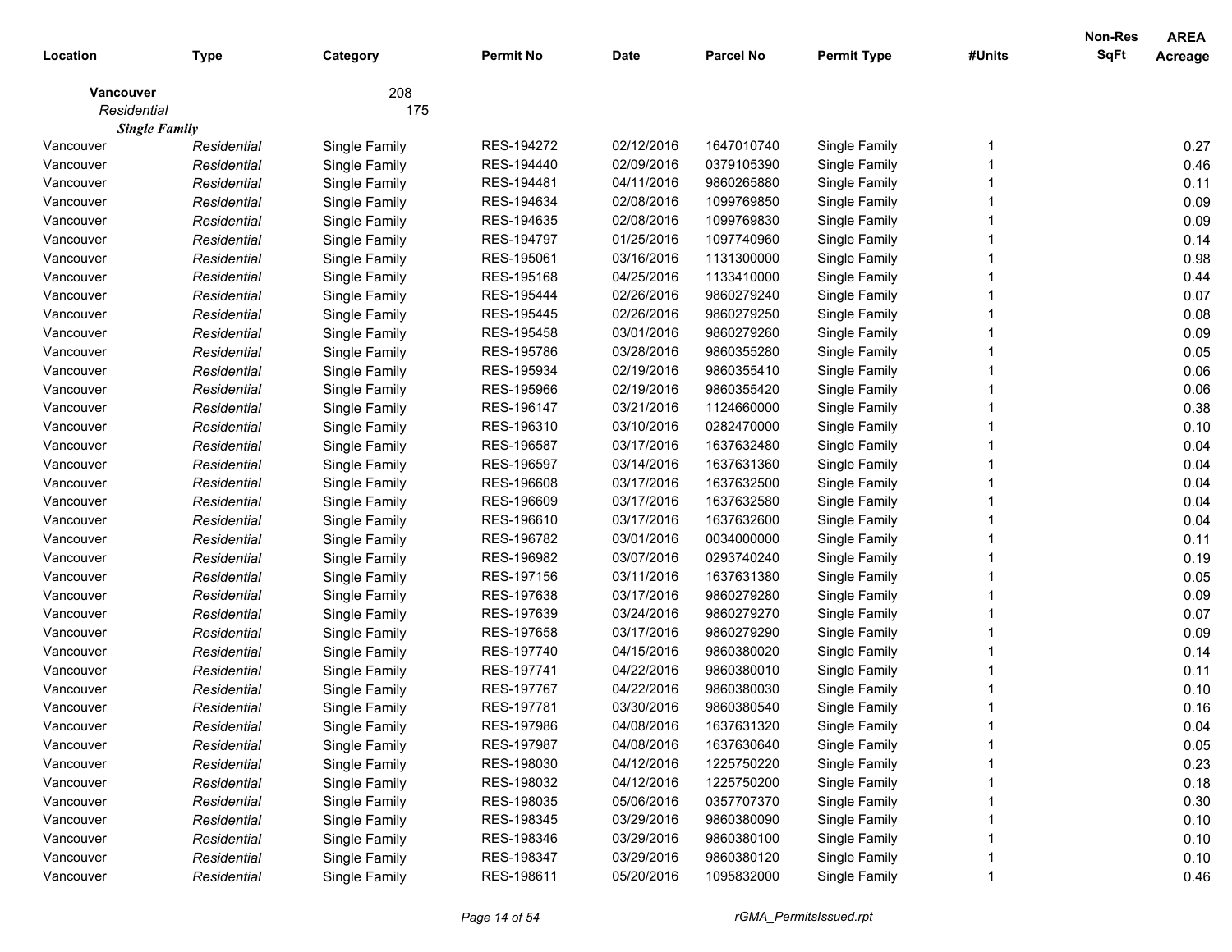| Location | Type | Category | Permit No | Date | Parcel No | Permit Type | #Units | Non-Res SqFt | AREA Acreage |
|---|---|---|---|---|---|---|---|---|---|
| **Vancouver** | | 208 | | | | | | | |
| *Residential* | | 175 | | | | | | | |
| ***Single Family*** | | | | | | | | | |
| Vancouver | *Residential* | Single Family | RES-194272 | 02/12/2016 | 1647010740 | Single Family | 1 | | 0.27 |
| Vancouver | *Residential* | Single Family | RES-194440 | 02/09/2016 | 0379105390 | Single Family | 1 | | 0.46 |
| Vancouver | *Residential* | Single Family | RES-194481 | 04/11/2016 | 9860265880 | Single Family | 1 | | 0.11 |
| Vancouver | *Residential* | Single Family | RES-194634 | 02/08/2016 | 1099769850 | Single Family | 1 | | 0.09 |
| Vancouver | *Residential* | Single Family | RES-194635 | 02/08/2016 | 1099769830 | Single Family | 1 | | 0.09 |
| Vancouver | *Residential* | Single Family | RES-194797 | 01/25/2016 | 1097740960 | Single Family | 1 | | 0.14 |
| Vancouver | *Residential* | Single Family | RES-195061 | 03/16/2016 | 1131300000 | Single Family | 1 | | 0.98 |
| Vancouver | *Residential* | Single Family | RES-195168 | 04/25/2016 | 1133410000 | Single Family | 1 | | 0.44 |
| Vancouver | *Residential* | Single Family | RES-195444 | 02/26/2016 | 9860279240 | Single Family | 1 | | 0.07 |
| Vancouver | *Residential* | Single Family | RES-195445 | 02/26/2016 | 9860279250 | Single Family | 1 | | 0.08 |
| Vancouver | *Residential* | Single Family | RES-195458 | 03/01/2016 | 9860279260 | Single Family | 1 | | 0.09 |
| Vancouver | *Residential* | Single Family | RES-195786 | 03/28/2016 | 9860355280 | Single Family | 1 | | 0.05 |
| Vancouver | *Residential* | Single Family | RES-195934 | 02/19/2016 | 9860355410 | Single Family | 1 | | 0.06 |
| Vancouver | *Residential* | Single Family | RES-195966 | 02/19/2016 | 9860355420 | Single Family | 1 | | 0.06 |
| Vancouver | *Residential* | Single Family | RES-196147 | 03/21/2016 | 1124660000 | Single Family | 1 | | 0.38 |
| Vancouver | *Residential* | Single Family | RES-196310 | 03/10/2016 | 0282470000 | Single Family | 1 | | 0.10 |
| Vancouver | *Residential* | Single Family | RES-196587 | 03/17/2016 | 1637632480 | Single Family | 1 | | 0.04 |
| Vancouver | *Residential* | Single Family | RES-196597 | 03/14/2016 | 1637631360 | Single Family | 1 | | 0.04 |
| Vancouver | *Residential* | Single Family | RES-196608 | 03/17/2016 | 1637632500 | Single Family | 1 | | 0.04 |
| Vancouver | *Residential* | Single Family | RES-196609 | 03/17/2016 | 1637632580 | Single Family | 1 | | 0.04 |
| Vancouver | *Residential* | Single Family | RES-196610 | 03/17/2016 | 1637632600 | Single Family | 1 | | 0.04 |
| Vancouver | *Residential* | Single Family | RES-196782 | 03/01/2016 | 0034000000 | Single Family | 1 | | 0.11 |
| Vancouver | *Residential* | Single Family | RES-196982 | 03/07/2016 | 0293740240 | Single Family | 1 | | 0.19 |
| Vancouver | *Residential* | Single Family | RES-197156 | 03/11/2016 | 1637631380 | Single Family | 1 | | 0.05 |
| Vancouver | *Residential* | Single Family | RES-197638 | 03/17/2016 | 9860279280 | Single Family | 1 | | 0.09 |
| Vancouver | *Residential* | Single Family | RES-197639 | 03/24/2016 | 9860279270 | Single Family | 1 | | 0.07 |
| Vancouver | *Residential* | Single Family | RES-197658 | 03/17/2016 | 9860279290 | Single Family | 1 | | 0.09 |
| Vancouver | *Residential* | Single Family | RES-197740 | 04/15/2016 | 9860380020 | Single Family | 1 | | 0.14 |
| Vancouver | *Residential* | Single Family | RES-197741 | 04/22/2016 | 9860380010 | Single Family | 1 | | 0.11 |
| Vancouver | *Residential* | Single Family | RES-197767 | 04/22/2016 | 9860380030 | Single Family | 1 | | 0.10 |
| Vancouver | *Residential* | Single Family | RES-197781 | 03/30/2016 | 9860380540 | Single Family | 1 | | 0.16 |
| Vancouver | *Residential* | Single Family | RES-197986 | 04/08/2016 | 1637631320 | Single Family | 1 | | 0.04 |
| Vancouver | *Residential* | Single Family | RES-197987 | 04/08/2016 | 1637630640 | Single Family | 1 | | 0.05 |
| Vancouver | *Residential* | Single Family | RES-198030 | 04/12/2016 | 1225750220 | Single Family | 1 | | 0.23 |
| Vancouver | *Residential* | Single Family | RES-198032 | 04/12/2016 | 1225750200 | Single Family | 1 | | 0.18 |
| Vancouver | *Residential* | Single Family | RES-198035 | 05/06/2016 | 0357707370 | Single Family | 1 | | 0.30 |
| Vancouver | *Residential* | Single Family | RES-198345 | 03/29/2016 | 9860380090 | Single Family | 1 | | 0.10 |
| Vancouver | *Residential* | Single Family | RES-198346 | 03/29/2016 | 9860380100 | Single Family | 1 | | 0.10 |
| Vancouver | *Residential* | Single Family | RES-198347 | 03/29/2016 | 9860380120 | Single Family | 1 | | 0.10 |
| Vancouver | *Residential* | Single Family | RES-198611 | 05/20/2016 | 1095832000 | Single Family | 1 | | 0.46 |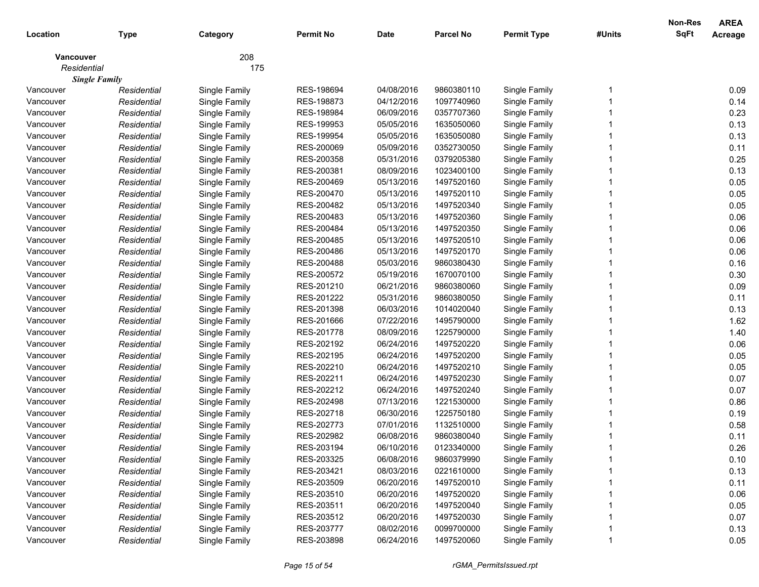| Location | Type | Category | Permit No | Date | Parcel No | Permit Type | #Units | Non-Res SqFt | AREA Acreage |
|---|---|---|---|---|---|---|---|---|---|
| **Vancouver** | | 208 | | | | | | | |
| *Residential* | | 175 | | | | | | | |
| ***Single Family*** | | | | | | | | | |
| Vancouver | *Residential* | Single Family | RES-198694 | 04/08/2016 | 9860380110 | Single Family | 1 | | 0.09 |
| Vancouver | *Residential* | Single Family | RES-198873 | 04/12/2016 | 1097740960 | Single Family | 1 | | 0.14 |
| Vancouver | *Residential* | Single Family | RES-198984 | 06/09/2016 | 0357707360 | Single Family | 1 | | 0.23 |
| Vancouver | *Residential* | Single Family | RES-199953 | 05/05/2016 | 1635050060 | Single Family | 1 | | 0.13 |
| Vancouver | *Residential* | Single Family | RES-199954 | 05/05/2016 | 1635050080 | Single Family | 1 | | 0.13 |
| Vancouver | *Residential* | Single Family | RES-200069 | 05/09/2016 | 0352730050 | Single Family | 1 | | 0.11 |
| Vancouver | *Residential* | Single Family | RES-200358 | 05/31/2016 | 0379205380 | Single Family | 1 | | 0.25 |
| Vancouver | *Residential* | Single Family | RES-200381 | 08/09/2016 | 1023400100 | Single Family | 1 | | 0.13 |
| Vancouver | *Residential* | Single Family | RES-200469 | 05/13/2016 | 1497520160 | Single Family | 1 | | 0.05 |
| Vancouver | *Residential* | Single Family | RES-200470 | 05/13/2016 | 1497520110 | Single Family | 1 | | 0.05 |
| Vancouver | *Residential* | Single Family | RES-200482 | 05/13/2016 | 1497520340 | Single Family | 1 | | 0.05 |
| Vancouver | *Residential* | Single Family | RES-200483 | 05/13/2016 | 1497520360 | Single Family | 1 | | 0.06 |
| Vancouver | *Residential* | Single Family | RES-200484 | 05/13/2016 | 1497520350 | Single Family | 1 | | 0.06 |
| Vancouver | *Residential* | Single Family | RES-200485 | 05/13/2016 | 1497520510 | Single Family | 1 | | 0.06 |
| Vancouver | *Residential* | Single Family | RES-200486 | 05/13/2016 | 1497520170 | Single Family | 1 | | 0.06 |
| Vancouver | *Residential* | Single Family | RES-200488 | 05/03/2016 | 9860380430 | Single Family | 1 | | 0.16 |
| Vancouver | *Residential* | Single Family | RES-200572 | 05/19/2016 | 1670070100 | Single Family | 1 | | 0.30 |
| Vancouver | *Residential* | Single Family | RES-201210 | 06/21/2016 | 9860380060 | Single Family | 1 | | 0.09 |
| Vancouver | *Residential* | Single Family | RES-201222 | 05/31/2016 | 9860380050 | Single Family | 1 | | 0.11 |
| Vancouver | *Residential* | Single Family | RES-201398 | 06/03/2016 | 1014020040 | Single Family | 1 | | 0.13 |
| Vancouver | *Residential* | Single Family | RES-201666 | 07/22/2016 | 1495790000 | Single Family | 1 | | 1.62 |
| Vancouver | *Residential* | Single Family | RES-201778 | 08/09/2016 | 1225790000 | Single Family | 1 | | 1.40 |
| Vancouver | *Residential* | Single Family | RES-202192 | 06/24/2016 | 1497520220 | Single Family | 1 | | 0.06 |
| Vancouver | *Residential* | Single Family | RES-202195 | 06/24/2016 | 1497520200 | Single Family | 1 | | 0.05 |
| Vancouver | *Residential* | Single Family | RES-202210 | 06/24/2016 | 1497520210 | Single Family | 1 | | 0.05 |
| Vancouver | *Residential* | Single Family | RES-202211 | 06/24/2016 | 1497520230 | Single Family | 1 | | 0.07 |
| Vancouver | *Residential* | Single Family | RES-202212 | 06/24/2016 | 1497520240 | Single Family | 1 | | 0.07 |
| Vancouver | *Residential* | Single Family | RES-202498 | 07/13/2016 | 1221530000 | Single Family | 1 | | 0.86 |
| Vancouver | *Residential* | Single Family | RES-202718 | 06/30/2016 | 1225750180 | Single Family | 1 | | 0.19 |
| Vancouver | *Residential* | Single Family | RES-202773 | 07/01/2016 | 1132510000 | Single Family | 1 | | 0.58 |
| Vancouver | *Residential* | Single Family | RES-202982 | 06/08/2016 | 9860380040 | Single Family | 1 | | 0.11 |
| Vancouver | *Residential* | Single Family | RES-203194 | 06/10/2016 | 0123340000 | Single Family | 1 | | 0.26 |
| Vancouver | *Residential* | Single Family | RES-203325 | 06/08/2016 | 9860379990 | Single Family | 1 | | 0.10 |
| Vancouver | *Residential* | Single Family | RES-203421 | 08/03/2016 | 0221610000 | Single Family | 1 | | 0.13 |
| Vancouver | *Residential* | Single Family | RES-203509 | 06/20/2016 | 1497520010 | Single Family | 1 | | 0.11 |
| Vancouver | *Residential* | Single Family | RES-203510 | 06/20/2016 | 1497520020 | Single Family | 1 | | 0.06 |
| Vancouver | *Residential* | Single Family | RES-203511 | 06/20/2016 | 1497520040 | Single Family | 1 | | 0.05 |
| Vancouver | *Residential* | Single Family | RES-203512 | 06/20/2016 | 1497520030 | Single Family | 1 | | 0.07 |
| Vancouver | *Residential* | Single Family | RES-203777 | 08/02/2016 | 0099700000 | Single Family | 1 | | 0.13 |
| Vancouver | *Residential* | Single Family | RES-203898 | 06/24/2016 | 1497520060 | Single Family | 1 | | 0.05 |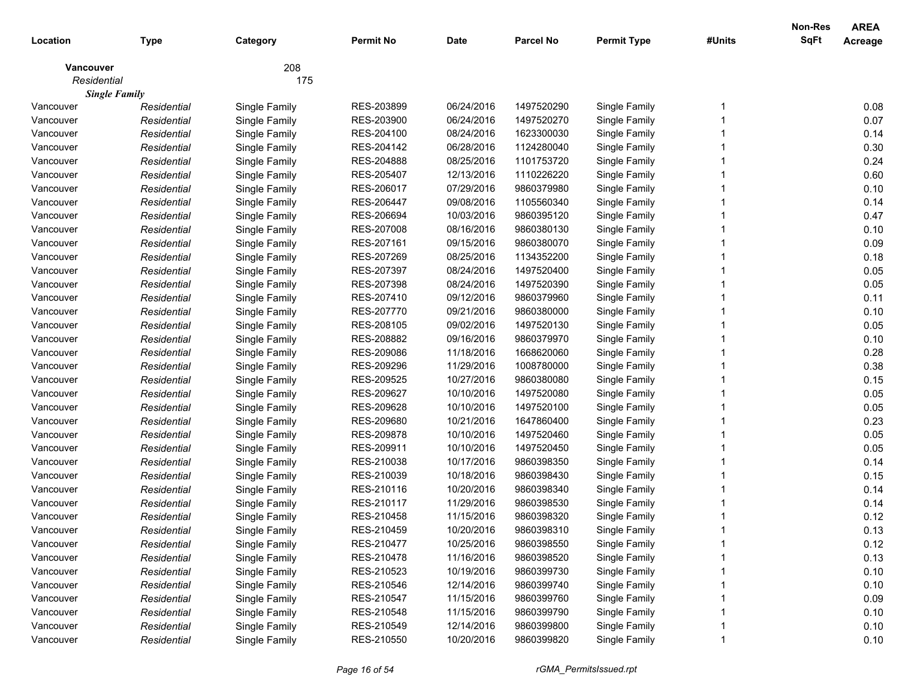| Location | Type | Category | Permit No | Date | Parcel No | Permit Type | #Units | Non-Res SqFt | AREA Acreage |
|---|---|---|---|---|---|---|---|---|---|
| **Vancouver** | | 208 | | | | | | | |
| *Residential* | | 175 | | | | | | | |
| ***Single Family*** | | | | | | | | | |
| Vancouver | *Residential* | Single Family | RES-203899 | 06/24/2016 | 1497520290 | Single Family | 1 | | 0.08 |
| Vancouver | *Residential* | Single Family | RES-203900 | 06/24/2016 | 1497520270 | Single Family | 1 | | 0.07 |
| Vancouver | *Residential* | Single Family | RES-204100 | 08/24/2016 | 1623300030 | Single Family | 1 | | 0.14 |
| Vancouver | *Residential* | Single Family | RES-204142 | 06/28/2016 | 1124280040 | Single Family | 1 | | 0.30 |
| Vancouver | *Residential* | Single Family | RES-204888 | 08/25/2016 | 1101753720 | Single Family | 1 | | 0.24 |
| Vancouver | *Residential* | Single Family | RES-205407 | 12/13/2016 | 1110226220 | Single Family | 1 | | 0.60 |
| Vancouver | *Residential* | Single Family | RES-206017 | 07/29/2016 | 9860379980 | Single Family | 1 | | 0.10 |
| Vancouver | *Residential* | Single Family | RES-206447 | 09/08/2016 | 1105560340 | Single Family | 1 | | 0.14 |
| Vancouver | *Residential* | Single Family | RES-206694 | 10/03/2016 | 9860395120 | Single Family | 1 | | 0.47 |
| Vancouver | *Residential* | Single Family | RES-207008 | 08/16/2016 | 9860380130 | Single Family | 1 | | 0.10 |
| Vancouver | *Residential* | Single Family | RES-207161 | 09/15/2016 | 9860380070 | Single Family | 1 | | 0.09 |
| Vancouver | *Residential* | Single Family | RES-207269 | 08/25/2016 | 1134352200 | Single Family | 1 | | 0.18 |
| Vancouver | *Residential* | Single Family | RES-207397 | 08/24/2016 | 1497520400 | Single Family | 1 | | 0.05 |
| Vancouver | *Residential* | Single Family | RES-207398 | 08/24/2016 | 1497520390 | Single Family | 1 | | 0.05 |
| Vancouver | *Residential* | Single Family | RES-207410 | 09/12/2016 | 9860379960 | Single Family | 1 | | 0.11 |
| Vancouver | *Residential* | Single Family | RES-207770 | 09/21/2016 | 9860380000 | Single Family | 1 | | 0.10 |
| Vancouver | *Residential* | Single Family | RES-208105 | 09/02/2016 | 1497520130 | Single Family | 1 | | 0.05 |
| Vancouver | *Residential* | Single Family | RES-208882 | 09/16/2016 | 9860379970 | Single Family | 1 | | 0.10 |
| Vancouver | *Residential* | Single Family | RES-209086 | 11/18/2016 | 1668620060 | Single Family | 1 | | 0.28 |
| Vancouver | *Residential* | Single Family | RES-209296 | 11/29/2016 | 1008780000 | Single Family | 1 | | 0.38 |
| Vancouver | *Residential* | Single Family | RES-209525 | 10/27/2016 | 9860380080 | Single Family | 1 | | 0.15 |
| Vancouver | *Residential* | Single Family | RES-209627 | 10/10/2016 | 1497520080 | Single Family | 1 | | 0.05 |
| Vancouver | *Residential* | Single Family | RES-209628 | 10/10/2016 | 1497520100 | Single Family | 1 | | 0.05 |
| Vancouver | *Residential* | Single Family | RES-209680 | 10/21/2016 | 1647860400 | Single Family | 1 | | 0.23 |
| Vancouver | *Residential* | Single Family | RES-209878 | 10/10/2016 | 1497520460 | Single Family | 1 | | 0.05 |
| Vancouver | *Residential* | Single Family | RES-209911 | 10/10/2016 | 1497520450 | Single Family | 1 | | 0.05 |
| Vancouver | *Residential* | Single Family | RES-210038 | 10/17/2016 | 9860398350 | Single Family | 1 | | 0.14 |
| Vancouver | *Residential* | Single Family | RES-210039 | 10/18/2016 | 9860398430 | Single Family | 1 | | 0.15 |
| Vancouver | *Residential* | Single Family | RES-210116 | 10/20/2016 | 9860398340 | Single Family | 1 | | 0.14 |
| Vancouver | *Residential* | Single Family | RES-210117 | 11/29/2016 | 9860398530 | Single Family | 1 | | 0.14 |
| Vancouver | *Residential* | Single Family | RES-210458 | 11/15/2016 | 9860398320 | Single Family | 1 | | 0.12 |
| Vancouver | *Residential* | Single Family | RES-210459 | 10/20/2016 | 9860398310 | Single Family | 1 | | 0.13 |
| Vancouver | *Residential* | Single Family | RES-210477 | 10/25/2016 | 9860398550 | Single Family | 1 | | 0.12 |
| Vancouver | *Residential* | Single Family | RES-210478 | 11/16/2016 | 9860398520 | Single Family | 1 | | 0.13 |
| Vancouver | *Residential* | Single Family | RES-210523 | 10/19/2016 | 9860399730 | Single Family | 1 | | 0.10 |
| Vancouver | *Residential* | Single Family | RES-210546 | 12/14/2016 | 9860399740 | Single Family | 1 | | 0.10 |
| Vancouver | *Residential* | Single Family | RES-210547 | 11/15/2016 | 9860399760 | Single Family | 1 | | 0.09 |
| Vancouver | *Residential* | Single Family | RES-210548 | 11/15/2016 | 9860399790 | Single Family | 1 | | 0.10 |
| Vancouver | *Residential* | Single Family | RES-210549 | 12/14/2016 | 9860399800 | Single Family | 1 | | 0.10 |
| Vancouver | *Residential* | Single Family | RES-210550 | 10/20/2016 | 9860399820 | Single Family | 1 | | 0.10 |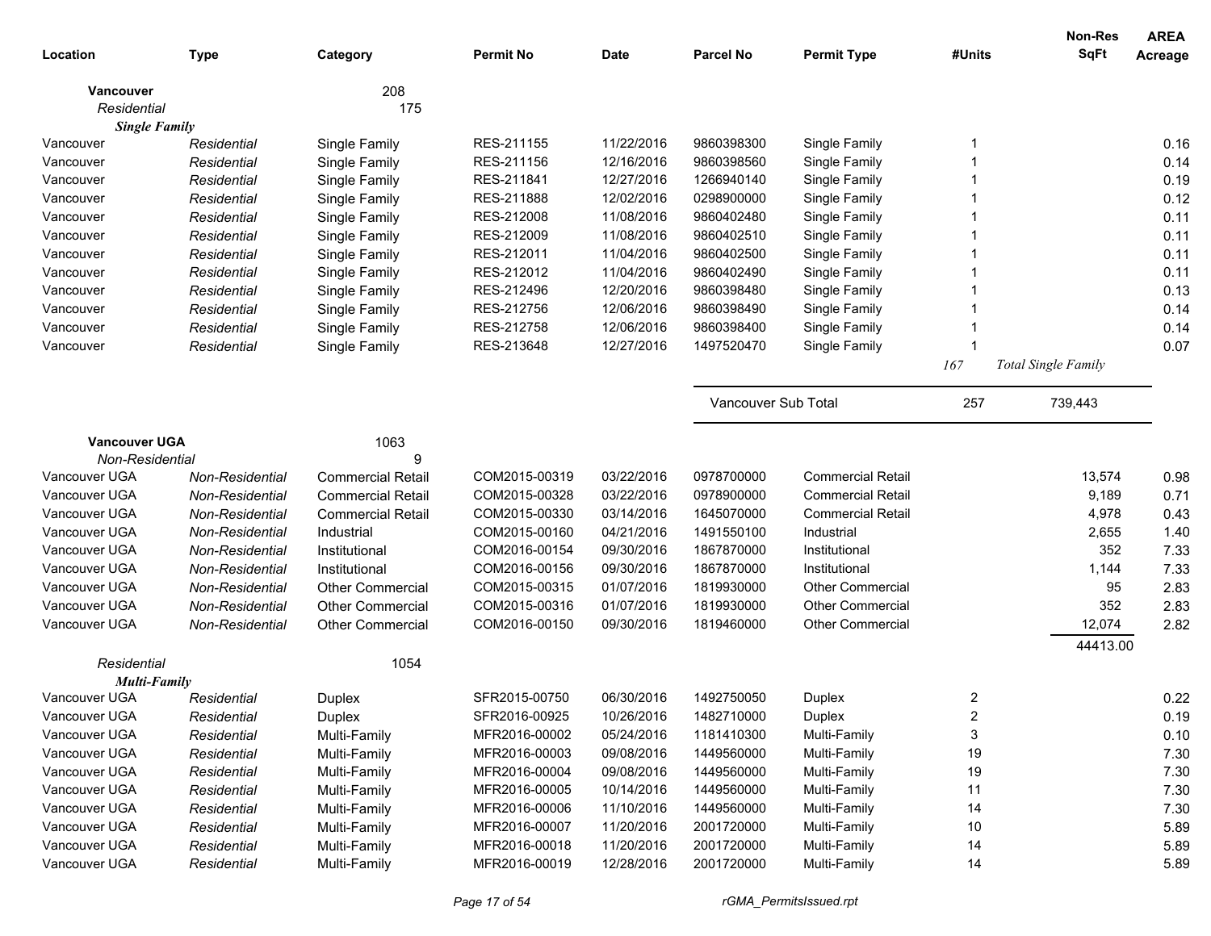| Location | Type | Category | Permit No | Date | Parcel No | Permit Type | #Units | Non-Res SqFt | AREA Acreage |
|---|---|---|---|---|---|---|---|---|---|
| **Vancouver** | | 208 | | | | | | | |
| *Residential* | | 175 | | | | | | | |
| ***Single Family*** | | | | | | | | | |
| Vancouver | *Residential* | Single Family | RES-211155 | 11/22/2016 | 9860398300 | Single Family | 1 | | 0.16 |
| Vancouver | *Residential* | Single Family | RES-211156 | 12/16/2016 | 9860398560 | Single Family | 1 | | 0.14 |
| Vancouver | *Residential* | Single Family | RES-211841 | 12/27/2016 | 1266940140 | Single Family | 1 | | 0.19 |
| Vancouver | *Residential* | Single Family | RES-211888 | 12/02/2016 | 0298900000 | Single Family | 1 | | 0.12 |
| Vancouver | *Residential* | Single Family | RES-212008 | 11/08/2016 | 9860402480 | Single Family | 1 | | 0.11 |
| Vancouver | *Residential* | Single Family | RES-212009 | 11/08/2016 | 9860402510 | Single Family | 1 | | 0.11 |
| Vancouver | *Residential* | Single Family | RES-212011 | 11/04/2016 | 9860402500 | Single Family | 1 | | 0.11 |
| Vancouver | *Residential* | Single Family | RES-212012 | 11/04/2016 | 9860402490 | Single Family | 1 | | 0.11 |
| Vancouver | *Residential* | Single Family | RES-212496 | 12/20/2016 | 9860398480 | Single Family | 1 | | 0.13 |
| Vancouver | *Residential* | Single Family | RES-212756 | 12/06/2016 | 9860398490 | Single Family | 1 | | 0.14 |
| Vancouver | *Residential* | Single Family | RES-212758 | 12/06/2016 | 9860398400 | Single Family | 1 | | 0.14 |
| Vancouver | *Residential* | Single Family | RES-213648 | 12/27/2016 | 1497520470 | Single Family | 1 | | 0.07 |
| | | | | | | | *167* | *Total Single Family* | |
| | | | | | Vancouver Sub Total | | 257 | 739,443 | |
| **Vancouver UGA** | | 1063 | | | | | | | |
| *Non-Residential* | | 9 | | | | | | | |
| Vancouver UGA | *Non-Residential* | Commercial Retail | COM2015-00319 | 03/22/2016 | 0978700000 | Commercial Retail | | 13,574 | 0.98 |
| Vancouver UGA | *Non-Residential* | Commercial Retail | COM2015-00328 | 03/22/2016 | 0978900000 | Commercial Retail | | 9,189 | 0.71 |
| Vancouver UGA | *Non-Residential* | Commercial Retail | COM2015-00330 | 03/14/2016 | 1645070000 | Commercial Retail | | 4,978 | 0.43 |
| Vancouver UGA | *Non-Residential* | Industrial | COM2015-00160 | 04/21/2016 | 1491550100 | Industrial | | 2,655 | 1.40 |
| Vancouver UGA | *Non-Residential* | Institutional | COM2016-00154 | 09/30/2016 | 1867870000 | Institutional | | 352 | 7.33 |
| Vancouver UGA | *Non-Residential* | Institutional | COM2016-00156 | 09/30/2016 | 1867870000 | Institutional | | 1,144 | 7.33 |
| Vancouver UGA | *Non-Residential* | Other Commercial | COM2015-00315 | 01/07/2016 | 1819930000 | Other Commercial | | 95 | 2.83 |
| Vancouver UGA | *Non-Residential* | Other Commercial | COM2015-00316 | 01/07/2016 | 1819930000 | Other Commercial | | 352 | 2.83 |
| Vancouver UGA | *Non-Residential* | Other Commercial | COM2016-00150 | 09/30/2016 | 1819460000 | Other Commercial | | 12,074 | 2.82 |
| | | | | | | | | 44413.00 | |
| *Residential* | | 1054 | | | | | | | |
| ***Multi-Family*** | | | | | | | | | |
| Vancouver UGA | *Residential* | Duplex | SFR2015-00750 | 06/30/2016 | 1492750050 | Duplex | 2 | | 0.22 |
| Vancouver UGA | *Residential* | Duplex | SFR2016-00925 | 10/26/2016 | 1482710000 | Duplex | 2 | | 0.19 |
| Vancouver UGA | *Residential* | Multi-Family | MFR2016-00002 | 05/24/2016 | 1181410300 | Multi-Family | 3 | | 0.10 |
| Vancouver UGA | *Residential* | Multi-Family | MFR2016-00003 | 09/08/2016 | 1449560000 | Multi-Family | 19 | | 7.30 |
| Vancouver UGA | *Residential* | Multi-Family | MFR2016-00004 | 09/08/2016 | 1449560000 | Multi-Family | 19 | | 7.30 |
| Vancouver UGA | *Residential* | Multi-Family | MFR2016-00005 | 10/14/2016 | 1449560000 | Multi-Family | 11 | | 7.30 |
| Vancouver UGA | *Residential* | Multi-Family | MFR2016-00006 | 11/10/2016 | 1449560000 | Multi-Family | 14 | | 7.30 |
| Vancouver UGA | *Residential* | Multi-Family | MFR2016-00007 | 11/20/2016 | 2001720000 | Multi-Family | 10 | | 5.89 |
| Vancouver UGA | *Residential* | Multi-Family | MFR2016-00018 | 11/20/2016 | 2001720000 | Multi-Family | 14 | | 5.89 |
| Vancouver UGA | *Residential* | Multi-Family | MFR2016-00019 | 12/28/2016 | 2001720000 | Multi-Family | 14 | | 5.89 |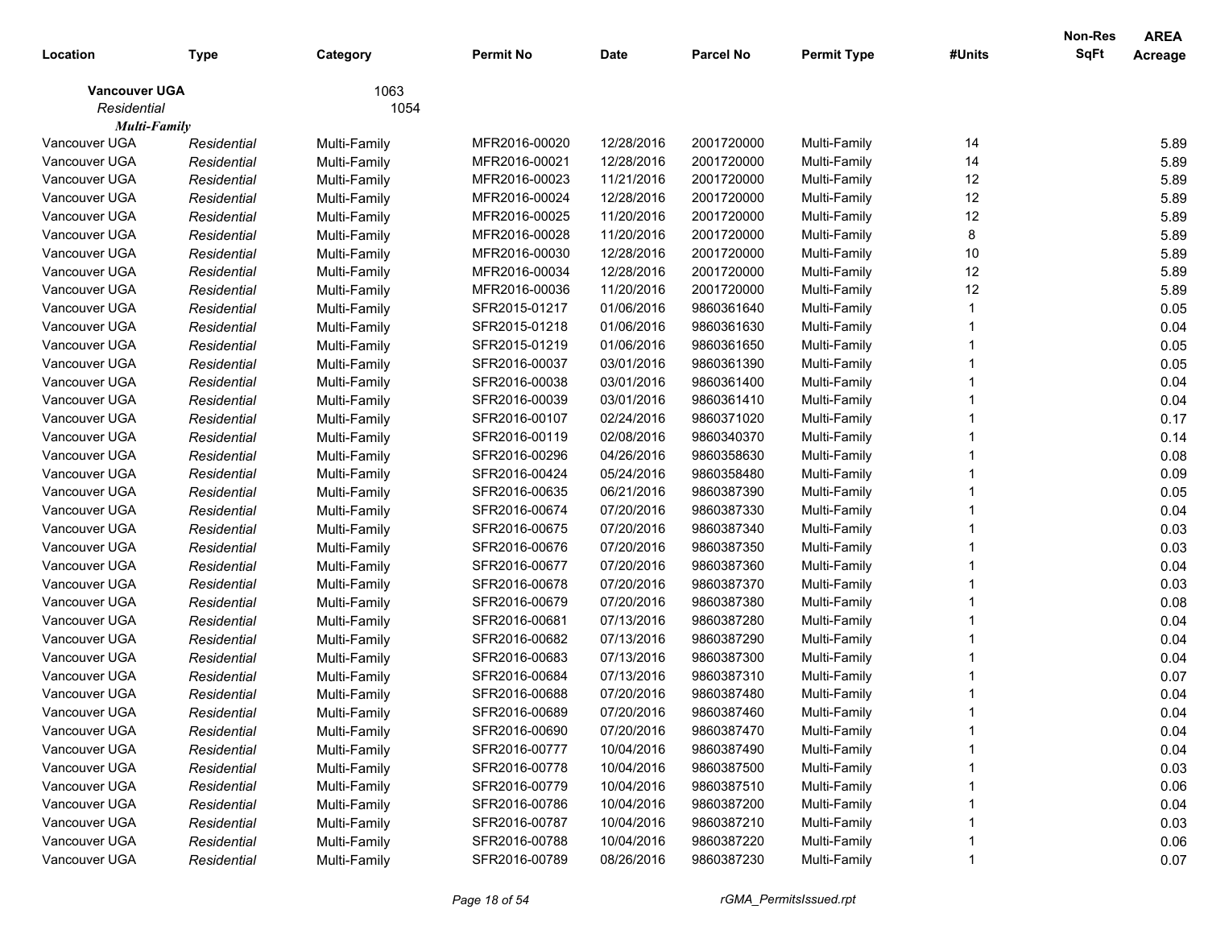| Location | Type | Category | Permit No | Date | Parcel No | Permit Type | #Units | Non-Res SqFt | AREA Acreage |
|---|---|---|---|---|---|---|---|---|---|
| **Vancouver UGA** | | 1063 | | | | | | | |
| *Residential* | | 1054 | | | | | | | |
| ***Multi-Family*** | | | | | | | | | |
| Vancouver UGA | *Residential* | Multi-Family | MFR2016-00020 | 12/28/2016 | 2001720000 | Multi-Family | 14 | | 5.89 |
| Vancouver UGA | *Residential* | Multi-Family | MFR2016-00021 | 12/28/2016 | 2001720000 | Multi-Family | 14 | | 5.89 |
| Vancouver UGA | *Residential* | Multi-Family | MFR2016-00023 | 11/21/2016 | 2001720000 | Multi-Family | 12 | | 5.89 |
| Vancouver UGA | *Residential* | Multi-Family | MFR2016-00024 | 12/28/2016 | 2001720000 | Multi-Family | 12 | | 5.89 |
| Vancouver UGA | *Residential* | Multi-Family | MFR2016-00025 | 11/20/2016 | 2001720000 | Multi-Family | 12 | | 5.89 |
| Vancouver UGA | *Residential* | Multi-Family | MFR2016-00028 | 11/20/2016 | 2001720000 | Multi-Family | 8 | | 5.89 |
| Vancouver UGA | *Residential* | Multi-Family | MFR2016-00030 | 12/28/2016 | 2001720000 | Multi-Family | 10 | | 5.89 |
| Vancouver UGA | *Residential* | Multi-Family | MFR2016-00034 | 12/28/2016 | 2001720000 | Multi-Family | 12 | | 5.89 |
| Vancouver UGA | *Residential* | Multi-Family | MFR2016-00036 | 11/20/2016 | 2001720000 | Multi-Family | 12 | | 5.89 |
| Vancouver UGA | *Residential* | Multi-Family | SFR2015-01217 | 01/06/2016 | 9860361640 | Multi-Family | 1 | | 0.05 |
| Vancouver UGA | *Residential* | Multi-Family | SFR2015-01218 | 01/06/2016 | 9860361630 | Multi-Family | 1 | | 0.04 |
| Vancouver UGA | *Residential* | Multi-Family | SFR2015-01219 | 01/06/2016 | 9860361650 | Multi-Family | 1 | | 0.05 |
| Vancouver UGA | *Residential* | Multi-Family | SFR2016-00037 | 03/01/2016 | 9860361390 | Multi-Family | 1 | | 0.05 |
| Vancouver UGA | *Residential* | Multi-Family | SFR2016-00038 | 03/01/2016 | 9860361400 | Multi-Family | 1 | | 0.04 |
| Vancouver UGA | *Residential* | Multi-Family | SFR2016-00039 | 03/01/2016 | 9860361410 | Multi-Family | 1 | | 0.04 |
| Vancouver UGA | *Residential* | Multi-Family | SFR2016-00107 | 02/24/2016 | 9860371020 | Multi-Family | 1 | | 0.17 |
| Vancouver UGA | *Residential* | Multi-Family | SFR2016-00119 | 02/08/2016 | 9860340370 | Multi-Family | 1 | | 0.14 |
| Vancouver UGA | *Residential* | Multi-Family | SFR2016-00296 | 04/26/2016 | 9860358630 | Multi-Family | 1 | | 0.08 |
| Vancouver UGA | *Residential* | Multi-Family | SFR2016-00424 | 05/24/2016 | 9860358480 | Multi-Family | 1 | | 0.09 |
| Vancouver UGA | *Residential* | Multi-Family | SFR2016-00635 | 06/21/2016 | 9860387390 | Multi-Family | 1 | | 0.05 |
| Vancouver UGA | *Residential* | Multi-Family | SFR2016-00674 | 07/20/2016 | 9860387330 | Multi-Family | 1 | | 0.04 |
| Vancouver UGA | *Residential* | Multi-Family | SFR2016-00675 | 07/20/2016 | 9860387340 | Multi-Family | 1 | | 0.03 |
| Vancouver UGA | *Residential* | Multi-Family | SFR2016-00676 | 07/20/2016 | 9860387350 | Multi-Family | 1 | | 0.03 |
| Vancouver UGA | *Residential* | Multi-Family | SFR2016-00677 | 07/20/2016 | 9860387360 | Multi-Family | 1 | | 0.04 |
| Vancouver UGA | *Residential* | Multi-Family | SFR2016-00678 | 07/20/2016 | 9860387370 | Multi-Family | 1 | | 0.03 |
| Vancouver UGA | *Residential* | Multi-Family | SFR2016-00679 | 07/20/2016 | 9860387380 | Multi-Family | 1 | | 0.08 |
| Vancouver UGA | *Residential* | Multi-Family | SFR2016-00681 | 07/13/2016 | 9860387280 | Multi-Family | 1 | | 0.04 |
| Vancouver UGA | *Residential* | Multi-Family | SFR2016-00682 | 07/13/2016 | 9860387290 | Multi-Family | 1 | | 0.04 |
| Vancouver UGA | *Residential* | Multi-Family | SFR2016-00683 | 07/13/2016 | 9860387300 | Multi-Family | 1 | | 0.04 |
| Vancouver UGA | *Residential* | Multi-Family | SFR2016-00684 | 07/13/2016 | 9860387310 | Multi-Family | 1 | | 0.07 |
| Vancouver UGA | *Residential* | Multi-Family | SFR2016-00688 | 07/20/2016 | 9860387480 | Multi-Family | 1 | | 0.04 |
| Vancouver UGA | *Residential* | Multi-Family | SFR2016-00689 | 07/20/2016 | 9860387460 | Multi-Family | 1 | | 0.04 |
| Vancouver UGA | *Residential* | Multi-Family | SFR2016-00690 | 07/20/2016 | 9860387470 | Multi-Family | 1 | | 0.04 |
| Vancouver UGA | *Residential* | Multi-Family | SFR2016-00777 | 10/04/2016 | 9860387490 | Multi-Family | 1 | | 0.04 |
| Vancouver UGA | *Residential* | Multi-Family | SFR2016-00778 | 10/04/2016 | 9860387500 | Multi-Family | 1 | | 0.03 |
| Vancouver UGA | *Residential* | Multi-Family | SFR2016-00779 | 10/04/2016 | 9860387510 | Multi-Family | 1 | | 0.06 |
| Vancouver UGA | *Residential* | Multi-Family | SFR2016-00786 | 10/04/2016 | 9860387200 | Multi-Family | 1 | | 0.04 |
| Vancouver UGA | *Residential* | Multi-Family | SFR2016-00787 | 10/04/2016 | 9860387210 | Multi-Family | 1 | | 0.03 |
| Vancouver UGA | *Residential* | Multi-Family | SFR2016-00788 | 10/04/2016 | 9860387220 | Multi-Family | 1 | | 0.06 |
| Vancouver UGA | *Residential* | Multi-Family | SFR2016-00789 | 08/26/2016 | 9860387230 | Multi-Family | 1 | | 0.07 |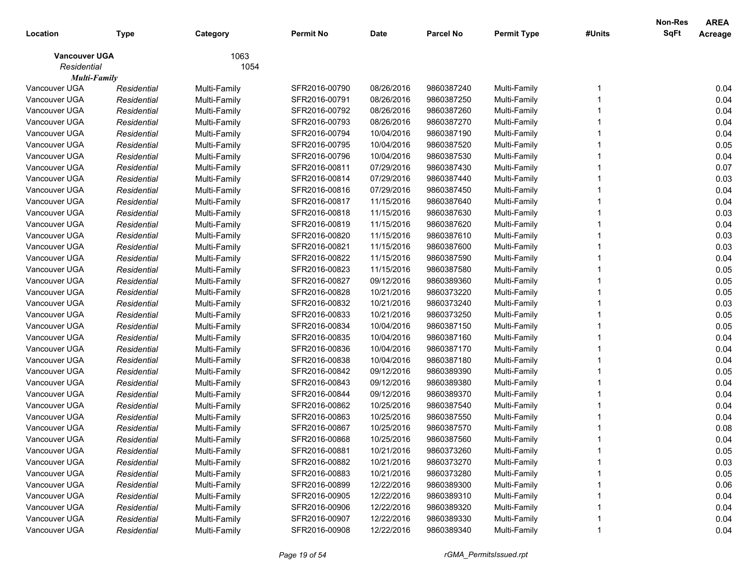| Location | Type | Category | Permit No | Date | Parcel No | Permit Type | #Units | Non-Res SqFt | AREA Acreage |
|---|---|---|---|---|---|---|---|---|---|
| **Vancouver UGA** | | 1063 | | | | | | | |
| *Residential* | | 1054 | | | | | | | |
| ***Multi-Family*** | | | | | | | | | |
| Vancouver UGA | *Residential* | Multi-Family | SFR2016-00790 | 08/26/2016 | 9860387240 | Multi-Family | 1 | | 0.04 |
| Vancouver UGA | *Residential* | Multi-Family | SFR2016-00791 | 08/26/2016 | 9860387250 | Multi-Family | 1 | | 0.04 |
| Vancouver UGA | *Residential* | Multi-Family | SFR2016-00792 | 08/26/2016 | 9860387260 | Multi-Family | 1 | | 0.04 |
| Vancouver UGA | *Residential* | Multi-Family | SFR2016-00793 | 08/26/2016 | 9860387270 | Multi-Family | 1 | | 0.04 |
| Vancouver UGA | *Residential* | Multi-Family | SFR2016-00794 | 10/04/2016 | 9860387190 | Multi-Family | 1 | | 0.04 |
| Vancouver UGA | *Residential* | Multi-Family | SFR2016-00795 | 10/04/2016 | 9860387520 | Multi-Family | 1 | | 0.05 |
| Vancouver UGA | *Residential* | Multi-Family | SFR2016-00796 | 10/04/2016 | 9860387530 | Multi-Family | 1 | | 0.04 |
| Vancouver UGA | *Residential* | Multi-Family | SFR2016-00811 | 07/29/2016 | 9860387430 | Multi-Family | 1 | | 0.07 |
| Vancouver UGA | *Residential* | Multi-Family | SFR2016-00814 | 07/29/2016 | 9860387440 | Multi-Family | 1 | | 0.03 |
| Vancouver UGA | *Residential* | Multi-Family | SFR2016-00816 | 07/29/2016 | 9860387450 | Multi-Family | 1 | | 0.04 |
| Vancouver UGA | *Residential* | Multi-Family | SFR2016-00817 | 11/15/2016 | 9860387640 | Multi-Family | 1 | | 0.04 |
| Vancouver UGA | *Residential* | Multi-Family | SFR2016-00818 | 11/15/2016 | 9860387630 | Multi-Family | 1 | | 0.03 |
| Vancouver UGA | *Residential* | Multi-Family | SFR2016-00819 | 11/15/2016 | 9860387620 | Multi-Family | 1 | | 0.04 |
| Vancouver UGA | *Residential* | Multi-Family | SFR2016-00820 | 11/15/2016 | 9860387610 | Multi-Family | 1 | | 0.03 |
| Vancouver UGA | *Residential* | Multi-Family | SFR2016-00821 | 11/15/2016 | 9860387600 | Multi-Family | 1 | | 0.03 |
| Vancouver UGA | *Residential* | Multi-Family | SFR2016-00822 | 11/15/2016 | 9860387590 | Multi-Family | 1 | | 0.04 |
| Vancouver UGA | *Residential* | Multi-Family | SFR2016-00823 | 11/15/2016 | 9860387580 | Multi-Family | 1 | | 0.05 |
| Vancouver UGA | *Residential* | Multi-Family | SFR2016-00827 | 09/12/2016 | 9860389360 | Multi-Family | 1 | | 0.05 |
| Vancouver UGA | *Residential* | Multi-Family | SFR2016-00828 | 10/21/2016 | 9860373220 | Multi-Family | 1 | | 0.05 |
| Vancouver UGA | *Residential* | Multi-Family | SFR2016-00832 | 10/21/2016 | 9860373240 | Multi-Family | 1 | | 0.03 |
| Vancouver UGA | *Residential* | Multi-Family | SFR2016-00833 | 10/21/2016 | 9860373250 | Multi-Family | 1 | | 0.05 |
| Vancouver UGA | *Residential* | Multi-Family | SFR2016-00834 | 10/04/2016 | 9860387150 | Multi-Family | 1 | | 0.05 |
| Vancouver UGA | *Residential* | Multi-Family | SFR2016-00835 | 10/04/2016 | 9860387160 | Multi-Family | 1 | | 0.04 |
| Vancouver UGA | *Residential* | Multi-Family | SFR2016-00836 | 10/04/2016 | 9860387170 | Multi-Family | 1 | | 0.04 |
| Vancouver UGA | *Residential* | Multi-Family | SFR2016-00838 | 10/04/2016 | 9860387180 | Multi-Family | 1 | | 0.04 |
| Vancouver UGA | *Residential* | Multi-Family | SFR2016-00842 | 09/12/2016 | 9860389390 | Multi-Family | 1 | | 0.05 |
| Vancouver UGA | *Residential* | Multi-Family | SFR2016-00843 | 09/12/2016 | 9860389380 | Multi-Family | 1 | | 0.04 |
| Vancouver UGA | *Residential* | Multi-Family | SFR2016-00844 | 09/12/2016 | 9860389370 | Multi-Family | 1 | | 0.04 |
| Vancouver UGA | *Residential* | Multi-Family | SFR2016-00862 | 10/25/2016 | 9860387540 | Multi-Family | 1 | | 0.04 |
| Vancouver UGA | *Residential* | Multi-Family | SFR2016-00863 | 10/25/2016 | 9860387550 | Multi-Family | 1 | | 0.04 |
| Vancouver UGA | *Residential* | Multi-Family | SFR2016-00867 | 10/25/2016 | 9860387570 | Multi-Family | 1 | | 0.08 |
| Vancouver UGA | *Residential* | Multi-Family | SFR2016-00868 | 10/25/2016 | 9860387560 | Multi-Family | 1 | | 0.04 |
| Vancouver UGA | *Residential* | Multi-Family | SFR2016-00881 | 10/21/2016 | 9860373260 | Multi-Family | 1 | | 0.05 |
| Vancouver UGA | *Residential* | Multi-Family | SFR2016-00882 | 10/21/2016 | 9860373270 | Multi-Family | 1 | | 0.03 |
| Vancouver UGA | *Residential* | Multi-Family | SFR2016-00883 | 10/21/2016 | 9860373280 | Multi-Family | 1 | | 0.05 |
| Vancouver UGA | *Residential* | Multi-Family | SFR2016-00899 | 12/22/2016 | 9860389300 | Multi-Family | 1 | | 0.06 |
| Vancouver UGA | *Residential* | Multi-Family | SFR2016-00905 | 12/22/2016 | 9860389310 | Multi-Family | 1 | | 0.04 |
| Vancouver UGA | *Residential* | Multi-Family | SFR2016-00906 | 12/22/2016 | 9860389320 | Multi-Family | 1 | | 0.04 |
| Vancouver UGA | *Residential* | Multi-Family | SFR2016-00907 | 12/22/2016 | 9860389330 | Multi-Family | 1 | | 0.04 |
| Vancouver UGA | *Residential* | Multi-Family | SFR2016-00908 | 12/22/2016 | 9860389340 | Multi-Family | 1 | | 0.04 |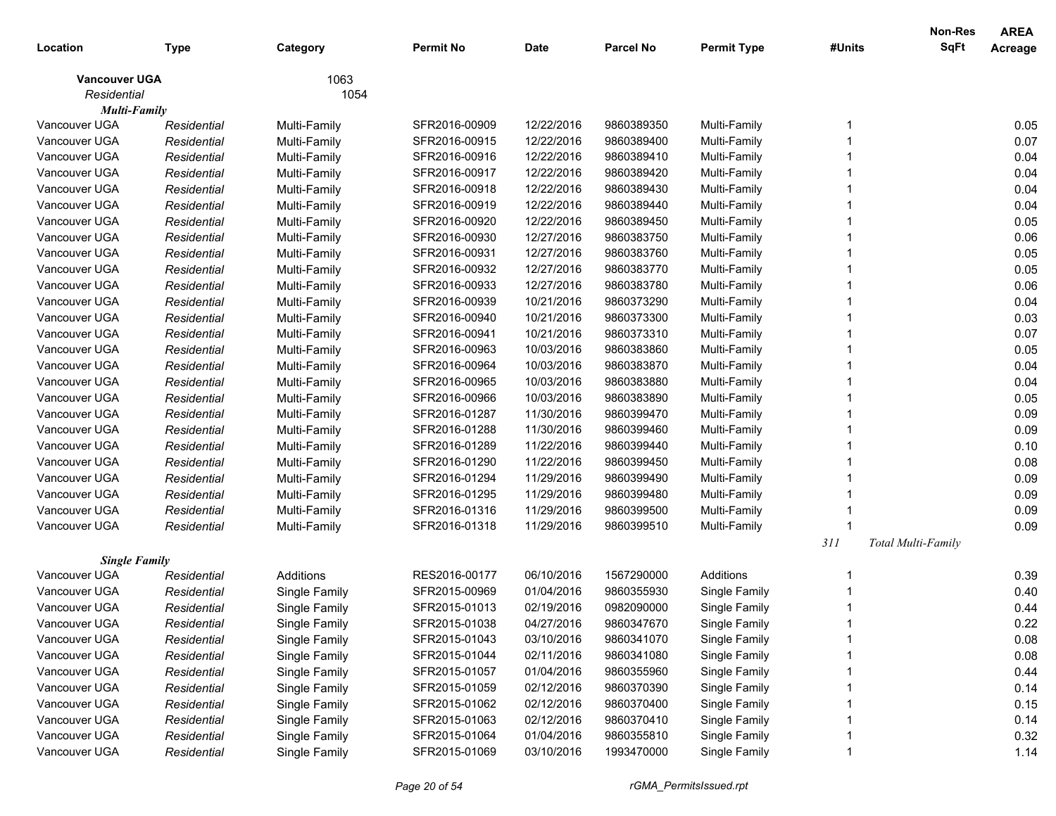| Location | Type | Category | Permit No | Date | Parcel No | Permit Type | #Units | Non-Res SqFt | AREA Acreage |
|---|---|---|---|---|---|---|---|---|---|
| **Vancouver UGA** | | 1063 | | | | | | | |
| *Residential* | | 1054 | | | | | | | |
| ***Multi-Family*** | | | | | | | | | |
| Vancouver UGA | *Residential* | Multi-Family | SFR2016-00909 | 12/22/2016 | 9860389350 | Multi-Family | 1 | | 0.05 |
| Vancouver UGA | *Residential* | Multi-Family | SFR2016-00915 | 12/22/2016 | 9860389400 | Multi-Family | 1 | | 0.07 |
| Vancouver UGA | *Residential* | Multi-Family | SFR2016-00916 | 12/22/2016 | 9860389410 | Multi-Family | 1 | | 0.04 |
| Vancouver UGA | *Residential* | Multi-Family | SFR2016-00917 | 12/22/2016 | 9860389420 | Multi-Family | 1 | | 0.04 |
| Vancouver UGA | *Residential* | Multi-Family | SFR2016-00918 | 12/22/2016 | 9860389430 | Multi-Family | 1 | | 0.04 |
| Vancouver UGA | *Residential* | Multi-Family | SFR2016-00919 | 12/22/2016 | 9860389440 | Multi-Family | 1 | | 0.04 |
| Vancouver UGA | *Residential* | Multi-Family | SFR2016-00920 | 12/22/2016 | 9860389450 | Multi-Family | 1 | | 0.05 |
| Vancouver UGA | *Residential* | Multi-Family | SFR2016-00930 | 12/27/2016 | 9860383750 | Multi-Family | 1 | | 0.06 |
| Vancouver UGA | *Residential* | Multi-Family | SFR2016-00931 | 12/27/2016 | 9860383760 | Multi-Family | 1 | | 0.05 |
| Vancouver UGA | *Residential* | Multi-Family | SFR2016-00932 | 12/27/2016 | 9860383770 | Multi-Family | 1 | | 0.05 |
| Vancouver UGA | *Residential* | Multi-Family | SFR2016-00933 | 12/27/2016 | 9860383780 | Multi-Family | 1 | | 0.06 |
| Vancouver UGA | *Residential* | Multi-Family | SFR2016-00939 | 10/21/2016 | 9860373290 | Multi-Family | 1 | | 0.04 |
| Vancouver UGA | *Residential* | Multi-Family | SFR2016-00940 | 10/21/2016 | 9860373300 | Multi-Family | 1 | | 0.03 |
| Vancouver UGA | *Residential* | Multi-Family | SFR2016-00941 | 10/21/2016 | 9860373310 | Multi-Family | 1 | | 0.07 |
| Vancouver UGA | *Residential* | Multi-Family | SFR2016-00963 | 10/03/2016 | 9860383860 | Multi-Family | 1 | | 0.05 |
| Vancouver UGA | *Residential* | Multi-Family | SFR2016-00964 | 10/03/2016 | 9860383870 | Multi-Family | 1 | | 0.04 |
| Vancouver UGA | *Residential* | Multi-Family | SFR2016-00965 | 10/03/2016 | 9860383880 | Multi-Family | 1 | | 0.04 |
| Vancouver UGA | *Residential* | Multi-Family | SFR2016-00966 | 10/03/2016 | 9860383890 | Multi-Family | 1 | | 0.05 |
| Vancouver UGA | *Residential* | Multi-Family | SFR2016-01287 | 11/30/2016 | 9860399470 | Multi-Family | 1 | | 0.09 |
| Vancouver UGA | *Residential* | Multi-Family | SFR2016-01288 | 11/30/2016 | 9860399460 | Multi-Family | 1 | | 0.09 |
| Vancouver UGA | *Residential* | Multi-Family | SFR2016-01289 | 11/22/2016 | 9860399440 | Multi-Family | 1 | | 0.10 |
| Vancouver UGA | *Residential* | Multi-Family | SFR2016-01290 | 11/22/2016 | 9860399450 | Multi-Family | 1 | | 0.08 |
| Vancouver UGA | *Residential* | Multi-Family | SFR2016-01294 | 11/29/2016 | 9860399490 | Multi-Family | 1 | | 0.09 |
| Vancouver UGA | *Residential* | Multi-Family | SFR2016-01295 | 11/29/2016 | 9860399480 | Multi-Family | 1 | | 0.09 |
| Vancouver UGA | *Residential* | Multi-Family | SFR2016-01316 | 11/29/2016 | 9860399500 | Multi-Family | 1 | | 0.09 |
| Vancouver UGA | *Residential* | Multi-Family | SFR2016-01318 | 11/29/2016 | 9860399510 | Multi-Family | 1 | | 0.09 |
| | | | | | | | *311* | *Total Multi-Family* | |
| ***Single Family*** | | | | | | | | | |
| Vancouver UGA | *Residential* | Additions | RES2016-00177 | 06/10/2016 | 1567290000 | Additions | 1 | | 0.39 |
| Vancouver UGA | *Residential* | Single Family | SFR2015-00969 | 01/04/2016 | 9860355930 | Single Family | 1 | | 0.40 |
| Vancouver UGA | *Residential* | Single Family | SFR2015-01013 | 02/19/2016 | 0982090000 | Single Family | 1 | | 0.44 |
| Vancouver UGA | *Residential* | Single Family | SFR2015-01038 | 04/27/2016 | 9860347670 | Single Family | 1 | | 0.22 |
| Vancouver UGA | *Residential* | Single Family | SFR2015-01043 | 03/10/2016 | 9860341070 | Single Family | 1 | | 0.08 |
| Vancouver UGA | *Residential* | Single Family | SFR2015-01044 | 02/11/2016 | 9860341080 | Single Family | 1 | | 0.08 |
| Vancouver UGA | *Residential* | Single Family | SFR2015-01057 | 01/04/2016 | 9860355960 | Single Family | 1 | | 0.44 |
| Vancouver UGA | *Residential* | Single Family | SFR2015-01059 | 02/12/2016 | 9860370390 | Single Family | 1 | | 0.14 |
| Vancouver UGA | *Residential* | Single Family | SFR2015-01062 | 02/12/2016 | 9860370400 | Single Family | 1 | | 0.15 |
| Vancouver UGA | *Residential* | Single Family | SFR2015-01063 | 02/12/2016 | 9860370410 | Single Family | 1 | | 0.14 |
| Vancouver UGA | *Residential* | Single Family | SFR2015-01064 | 01/04/2016 | 9860355810 | Single Family | 1 | | 0.32 |
| Vancouver UGA | *Residential* | Single Family | SFR2015-01069 | 03/10/2016 | 1993470000 | Single Family | 1 | | 1.14 |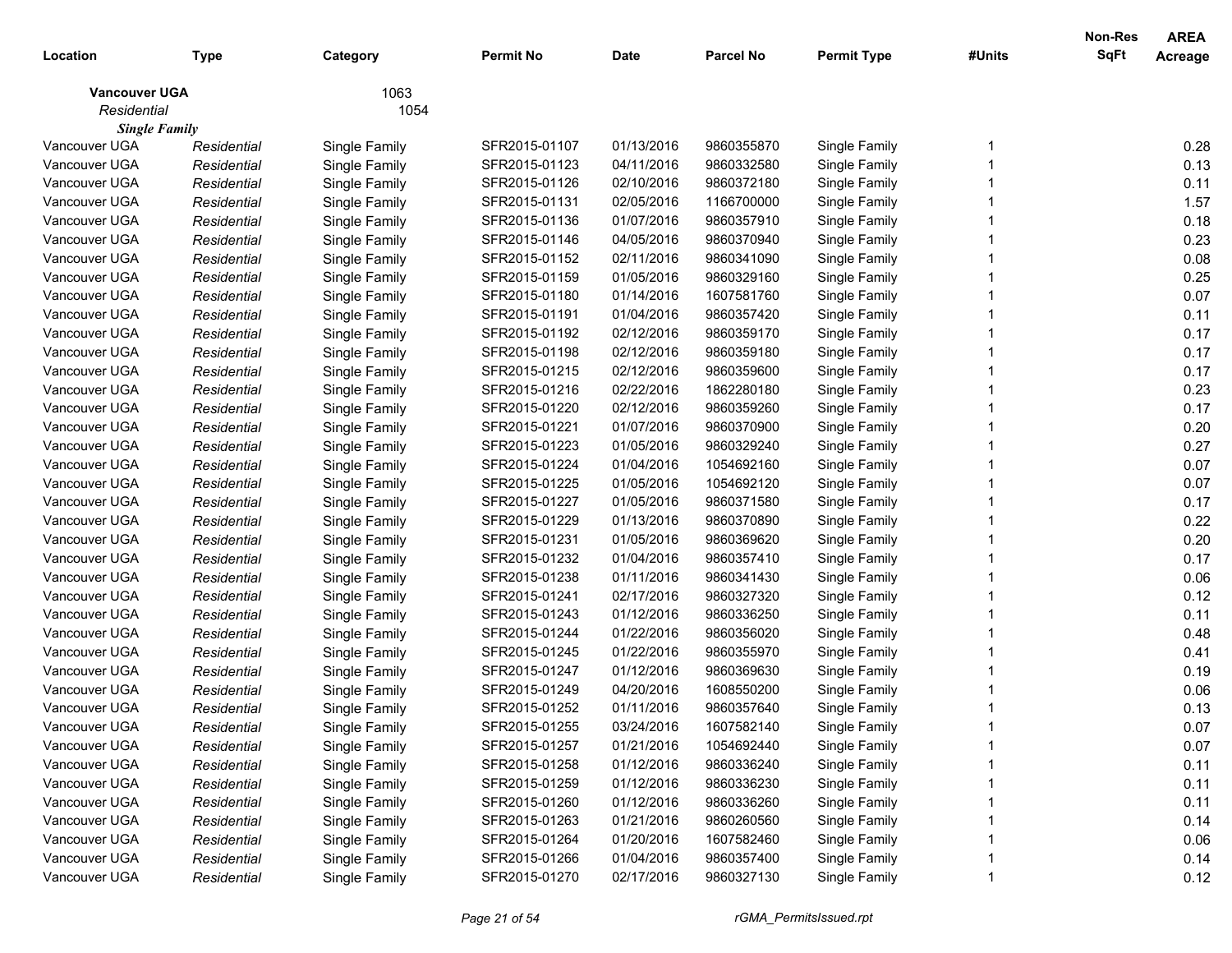| Location | Type | Category | Permit No | Date | Parcel No | Permit Type | #Units | Non-Res SqFt | AREA Acreage |
|---|---|---|---|---|---|---|---|---|---|
| **Vancouver UGA** | | 1063 | | | | | | | |
| *Residential* | | 1054 | | | | | | | |
| ***Single Family*** | | | | | | | | | |
| Vancouver UGA | *Residential* | Single Family | SFR2015-01107 | 01/13/2016 | 9860355870 | Single Family | 1 | | 0.28 |
| Vancouver UGA | *Residential* | Single Family | SFR2015-01123 | 04/11/2016 | 9860332580 | Single Family | 1 | | 0.13 |
| Vancouver UGA | *Residential* | Single Family | SFR2015-01126 | 02/10/2016 | 9860372180 | Single Family | 1 | | 0.11 |
| Vancouver UGA | *Residential* | Single Family | SFR2015-01131 | 02/05/2016 | 1166700000 | Single Family | 1 | | 1.57 |
| Vancouver UGA | *Residential* | Single Family | SFR2015-01136 | 01/07/2016 | 9860357910 | Single Family | 1 | | 0.18 |
| Vancouver UGA | *Residential* | Single Family | SFR2015-01146 | 04/05/2016 | 9860370940 | Single Family | 1 | | 0.23 |
| Vancouver UGA | *Residential* | Single Family | SFR2015-01152 | 02/11/2016 | 9860341090 | Single Family | 1 | | 0.08 |
| Vancouver UGA | *Residential* | Single Family | SFR2015-01159 | 01/05/2016 | 9860329160 | Single Family | 1 | | 0.25 |
| Vancouver UGA | *Residential* | Single Family | SFR2015-01180 | 01/14/2016 | 1607581760 | Single Family | 1 | | 0.07 |
| Vancouver UGA | *Residential* | Single Family | SFR2015-01191 | 01/04/2016 | 9860357420 | Single Family | 1 | | 0.11 |
| Vancouver UGA | *Residential* | Single Family | SFR2015-01192 | 02/12/2016 | 9860359170 | Single Family | 1 | | 0.17 |
| Vancouver UGA | *Residential* | Single Family | SFR2015-01198 | 02/12/2016 | 9860359180 | Single Family | 1 | | 0.17 |
| Vancouver UGA | *Residential* | Single Family | SFR2015-01215 | 02/12/2016 | 9860359600 | Single Family | 1 | | 0.17 |
| Vancouver UGA | *Residential* | Single Family | SFR2015-01216 | 02/22/2016 | 1862280180 | Single Family | 1 | | 0.23 |
| Vancouver UGA | *Residential* | Single Family | SFR2015-01220 | 02/12/2016 | 9860359260 | Single Family | 1 | | 0.17 |
| Vancouver UGA | *Residential* | Single Family | SFR2015-01221 | 01/07/2016 | 9860370900 | Single Family | 1 | | 0.20 |
| Vancouver UGA | *Residential* | Single Family | SFR2015-01223 | 01/05/2016 | 9860329240 | Single Family | 1 | | 0.27 |
| Vancouver UGA | *Residential* | Single Family | SFR2015-01224 | 01/04/2016 | 1054692160 | Single Family | 1 | | 0.07 |
| Vancouver UGA | *Residential* | Single Family | SFR2015-01225 | 01/05/2016 | 1054692120 | Single Family | 1 | | 0.07 |
| Vancouver UGA | *Residential* | Single Family | SFR2015-01227 | 01/05/2016 | 9860371580 | Single Family | 1 | | 0.17 |
| Vancouver UGA | *Residential* | Single Family | SFR2015-01229 | 01/13/2016 | 9860370890 | Single Family | 1 | | 0.22 |
| Vancouver UGA | *Residential* | Single Family | SFR2015-01231 | 01/05/2016 | 9860369620 | Single Family | 1 | | 0.20 |
| Vancouver UGA | *Residential* | Single Family | SFR2015-01232 | 01/04/2016 | 9860357410 | Single Family | 1 | | 0.17 |
| Vancouver UGA | *Residential* | Single Family | SFR2015-01238 | 01/11/2016 | 9860341430 | Single Family | 1 | | 0.06 |
| Vancouver UGA | *Residential* | Single Family | SFR2015-01241 | 02/17/2016 | 9860327320 | Single Family | 1 | | 0.12 |
| Vancouver UGA | *Residential* | Single Family | SFR2015-01243 | 01/12/2016 | 9860336250 | Single Family | 1 | | 0.11 |
| Vancouver UGA | *Residential* | Single Family | SFR2015-01244 | 01/22/2016 | 9860356020 | Single Family | 1 | | 0.48 |
| Vancouver UGA | *Residential* | Single Family | SFR2015-01245 | 01/22/2016 | 9860355970 | Single Family | 1 | | 0.41 |
| Vancouver UGA | *Residential* | Single Family | SFR2015-01247 | 01/12/2016 | 9860369630 | Single Family | 1 | | 0.19 |
| Vancouver UGA | *Residential* | Single Family | SFR2015-01249 | 04/20/2016 | 1608550200 | Single Family | 1 | | 0.06 |
| Vancouver UGA | *Residential* | Single Family | SFR2015-01252 | 01/11/2016 | 9860357640 | Single Family | 1 | | 0.13 |
| Vancouver UGA | *Residential* | Single Family | SFR2015-01255 | 03/24/2016 | 1607582140 | Single Family | 1 | | 0.07 |
| Vancouver UGA | *Residential* | Single Family | SFR2015-01257 | 01/21/2016 | 1054692440 | Single Family | 1 | | 0.07 |
| Vancouver UGA | *Residential* | Single Family | SFR2015-01258 | 01/12/2016 | 9860336240 | Single Family | 1 | | 0.11 |
| Vancouver UGA | *Residential* | Single Family | SFR2015-01259 | 01/12/2016 | 9860336230 | Single Family | 1 | | 0.11 |
| Vancouver UGA | *Residential* | Single Family | SFR2015-01260 | 01/12/2016 | 9860336260 | Single Family | 1 | | 0.11 |
| Vancouver UGA | *Residential* | Single Family | SFR2015-01263 | 01/21/2016 | 9860260560 | Single Family | 1 | | 0.14 |
| Vancouver UGA | *Residential* | Single Family | SFR2015-01264 | 01/20/2016 | 1607582460 | Single Family | 1 | | 0.06 |
| Vancouver UGA | *Residential* | Single Family | SFR2015-01266 | 01/04/2016 | 9860357400 | Single Family | 1 | | 0.14 |
| Vancouver UGA | *Residential* | Single Family | SFR2015-01270 | 02/17/2016 | 9860327130 | Single Family | 1 | | 0.12 |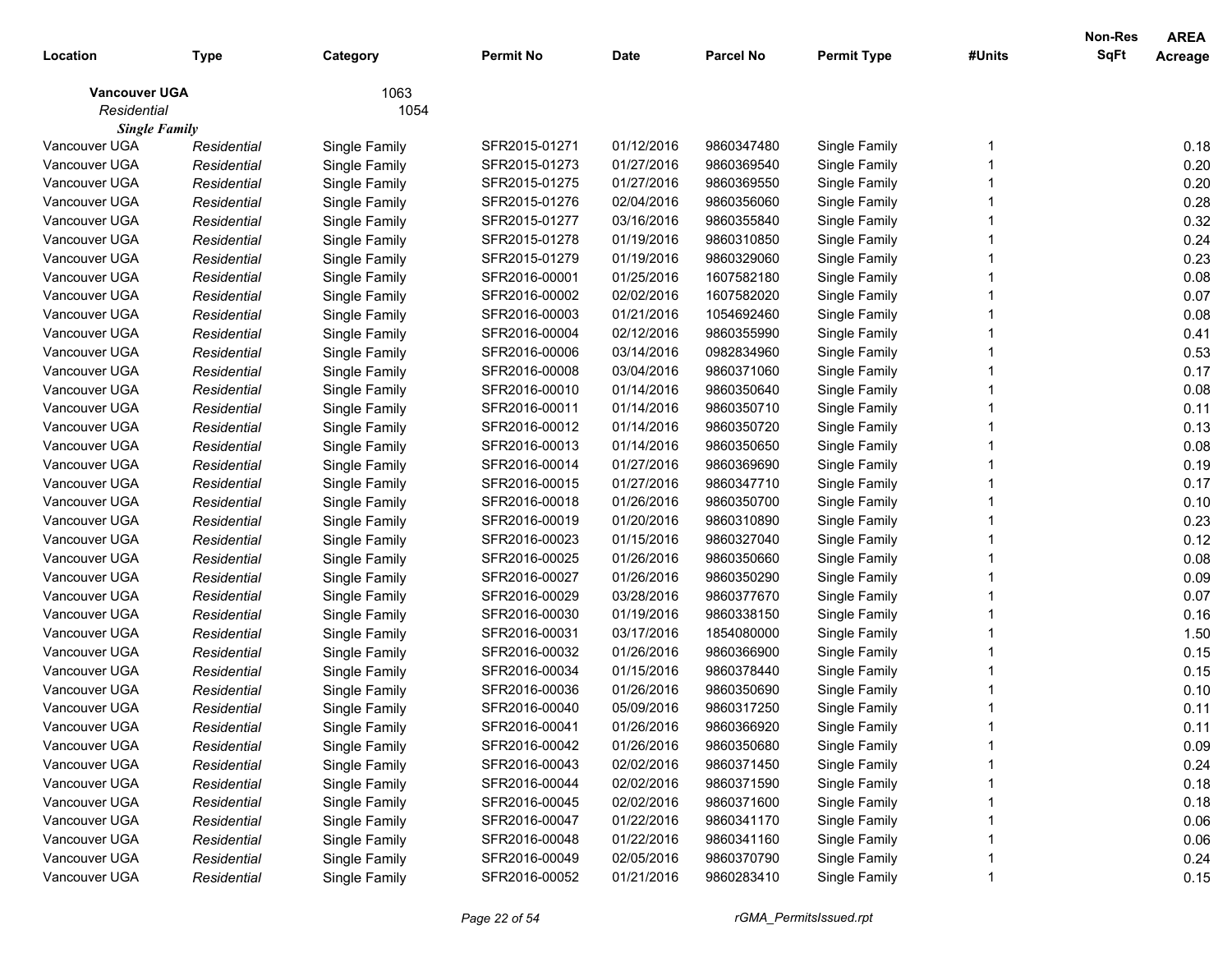| Location | Type | Category | Permit No | Date | Parcel No | Permit Type | #Units | Non-Res SqFt | AREA Acreage |
|---|---|---|---|---|---|---|---|---|---|
| **Vancouver UGA** | | 1063 | | | | | | | |
| *Residential* | | 1054 | | | | | | | |
| ***Single Family*** | | | | | | | | | |
| Vancouver UGA | *Residential* | Single Family | SFR2015-01271 | 01/12/2016 | 9860347480 | Single Family | 1 | | 0.18 |
| Vancouver UGA | *Residential* | Single Family | SFR2015-01273 | 01/27/2016 | 9860369540 | Single Family | 1 | | 0.20 |
| Vancouver UGA | *Residential* | Single Family | SFR2015-01275 | 01/27/2016 | 9860369550 | Single Family | 1 | | 0.20 |
| Vancouver UGA | *Residential* | Single Family | SFR2015-01276 | 02/04/2016 | 9860356060 | Single Family | 1 | | 0.28 |
| Vancouver UGA | *Residential* | Single Family | SFR2015-01277 | 03/16/2016 | 9860355840 | Single Family | 1 | | 0.32 |
| Vancouver UGA | *Residential* | Single Family | SFR2015-01278 | 01/19/2016 | 9860310850 | Single Family | 1 | | 0.24 |
| Vancouver UGA | *Residential* | Single Family | SFR2015-01279 | 01/19/2016 | 9860329060 | Single Family | 1 | | 0.23 |
| Vancouver UGA | *Residential* | Single Family | SFR2016-00001 | 01/25/2016 | 1607582180 | Single Family | 1 | | 0.08 |
| Vancouver UGA | *Residential* | Single Family | SFR2016-00002 | 02/02/2016 | 1607582020 | Single Family | 1 | | 0.07 |
| Vancouver UGA | *Residential* | Single Family | SFR2016-00003 | 01/21/2016 | 1054692460 | Single Family | 1 | | 0.08 |
| Vancouver UGA | *Residential* | Single Family | SFR2016-00004 | 02/12/2016 | 9860355990 | Single Family | 1 | | 0.41 |
| Vancouver UGA | *Residential* | Single Family | SFR2016-00006 | 03/14/2016 | 0982834960 | Single Family | 1 | | 0.53 |
| Vancouver UGA | *Residential* | Single Family | SFR2016-00008 | 03/04/2016 | 9860371060 | Single Family | 1 | | 0.17 |
| Vancouver UGA | *Residential* | Single Family | SFR2016-00010 | 01/14/2016 | 9860350640 | Single Family | 1 | | 0.08 |
| Vancouver UGA | *Residential* | Single Family | SFR2016-00011 | 01/14/2016 | 9860350710 | Single Family | 1 | | 0.11 |
| Vancouver UGA | *Residential* | Single Family | SFR2016-00012 | 01/14/2016 | 9860350720 | Single Family | 1 | | 0.13 |
| Vancouver UGA | *Residential* | Single Family | SFR2016-00013 | 01/14/2016 | 9860350650 | Single Family | 1 | | 0.08 |
| Vancouver UGA | *Residential* | Single Family | SFR2016-00014 | 01/27/2016 | 9860369690 | Single Family | 1 | | 0.19 |
| Vancouver UGA | *Residential* | Single Family | SFR2016-00015 | 01/27/2016 | 9860347710 | Single Family | 1 | | 0.17 |
| Vancouver UGA | *Residential* | Single Family | SFR2016-00018 | 01/26/2016 | 9860350700 | Single Family | 1 | | 0.10 |
| Vancouver UGA | *Residential* | Single Family | SFR2016-00019 | 01/20/2016 | 9860310890 | Single Family | 1 | | 0.23 |
| Vancouver UGA | *Residential* | Single Family | SFR2016-00023 | 01/15/2016 | 9860327040 | Single Family | 1 | | 0.12 |
| Vancouver UGA | *Residential* | Single Family | SFR2016-00025 | 01/26/2016 | 9860350660 | Single Family | 1 | | 0.08 |
| Vancouver UGA | *Residential* | Single Family | SFR2016-00027 | 01/26/2016 | 9860350290 | Single Family | 1 | | 0.09 |
| Vancouver UGA | *Residential* | Single Family | SFR2016-00029 | 03/28/2016 | 9860377670 | Single Family | 1 | | 0.07 |
| Vancouver UGA | *Residential* | Single Family | SFR2016-00030 | 01/19/2016 | 9860338150 | Single Family | 1 | | 0.16 |
| Vancouver UGA | *Residential* | Single Family | SFR2016-00031 | 03/17/2016 | 1854080000 | Single Family | 1 | | 1.50 |
| Vancouver UGA | *Residential* | Single Family | SFR2016-00032 | 01/26/2016 | 9860366900 | Single Family | 1 | | 0.15 |
| Vancouver UGA | *Residential* | Single Family | SFR2016-00034 | 01/15/2016 | 9860378440 | Single Family | 1 | | 0.15 |
| Vancouver UGA | *Residential* | Single Family | SFR2016-00036 | 01/26/2016 | 9860350690 | Single Family | 1 | | 0.10 |
| Vancouver UGA | *Residential* | Single Family | SFR2016-00040 | 05/09/2016 | 9860317250 | Single Family | 1 | | 0.11 |
| Vancouver UGA | *Residential* | Single Family | SFR2016-00041 | 01/26/2016 | 9860366920 | Single Family | 1 | | 0.11 |
| Vancouver UGA | *Residential* | Single Family | SFR2016-00042 | 01/26/2016 | 9860350680 | Single Family | 1 | | 0.09 |
| Vancouver UGA | *Residential* | Single Family | SFR2016-00043 | 02/02/2016 | 9860371450 | Single Family | 1 | | 0.24 |
| Vancouver UGA | *Residential* | Single Family | SFR2016-00044 | 02/02/2016 | 9860371590 | Single Family | 1 | | 0.18 |
| Vancouver UGA | *Residential* | Single Family | SFR2016-00045 | 02/02/2016 | 9860371600 | Single Family | 1 | | 0.18 |
| Vancouver UGA | *Residential* | Single Family | SFR2016-00047 | 01/22/2016 | 9860341170 | Single Family | 1 | | 0.06 |
| Vancouver UGA | *Residential* | Single Family | SFR2016-00048 | 01/22/2016 | 9860341160 | Single Family | 1 | | 0.06 |
| Vancouver UGA | *Residential* | Single Family | SFR2016-00049 | 02/05/2016 | 9860370790 | Single Family | 1 | | 0.24 |
| Vancouver UGA | *Residential* | Single Family | SFR2016-00052 | 01/21/2016 | 9860283410 | Single Family | 1 | | 0.15 |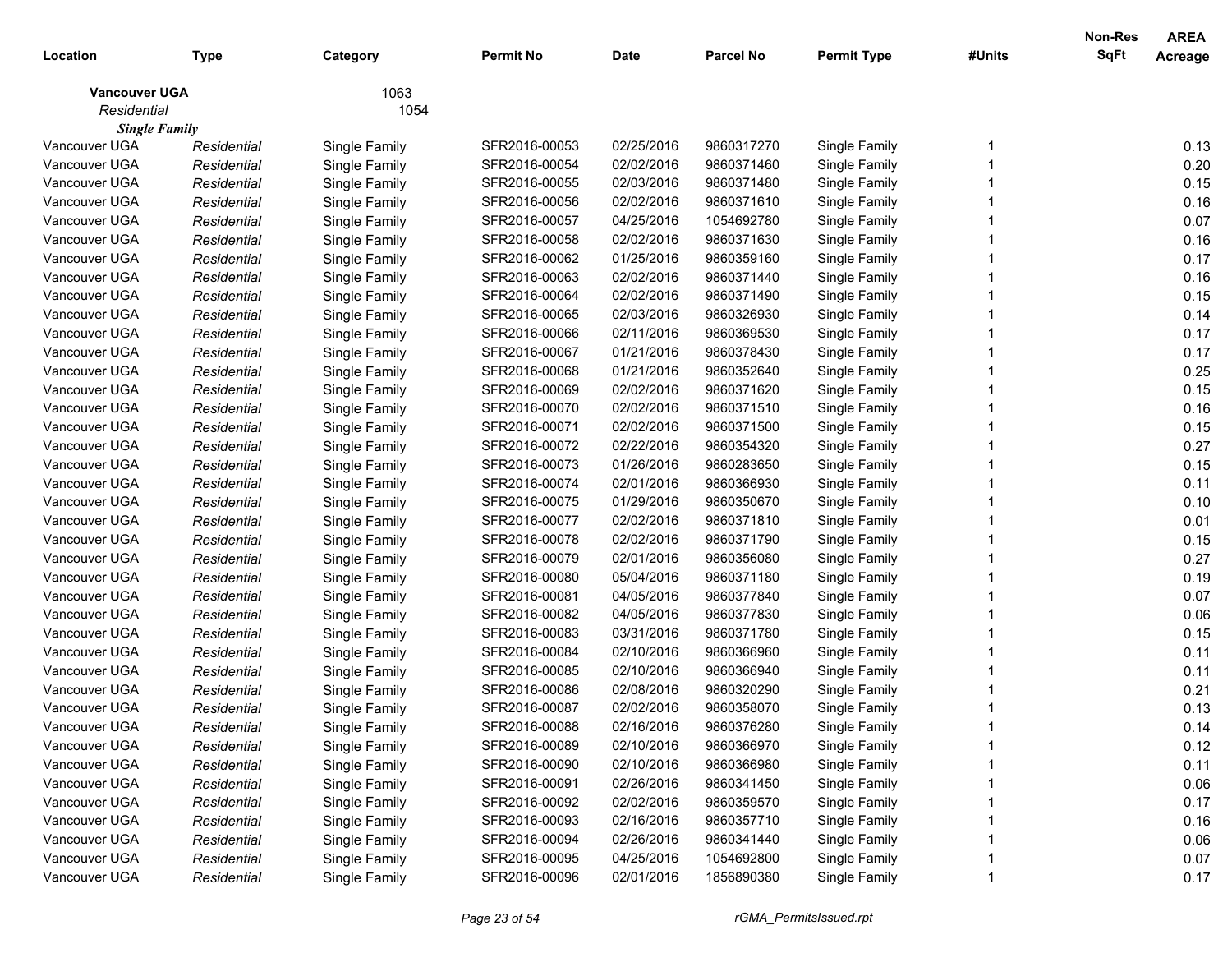| Location | Type | Category | Permit No | Date | Parcel No | Permit Type | #Units | Non-Res SqFt | AREA Acreage |
|---|---|---|---|---|---|---|---|---|---|
| **Vancouver UGA** | | 1063 | | | | | | | |
| *Residential* | | 1054 | | | | | | | |
| ***Single Family*** | | | | | | | | | |
| Vancouver UGA | *Residential* | Single Family | SFR2016-00053 | 02/25/2016 | 9860317270 | Single Family | 1 | | 0.13 |
| Vancouver UGA | *Residential* | Single Family | SFR2016-00054 | 02/02/2016 | 9860371460 | Single Family | 1 | | 0.20 |
| Vancouver UGA | *Residential* | Single Family | SFR2016-00055 | 02/03/2016 | 9860371480 | Single Family | 1 | | 0.15 |
| Vancouver UGA | *Residential* | Single Family | SFR2016-00056 | 02/02/2016 | 9860371610 | Single Family | 1 | | 0.16 |
| Vancouver UGA | *Residential* | Single Family | SFR2016-00057 | 04/25/2016 | 1054692780 | Single Family | 1 | | 0.07 |
| Vancouver UGA | *Residential* | Single Family | SFR2016-00058 | 02/02/2016 | 9860371630 | Single Family | 1 | | 0.16 |
| Vancouver UGA | *Residential* | Single Family | SFR2016-00062 | 01/25/2016 | 9860359160 | Single Family | 1 | | 0.17 |
| Vancouver UGA | *Residential* | Single Family | SFR2016-00063 | 02/02/2016 | 9860371440 | Single Family | 1 | | 0.16 |
| Vancouver UGA | *Residential* | Single Family | SFR2016-00064 | 02/02/2016 | 9860371490 | Single Family | 1 | | 0.15 |
| Vancouver UGA | *Residential* | Single Family | SFR2016-00065 | 02/03/2016 | 9860326930 | Single Family | 1 | | 0.14 |
| Vancouver UGA | *Residential* | Single Family | SFR2016-00066 | 02/11/2016 | 9860369530 | Single Family | 1 | | 0.17 |
| Vancouver UGA | *Residential* | Single Family | SFR2016-00067 | 01/21/2016 | 9860378430 | Single Family | 1 | | 0.17 |
| Vancouver UGA | *Residential* | Single Family | SFR2016-00068 | 01/21/2016 | 9860352640 | Single Family | 1 | | 0.25 |
| Vancouver UGA | *Residential* | Single Family | SFR2016-00069 | 02/02/2016 | 9860371620 | Single Family | 1 | | 0.15 |
| Vancouver UGA | *Residential* | Single Family | SFR2016-00070 | 02/02/2016 | 9860371510 | Single Family | 1 | | 0.16 |
| Vancouver UGA | *Residential* | Single Family | SFR2016-00071 | 02/02/2016 | 9860371500 | Single Family | 1 | | 0.15 |
| Vancouver UGA | *Residential* | Single Family | SFR2016-00072 | 02/22/2016 | 9860354320 | Single Family | 1 | | 0.27 |
| Vancouver UGA | *Residential* | Single Family | SFR2016-00073 | 01/26/2016 | 9860283650 | Single Family | 1 | | 0.15 |
| Vancouver UGA | *Residential* | Single Family | SFR2016-00074 | 02/01/2016 | 9860366930 | Single Family | 1 | | 0.11 |
| Vancouver UGA | *Residential* | Single Family | SFR2016-00075 | 01/29/2016 | 9860350670 | Single Family | 1 | | 0.10 |
| Vancouver UGA | *Residential* | Single Family | SFR2016-00077 | 02/02/2016 | 9860371810 | Single Family | 1 | | 0.01 |
| Vancouver UGA | *Residential* | Single Family | SFR2016-00078 | 02/02/2016 | 9860371790 | Single Family | 1 | | 0.15 |
| Vancouver UGA | *Residential* | Single Family | SFR2016-00079 | 02/01/2016 | 9860356080 | Single Family | 1 | | 0.27 |
| Vancouver UGA | *Residential* | Single Family | SFR2016-00080 | 05/04/2016 | 9860371180 | Single Family | 1 | | 0.19 |
| Vancouver UGA | *Residential* | Single Family | SFR2016-00081 | 04/05/2016 | 9860377840 | Single Family | 1 | | 0.07 |
| Vancouver UGA | *Residential* | Single Family | SFR2016-00082 | 04/05/2016 | 9860377830 | Single Family | 1 | | 0.06 |
| Vancouver UGA | *Residential* | Single Family | SFR2016-00083 | 03/31/2016 | 9860371780 | Single Family | 1 | | 0.15 |
| Vancouver UGA | *Residential* | Single Family | SFR2016-00084 | 02/10/2016 | 9860366960 | Single Family | 1 | | 0.11 |
| Vancouver UGA | *Residential* | Single Family | SFR2016-00085 | 02/10/2016 | 9860366940 | Single Family | 1 | | 0.11 |
| Vancouver UGA | *Residential* | Single Family | SFR2016-00086 | 02/08/2016 | 9860320290 | Single Family | 1 | | 0.21 |
| Vancouver UGA | *Residential* | Single Family | SFR2016-00087 | 02/02/2016 | 9860358070 | Single Family | 1 | | 0.13 |
| Vancouver UGA | *Residential* | Single Family | SFR2016-00088 | 02/16/2016 | 9860376280 | Single Family | 1 | | 0.14 |
| Vancouver UGA | *Residential* | Single Family | SFR2016-00089 | 02/10/2016 | 9860366970 | Single Family | 1 | | 0.12 |
| Vancouver UGA | *Residential* | Single Family | SFR2016-00090 | 02/10/2016 | 9860366980 | Single Family | 1 | | 0.11 |
| Vancouver UGA | *Residential* | Single Family | SFR2016-00091 | 02/26/2016 | 9860341450 | Single Family | 1 | | 0.06 |
| Vancouver UGA | *Residential* | Single Family | SFR2016-00092 | 02/02/2016 | 9860359570 | Single Family | 1 | | 0.17 |
| Vancouver UGA | *Residential* | Single Family | SFR2016-00093 | 02/16/2016 | 9860357710 | Single Family | 1 | | 0.16 |
| Vancouver UGA | *Residential* | Single Family | SFR2016-00094 | 02/26/2016 | 9860341440 | Single Family | 1 | | 0.06 |
| Vancouver UGA | *Residential* | Single Family | SFR2016-00095 | 04/25/2016 | 1054692800 | Single Family | 1 | | 0.07 |
| Vancouver UGA | *Residential* | Single Family | SFR2016-00096 | 02/01/2016 | 1856890380 | Single Family | 1 | | 0.17 |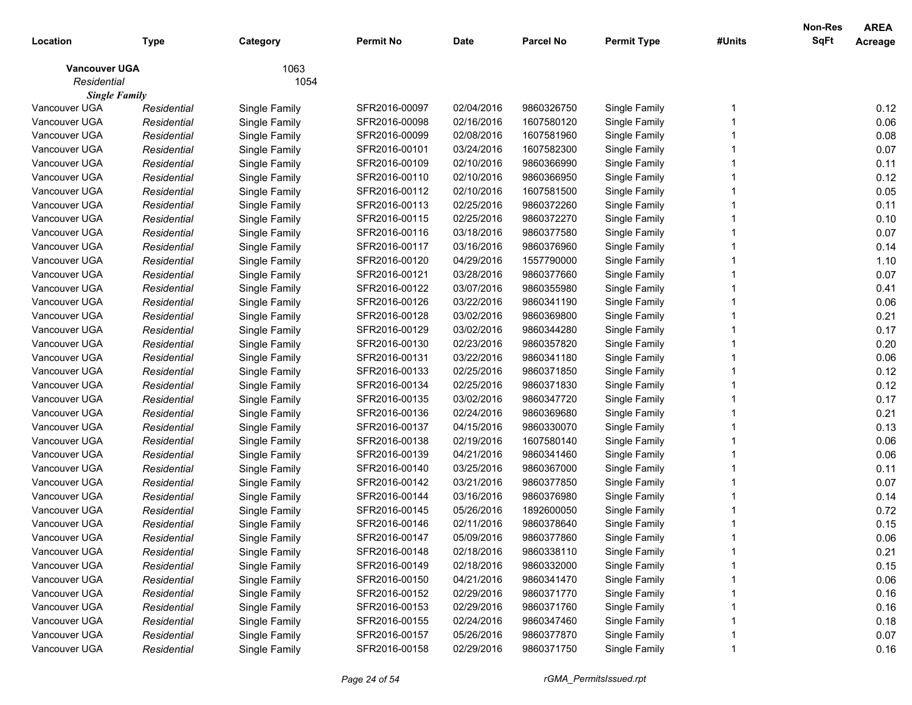| Location | Type | Category | Permit No | Date | Parcel No | Permit Type | #Units | Non-Res SqFt | AREA Acreage |
|---|---|---|---|---|---|---|---|---|---|
| **Vancouver UGA** | | 1063 | | | | | | | |
| *Residential* | | 1054 | | | | | | | |
| ***Single Family*** | | | | | | | | | |
| Vancouver UGA | *Residential* | Single Family | SFR2016-00097 | 02/04/2016 | 9860326750 | Single Family | 1 | | 0.12 |
| Vancouver UGA | *Residential* | Single Family | SFR2016-00098 | 02/16/2016 | 1607580120 | Single Family | 1 | | 0.06 |
| Vancouver UGA | *Residential* | Single Family | SFR2016-00099 | 02/08/2016 | 1607581960 | Single Family | 1 | | 0.08 |
| Vancouver UGA | *Residential* | Single Family | SFR2016-00101 | 03/24/2016 | 1607582300 | Single Family | 1 | | 0.07 |
| Vancouver UGA | *Residential* | Single Family | SFR2016-00109 | 02/10/2016 | 9860366990 | Single Family | 1 | | 0.11 |
| Vancouver UGA | *Residential* | Single Family | SFR2016-00110 | 02/10/2016 | 9860366950 | Single Family | 1 | | 0.12 |
| Vancouver UGA | *Residential* | Single Family | SFR2016-00112 | 02/10/2016 | 1607581500 | Single Family | 1 | | 0.05 |
| Vancouver UGA | *Residential* | Single Family | SFR2016-00113 | 02/25/2016 | 9860372260 | Single Family | 1 | | 0.11 |
| Vancouver UGA | *Residential* | Single Family | SFR2016-00115 | 02/25/2016 | 9860372270 | Single Family | 1 | | 0.10 |
| Vancouver UGA | *Residential* | Single Family | SFR2016-00116 | 03/18/2016 | 9860377580 | Single Family | 1 | | 0.07 |
| Vancouver UGA | *Residential* | Single Family | SFR2016-00117 | 03/16/2016 | 9860376960 | Single Family | 1 | | 0.14 |
| Vancouver UGA | *Residential* | Single Family | SFR2016-00120 | 04/29/2016 | 1557790000 | Single Family | 1 | | 1.10 |
| Vancouver UGA | *Residential* | Single Family | SFR2016-00121 | 03/28/2016 | 9860377660 | Single Family | 1 | | 0.07 |
| Vancouver UGA | *Residential* | Single Family | SFR2016-00122 | 03/07/2016 | 9860355980 | Single Family | 1 | | 0.41 |
| Vancouver UGA | *Residential* | Single Family | SFR2016-00126 | 03/22/2016 | 9860341190 | Single Family | 1 | | 0.06 |
| Vancouver UGA | *Residential* | Single Family | SFR2016-00128 | 03/02/2016 | 9860369800 | Single Family | 1 | | 0.21 |
| Vancouver UGA | *Residential* | Single Family | SFR2016-00129 | 03/02/2016 | 9860344280 | Single Family | 1 | | 0.17 |
| Vancouver UGA | *Residential* | Single Family | SFR2016-00130 | 02/23/2016 | 9860357820 | Single Family | 1 | | 0.20 |
| Vancouver UGA | *Residential* | Single Family | SFR2016-00131 | 03/22/2016 | 9860341180 | Single Family | 1 | | 0.06 |
| Vancouver UGA | *Residential* | Single Family | SFR2016-00133 | 02/25/2016 | 9860371850 | Single Family | 1 | | 0.12 |
| Vancouver UGA | *Residential* | Single Family | SFR2016-00134 | 02/25/2016 | 9860371830 | Single Family | 1 | | 0.12 |
| Vancouver UGA | *Residential* | Single Family | SFR2016-00135 | 03/02/2016 | 9860347720 | Single Family | 1 | | 0.17 |
| Vancouver UGA | *Residential* | Single Family | SFR2016-00136 | 02/24/2016 | 9860369680 | Single Family | 1 | | 0.21 |
| Vancouver UGA | *Residential* | Single Family | SFR2016-00137 | 04/15/2016 | 9860330070 | Single Family | 1 | | 0.13 |
| Vancouver UGA | *Residential* | Single Family | SFR2016-00138 | 02/19/2016 | 1607580140 | Single Family | 1 | | 0.06 |
| Vancouver UGA | *Residential* | Single Family | SFR2016-00139 | 04/21/2016 | 9860341460 | Single Family | 1 | | 0.06 |
| Vancouver UGA | *Residential* | Single Family | SFR2016-00140 | 03/25/2016 | 9860367000 | Single Family | 1 | | 0.11 |
| Vancouver UGA | *Residential* | Single Family | SFR2016-00142 | 03/21/2016 | 9860377850 | Single Family | 1 | | 0.07 |
| Vancouver UGA | *Residential* | Single Family | SFR2016-00144 | 03/16/2016 | 9860376980 | Single Family | 1 | | 0.14 |
| Vancouver UGA | *Residential* | Single Family | SFR2016-00145 | 05/26/2016 | 1892600050 | Single Family | 1 | | 0.72 |
| Vancouver UGA | *Residential* | Single Family | SFR2016-00146 | 02/11/2016 | 9860378640 | Single Family | 1 | | 0.15 |
| Vancouver UGA | *Residential* | Single Family | SFR2016-00147 | 05/09/2016 | 9860377860 | Single Family | 1 | | 0.06 |
| Vancouver UGA | *Residential* | Single Family | SFR2016-00148 | 02/18/2016 | 9860338110 | Single Family | 1 | | 0.21 |
| Vancouver UGA | *Residential* | Single Family | SFR2016-00149 | 02/18/2016 | 9860332000 | Single Family | 1 | | 0.15 |
| Vancouver UGA | *Residential* | Single Family | SFR2016-00150 | 04/21/2016 | 9860341470 | Single Family | 1 | | 0.06 |
| Vancouver UGA | *Residential* | Single Family | SFR2016-00152 | 02/29/2016 | 9860371770 | Single Family | 1 | | 0.16 |
| Vancouver UGA | *Residential* | Single Family | SFR2016-00153 | 02/29/2016 | 9860371760 | Single Family | 1 | | 0.16 |
| Vancouver UGA | *Residential* | Single Family | SFR2016-00155 | 02/24/2016 | 9860347460 | Single Family | 1 | | 0.18 |
| Vancouver UGA | *Residential* | Single Family | SFR2016-00157 | 05/26/2016 | 9860377870 | Single Family | 1 | | 0.07 |
| Vancouver UGA | *Residential* | Single Family | SFR2016-00158 | 02/29/2016 | 9860371750 | Single Family | 1 | | 0.16 |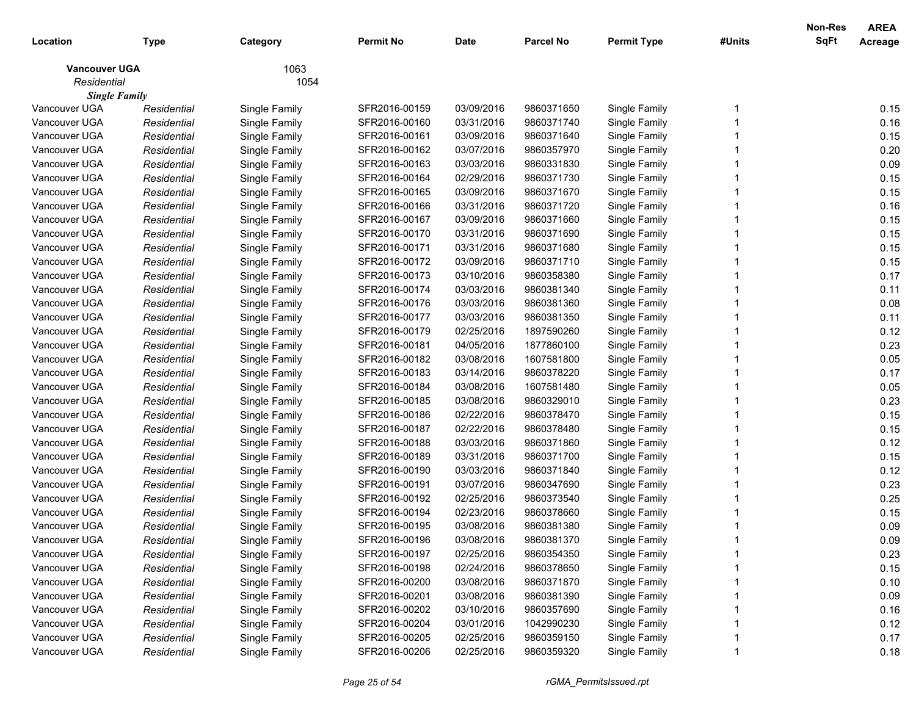| Location | Type | Category | Permit No | Date | Parcel No | Permit Type | #Units | Non-Res SqFt | AREA Acreage |
|---|---|---|---|---|---|---|---|---|---|
| **Vancouver UGA** | | 1063 | | | | | | | |
| *Residential* | | 1054 | | | | | | | |
| ***Single Family*** | | | | | | | | | |
| Vancouver UGA | *Residential* | Single Family | SFR2016-00159 | 03/09/2016 | 9860371650 | Single Family | 1 | | 0.15 |
| Vancouver UGA | *Residential* | Single Family | SFR2016-00160 | 03/31/2016 | 9860371740 | Single Family | 1 | | 0.16 |
| Vancouver UGA | *Residential* | Single Family | SFR2016-00161 | 03/09/2016 | 9860371640 | Single Family | 1 | | 0.15 |
| Vancouver UGA | *Residential* | Single Family | SFR2016-00162 | 03/07/2016 | 9860357970 | Single Family | 1 | | 0.20 |
| Vancouver UGA | *Residential* | Single Family | SFR2016-00163 | 03/03/2016 | 9860331830 | Single Family | 1 | | 0.09 |
| Vancouver UGA | *Residential* | Single Family | SFR2016-00164 | 02/29/2016 | 9860371730 | Single Family | 1 | | 0.15 |
| Vancouver UGA | *Residential* | Single Family | SFR2016-00165 | 03/09/2016 | 9860371670 | Single Family | 1 | | 0.15 |
| Vancouver UGA | *Residential* | Single Family | SFR2016-00166 | 03/31/2016 | 9860371720 | Single Family | 1 | | 0.16 |
| Vancouver UGA | *Residential* | Single Family | SFR2016-00167 | 03/09/2016 | 9860371660 | Single Family | 1 | | 0.15 |
| Vancouver UGA | *Residential* | Single Family | SFR2016-00170 | 03/31/2016 | 9860371690 | Single Family | 1 | | 0.15 |
| Vancouver UGA | *Residential* | Single Family | SFR2016-00171 | 03/31/2016 | 9860371680 | Single Family | 1 | | 0.15 |
| Vancouver UGA | *Residential* | Single Family | SFR2016-00172 | 03/09/2016 | 9860371710 | Single Family | 1 | | 0.15 |
| Vancouver UGA | *Residential* | Single Family | SFR2016-00173 | 03/10/2016 | 9860358380 | Single Family | 1 | | 0.17 |
| Vancouver UGA | *Residential* | Single Family | SFR2016-00174 | 03/03/2016 | 9860381340 | Single Family | 1 | | 0.11 |
| Vancouver UGA | *Residential* | Single Family | SFR2016-00176 | 03/03/2016 | 9860381360 | Single Family | 1 | | 0.08 |
| Vancouver UGA | *Residential* | Single Family | SFR2016-00177 | 03/03/2016 | 9860381350 | Single Family | 1 | | 0.11 |
| Vancouver UGA | *Residential* | Single Family | SFR2016-00179 | 02/25/2016 | 1897590260 | Single Family | 1 | | 0.12 |
| Vancouver UGA | *Residential* | Single Family | SFR2016-00181 | 04/05/2016 | 1877860100 | Single Family | 1 | | 0.23 |
| Vancouver UGA | *Residential* | Single Family | SFR2016-00182 | 03/08/2016 | 1607581800 | Single Family | 1 | | 0.05 |
| Vancouver UGA | *Residential* | Single Family | SFR2016-00183 | 03/14/2016 | 9860378220 | Single Family | 1 | | 0.17 |
| Vancouver UGA | *Residential* | Single Family | SFR2016-00184 | 03/08/2016 | 1607581480 | Single Family | 1 | | 0.05 |
| Vancouver UGA | *Residential* | Single Family | SFR2016-00185 | 03/08/2016 | 9860329010 | Single Family | 1 | | 0.23 |
| Vancouver UGA | *Residential* | Single Family | SFR2016-00186 | 02/22/2016 | 9860378470 | Single Family | 1 | | 0.15 |
| Vancouver UGA | *Residential* | Single Family | SFR2016-00187 | 02/22/2016 | 9860378480 | Single Family | 1 | | 0.15 |
| Vancouver UGA | *Residential* | Single Family | SFR2016-00188 | 03/03/2016 | 9860371860 | Single Family | 1 | | 0.12 |
| Vancouver UGA | *Residential* | Single Family | SFR2016-00189 | 03/31/2016 | 9860371700 | Single Family | 1 | | 0.15 |
| Vancouver UGA | *Residential* | Single Family | SFR2016-00190 | 03/03/2016 | 9860371840 | Single Family | 1 | | 0.12 |
| Vancouver UGA | *Residential* | Single Family | SFR2016-00191 | 03/07/2016 | 9860347690 | Single Family | 1 | | 0.23 |
| Vancouver UGA | *Residential* | Single Family | SFR2016-00192 | 02/25/2016 | 9860373540 | Single Family | 1 | | 0.25 |
| Vancouver UGA | *Residential* | Single Family | SFR2016-00194 | 02/23/2016 | 9860378660 | Single Family | 1 | | 0.15 |
| Vancouver UGA | *Residential* | Single Family | SFR2016-00195 | 03/08/2016 | 9860381380 | Single Family | 1 | | 0.09 |
| Vancouver UGA | *Residential* | Single Family | SFR2016-00196 | 03/08/2016 | 9860381370 | Single Family | 1 | | 0.09 |
| Vancouver UGA | *Residential* | Single Family | SFR2016-00197 | 02/25/2016 | 9860354350 | Single Family | 1 | | 0.23 |
| Vancouver UGA | *Residential* | Single Family | SFR2016-00198 | 02/24/2016 | 9860378650 | Single Family | 1 | | 0.15 |
| Vancouver UGA | *Residential* | Single Family | SFR2016-00200 | 03/08/2016 | 9860371870 | Single Family | 1 | | 0.10 |
| Vancouver UGA | *Residential* | Single Family | SFR2016-00201 | 03/08/2016 | 9860381390 | Single Family | 1 | | 0.09 |
| Vancouver UGA | *Residential* | Single Family | SFR2016-00202 | 03/10/2016 | 9860357690 | Single Family | 1 | | 0.16 |
| Vancouver UGA | *Residential* | Single Family | SFR2016-00204 | 03/01/2016 | 1042990230 | Single Family | 1 | | 0.12 |
| Vancouver UGA | *Residential* | Single Family | SFR2016-00205 | 02/25/2016 | 9860359150 | Single Family | 1 | | 0.17 |
| Vancouver UGA | *Residential* | Single Family | SFR2016-00206 | 02/25/2016 | 9860359320 | Single Family | 1 | | 0.18 |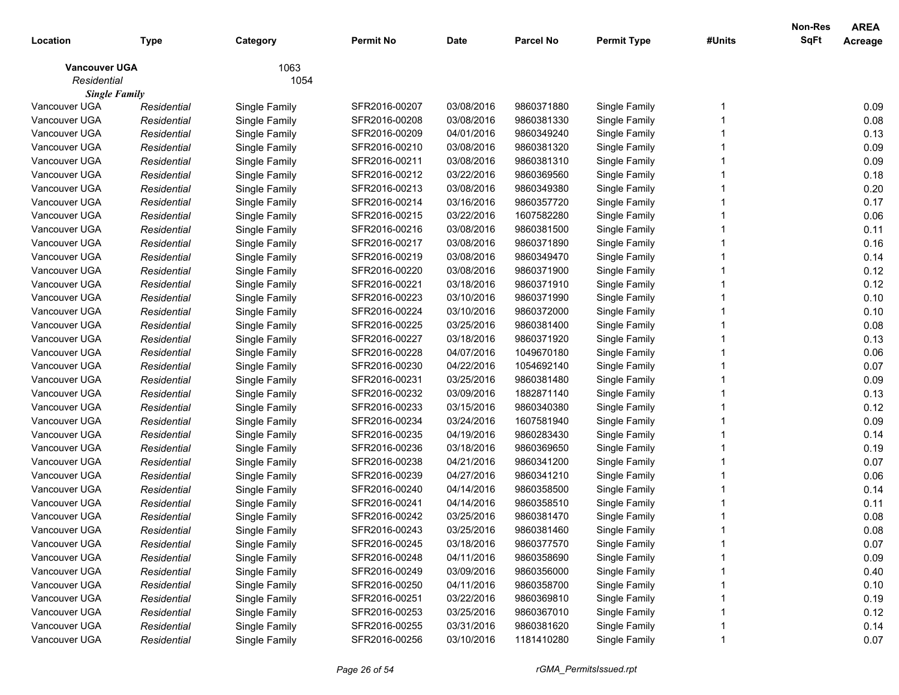| Location | Type | Category | Permit No | Date | Parcel No | Permit Type | #Units | Non-Res SqFt | AREA Acreage |
|---|---|---|---|---|---|---|---|---|---|
| **Vancouver UGA** | | 1063 | | | | | | | |
| *Residential* | | 1054 | | | | | | | |
| ***Single Family*** | | | | | | | | | |
| Vancouver UGA | *Residential* | Single Family | SFR2016-00207 | 03/08/2016 | 9860371880 | Single Family | 1 | | 0.09 |
| Vancouver UGA | *Residential* | Single Family | SFR2016-00208 | 03/08/2016 | 9860381330 | Single Family | 1 | | 0.08 |
| Vancouver UGA | *Residential* | Single Family | SFR2016-00209 | 04/01/2016 | 9860349240 | Single Family | 1 | | 0.13 |
| Vancouver UGA | *Residential* | Single Family | SFR2016-00210 | 03/08/2016 | 9860381320 | Single Family | 1 | | 0.09 |
| Vancouver UGA | *Residential* | Single Family | SFR2016-00211 | 03/08/2016 | 9860381310 | Single Family | 1 | | 0.09 |
| Vancouver UGA | *Residential* | Single Family | SFR2016-00212 | 03/22/2016 | 9860369560 | Single Family | 1 | | 0.18 |
| Vancouver UGA | *Residential* | Single Family | SFR2016-00213 | 03/08/2016 | 9860349380 | Single Family | 1 | | 0.20 |
| Vancouver UGA | *Residential* | Single Family | SFR2016-00214 | 03/16/2016 | 9860357720 | Single Family | 1 | | 0.17 |
| Vancouver UGA | *Residential* | Single Family | SFR2016-00215 | 03/22/2016 | 1607582280 | Single Family | 1 | | 0.06 |
| Vancouver UGA | *Residential* | Single Family | SFR2016-00216 | 03/08/2016 | 9860381500 | Single Family | 1 | | 0.11 |
| Vancouver UGA | *Residential* | Single Family | SFR2016-00217 | 03/08/2016 | 9860371890 | Single Family | 1 | | 0.16 |
| Vancouver UGA | *Residential* | Single Family | SFR2016-00219 | 03/08/2016 | 9860349470 | Single Family | 1 | | 0.14 |
| Vancouver UGA | *Residential* | Single Family | SFR2016-00220 | 03/08/2016 | 9860371900 | Single Family | 1 | | 0.12 |
| Vancouver UGA | *Residential* | Single Family | SFR2016-00221 | 03/18/2016 | 9860371910 | Single Family | 1 | | 0.12 |
| Vancouver UGA | *Residential* | Single Family | SFR2016-00223 | 03/10/2016 | 9860371990 | Single Family | 1 | | 0.10 |
| Vancouver UGA | *Residential* | Single Family | SFR2016-00224 | 03/10/2016 | 9860372000 | Single Family | 1 | | 0.10 |
| Vancouver UGA | *Residential* | Single Family | SFR2016-00225 | 03/25/2016 | 9860381400 | Single Family | 1 | | 0.08 |
| Vancouver UGA | *Residential* | Single Family | SFR2016-00227 | 03/18/2016 | 9860371920 | Single Family | 1 | | 0.13 |
| Vancouver UGA | *Residential* | Single Family | SFR2016-00228 | 04/07/2016 | 1049670180 | Single Family | 1 | | 0.06 |
| Vancouver UGA | *Residential* | Single Family | SFR2016-00230 | 04/22/2016 | 1054692140 | Single Family | 1 | | 0.07 |
| Vancouver UGA | *Residential* | Single Family | SFR2016-00231 | 03/25/2016 | 9860381480 | Single Family | 1 | | 0.09 |
| Vancouver UGA | *Residential* | Single Family | SFR2016-00232 | 03/09/2016 | 1882871140 | Single Family | 1 | | 0.13 |
| Vancouver UGA | *Residential* | Single Family | SFR2016-00233 | 03/15/2016 | 9860340380 | Single Family | 1 | | 0.12 |
| Vancouver UGA | *Residential* | Single Family | SFR2016-00234 | 03/24/2016 | 1607581940 | Single Family | 1 | | 0.09 |
| Vancouver UGA | *Residential* | Single Family | SFR2016-00235 | 04/19/2016 | 9860283430 | Single Family | 1 | | 0.14 |
| Vancouver UGA | *Residential* | Single Family | SFR2016-00236 | 03/18/2016 | 9860369650 | Single Family | 1 | | 0.19 |
| Vancouver UGA | *Residential* | Single Family | SFR2016-00238 | 04/21/2016 | 9860341200 | Single Family | 1 | | 0.07 |
| Vancouver UGA | *Residential* | Single Family | SFR2016-00239 | 04/27/2016 | 9860341210 | Single Family | 1 | | 0.06 |
| Vancouver UGA | *Residential* | Single Family | SFR2016-00240 | 04/14/2016 | 9860358500 | Single Family | 1 | | 0.14 |
| Vancouver UGA | *Residential* | Single Family | SFR2016-00241 | 04/14/2016 | 9860358510 | Single Family | 1 | | 0.11 |
| Vancouver UGA | *Residential* | Single Family | SFR2016-00242 | 03/25/2016 | 9860381470 | Single Family | 1 | | 0.08 |
| Vancouver UGA | *Residential* | Single Family | SFR2016-00243 | 03/25/2016 | 9860381460 | Single Family | 1 | | 0.08 |
| Vancouver UGA | *Residential* | Single Family | SFR2016-00245 | 03/18/2016 | 9860377570 | Single Family | 1 | | 0.07 |
| Vancouver UGA | *Residential* | Single Family | SFR2016-00248 | 04/11/2016 | 9860358690 | Single Family | 1 | | 0.09 |
| Vancouver UGA | *Residential* | Single Family | SFR2016-00249 | 03/09/2016 | 9860356000 | Single Family | 1 | | 0.40 |
| Vancouver UGA | *Residential* | Single Family | SFR2016-00250 | 04/11/2016 | 9860358700 | Single Family | 1 | | 0.10 |
| Vancouver UGA | *Residential* | Single Family | SFR2016-00251 | 03/22/2016 | 9860369810 | Single Family | 1 | | 0.19 |
| Vancouver UGA | *Residential* | Single Family | SFR2016-00253 | 03/25/2016 | 9860367010 | Single Family | 1 | | 0.12 |
| Vancouver UGA | *Residential* | Single Family | SFR2016-00255 | 03/31/2016 | 9860381620 | Single Family | 1 | | 0.14 |
| Vancouver UGA | *Residential* | Single Family | SFR2016-00256 | 03/10/2016 | 1181410280 | Single Family | 1 | | 0.07 |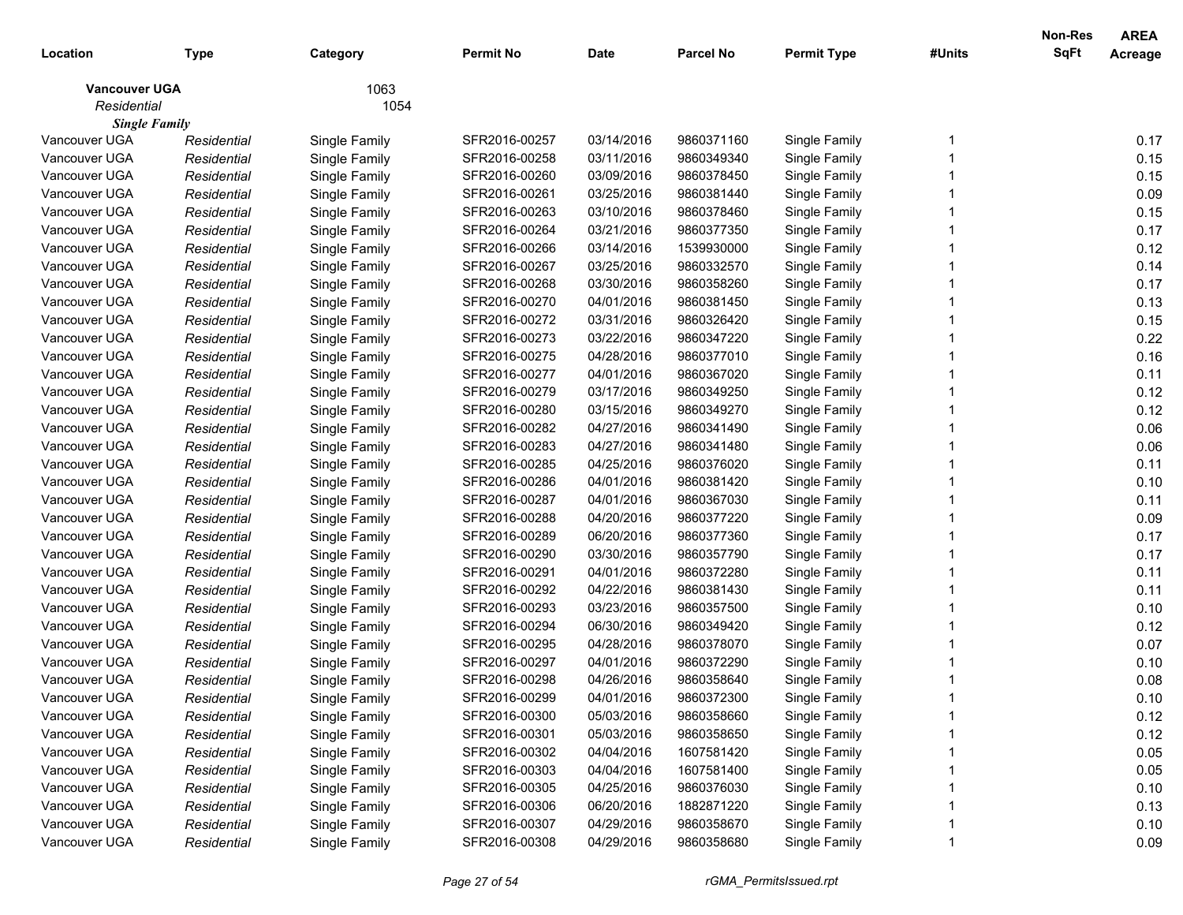| Location | Type | Category | Permit No | Date | Parcel No | Permit Type | #Units | Non-Res SqFt | AREA Acreage |
|---|---|---|---|---|---|---|---|---|---|
| **Vancouver UGA** | | 1063 | | | | | | | |
| *Residential* | | 1054 | | | | | | | |
| ***Single Family*** | | | | | | | | | |
| Vancouver UGA | *Residential* | Single Family | SFR2016-00257 | 03/14/2016 | 9860371160 | Single Family | 1 | | 0.17 |
| Vancouver UGA | *Residential* | Single Family | SFR2016-00258 | 03/11/2016 | 9860349340 | Single Family | 1 | | 0.15 |
| Vancouver UGA | *Residential* | Single Family | SFR2016-00260 | 03/09/2016 | 9860378450 | Single Family | 1 | | 0.15 |
| Vancouver UGA | *Residential* | Single Family | SFR2016-00261 | 03/25/2016 | 9860381440 | Single Family | 1 | | 0.09 |
| Vancouver UGA | *Residential* | Single Family | SFR2016-00263 | 03/10/2016 | 9860378460 | Single Family | 1 | | 0.15 |
| Vancouver UGA | *Residential* | Single Family | SFR2016-00264 | 03/21/2016 | 9860377350 | Single Family | 1 | | 0.17 |
| Vancouver UGA | *Residential* | Single Family | SFR2016-00266 | 03/14/2016 | 1539930000 | Single Family | 1 | | 0.12 |
| Vancouver UGA | *Residential* | Single Family | SFR2016-00267 | 03/25/2016 | 9860332570 | Single Family | 1 | | 0.14 |
| Vancouver UGA | *Residential* | Single Family | SFR2016-00268 | 03/30/2016 | 9860358260 | Single Family | 1 | | 0.17 |
| Vancouver UGA | *Residential* | Single Family | SFR2016-00270 | 04/01/2016 | 9860381450 | Single Family | 1 | | 0.13 |
| Vancouver UGA | *Residential* | Single Family | SFR2016-00272 | 03/31/2016 | 9860326420 | Single Family | 1 | | 0.15 |
| Vancouver UGA | *Residential* | Single Family | SFR2016-00273 | 03/22/2016 | 9860347220 | Single Family | 1 | | 0.22 |
| Vancouver UGA | *Residential* | Single Family | SFR2016-00275 | 04/28/2016 | 9860377010 | Single Family | 1 | | 0.16 |
| Vancouver UGA | *Residential* | Single Family | SFR2016-00277 | 04/01/2016 | 9860367020 | Single Family | 1 | | 0.11 |
| Vancouver UGA | *Residential* | Single Family | SFR2016-00279 | 03/17/2016 | 9860349250 | Single Family | 1 | | 0.12 |
| Vancouver UGA | *Residential* | Single Family | SFR2016-00280 | 03/15/2016 | 9860349270 | Single Family | 1 | | 0.12 |
| Vancouver UGA | *Residential* | Single Family | SFR2016-00282 | 04/27/2016 | 9860341490 | Single Family | 1 | | 0.06 |
| Vancouver UGA | *Residential* | Single Family | SFR2016-00283 | 04/27/2016 | 9860341480 | Single Family | 1 | | 0.06 |
| Vancouver UGA | *Residential* | Single Family | SFR2016-00285 | 04/25/2016 | 9860376020 | Single Family | 1 | | 0.11 |
| Vancouver UGA | *Residential* | Single Family | SFR2016-00286 | 04/01/2016 | 9860381420 | Single Family | 1 | | 0.10 |
| Vancouver UGA | *Residential* | Single Family | SFR2016-00287 | 04/01/2016 | 9860367030 | Single Family | 1 | | 0.11 |
| Vancouver UGA | *Residential* | Single Family | SFR2016-00288 | 04/20/2016 | 9860377220 | Single Family | 1 | | 0.09 |
| Vancouver UGA | *Residential* | Single Family | SFR2016-00289 | 06/20/2016 | 9860377360 | Single Family | 1 | | 0.17 |
| Vancouver UGA | *Residential* | Single Family | SFR2016-00290 | 03/30/2016 | 9860357790 | Single Family | 1 | | 0.17 |
| Vancouver UGA | *Residential* | Single Family | SFR2016-00291 | 04/01/2016 | 9860372280 | Single Family | 1 | | 0.11 |
| Vancouver UGA | *Residential* | Single Family | SFR2016-00292 | 04/22/2016 | 9860381430 | Single Family | 1 | | 0.11 |
| Vancouver UGA | *Residential* | Single Family | SFR2016-00293 | 03/23/2016 | 9860357500 | Single Family | 1 | | 0.10 |
| Vancouver UGA | *Residential* | Single Family | SFR2016-00294 | 06/30/2016 | 9860349420 | Single Family | 1 | | 0.12 |
| Vancouver UGA | *Residential* | Single Family | SFR2016-00295 | 04/28/2016 | 9860378070 | Single Family | 1 | | 0.07 |
| Vancouver UGA | *Residential* | Single Family | SFR2016-00297 | 04/01/2016 | 9860372290 | Single Family | 1 | | 0.10 |
| Vancouver UGA | *Residential* | Single Family | SFR2016-00298 | 04/26/2016 | 9860358640 | Single Family | 1 | | 0.08 |
| Vancouver UGA | *Residential* | Single Family | SFR2016-00299 | 04/01/2016 | 9860372300 | Single Family | 1 | | 0.10 |
| Vancouver UGA | *Residential* | Single Family | SFR2016-00300 | 05/03/2016 | 9860358660 | Single Family | 1 | | 0.12 |
| Vancouver UGA | *Residential* | Single Family | SFR2016-00301 | 05/03/2016 | 9860358650 | Single Family | 1 | | 0.12 |
| Vancouver UGA | *Residential* | Single Family | SFR2016-00302 | 04/04/2016 | 1607581420 | Single Family | 1 | | 0.05 |
| Vancouver UGA | *Residential* | Single Family | SFR2016-00303 | 04/04/2016 | 1607581400 | Single Family | 1 | | 0.05 |
| Vancouver UGA | *Residential* | Single Family | SFR2016-00305 | 04/25/2016 | 9860376030 | Single Family | 1 | | 0.10 |
| Vancouver UGA | *Residential* | Single Family | SFR2016-00306 | 06/20/2016 | 1882871220 | Single Family | 1 | | 0.13 |
| Vancouver UGA | *Residential* | Single Family | SFR2016-00307 | 04/29/2016 | 9860358670 | Single Family | 1 | | 0.10 |
| Vancouver UGA | *Residential* | Single Family | SFR2016-00308 | 04/29/2016 | 9860358680 | Single Family | 1 | | 0.09 |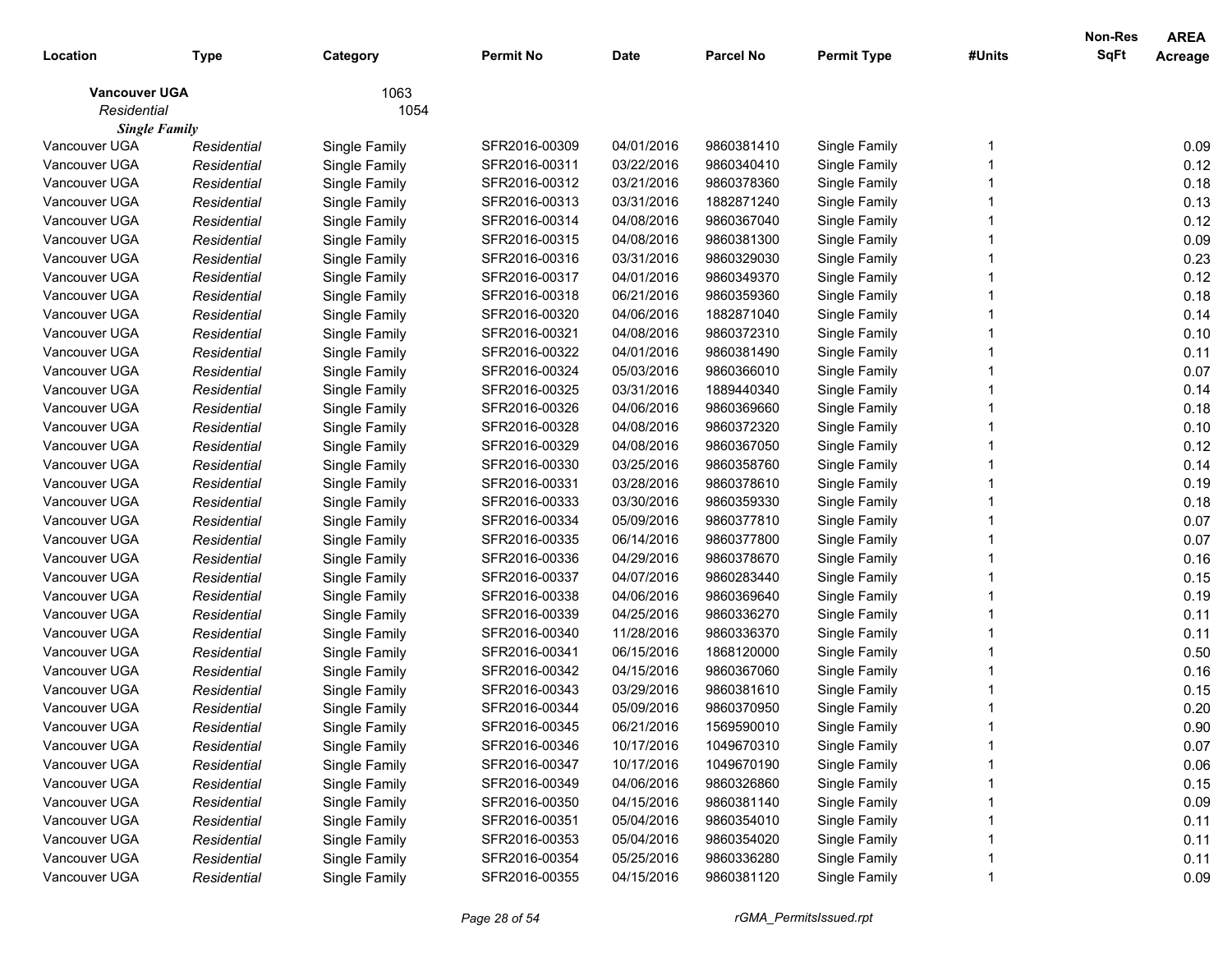| Location | Type | Category | Permit No | Date | Parcel No | Permit Type | #Units | Non-Res SqFt | AREA Acreage |
|---|---|---|---|---|---|---|---|---|---|
| **Vancouver UGA** | | 1063 | | | | | | | |
| *Residential* | | 1054 | | | | | | | |
| ***Single Family*** | | | | | | | | | |
| Vancouver UGA | *Residential* | Single Family | SFR2016-00309 | 04/01/2016 | 9860381410 | Single Family | 1 | | 0.09 |
| Vancouver UGA | *Residential* | Single Family | SFR2016-00311 | 03/22/2016 | 9860340410 | Single Family | 1 | | 0.12 |
| Vancouver UGA | *Residential* | Single Family | SFR2016-00312 | 03/21/2016 | 9860378360 | Single Family | 1 | | 0.18 |
| Vancouver UGA | *Residential* | Single Family | SFR2016-00313 | 03/31/2016 | 1882871240 | Single Family | 1 | | 0.13 |
| Vancouver UGA | *Residential* | Single Family | SFR2016-00314 | 04/08/2016 | 9860367040 | Single Family | 1 | | 0.12 |
| Vancouver UGA | *Residential* | Single Family | SFR2016-00315 | 04/08/2016 | 9860381300 | Single Family | 1 | | 0.09 |
| Vancouver UGA | *Residential* | Single Family | SFR2016-00316 | 03/31/2016 | 9860329030 | Single Family | 1 | | 0.23 |
| Vancouver UGA | *Residential* | Single Family | SFR2016-00317 | 04/01/2016 | 9860349370 | Single Family | 1 | | 0.12 |
| Vancouver UGA | *Residential* | Single Family | SFR2016-00318 | 06/21/2016 | 9860359360 | Single Family | 1 | | 0.18 |
| Vancouver UGA | *Residential* | Single Family | SFR2016-00320 | 04/06/2016 | 1882871040 | Single Family | 1 | | 0.14 |
| Vancouver UGA | *Residential* | Single Family | SFR2016-00321 | 04/08/2016 | 9860372310 | Single Family | 1 | | 0.10 |
| Vancouver UGA | *Residential* | Single Family | SFR2016-00322 | 04/01/2016 | 9860381490 | Single Family | 1 | | 0.11 |
| Vancouver UGA | *Residential* | Single Family | SFR2016-00324 | 05/03/2016 | 9860366010 | Single Family | 1 | | 0.07 |
| Vancouver UGA | *Residential* | Single Family | SFR2016-00325 | 03/31/2016 | 1889440340 | Single Family | 1 | | 0.14 |
| Vancouver UGA | *Residential* | Single Family | SFR2016-00326 | 04/06/2016 | 9860369660 | Single Family | 1 | | 0.18 |
| Vancouver UGA | *Residential* | Single Family | SFR2016-00328 | 04/08/2016 | 9860372320 | Single Family | 1 | | 0.10 |
| Vancouver UGA | *Residential* | Single Family | SFR2016-00329 | 04/08/2016 | 9860367050 | Single Family | 1 | | 0.12 |
| Vancouver UGA | *Residential* | Single Family | SFR2016-00330 | 03/25/2016 | 9860358760 | Single Family | 1 | | 0.14 |
| Vancouver UGA | *Residential* | Single Family | SFR2016-00331 | 03/28/2016 | 9860378610 | Single Family | 1 | | 0.19 |
| Vancouver UGA | *Residential* | Single Family | SFR2016-00333 | 03/30/2016 | 9860359330 | Single Family | 1 | | 0.18 |
| Vancouver UGA | *Residential* | Single Family | SFR2016-00334 | 05/09/2016 | 9860377810 | Single Family | 1 | | 0.07 |
| Vancouver UGA | *Residential* | Single Family | SFR2016-00335 | 06/14/2016 | 9860377800 | Single Family | 1 | | 0.07 |
| Vancouver UGA | *Residential* | Single Family | SFR2016-00336 | 04/29/2016 | 9860378670 | Single Family | 1 | | 0.16 |
| Vancouver UGA | *Residential* | Single Family | SFR2016-00337 | 04/07/2016 | 9860283440 | Single Family | 1 | | 0.15 |
| Vancouver UGA | *Residential* | Single Family | SFR2016-00338 | 04/06/2016 | 9860369640 | Single Family | 1 | | 0.19 |
| Vancouver UGA | *Residential* | Single Family | SFR2016-00339 | 04/25/2016 | 9860336270 | Single Family | 1 | | 0.11 |
| Vancouver UGA | *Residential* | Single Family | SFR2016-00340 | 11/28/2016 | 9860336370 | Single Family | 1 | | 0.11 |
| Vancouver UGA | *Residential* | Single Family | SFR2016-00341 | 06/15/2016 | 1868120000 | Single Family | 1 | | 0.50 |
| Vancouver UGA | *Residential* | Single Family | SFR2016-00342 | 04/15/2016 | 9860367060 | Single Family | 1 | | 0.16 |
| Vancouver UGA | *Residential* | Single Family | SFR2016-00343 | 03/29/2016 | 9860381610 | Single Family | 1 | | 0.15 |
| Vancouver UGA | *Residential* | Single Family | SFR2016-00344 | 05/09/2016 | 9860370950 | Single Family | 1 | | 0.20 |
| Vancouver UGA | *Residential* | Single Family | SFR2016-00345 | 06/21/2016 | 1569590010 | Single Family | 1 | | 0.90 |
| Vancouver UGA | *Residential* | Single Family | SFR2016-00346 | 10/17/2016 | 1049670310 | Single Family | 1 | | 0.07 |
| Vancouver UGA | *Residential* | Single Family | SFR2016-00347 | 10/17/2016 | 1049670190 | Single Family | 1 | | 0.06 |
| Vancouver UGA | *Residential* | Single Family | SFR2016-00349 | 04/06/2016 | 9860326860 | Single Family | 1 | | 0.15 |
| Vancouver UGA | *Residential* | Single Family | SFR2016-00350 | 04/15/2016 | 9860381140 | Single Family | 1 | | 0.09 |
| Vancouver UGA | *Residential* | Single Family | SFR2016-00351 | 05/04/2016 | 9860354010 | Single Family | 1 | | 0.11 |
| Vancouver UGA | *Residential* | Single Family | SFR2016-00353 | 05/04/2016 | 9860354020 | Single Family | 1 | | 0.11 |
| Vancouver UGA | *Residential* | Single Family | SFR2016-00354 | 05/25/2016 | 9860336280 | Single Family | 1 | | 0.11 |
| Vancouver UGA | *Residential* | Single Family | SFR2016-00355 | 04/15/2016 | 9860381120 | Single Family | 1 | | 0.09 |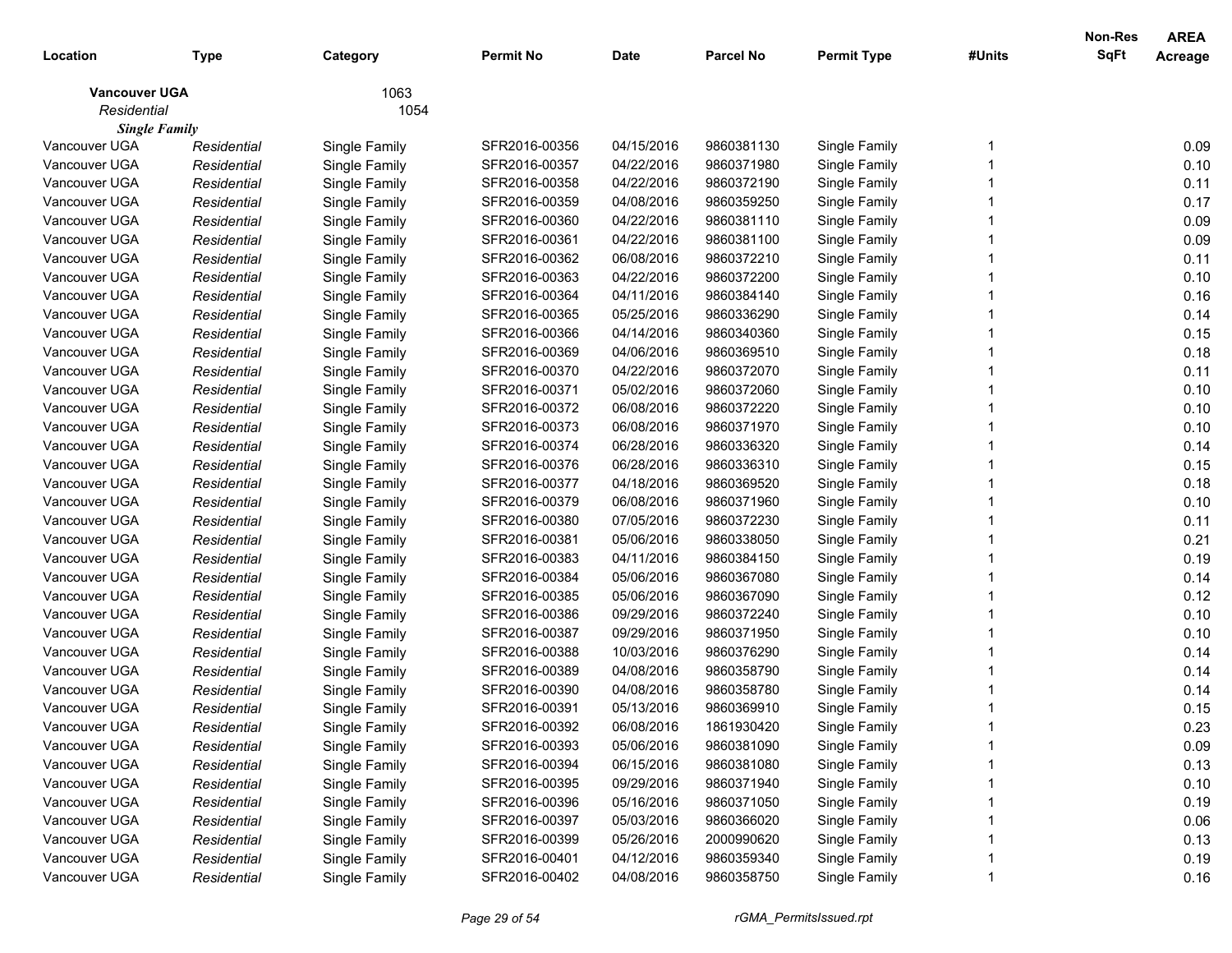| Location | Type | Category | Permit No | Date | Parcel No | Permit Type | #Units | Non-Res SqFt | AREA Acreage |
|---|---|---|---|---|---|---|---|---|---|
| **Vancouver UGA** | | 1063 | | | | | | | |
| *Residential* | | 1054 | | | | | | | |
| ***Single Family*** | | | | | | | | | |
| Vancouver UGA | *Residential* | Single Family | SFR2016-00356 | 04/15/2016 | 9860381130 | Single Family | 1 | | 0.09 |
| Vancouver UGA | *Residential* | Single Family | SFR2016-00357 | 04/22/2016 | 9860371980 | Single Family | 1 | | 0.10 |
| Vancouver UGA | *Residential* | Single Family | SFR2016-00358 | 04/22/2016 | 9860372190 | Single Family | 1 | | 0.11 |
| Vancouver UGA | *Residential* | Single Family | SFR2016-00359 | 04/08/2016 | 9860359250 | Single Family | 1 | | 0.17 |
| Vancouver UGA | *Residential* | Single Family | SFR2016-00360 | 04/22/2016 | 9860381110 | Single Family | 1 | | 0.09 |
| Vancouver UGA | *Residential* | Single Family | SFR2016-00361 | 04/22/2016 | 9860381100 | Single Family | 1 | | 0.09 |
| Vancouver UGA | *Residential* | Single Family | SFR2016-00362 | 06/08/2016 | 9860372210 | Single Family | 1 | | 0.11 |
| Vancouver UGA | *Residential* | Single Family | SFR2016-00363 | 04/22/2016 | 9860372200 | Single Family | 1 | | 0.10 |
| Vancouver UGA | *Residential* | Single Family | SFR2016-00364 | 04/11/2016 | 9860384140 | Single Family | 1 | | 0.16 |
| Vancouver UGA | *Residential* | Single Family | SFR2016-00365 | 05/25/2016 | 9860336290 | Single Family | 1 | | 0.14 |
| Vancouver UGA | *Residential* | Single Family | SFR2016-00366 | 04/14/2016 | 9860340360 | Single Family | 1 | | 0.15 |
| Vancouver UGA | *Residential* | Single Family | SFR2016-00369 | 04/06/2016 | 9860369510 | Single Family | 1 | | 0.18 |
| Vancouver UGA | *Residential* | Single Family | SFR2016-00370 | 04/22/2016 | 9860372070 | Single Family | 1 | | 0.11 |
| Vancouver UGA | *Residential* | Single Family | SFR2016-00371 | 05/02/2016 | 9860372060 | Single Family | 1 | | 0.10 |
| Vancouver UGA | *Residential* | Single Family | SFR2016-00372 | 06/08/2016 | 9860372220 | Single Family | 1 | | 0.10 |
| Vancouver UGA | *Residential* | Single Family | SFR2016-00373 | 06/08/2016 | 9860371970 | Single Family | 1 | | 0.10 |
| Vancouver UGA | *Residential* | Single Family | SFR2016-00374 | 06/28/2016 | 9860336320 | Single Family | 1 | | 0.14 |
| Vancouver UGA | *Residential* | Single Family | SFR2016-00376 | 06/28/2016 | 9860336310 | Single Family | 1 | | 0.15 |
| Vancouver UGA | *Residential* | Single Family | SFR2016-00377 | 04/18/2016 | 9860369520 | Single Family | 1 | | 0.18 |
| Vancouver UGA | *Residential* | Single Family | SFR2016-00379 | 06/08/2016 | 9860371960 | Single Family | 1 | | 0.10 |
| Vancouver UGA | *Residential* | Single Family | SFR2016-00380 | 07/05/2016 | 9860372230 | Single Family | 1 | | 0.11 |
| Vancouver UGA | *Residential* | Single Family | SFR2016-00381 | 05/06/2016 | 9860338050 | Single Family | 1 | | 0.21 |
| Vancouver UGA | *Residential* | Single Family | SFR2016-00383 | 04/11/2016 | 9860384150 | Single Family | 1 | | 0.19 |
| Vancouver UGA | *Residential* | Single Family | SFR2016-00384 | 05/06/2016 | 9860367080 | Single Family | 1 | | 0.14 |
| Vancouver UGA | *Residential* | Single Family | SFR2016-00385 | 05/06/2016 | 9860367090 | Single Family | 1 | | 0.12 |
| Vancouver UGA | *Residential* | Single Family | SFR2016-00386 | 09/29/2016 | 9860372240 | Single Family | 1 | | 0.10 |
| Vancouver UGA | *Residential* | Single Family | SFR2016-00387 | 09/29/2016 | 9860371950 | Single Family | 1 | | 0.10 |
| Vancouver UGA | *Residential* | Single Family | SFR2016-00388 | 10/03/2016 | 9860376290 | Single Family | 1 | | 0.14 |
| Vancouver UGA | *Residential* | Single Family | SFR2016-00389 | 04/08/2016 | 9860358790 | Single Family | 1 | | 0.14 |
| Vancouver UGA | *Residential* | Single Family | SFR2016-00390 | 04/08/2016 | 9860358780 | Single Family | 1 | | 0.14 |
| Vancouver UGA | *Residential* | Single Family | SFR2016-00391 | 05/13/2016 | 9860369910 | Single Family | 1 | | 0.15 |
| Vancouver UGA | *Residential* | Single Family | SFR2016-00392 | 06/08/2016 | 1861930420 | Single Family | 1 | | 0.23 |
| Vancouver UGA | *Residential* | Single Family | SFR2016-00393 | 05/06/2016 | 9860381090 | Single Family | 1 | | 0.09 |
| Vancouver UGA | *Residential* | Single Family | SFR2016-00394 | 06/15/2016 | 9860381080 | Single Family | 1 | | 0.13 |
| Vancouver UGA | *Residential* | Single Family | SFR2016-00395 | 09/29/2016 | 9860371940 | Single Family | 1 | | 0.10 |
| Vancouver UGA | *Residential* | Single Family | SFR2016-00396 | 05/16/2016 | 9860371050 | Single Family | 1 | | 0.19 |
| Vancouver UGA | *Residential* | Single Family | SFR2016-00397 | 05/03/2016 | 9860366020 | Single Family | 1 | | 0.06 |
| Vancouver UGA | *Residential* | Single Family | SFR2016-00399 | 05/26/2016 | 2000990620 | Single Family | 1 | | 0.13 |
| Vancouver UGA | *Residential* | Single Family | SFR2016-00401 | 04/12/2016 | 9860359340 | Single Family | 1 | | 0.19 |
| Vancouver UGA | *Residential* | Single Family | SFR2016-00402 | 04/08/2016 | 9860358750 | Single Family | 1 | | 0.16 |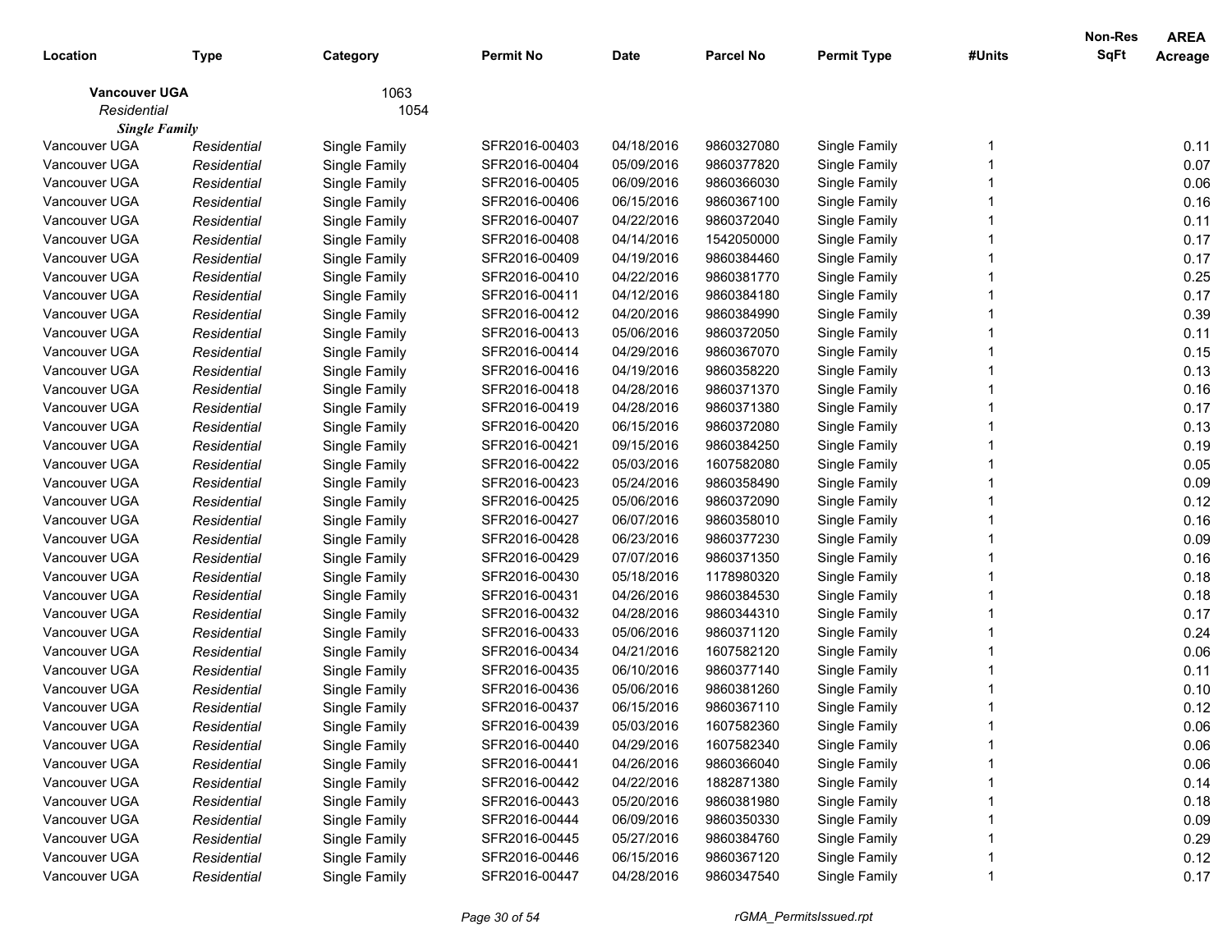| Location | Type | Category | Permit No | Date | Parcel No | Permit Type | #Units | Non-Res SqFt | AREA Acreage |
|---|---|---|---|---|---|---|---|---|---|
| **Vancouver UGA** | | 1063 | | | | | | | |
| *Residential* | | 1054 | | | | | | | |
| ***Single Family*** | | | | | | | | | |
| Vancouver UGA | *Residential* | Single Family | SFR2016-00403 | 04/18/2016 | 9860327080 | Single Family | 1 | | 0.11 |
| Vancouver UGA | *Residential* | Single Family | SFR2016-00404 | 05/09/2016 | 9860377820 | Single Family | 1 | | 0.07 |
| Vancouver UGA | *Residential* | Single Family | SFR2016-00405 | 06/09/2016 | 9860366030 | Single Family | 1 | | 0.06 |
| Vancouver UGA | *Residential* | Single Family | SFR2016-00406 | 06/15/2016 | 9860367100 | Single Family | 1 | | 0.16 |
| Vancouver UGA | *Residential* | Single Family | SFR2016-00407 | 04/22/2016 | 9860372040 | Single Family | 1 | | 0.11 |
| Vancouver UGA | *Residential* | Single Family | SFR2016-00408 | 04/14/2016 | 1542050000 | Single Family | 1 | | 0.17 |
| Vancouver UGA | *Residential* | Single Family | SFR2016-00409 | 04/19/2016 | 9860384460 | Single Family | 1 | | 0.17 |
| Vancouver UGA | *Residential* | Single Family | SFR2016-00410 | 04/22/2016 | 9860381770 | Single Family | 1 | | 0.25 |
| Vancouver UGA | *Residential* | Single Family | SFR2016-00411 | 04/12/2016 | 9860384180 | Single Family | 1 | | 0.17 |
| Vancouver UGA | *Residential* | Single Family | SFR2016-00412 | 04/20/2016 | 9860384990 | Single Family | 1 | | 0.39 |
| Vancouver UGA | *Residential* | Single Family | SFR2016-00413 | 05/06/2016 | 9860372050 | Single Family | 1 | | 0.11 |
| Vancouver UGA | *Residential* | Single Family | SFR2016-00414 | 04/29/2016 | 9860367070 | Single Family | 1 | | 0.15 |
| Vancouver UGA | *Residential* | Single Family | SFR2016-00416 | 04/19/2016 | 9860358220 | Single Family | 1 | | 0.13 |
| Vancouver UGA | *Residential* | Single Family | SFR2016-00418 | 04/28/2016 | 9860371370 | Single Family | 1 | | 0.16 |
| Vancouver UGA | *Residential* | Single Family | SFR2016-00419 | 04/28/2016 | 9860371380 | Single Family | 1 | | 0.17 |
| Vancouver UGA | *Residential* | Single Family | SFR2016-00420 | 06/15/2016 | 9860372080 | Single Family | 1 | | 0.13 |
| Vancouver UGA | *Residential* | Single Family | SFR2016-00421 | 09/15/2016 | 9860384250 | Single Family | 1 | | 0.19 |
| Vancouver UGA | *Residential* | Single Family | SFR2016-00422 | 05/03/2016 | 1607582080 | Single Family | 1 | | 0.05 |
| Vancouver UGA | *Residential* | Single Family | SFR2016-00423 | 05/24/2016 | 9860358490 | Single Family | 1 | | 0.09 |
| Vancouver UGA | *Residential* | Single Family | SFR2016-00425 | 05/06/2016 | 9860372090 | Single Family | 1 | | 0.12 |
| Vancouver UGA | *Residential* | Single Family | SFR2016-00427 | 06/07/2016 | 9860358010 | Single Family | 1 | | 0.16 |
| Vancouver UGA | *Residential* | Single Family | SFR2016-00428 | 06/23/2016 | 9860377230 | Single Family | 1 | | 0.09 |
| Vancouver UGA | *Residential* | Single Family | SFR2016-00429 | 07/07/2016 | 9860371350 | Single Family | 1 | | 0.16 |
| Vancouver UGA | *Residential* | Single Family | SFR2016-00430 | 05/18/2016 | 1178980320 | Single Family | 1 | | 0.18 |
| Vancouver UGA | *Residential* | Single Family | SFR2016-00431 | 04/26/2016 | 9860384530 | Single Family | 1 | | 0.18 |
| Vancouver UGA | *Residential* | Single Family | SFR2016-00432 | 04/28/2016 | 9860344310 | Single Family | 1 | | 0.17 |
| Vancouver UGA | *Residential* | Single Family | SFR2016-00433 | 05/06/2016 | 9860371120 | Single Family | 1 | | 0.24 |
| Vancouver UGA | *Residential* | Single Family | SFR2016-00434 | 04/21/2016 | 1607582120 | Single Family | 1 | | 0.06 |
| Vancouver UGA | *Residential* | Single Family | SFR2016-00435 | 06/10/2016 | 9860377140 | Single Family | 1 | | 0.11 |
| Vancouver UGA | *Residential* | Single Family | SFR2016-00436 | 05/06/2016 | 9860381260 | Single Family | 1 | | 0.10 |
| Vancouver UGA | *Residential* | Single Family | SFR2016-00437 | 06/15/2016 | 9860367110 | Single Family | 1 | | 0.12 |
| Vancouver UGA | *Residential* | Single Family | SFR2016-00439 | 05/03/2016 | 1607582360 | Single Family | 1 | | 0.06 |
| Vancouver UGA | *Residential* | Single Family | SFR2016-00440 | 04/29/2016 | 1607582340 | Single Family | 1 | | 0.06 |
| Vancouver UGA | *Residential* | Single Family | SFR2016-00441 | 04/26/2016 | 9860366040 | Single Family | 1 | | 0.06 |
| Vancouver UGA | *Residential* | Single Family | SFR2016-00442 | 04/22/2016 | 1882871380 | Single Family | 1 | | 0.14 |
| Vancouver UGA | *Residential* | Single Family | SFR2016-00443 | 05/20/2016 | 9860381980 | Single Family | 1 | | 0.18 |
| Vancouver UGA | *Residential* | Single Family | SFR2016-00444 | 06/09/2016 | 9860350330 | Single Family | 1 | | 0.09 |
| Vancouver UGA | *Residential* | Single Family | SFR2016-00445 | 05/27/2016 | 9860384760 | Single Family | 1 | | 0.29 |
| Vancouver UGA | *Residential* | Single Family | SFR2016-00446 | 06/15/2016 | 9860367120 | Single Family | 1 | | 0.12 |
| Vancouver UGA | *Residential* | Single Family | SFR2016-00447 | 04/28/2016 | 9860347540 | Single Family | 1 | | 0.17 |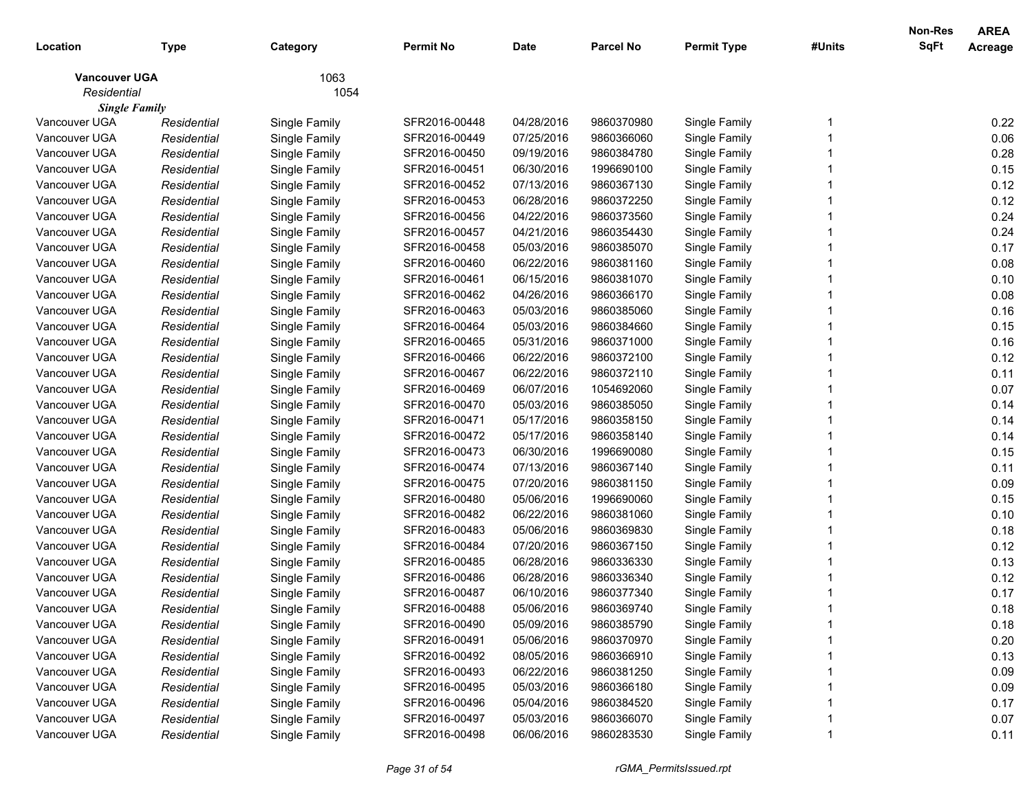| Location | Type | Category | Permit No | Date | Parcel No | Permit Type | #Units | Non-Res SqFt | AREA Acreage |
|---|---|---|---|---|---|---|---|---|---|
| **Vancouver UGA** | | 1063 | | | | | | | |
| *Residential* | | 1054 | | | | | | | |
| ***Single Family*** | | | | | | | | | |
| Vancouver UGA | *Residential* | Single Family | SFR2016-00448 | 04/28/2016 | 9860370980 | Single Family | 1 | | 0.22 |
| Vancouver UGA | *Residential* | Single Family | SFR2016-00449 | 07/25/2016 | 9860366060 | Single Family | 1 | | 0.06 |
| Vancouver UGA | *Residential* | Single Family | SFR2016-00450 | 09/19/2016 | 9860384780 | Single Family | 1 | | 0.28 |
| Vancouver UGA | *Residential* | Single Family | SFR2016-00451 | 06/30/2016 | 1996690100 | Single Family | 1 | | 0.15 |
| Vancouver UGA | *Residential* | Single Family | SFR2016-00452 | 07/13/2016 | 9860367130 | Single Family | 1 | | 0.12 |
| Vancouver UGA | *Residential* | Single Family | SFR2016-00453 | 06/28/2016 | 9860372250 | Single Family | 1 | | 0.12 |
| Vancouver UGA | *Residential* | Single Family | SFR2016-00456 | 04/22/2016 | 9860373560 | Single Family | 1 | | 0.24 |
| Vancouver UGA | *Residential* | Single Family | SFR2016-00457 | 04/21/2016 | 9860354430 | Single Family | 1 | | 0.24 |
| Vancouver UGA | *Residential* | Single Family | SFR2016-00458 | 05/03/2016 | 9860385070 | Single Family | 1 | | 0.17 |
| Vancouver UGA | *Residential* | Single Family | SFR2016-00460 | 06/22/2016 | 9860381160 | Single Family | 1 | | 0.08 |
| Vancouver UGA | *Residential* | Single Family | SFR2016-00461 | 06/15/2016 | 9860381070 | Single Family | 1 | | 0.10 |
| Vancouver UGA | *Residential* | Single Family | SFR2016-00462 | 04/26/2016 | 9860366170 | Single Family | 1 | | 0.08 |
| Vancouver UGA | *Residential* | Single Family | SFR2016-00463 | 05/03/2016 | 9860385060 | Single Family | 1 | | 0.16 |
| Vancouver UGA | *Residential* | Single Family | SFR2016-00464 | 05/03/2016 | 9860384660 | Single Family | 1 | | 0.15 |
| Vancouver UGA | *Residential* | Single Family | SFR2016-00465 | 05/31/2016 | 9860371000 | Single Family | 1 | | 0.16 |
| Vancouver UGA | *Residential* | Single Family | SFR2016-00466 | 06/22/2016 | 9860372100 | Single Family | 1 | | 0.12 |
| Vancouver UGA | *Residential* | Single Family | SFR2016-00467 | 06/22/2016 | 9860372110 | Single Family | 1 | | 0.11 |
| Vancouver UGA | *Residential* | Single Family | SFR2016-00469 | 06/07/2016 | 1054692060 | Single Family | 1 | | 0.07 |
| Vancouver UGA | *Residential* | Single Family | SFR2016-00470 | 05/03/2016 | 9860385050 | Single Family | 1 | | 0.14 |
| Vancouver UGA | *Residential* | Single Family | SFR2016-00471 | 05/17/2016 | 9860358150 | Single Family | 1 | | 0.14 |
| Vancouver UGA | *Residential* | Single Family | SFR2016-00472 | 05/17/2016 | 9860358140 | Single Family | 1 | | 0.14 |
| Vancouver UGA | *Residential* | Single Family | SFR2016-00473 | 06/30/2016 | 1996690080 | Single Family | 1 | | 0.15 |
| Vancouver UGA | *Residential* | Single Family | SFR2016-00474 | 07/13/2016 | 9860367140 | Single Family | 1 | | 0.11 |
| Vancouver UGA | *Residential* | Single Family | SFR2016-00475 | 07/20/2016 | 9860381150 | Single Family | 1 | | 0.09 |
| Vancouver UGA | *Residential* | Single Family | SFR2016-00480 | 05/06/2016 | 1996690060 | Single Family | 1 | | 0.15 |
| Vancouver UGA | *Residential* | Single Family | SFR2016-00482 | 06/22/2016 | 9860381060 | Single Family | 1 | | 0.10 |
| Vancouver UGA | *Residential* | Single Family | SFR2016-00483 | 05/06/2016 | 9860369830 | Single Family | 1 | | 0.18 |
| Vancouver UGA | *Residential* | Single Family | SFR2016-00484 | 07/20/2016 | 9860367150 | Single Family | 1 | | 0.12 |
| Vancouver UGA | *Residential* | Single Family | SFR2016-00485 | 06/28/2016 | 9860336330 | Single Family | 1 | | 0.13 |
| Vancouver UGA | *Residential* | Single Family | SFR2016-00486 | 06/28/2016 | 9860336340 | Single Family | 1 | | 0.12 |
| Vancouver UGA | *Residential* | Single Family | SFR2016-00487 | 06/10/2016 | 9860377340 | Single Family | 1 | | 0.17 |
| Vancouver UGA | *Residential* | Single Family | SFR2016-00488 | 05/06/2016 | 9860369740 | Single Family | 1 | | 0.18 |
| Vancouver UGA | *Residential* | Single Family | SFR2016-00490 | 05/09/2016 | 9860385790 | Single Family | 1 | | 0.18 |
| Vancouver UGA | *Residential* | Single Family | SFR2016-00491 | 05/06/2016 | 9860370970 | Single Family | 1 | | 0.20 |
| Vancouver UGA | *Residential* | Single Family | SFR2016-00492 | 08/05/2016 | 9860366910 | Single Family | 1 | | 0.13 |
| Vancouver UGA | *Residential* | Single Family | SFR2016-00493 | 06/22/2016 | 9860381250 | Single Family | 1 | | 0.09 |
| Vancouver UGA | *Residential* | Single Family | SFR2016-00495 | 05/03/2016 | 9860366180 | Single Family | 1 | | 0.09 |
| Vancouver UGA | *Residential* | Single Family | SFR2016-00496 | 05/04/2016 | 9860384520 | Single Family | 1 | | 0.17 |
| Vancouver UGA | *Residential* | Single Family | SFR2016-00497 | 05/03/2016 | 9860366070 | Single Family | 1 | | 0.07 |
| Vancouver UGA | *Residential* | Single Family | SFR2016-00498 | 06/06/2016 | 9860283530 | Single Family | 1 | | 0.11 |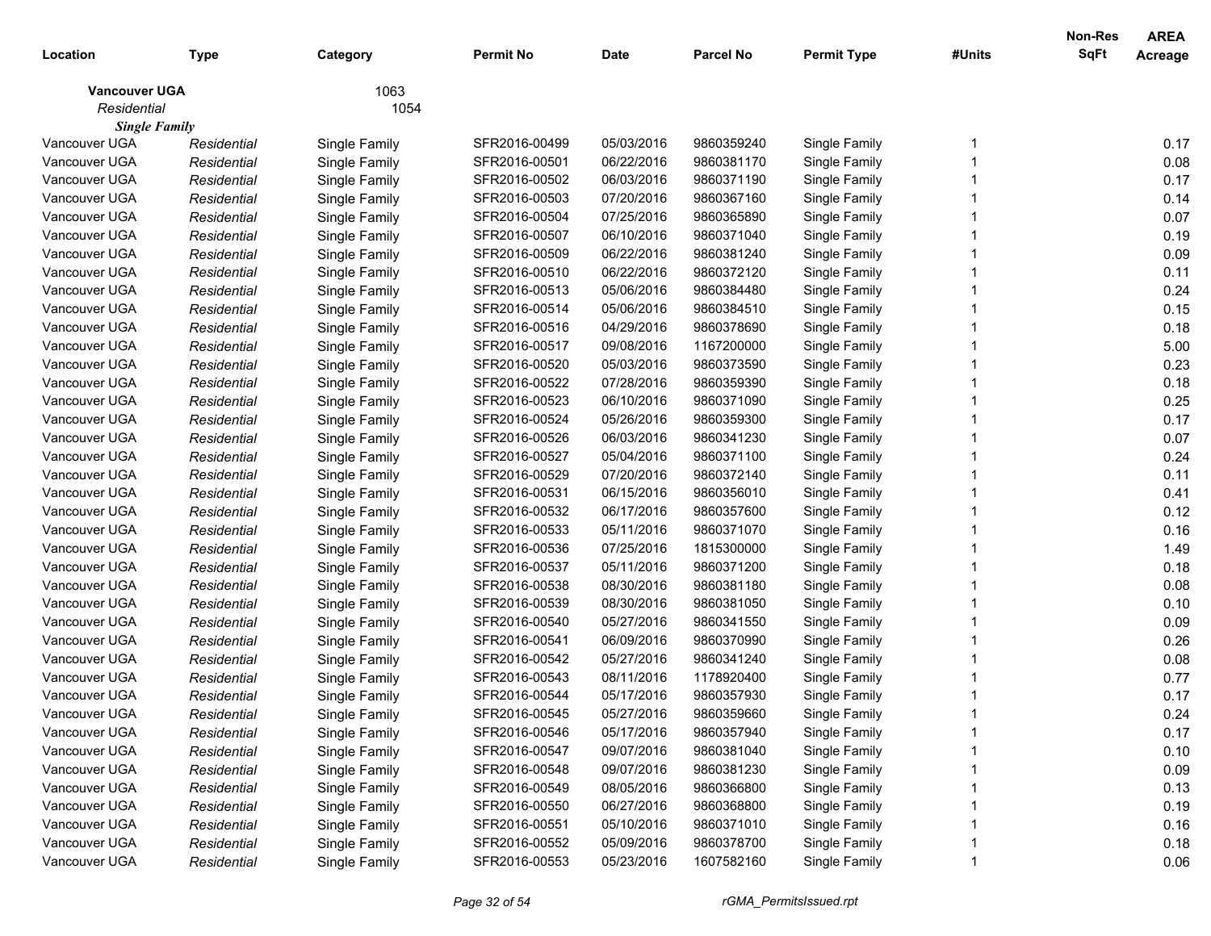| Location | Type | Category | Permit No | Date | Parcel No | Permit Type | #Units | Non-Res SqFt | AREA Acreage |
|---|---|---|---|---|---|---|---|---|---|
| **Vancouver UGA** | | 1063 | | | | | | | |
| *Residential* | | 1054 | | | | | | | |
| ***Single Family*** | | | | | | | | | |
| Vancouver UGA | *Residential* | Single Family | SFR2016-00499 | 05/03/2016 | 9860359240 | Single Family | 1 | | 0.17 |
| Vancouver UGA | *Residential* | Single Family | SFR2016-00501 | 06/22/2016 | 9860381170 | Single Family | 1 | | 0.08 |
| Vancouver UGA | *Residential* | Single Family | SFR2016-00502 | 06/03/2016 | 9860371190 | Single Family | 1 | | 0.17 |
| Vancouver UGA | *Residential* | Single Family | SFR2016-00503 | 07/20/2016 | 9860367160 | Single Family | 1 | | 0.14 |
| Vancouver UGA | *Residential* | Single Family | SFR2016-00504 | 07/25/2016 | 9860365890 | Single Family | 1 | | 0.07 |
| Vancouver UGA | *Residential* | Single Family | SFR2016-00507 | 06/10/2016 | 9860371040 | Single Family | 1 | | 0.19 |
| Vancouver UGA | *Residential* | Single Family | SFR2016-00509 | 06/22/2016 | 9860381240 | Single Family | 1 | | 0.09 |
| Vancouver UGA | *Residential* | Single Family | SFR2016-00510 | 06/22/2016 | 9860372120 | Single Family | 1 | | 0.11 |
| Vancouver UGA | *Residential* | Single Family | SFR2016-00513 | 05/06/2016 | 9860384480 | Single Family | 1 | | 0.24 |
| Vancouver UGA | *Residential* | Single Family | SFR2016-00514 | 05/06/2016 | 9860384510 | Single Family | 1 | | 0.15 |
| Vancouver UGA | *Residential* | Single Family | SFR2016-00516 | 04/29/2016 | 9860378690 | Single Family | 1 | | 0.18 |
| Vancouver UGA | *Residential* | Single Family | SFR2016-00517 | 09/08/2016 | 1167200000 | Single Family | 1 | | 5.00 |
| Vancouver UGA | *Residential* | Single Family | SFR2016-00520 | 05/03/2016 | 9860373590 | Single Family | 1 | | 0.23 |
| Vancouver UGA | *Residential* | Single Family | SFR2016-00522 | 07/28/2016 | 9860359390 | Single Family | 1 | | 0.18 |
| Vancouver UGA | *Residential* | Single Family | SFR2016-00523 | 06/10/2016 | 9860371090 | Single Family | 1 | | 0.25 |
| Vancouver UGA | *Residential* | Single Family | SFR2016-00524 | 05/26/2016 | 9860359300 | Single Family | 1 | | 0.17 |
| Vancouver UGA | *Residential* | Single Family | SFR2016-00526 | 06/03/2016 | 9860341230 | Single Family | 1 | | 0.07 |
| Vancouver UGA | *Residential* | Single Family | SFR2016-00527 | 05/04/2016 | 9860371100 | Single Family | 1 | | 0.24 |
| Vancouver UGA | *Residential* | Single Family | SFR2016-00529 | 07/20/2016 | 9860372140 | Single Family | 1 | | 0.11 |
| Vancouver UGA | *Residential* | Single Family | SFR2016-00531 | 06/15/2016 | 9860356010 | Single Family | 1 | | 0.41 |
| Vancouver UGA | *Residential* | Single Family | SFR2016-00532 | 06/17/2016 | 9860357600 | Single Family | 1 | | 0.12 |
| Vancouver UGA | *Residential* | Single Family | SFR2016-00533 | 05/11/2016 | 9860371070 | Single Family | 1 | | 0.16 |
| Vancouver UGA | *Residential* | Single Family | SFR2016-00536 | 07/25/2016 | 1815300000 | Single Family | 1 | | 1.49 |
| Vancouver UGA | *Residential* | Single Family | SFR2016-00537 | 05/11/2016 | 9860371200 | Single Family | 1 | | 0.18 |
| Vancouver UGA | *Residential* | Single Family | SFR2016-00538 | 08/30/2016 | 9860381180 | Single Family | 1 | | 0.08 |
| Vancouver UGA | *Residential* | Single Family | SFR2016-00539 | 08/30/2016 | 9860381050 | Single Family | 1 | | 0.10 |
| Vancouver UGA | *Residential* | Single Family | SFR2016-00540 | 05/27/2016 | 9860341550 | Single Family | 1 | | 0.09 |
| Vancouver UGA | *Residential* | Single Family | SFR2016-00541 | 06/09/2016 | 9860370990 | Single Family | 1 | | 0.26 |
| Vancouver UGA | *Residential* | Single Family | SFR2016-00542 | 05/27/2016 | 9860341240 | Single Family | 1 | | 0.08 |
| Vancouver UGA | *Residential* | Single Family | SFR2016-00543 | 08/11/2016 | 1178920400 | Single Family | 1 | | 0.77 |
| Vancouver UGA | *Residential* | Single Family | SFR2016-00544 | 05/17/2016 | 9860357930 | Single Family | 1 | | 0.17 |
| Vancouver UGA | *Residential* | Single Family | SFR2016-00545 | 05/27/2016 | 9860359660 | Single Family | 1 | | 0.24 |
| Vancouver UGA | *Residential* | Single Family | SFR2016-00546 | 05/17/2016 | 9860357940 | Single Family | 1 | | 0.17 |
| Vancouver UGA | *Residential* | Single Family | SFR2016-00547 | 09/07/2016 | 9860381040 | Single Family | 1 | | 0.10 |
| Vancouver UGA | *Residential* | Single Family | SFR2016-00548 | 09/07/2016 | 9860381230 | Single Family | 1 | | 0.09 |
| Vancouver UGA | *Residential* | Single Family | SFR2016-00549 | 08/05/2016 | 9860366800 | Single Family | 1 | | 0.13 |
| Vancouver UGA | *Residential* | Single Family | SFR2016-00550 | 06/27/2016 | 9860368800 | Single Family | 1 | | 0.19 |
| Vancouver UGA | *Residential* | Single Family | SFR2016-00551 | 05/10/2016 | 9860371010 | Single Family | 1 | | 0.16 |
| Vancouver UGA | *Residential* | Single Family | SFR2016-00552 | 05/09/2016 | 9860378700 | Single Family | 1 | | 0.18 |
| Vancouver UGA | *Residential* | Single Family | SFR2016-00553 | 05/23/2016 | 1607582160 | Single Family | 1 | | 0.06 |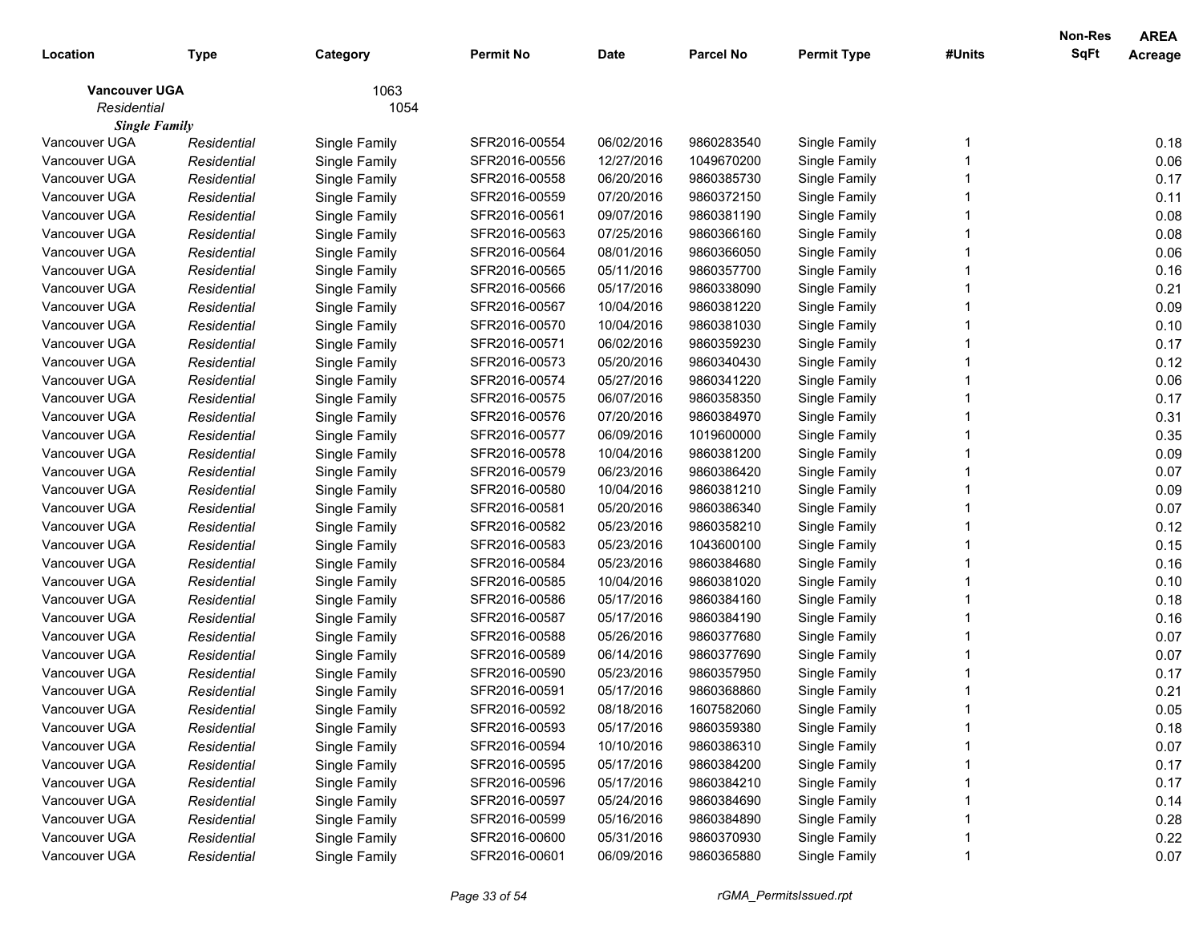| Location | Type | Category | Permit No | Date | Parcel No | Permit Type | #Units | Non-Res SqFt | AREA Acreage |
|---|---|---|---|---|---|---|---|---|---|
| **Vancouver UGA** | | 1063 | | | | | | | |
| *Residential* | | 1054 | | | | | | | |
| ***Single Family*** | | | | | | | | | |
| Vancouver UGA | *Residential* | Single Family | SFR2016-00554 | 06/02/2016 | 9860283540 | Single Family | 1 | | 0.18 |
| Vancouver UGA | *Residential* | Single Family | SFR2016-00556 | 12/27/2016 | 1049670200 | Single Family | 1 | | 0.06 |
| Vancouver UGA | *Residential* | Single Family | SFR2016-00558 | 06/20/2016 | 9860385730 | Single Family | 1 | | 0.17 |
| Vancouver UGA | *Residential* | Single Family | SFR2016-00559 | 07/20/2016 | 9860372150 | Single Family | 1 | | 0.11 |
| Vancouver UGA | *Residential* | Single Family | SFR2016-00561 | 09/07/2016 | 9860381190 | Single Family | 1 | | 0.08 |
| Vancouver UGA | *Residential* | Single Family | SFR2016-00563 | 07/25/2016 | 9860366160 | Single Family | 1 | | 0.08 |
| Vancouver UGA | *Residential* | Single Family | SFR2016-00564 | 08/01/2016 | 9860366050 | Single Family | 1 | | 0.06 |
| Vancouver UGA | *Residential* | Single Family | SFR2016-00565 | 05/11/2016 | 9860357700 | Single Family | 1 | | 0.16 |
| Vancouver UGA | *Residential* | Single Family | SFR2016-00566 | 05/17/2016 | 9860338090 | Single Family | 1 | | 0.21 |
| Vancouver UGA | *Residential* | Single Family | SFR2016-00567 | 10/04/2016 | 9860381220 | Single Family | 1 | | 0.09 |
| Vancouver UGA | *Residential* | Single Family | SFR2016-00570 | 10/04/2016 | 9860381030 | Single Family | 1 | | 0.10 |
| Vancouver UGA | *Residential* | Single Family | SFR2016-00571 | 06/02/2016 | 9860359230 | Single Family | 1 | | 0.17 |
| Vancouver UGA | *Residential* | Single Family | SFR2016-00573 | 05/20/2016 | 9860340430 | Single Family | 1 | | 0.12 |
| Vancouver UGA | *Residential* | Single Family | SFR2016-00574 | 05/27/2016 | 9860341220 | Single Family | 1 | | 0.06 |
| Vancouver UGA | *Residential* | Single Family | SFR2016-00575 | 06/07/2016 | 9860358350 | Single Family | 1 | | 0.17 |
| Vancouver UGA | *Residential* | Single Family | SFR2016-00576 | 07/20/2016 | 9860384970 | Single Family | 1 | | 0.31 |
| Vancouver UGA | *Residential* | Single Family | SFR2016-00577 | 06/09/2016 | 1019600000 | Single Family | 1 | | 0.35 |
| Vancouver UGA | *Residential* | Single Family | SFR2016-00578 | 10/04/2016 | 9860381200 | Single Family | 1 | | 0.09 |
| Vancouver UGA | *Residential* | Single Family | SFR2016-00579 | 06/23/2016 | 9860386420 | Single Family | 1 | | 0.07 |
| Vancouver UGA | *Residential* | Single Family | SFR2016-00580 | 10/04/2016 | 9860381210 | Single Family | 1 | | 0.09 |
| Vancouver UGA | *Residential* | Single Family | SFR2016-00581 | 05/20/2016 | 9860386340 | Single Family | 1 | | 0.07 |
| Vancouver UGA | *Residential* | Single Family | SFR2016-00582 | 05/23/2016 | 9860358210 | Single Family | 1 | | 0.12 |
| Vancouver UGA | *Residential* | Single Family | SFR2016-00583 | 05/23/2016 | 1043600100 | Single Family | 1 | | 0.15 |
| Vancouver UGA | *Residential* | Single Family | SFR2016-00584 | 05/23/2016 | 9860384680 | Single Family | 1 | | 0.16 |
| Vancouver UGA | *Residential* | Single Family | SFR2016-00585 | 10/04/2016 | 9860381020 | Single Family | 1 | | 0.10 |
| Vancouver UGA | *Residential* | Single Family | SFR2016-00586 | 05/17/2016 | 9860384160 | Single Family | 1 | | 0.18 |
| Vancouver UGA | *Residential* | Single Family | SFR2016-00587 | 05/17/2016 | 9860384190 | Single Family | 1 | | 0.16 |
| Vancouver UGA | *Residential* | Single Family | SFR2016-00588 | 05/26/2016 | 9860377680 | Single Family | 1 | | 0.07 |
| Vancouver UGA | *Residential* | Single Family | SFR2016-00589 | 06/14/2016 | 9860377690 | Single Family | 1 | | 0.07 |
| Vancouver UGA | *Residential* | Single Family | SFR2016-00590 | 05/23/2016 | 9860357950 | Single Family | 1 | | 0.17 |
| Vancouver UGA | *Residential* | Single Family | SFR2016-00591 | 05/17/2016 | 9860368860 | Single Family | 1 | | 0.21 |
| Vancouver UGA | *Residential* | Single Family | SFR2016-00592 | 08/18/2016 | 1607582060 | Single Family | 1 | | 0.05 |
| Vancouver UGA | *Residential* | Single Family | SFR2016-00593 | 05/17/2016 | 9860359380 | Single Family | 1 | | 0.18 |
| Vancouver UGA | *Residential* | Single Family | SFR2016-00594 | 10/10/2016 | 9860386310 | Single Family | 1 | | 0.07 |
| Vancouver UGA | *Residential* | Single Family | SFR2016-00595 | 05/17/2016 | 9860384200 | Single Family | 1 | | 0.17 |
| Vancouver UGA | *Residential* | Single Family | SFR2016-00596 | 05/17/2016 | 9860384210 | Single Family | 1 | | 0.17 |
| Vancouver UGA | *Residential* | Single Family | SFR2016-00597 | 05/24/2016 | 9860384690 | Single Family | 1 | | 0.14 |
| Vancouver UGA | *Residential* | Single Family | SFR2016-00599 | 05/16/2016 | 9860384890 | Single Family | 1 | | 0.28 |
| Vancouver UGA | *Residential* | Single Family | SFR2016-00600 | 05/31/2016 | 9860370930 | Single Family | 1 | | 0.22 |
| Vancouver UGA | *Residential* | Single Family | SFR2016-00601 | 06/09/2016 | 9860365880 | Single Family | 1 | | 0.07 |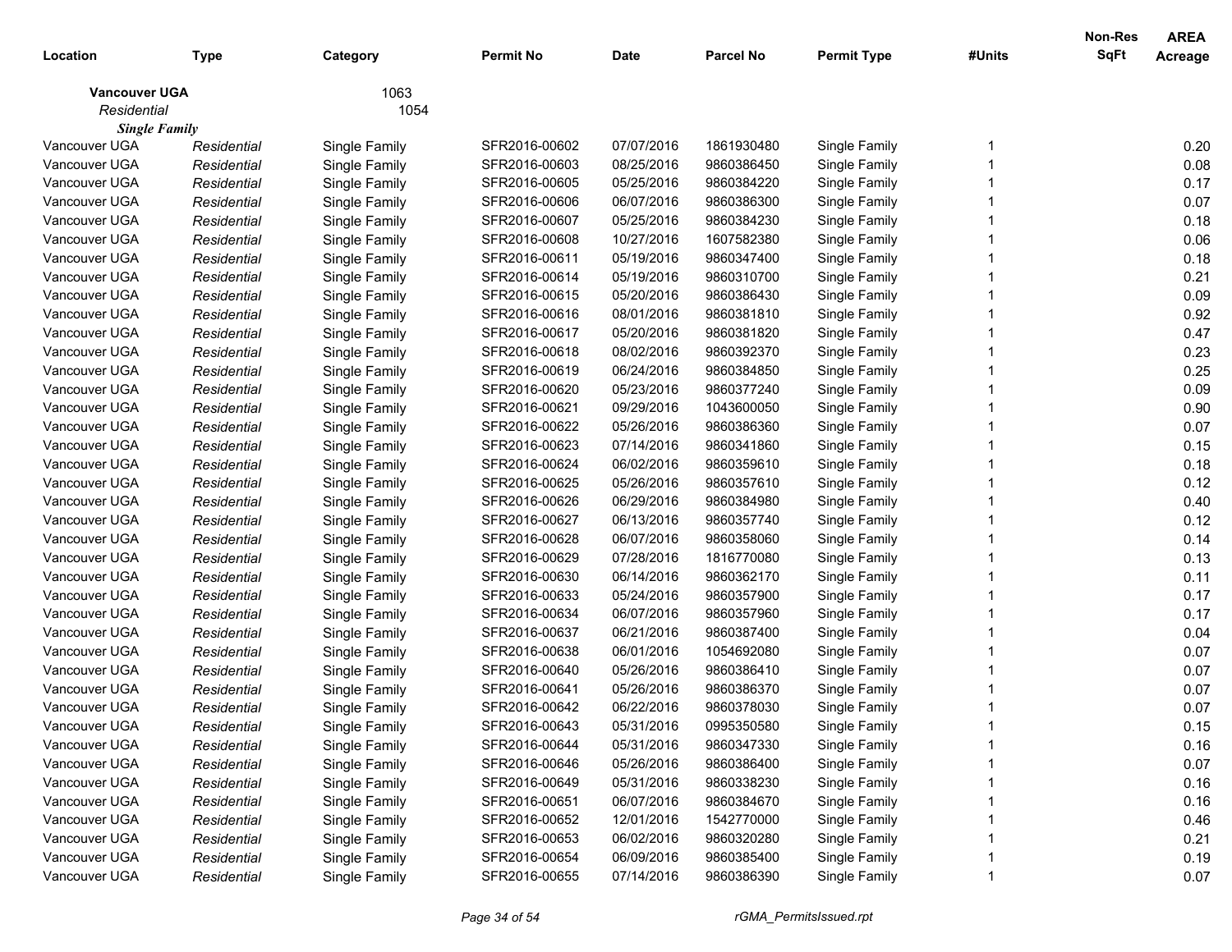| Location | Type | Category | Permit No | Date | Parcel No | Permit Type | #Units | Non-Res SqFt | AREA Acreage |
|---|---|---|---|---|---|---|---|---|---|
| **Vancouver UGA** | | 1063 | | | | | | | |
| *Residential* | | 1054 | | | | | | | |
| ***Single Family*** | | | | | | | | | |
| Vancouver UGA | *Residential* | Single Family | SFR2016-00602 | 07/07/2016 | 1861930480 | Single Family | 1 | | 0.20 |
| Vancouver UGA | *Residential* | Single Family | SFR2016-00603 | 08/25/2016 | 9860386450 | Single Family | 1 | | 0.08 |
| Vancouver UGA | *Residential* | Single Family | SFR2016-00605 | 05/25/2016 | 9860384220 | Single Family | 1 | | 0.17 |
| Vancouver UGA | *Residential* | Single Family | SFR2016-00606 | 06/07/2016 | 9860386300 | Single Family | 1 | | 0.07 |
| Vancouver UGA | *Residential* | Single Family | SFR2016-00607 | 05/25/2016 | 9860384230 | Single Family | 1 | | 0.18 |
| Vancouver UGA | *Residential* | Single Family | SFR2016-00608 | 10/27/2016 | 1607582380 | Single Family | 1 | | 0.06 |
| Vancouver UGA | *Residential* | Single Family | SFR2016-00611 | 05/19/2016 | 9860347400 | Single Family | 1 | | 0.18 |
| Vancouver UGA | *Residential* | Single Family | SFR2016-00614 | 05/19/2016 | 9860310700 | Single Family | 1 | | 0.21 |
| Vancouver UGA | *Residential* | Single Family | SFR2016-00615 | 05/20/2016 | 9860386430 | Single Family | 1 | | 0.09 |
| Vancouver UGA | *Residential* | Single Family | SFR2016-00616 | 08/01/2016 | 9860381810 | Single Family | 1 | | 0.92 |
| Vancouver UGA | *Residential* | Single Family | SFR2016-00617 | 05/20/2016 | 9860381820 | Single Family | 1 | | 0.47 |
| Vancouver UGA | *Residential* | Single Family | SFR2016-00618 | 08/02/2016 | 9860392370 | Single Family | 1 | | 0.23 |
| Vancouver UGA | *Residential* | Single Family | SFR2016-00619 | 06/24/2016 | 9860384850 | Single Family | 1 | | 0.25 |
| Vancouver UGA | *Residential* | Single Family | SFR2016-00620 | 05/23/2016 | 9860377240 | Single Family | 1 | | 0.09 |
| Vancouver UGA | *Residential* | Single Family | SFR2016-00621 | 09/29/2016 | 1043600050 | Single Family | 1 | | 0.90 |
| Vancouver UGA | *Residential* | Single Family | SFR2016-00622 | 05/26/2016 | 9860386360 | Single Family | 1 | | 0.07 |
| Vancouver UGA | *Residential* | Single Family | SFR2016-00623 | 07/14/2016 | 9860341860 | Single Family | 1 | | 0.15 |
| Vancouver UGA | *Residential* | Single Family | SFR2016-00624 | 06/02/2016 | 9860359610 | Single Family | 1 | | 0.18 |
| Vancouver UGA | *Residential* | Single Family | SFR2016-00625 | 05/26/2016 | 9860357610 | Single Family | 1 | | 0.12 |
| Vancouver UGA | *Residential* | Single Family | SFR2016-00626 | 06/29/2016 | 9860384980 | Single Family | 1 | | 0.40 |
| Vancouver UGA | *Residential* | Single Family | SFR2016-00627 | 06/13/2016 | 9860357740 | Single Family | 1 | | 0.12 |
| Vancouver UGA | *Residential* | Single Family | SFR2016-00628 | 06/07/2016 | 9860358060 | Single Family | 1 | | 0.14 |
| Vancouver UGA | *Residential* | Single Family | SFR2016-00629 | 07/28/2016 | 1816770080 | Single Family | 1 | | 0.13 |
| Vancouver UGA | *Residential* | Single Family | SFR2016-00630 | 06/14/2016 | 9860362170 | Single Family | 1 | | 0.11 |
| Vancouver UGA | *Residential* | Single Family | SFR2016-00633 | 05/24/2016 | 9860357900 | Single Family | 1 | | 0.17 |
| Vancouver UGA | *Residential* | Single Family | SFR2016-00634 | 06/07/2016 | 9860357960 | Single Family | 1 | | 0.17 |
| Vancouver UGA | *Residential* | Single Family | SFR2016-00637 | 06/21/2016 | 9860387400 | Single Family | 1 | | 0.04 |
| Vancouver UGA | *Residential* | Single Family | SFR2016-00638 | 06/01/2016 | 1054692080 | Single Family | 1 | | 0.07 |
| Vancouver UGA | *Residential* | Single Family | SFR2016-00640 | 05/26/2016 | 9860386410 | Single Family | 1 | | 0.07 |
| Vancouver UGA | *Residential* | Single Family | SFR2016-00641 | 05/26/2016 | 9860386370 | Single Family | 1 | | 0.07 |
| Vancouver UGA | *Residential* | Single Family | SFR2016-00642 | 06/22/2016 | 9860378030 | Single Family | 1 | | 0.07 |
| Vancouver UGA | *Residential* | Single Family | SFR2016-00643 | 05/31/2016 | 0995350580 | Single Family | 1 | | 0.15 |
| Vancouver UGA | *Residential* | Single Family | SFR2016-00644 | 05/31/2016 | 9860347330 | Single Family | 1 | | 0.16 |
| Vancouver UGA | *Residential* | Single Family | SFR2016-00646 | 05/26/2016 | 9860386400 | Single Family | 1 | | 0.07 |
| Vancouver UGA | *Residential* | Single Family | SFR2016-00649 | 05/31/2016 | 9860338230 | Single Family | 1 | | 0.16 |
| Vancouver UGA | *Residential* | Single Family | SFR2016-00651 | 06/07/2016 | 9860384670 | Single Family | 1 | | 0.16 |
| Vancouver UGA | *Residential* | Single Family | SFR2016-00652 | 12/01/2016 | 1542770000 | Single Family | 1 | | 0.46 |
| Vancouver UGA | *Residential* | Single Family | SFR2016-00653 | 06/02/2016 | 9860320280 | Single Family | 1 | | 0.21 |
| Vancouver UGA | *Residential* | Single Family | SFR2016-00654 | 06/09/2016 | 9860385400 | Single Family | 1 | | 0.19 |
| Vancouver UGA | *Residential* | Single Family | SFR2016-00655 | 07/14/2016 | 9860386390 | Single Family | 1 | | 0.07 |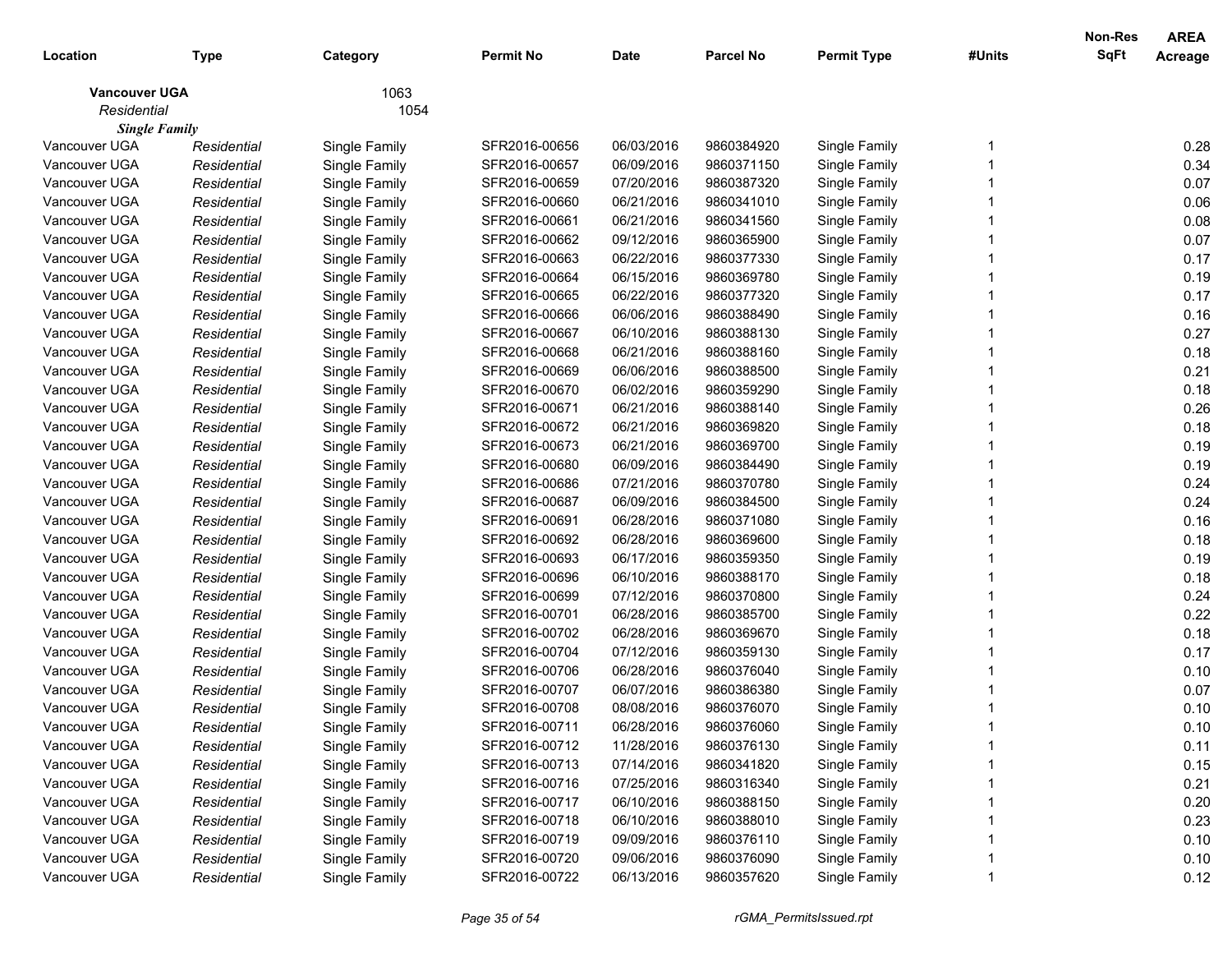| Location | Type | Category | Permit No | Date | Parcel No | Permit Type | #Units | Non-Res SqFt | AREA Acreage |
|---|---|---|---|---|---|---|---|---|---|
| **Vancouver UGA** | | 1063 | | | | | | | |
| *Residential* | | 1054 | | | | | | | |
| ***Single Family*** | | | | | | | | | |
| Vancouver UGA | *Residential* | Single Family | SFR2016-00656 | 06/03/2016 | 9860384920 | Single Family | 1 | | 0.28 |
| Vancouver UGA | *Residential* | Single Family | SFR2016-00657 | 06/09/2016 | 9860371150 | Single Family | 1 | | 0.34 |
| Vancouver UGA | *Residential* | Single Family | SFR2016-00659 | 07/20/2016 | 9860387320 | Single Family | 1 | | 0.07 |
| Vancouver UGA | *Residential* | Single Family | SFR2016-00660 | 06/21/2016 | 9860341010 | Single Family | 1 | | 0.06 |
| Vancouver UGA | *Residential* | Single Family | SFR2016-00661 | 06/21/2016 | 9860341560 | Single Family | 1 | | 0.08 |
| Vancouver UGA | *Residential* | Single Family | SFR2016-00662 | 09/12/2016 | 9860365900 | Single Family | 1 | | 0.07 |
| Vancouver UGA | *Residential* | Single Family | SFR2016-00663 | 06/22/2016 | 9860377330 | Single Family | 1 | | 0.17 |
| Vancouver UGA | *Residential* | Single Family | SFR2016-00664 | 06/15/2016 | 9860369780 | Single Family | 1 | | 0.19 |
| Vancouver UGA | *Residential* | Single Family | SFR2016-00665 | 06/22/2016 | 9860377320 | Single Family | 1 | | 0.17 |
| Vancouver UGA | *Residential* | Single Family | SFR2016-00666 | 06/06/2016 | 9860388490 | Single Family | 1 | | 0.16 |
| Vancouver UGA | *Residential* | Single Family | SFR2016-00667 | 06/10/2016 | 9860388130 | Single Family | 1 | | 0.27 |
| Vancouver UGA | *Residential* | Single Family | SFR2016-00668 | 06/21/2016 | 9860388160 | Single Family | 1 | | 0.18 |
| Vancouver UGA | *Residential* | Single Family | SFR2016-00669 | 06/06/2016 | 9860388500 | Single Family | 1 | | 0.21 |
| Vancouver UGA | *Residential* | Single Family | SFR2016-00670 | 06/02/2016 | 9860359290 | Single Family | 1 | | 0.18 |
| Vancouver UGA | *Residential* | Single Family | SFR2016-00671 | 06/21/2016 | 9860388140 | Single Family | 1 | | 0.26 |
| Vancouver UGA | *Residential* | Single Family | SFR2016-00672 | 06/21/2016 | 9860369820 | Single Family | 1 | | 0.18 |
| Vancouver UGA | *Residential* | Single Family | SFR2016-00673 | 06/21/2016 | 9860369700 | Single Family | 1 | | 0.19 |
| Vancouver UGA | *Residential* | Single Family | SFR2016-00680 | 06/09/2016 | 9860384490 | Single Family | 1 | | 0.19 |
| Vancouver UGA | *Residential* | Single Family | SFR2016-00686 | 07/21/2016 | 9860370780 | Single Family | 1 | | 0.24 |
| Vancouver UGA | *Residential* | Single Family | SFR2016-00687 | 06/09/2016 | 9860384500 | Single Family | 1 | | 0.24 |
| Vancouver UGA | *Residential* | Single Family | SFR2016-00691 | 06/28/2016 | 9860371080 | Single Family | 1 | | 0.16 |
| Vancouver UGA | *Residential* | Single Family | SFR2016-00692 | 06/28/2016 | 9860369600 | Single Family | 1 | | 0.18 |
| Vancouver UGA | *Residential* | Single Family | SFR2016-00693 | 06/17/2016 | 9860359350 | Single Family | 1 | | 0.19 |
| Vancouver UGA | *Residential* | Single Family | SFR2016-00696 | 06/10/2016 | 9860388170 | Single Family | 1 | | 0.18 |
| Vancouver UGA | *Residential* | Single Family | SFR2016-00699 | 07/12/2016 | 9860370800 | Single Family | 1 | | 0.24 |
| Vancouver UGA | *Residential* | Single Family | SFR2016-00701 | 06/28/2016 | 9860385700 | Single Family | 1 | | 0.22 |
| Vancouver UGA | *Residential* | Single Family | SFR2016-00702 | 06/28/2016 | 9860369670 | Single Family | 1 | | 0.18 |
| Vancouver UGA | *Residential* | Single Family | SFR2016-00704 | 07/12/2016 | 9860359130 | Single Family | 1 | | 0.17 |
| Vancouver UGA | *Residential* | Single Family | SFR2016-00706 | 06/28/2016 | 9860376040 | Single Family | 1 | | 0.10 |
| Vancouver UGA | *Residential* | Single Family | SFR2016-00707 | 06/07/2016 | 9860386380 | Single Family | 1 | | 0.07 |
| Vancouver UGA | *Residential* | Single Family | SFR2016-00708 | 08/08/2016 | 9860376070 | Single Family | 1 | | 0.10 |
| Vancouver UGA | *Residential* | Single Family | SFR2016-00711 | 06/28/2016 | 9860376060 | Single Family | 1 | | 0.10 |
| Vancouver UGA | *Residential* | Single Family | SFR2016-00712 | 11/28/2016 | 9860376130 | Single Family | 1 | | 0.11 |
| Vancouver UGA | *Residential* | Single Family | SFR2016-00713 | 07/14/2016 | 9860341820 | Single Family | 1 | | 0.15 |
| Vancouver UGA | *Residential* | Single Family | SFR2016-00716 | 07/25/2016 | 9860316340 | Single Family | 1 | | 0.21 |
| Vancouver UGA | *Residential* | Single Family | SFR2016-00717 | 06/10/2016 | 9860388150 | Single Family | 1 | | 0.20 |
| Vancouver UGA | *Residential* | Single Family | SFR2016-00718 | 06/10/2016 | 9860388010 | Single Family | 1 | | 0.23 |
| Vancouver UGA | *Residential* | Single Family | SFR2016-00719 | 09/09/2016 | 9860376110 | Single Family | 1 | | 0.10 |
| Vancouver UGA | *Residential* | Single Family | SFR2016-00720 | 09/06/2016 | 9860376090 | Single Family | 1 | | 0.10 |
| Vancouver UGA | *Residential* | Single Family | SFR2016-00722 | 06/13/2016 | 9860357620 | Single Family | 1 | | 0.12 |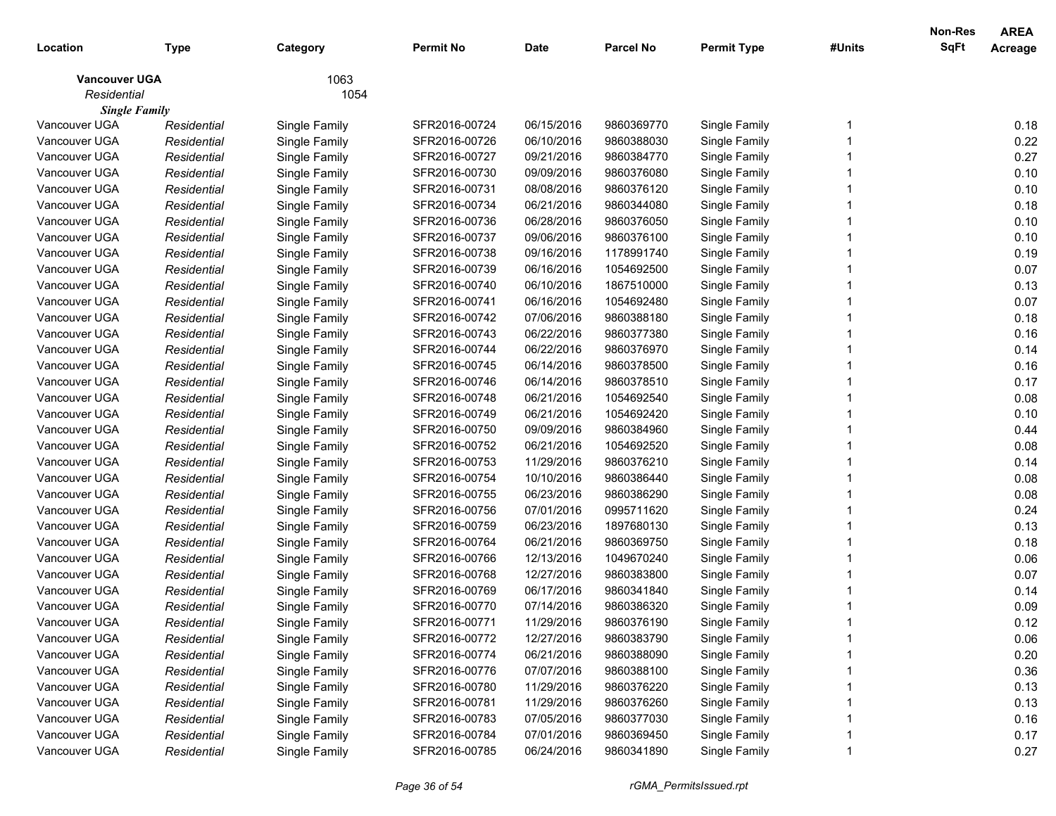| Location | Type | Category | Permit No | Date | Parcel No | Permit Type | #Units | Non-Res SqFt | AREA Acreage |
|---|---|---|---|---|---|---|---|---|---|
| **Vancouver UGA** | | 1063 | | | | | | | |
| *Residential* | | 1054 | | | | | | | |
| ***Single Family*** | | | | | | | | | |
| Vancouver UGA | *Residential* | Single Family | SFR2016-00724 | 06/15/2016 | 9860369770 | Single Family | 1 | | 0.18 |
| Vancouver UGA | *Residential* | Single Family | SFR2016-00726 | 06/10/2016 | 9860388030 | Single Family | 1 | | 0.22 |
| Vancouver UGA | *Residential* | Single Family | SFR2016-00727 | 09/21/2016 | 9860384770 | Single Family | 1 | | 0.27 |
| Vancouver UGA | *Residential* | Single Family | SFR2016-00730 | 09/09/2016 | 9860376080 | Single Family | 1 | | 0.10 |
| Vancouver UGA | *Residential* | Single Family | SFR2016-00731 | 08/08/2016 | 9860376120 | Single Family | 1 | | 0.10 |
| Vancouver UGA | *Residential* | Single Family | SFR2016-00734 | 06/21/2016 | 9860344080 | Single Family | 1 | | 0.18 |
| Vancouver UGA | *Residential* | Single Family | SFR2016-00736 | 06/28/2016 | 9860376050 | Single Family | 1 | | 0.10 |
| Vancouver UGA | *Residential* | Single Family | SFR2016-00737 | 09/06/2016 | 9860376100 | Single Family | 1 | | 0.10 |
| Vancouver UGA | *Residential* | Single Family | SFR2016-00738 | 09/16/2016 | 1178991740 | Single Family | 1 | | 0.19 |
| Vancouver UGA | *Residential* | Single Family | SFR2016-00739 | 06/16/2016 | 1054692500 | Single Family | 1 | | 0.07 |
| Vancouver UGA | *Residential* | Single Family | SFR2016-00740 | 06/10/2016 | 1867510000 | Single Family | 1 | | 0.13 |
| Vancouver UGA | *Residential* | Single Family | SFR2016-00741 | 06/16/2016 | 1054692480 | Single Family | 1 | | 0.07 |
| Vancouver UGA | *Residential* | Single Family | SFR2016-00742 | 07/06/2016 | 9860388180 | Single Family | 1 | | 0.18 |
| Vancouver UGA | *Residential* | Single Family | SFR2016-00743 | 06/22/2016 | 9860377380 | Single Family | 1 | | 0.16 |
| Vancouver UGA | *Residential* | Single Family | SFR2016-00744 | 06/22/2016 | 9860376970 | Single Family | 1 | | 0.14 |
| Vancouver UGA | *Residential* | Single Family | SFR2016-00745 | 06/14/2016 | 9860378500 | Single Family | 1 | | 0.16 |
| Vancouver UGA | *Residential* | Single Family | SFR2016-00746 | 06/14/2016 | 9860378510 | Single Family | 1 | | 0.17 |
| Vancouver UGA | *Residential* | Single Family | SFR2016-00748 | 06/21/2016 | 1054692540 | Single Family | 1 | | 0.08 |
| Vancouver UGA | *Residential* | Single Family | SFR2016-00749 | 06/21/2016 | 1054692420 | Single Family | 1 | | 0.10 |
| Vancouver UGA | *Residential* | Single Family | SFR2016-00750 | 09/09/2016 | 9860384960 | Single Family | 1 | | 0.44 |
| Vancouver UGA | *Residential* | Single Family | SFR2016-00752 | 06/21/2016 | 1054692520 | Single Family | 1 | | 0.08 |
| Vancouver UGA | *Residential* | Single Family | SFR2016-00753 | 11/29/2016 | 9860376210 | Single Family | 1 | | 0.14 |
| Vancouver UGA | *Residential* | Single Family | SFR2016-00754 | 10/10/2016 | 9860386440 | Single Family | 1 | | 0.08 |
| Vancouver UGA | *Residential* | Single Family | SFR2016-00755 | 06/23/2016 | 9860386290 | Single Family | 1 | | 0.08 |
| Vancouver UGA | *Residential* | Single Family | SFR2016-00756 | 07/01/2016 | 0995711620 | Single Family | 1 | | 0.24 |
| Vancouver UGA | *Residential* | Single Family | SFR2016-00759 | 06/23/2016 | 1897680130 | Single Family | 1 | | 0.13 |
| Vancouver UGA | *Residential* | Single Family | SFR2016-00764 | 06/21/2016 | 9860369750 | Single Family | 1 | | 0.18 |
| Vancouver UGA | *Residential* | Single Family | SFR2016-00766 | 12/13/2016 | 1049670240 | Single Family | 1 | | 0.06 |
| Vancouver UGA | *Residential* | Single Family | SFR2016-00768 | 12/27/2016 | 9860383800 | Single Family | 1 | | 0.07 |
| Vancouver UGA | *Residential* | Single Family | SFR2016-00769 | 06/17/2016 | 9860341840 | Single Family | 1 | | 0.14 |
| Vancouver UGA | *Residential* | Single Family | SFR2016-00770 | 07/14/2016 | 9860386320 | Single Family | 1 | | 0.09 |
| Vancouver UGA | *Residential* | Single Family | SFR2016-00771 | 11/29/2016 | 9860376190 | Single Family | 1 | | 0.12 |
| Vancouver UGA | *Residential* | Single Family | SFR2016-00772 | 12/27/2016 | 9860383790 | Single Family | 1 | | 0.06 |
| Vancouver UGA | *Residential* | Single Family | SFR2016-00774 | 06/21/2016 | 9860388090 | Single Family | 1 | | 0.20 |
| Vancouver UGA | *Residential* | Single Family | SFR2016-00776 | 07/07/2016 | 9860388100 | Single Family | 1 | | 0.36 |
| Vancouver UGA | *Residential* | Single Family | SFR2016-00780 | 11/29/2016 | 9860376220 | Single Family | 1 | | 0.13 |
| Vancouver UGA | *Residential* | Single Family | SFR2016-00781 | 11/29/2016 | 9860376260 | Single Family | 1 | | 0.13 |
| Vancouver UGA | *Residential* | Single Family | SFR2016-00783 | 07/05/2016 | 9860377030 | Single Family | 1 | | 0.16 |
| Vancouver UGA | *Residential* | Single Family | SFR2016-00784 | 07/01/2016 | 9860369450 | Single Family | 1 | | 0.17 |
| Vancouver UGA | *Residential* | Single Family | SFR2016-00785 | 06/24/2016 | 9860341890 | Single Family | 1 | | 0.27 |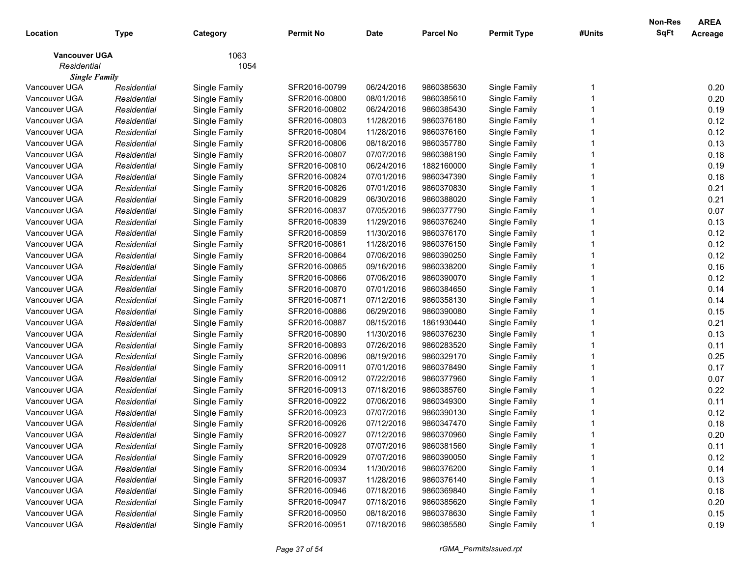| Location | Type | Category | Permit No | Date | Parcel No | Permit Type | #Units | Non-Res SqFt | AREA Acreage |
|---|---|---|---|---|---|---|---|---|---|
| **Vancouver UGA** | | 1063 | | | | | | | |
| *Residential* | | 1054 | | | | | | | |
| ***Single Family*** | | | | | | | | | |
| Vancouver UGA | *Residential* | Single Family | SFR2016-00799 | 06/24/2016 | 9860385630 | Single Family | 1 | | 0.20 |
| Vancouver UGA | *Residential* | Single Family | SFR2016-00800 | 08/01/2016 | 9860385610 | Single Family | 1 | | 0.20 |
| Vancouver UGA | *Residential* | Single Family | SFR2016-00802 | 06/24/2016 | 9860385430 | Single Family | 1 | | 0.19 |
| Vancouver UGA | *Residential* | Single Family | SFR2016-00803 | 11/28/2016 | 9860376180 | Single Family | 1 | | 0.12 |
| Vancouver UGA | *Residential* | Single Family | SFR2016-00804 | 11/28/2016 | 9860376160 | Single Family | 1 | | 0.12 |
| Vancouver UGA | *Residential* | Single Family | SFR2016-00806 | 08/18/2016 | 9860357780 | Single Family | 1 | | 0.13 |
| Vancouver UGA | *Residential* | Single Family | SFR2016-00807 | 07/07/2016 | 9860388190 | Single Family | 1 | | 0.18 |
| Vancouver UGA | *Residential* | Single Family | SFR2016-00810 | 06/24/2016 | 1882160000 | Single Family | 1 | | 0.19 |
| Vancouver UGA | *Residential* | Single Family | SFR2016-00824 | 07/01/2016 | 9860347390 | Single Family | 1 | | 0.18 |
| Vancouver UGA | *Residential* | Single Family | SFR2016-00826 | 07/01/2016 | 9860370830 | Single Family | 1 | | 0.21 |
| Vancouver UGA | *Residential* | Single Family | SFR2016-00829 | 06/30/2016 | 9860388020 | Single Family | 1 | | 0.21 |
| Vancouver UGA | *Residential* | Single Family | SFR2016-00837 | 07/05/2016 | 9860377790 | Single Family | 1 | | 0.07 |
| Vancouver UGA | *Residential* | Single Family | SFR2016-00839 | 11/29/2016 | 9860376240 | Single Family | 1 | | 0.13 |
| Vancouver UGA | *Residential* | Single Family | SFR2016-00859 | 11/30/2016 | 9860376170 | Single Family | 1 | | 0.12 |
| Vancouver UGA | *Residential* | Single Family | SFR2016-00861 | 11/28/2016 | 9860376150 | Single Family | 1 | | 0.12 |
| Vancouver UGA | *Residential* | Single Family | SFR2016-00864 | 07/06/2016 | 9860390250 | Single Family | 1 | | 0.12 |
| Vancouver UGA | *Residential* | Single Family | SFR2016-00865 | 09/16/2016 | 9860338200 | Single Family | 1 | | 0.16 |
| Vancouver UGA | *Residential* | Single Family | SFR2016-00866 | 07/06/2016 | 9860390070 | Single Family | 1 | | 0.12 |
| Vancouver UGA | *Residential* | Single Family | SFR2016-00870 | 07/01/2016 | 9860384650 | Single Family | 1 | | 0.14 |
| Vancouver UGA | *Residential* | Single Family | SFR2016-00871 | 07/12/2016 | 9860358130 | Single Family | 1 | | 0.14 |
| Vancouver UGA | *Residential* | Single Family | SFR2016-00886 | 06/29/2016 | 9860390080 | Single Family | 1 | | 0.15 |
| Vancouver UGA | *Residential* | Single Family | SFR2016-00887 | 08/15/2016 | 1861930440 | Single Family | 1 | | 0.21 |
| Vancouver UGA | *Residential* | Single Family | SFR2016-00890 | 11/30/2016 | 9860376230 | Single Family | 1 | | 0.13 |
| Vancouver UGA | *Residential* | Single Family | SFR2016-00893 | 07/26/2016 | 9860283520 | Single Family | 1 | | 0.11 |
| Vancouver UGA | *Residential* | Single Family | SFR2016-00896 | 08/19/2016 | 9860329170 | Single Family | 1 | | 0.25 |
| Vancouver UGA | *Residential* | Single Family | SFR2016-00911 | 07/01/2016 | 9860378490 | Single Family | 1 | | 0.17 |
| Vancouver UGA | *Residential* | Single Family | SFR2016-00912 | 07/22/2016 | 9860377960 | Single Family | 1 | | 0.07 |
| Vancouver UGA | *Residential* | Single Family | SFR2016-00913 | 07/18/2016 | 9860385760 | Single Family | 1 | | 0.22 |
| Vancouver UGA | *Residential* | Single Family | SFR2016-00922 | 07/06/2016 | 9860349300 | Single Family | 1 | | 0.11 |
| Vancouver UGA | *Residential* | Single Family | SFR2016-00923 | 07/07/2016 | 9860390130 | Single Family | 1 | | 0.12 |
| Vancouver UGA | *Residential* | Single Family | SFR2016-00926 | 07/12/2016 | 9860347470 | Single Family | 1 | | 0.18 |
| Vancouver UGA | *Residential* | Single Family | SFR2016-00927 | 07/12/2016 | 9860370960 | Single Family | 1 | | 0.20 |
| Vancouver UGA | *Residential* | Single Family | SFR2016-00928 | 07/07/2016 | 9860381560 | Single Family | 1 | | 0.11 |
| Vancouver UGA | *Residential* | Single Family | SFR2016-00929 | 07/07/2016 | 9860390050 | Single Family | 1 | | 0.12 |
| Vancouver UGA | *Residential* | Single Family | SFR2016-00934 | 11/30/2016 | 9860376200 | Single Family | 1 | | 0.14 |
| Vancouver UGA | *Residential* | Single Family | SFR2016-00937 | 11/28/2016 | 9860376140 | Single Family | 1 | | 0.13 |
| Vancouver UGA | *Residential* | Single Family | SFR2016-00946 | 07/18/2016 | 9860369840 | Single Family | 1 | | 0.18 |
| Vancouver UGA | *Residential* | Single Family | SFR2016-00947 | 07/18/2016 | 9860385620 | Single Family | 1 | | 0.20 |
| Vancouver UGA | *Residential* | Single Family | SFR2016-00950 | 08/18/2016 | 9860378630 | Single Family | 1 | | 0.15 |
| Vancouver UGA | *Residential* | Single Family | SFR2016-00951 | 07/18/2016 | 9860385580 | Single Family | 1 | | 0.19 |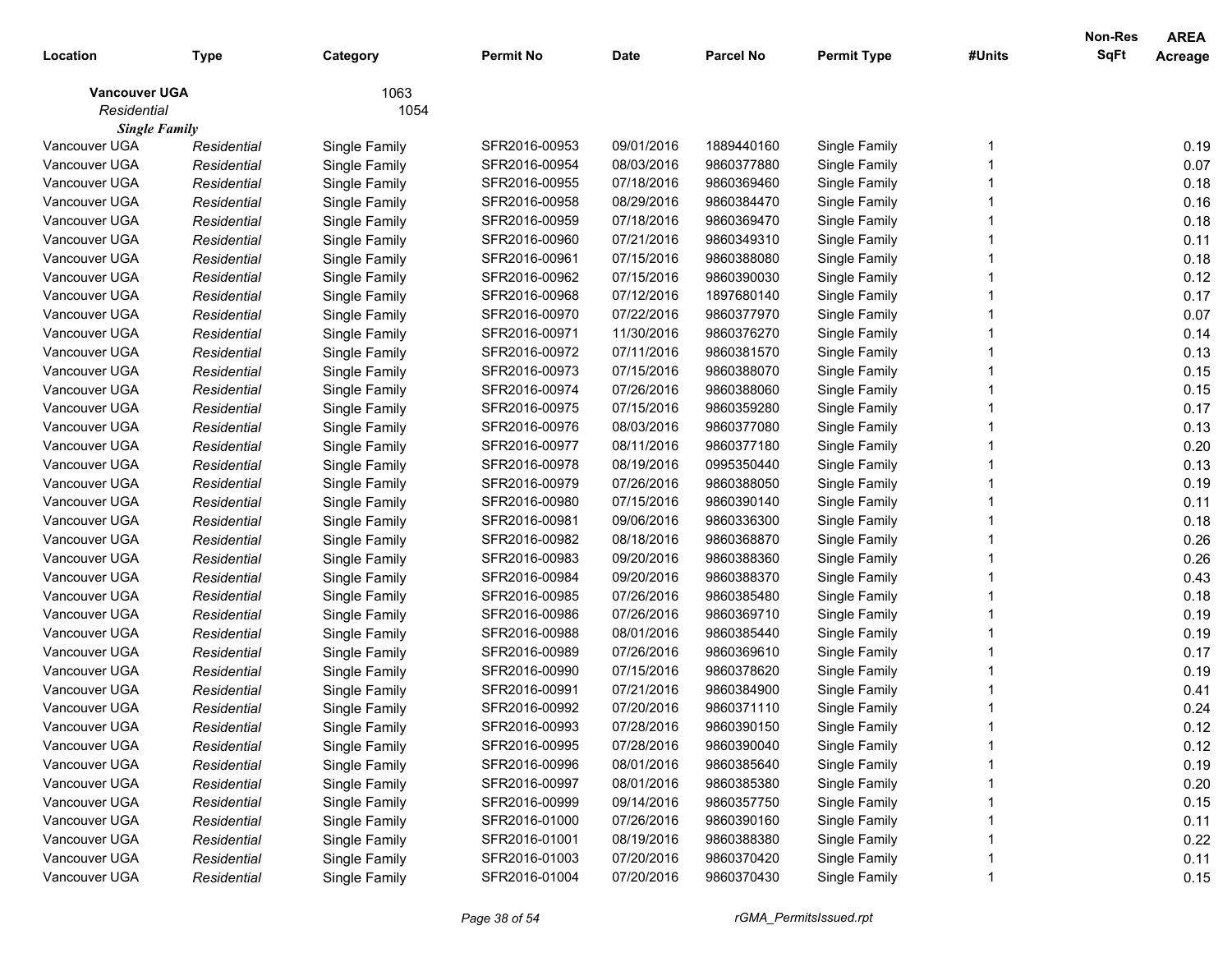| Location | Type | Category | Permit No | Date | Parcel No | Permit Type | #Units | Non-Res SqFt | AREA Acreage |
|---|---|---|---|---|---|---|---|---|---|
| **Vancouver UGA** | | 1063 | | | | | | | |
| *Residential* | | 1054 | | | | | | | |
| ***Single Family*** | | | | | | | | | |
| Vancouver UGA | *Residential* | Single Family | SFR2016-00953 | 09/01/2016 | 1889440160 | Single Family | 1 | | 0.19 |
| Vancouver UGA | *Residential* | Single Family | SFR2016-00954 | 08/03/2016 | 9860377880 | Single Family | 1 | | 0.07 |
| Vancouver UGA | *Residential* | Single Family | SFR2016-00955 | 07/18/2016 | 9860369460 | Single Family | 1 | | 0.18 |
| Vancouver UGA | *Residential* | Single Family | SFR2016-00958 | 08/29/2016 | 9860384470 | Single Family | 1 | | 0.16 |
| Vancouver UGA | *Residential* | Single Family | SFR2016-00959 | 07/18/2016 | 9860369470 | Single Family | 1 | | 0.18 |
| Vancouver UGA | *Residential* | Single Family | SFR2016-00960 | 07/21/2016 | 9860349310 | Single Family | 1 | | 0.11 |
| Vancouver UGA | *Residential* | Single Family | SFR2016-00961 | 07/15/2016 | 9860388080 | Single Family | 1 | | 0.18 |
| Vancouver UGA | *Residential* | Single Family | SFR2016-00962 | 07/15/2016 | 9860390030 | Single Family | 1 | | 0.12 |
| Vancouver UGA | *Residential* | Single Family | SFR2016-00968 | 07/12/2016 | 1897680140 | Single Family | 1 | | 0.17 |
| Vancouver UGA | *Residential* | Single Family | SFR2016-00970 | 07/22/2016 | 9860377970 | Single Family | 1 | | 0.07 |
| Vancouver UGA | *Residential* | Single Family | SFR2016-00971 | 11/30/2016 | 9860376270 | Single Family | 1 | | 0.14 |
| Vancouver UGA | *Residential* | Single Family | SFR2016-00972 | 07/11/2016 | 9860381570 | Single Family | 1 | | 0.13 |
| Vancouver UGA | *Residential* | Single Family | SFR2016-00973 | 07/15/2016 | 9860388070 | Single Family | 1 | | 0.15 |
| Vancouver UGA | *Residential* | Single Family | SFR2016-00974 | 07/26/2016 | 9860388060 | Single Family | 1 | | 0.15 |
| Vancouver UGA | *Residential* | Single Family | SFR2016-00975 | 07/15/2016 | 9860359280 | Single Family | 1 | | 0.17 |
| Vancouver UGA | *Residential* | Single Family | SFR2016-00976 | 08/03/2016 | 9860377080 | Single Family | 1 | | 0.13 |
| Vancouver UGA | *Residential* | Single Family | SFR2016-00977 | 08/11/2016 | 9860377180 | Single Family | 1 | | 0.20 |
| Vancouver UGA | *Residential* | Single Family | SFR2016-00978 | 08/19/2016 | 0995350440 | Single Family | 1 | | 0.13 |
| Vancouver UGA | *Residential* | Single Family | SFR2016-00979 | 07/26/2016 | 9860388050 | Single Family | 1 | | 0.19 |
| Vancouver UGA | *Residential* | Single Family | SFR2016-00980 | 07/15/2016 | 9860390140 | Single Family | 1 | | 0.11 |
| Vancouver UGA | *Residential* | Single Family | SFR2016-00981 | 09/06/2016 | 9860336300 | Single Family | 1 | | 0.18 |
| Vancouver UGA | *Residential* | Single Family | SFR2016-00982 | 08/18/2016 | 9860368870 | Single Family | 1 | | 0.26 |
| Vancouver UGA | *Residential* | Single Family | SFR2016-00983 | 09/20/2016 | 9860388360 | Single Family | 1 | | 0.26 |
| Vancouver UGA | *Residential* | Single Family | SFR2016-00984 | 09/20/2016 | 9860388370 | Single Family | 1 | | 0.43 |
| Vancouver UGA | *Residential* | Single Family | SFR2016-00985 | 07/26/2016 | 9860385480 | Single Family | 1 | | 0.18 |
| Vancouver UGA | *Residential* | Single Family | SFR2016-00986 | 07/26/2016 | 9860369710 | Single Family | 1 | | 0.19 |
| Vancouver UGA | *Residential* | Single Family | SFR2016-00988 | 08/01/2016 | 9860385440 | Single Family | 1 | | 0.19 |
| Vancouver UGA | *Residential* | Single Family | SFR2016-00989 | 07/26/2016 | 9860369610 | Single Family | 1 | | 0.17 |
| Vancouver UGA | *Residential* | Single Family | SFR2016-00990 | 07/15/2016 | 9860378620 | Single Family | 1 | | 0.19 |
| Vancouver UGA | *Residential* | Single Family | SFR2016-00991 | 07/21/2016 | 9860384900 | Single Family | 1 | | 0.41 |
| Vancouver UGA | *Residential* | Single Family | SFR2016-00992 | 07/20/2016 | 9860371110 | Single Family | 1 | | 0.24 |
| Vancouver UGA | *Residential* | Single Family | SFR2016-00993 | 07/28/2016 | 9860390150 | Single Family | 1 | | 0.12 |
| Vancouver UGA | *Residential* | Single Family | SFR2016-00995 | 07/28/2016 | 9860390040 | Single Family | 1 | | 0.12 |
| Vancouver UGA | *Residential* | Single Family | SFR2016-00996 | 08/01/2016 | 9860385640 | Single Family | 1 | | 0.19 |
| Vancouver UGA | *Residential* | Single Family | SFR2016-00997 | 08/01/2016 | 9860385380 | Single Family | 1 | | 0.20 |
| Vancouver UGA | *Residential* | Single Family | SFR2016-00999 | 09/14/2016 | 9860357750 | Single Family | 1 | | 0.15 |
| Vancouver UGA | *Residential* | Single Family | SFR2016-01000 | 07/26/2016 | 9860390160 | Single Family | 1 | | 0.11 |
| Vancouver UGA | *Residential* | Single Family | SFR2016-01001 | 08/19/2016 | 9860388380 | Single Family | 1 | | 0.22 |
| Vancouver UGA | *Residential* | Single Family | SFR2016-01003 | 07/20/2016 | 9860370420 | Single Family | 1 | | 0.11 |
| Vancouver UGA | *Residential* | Single Family | SFR2016-01004 | 07/20/2016 | 9860370430 | Single Family | 1 | | 0.15 |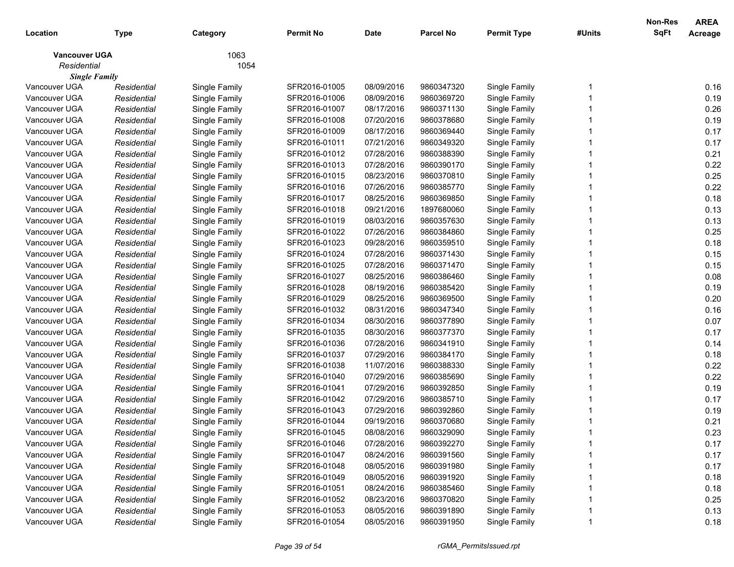| Location | Type | Category | Permit No | Date | Parcel No | Permit Type | #Units | Non-Res SqFt | AREA Acreage |
|---|---|---|---|---|---|---|---|---|---|
| **Vancouver UGA** | | 1063 | | | | | | | |
| *Residential* | | 1054 | | | | | | | |
| ***Single Family*** | | | | | | | | | |
| Vancouver UGA | *Residential* | Single Family | SFR2016-01005 | 08/09/2016 | 9860347320 | Single Family | 1 | | 0.16 |
| Vancouver UGA | *Residential* | Single Family | SFR2016-01006 | 08/09/2016 | 9860369720 | Single Family | 1 | | 0.19 |
| Vancouver UGA | *Residential* | Single Family | SFR2016-01007 | 08/17/2016 | 9860371130 | Single Family | 1 | | 0.26 |
| Vancouver UGA | *Residential* | Single Family | SFR2016-01008 | 07/20/2016 | 9860378680 | Single Family | 1 | | 0.19 |
| Vancouver UGA | *Residential* | Single Family | SFR2016-01009 | 08/17/2016 | 9860369440 | Single Family | 1 | | 0.17 |
| Vancouver UGA | *Residential* | Single Family | SFR2016-01011 | 07/21/2016 | 9860349320 | Single Family | 1 | | 0.17 |
| Vancouver UGA | *Residential* | Single Family | SFR2016-01012 | 07/28/2016 | 9860388390 | Single Family | 1 | | 0.21 |
| Vancouver UGA | *Residential* | Single Family | SFR2016-01013 | 07/28/2016 | 9860390170 | Single Family | 1 | | 0.22 |
| Vancouver UGA | *Residential* | Single Family | SFR2016-01015 | 08/23/2016 | 9860370810 | Single Family | 1 | | 0.25 |
| Vancouver UGA | *Residential* | Single Family | SFR2016-01016 | 07/26/2016 | 9860385770 | Single Family | 1 | | 0.22 |
| Vancouver UGA | *Residential* | Single Family | SFR2016-01017 | 08/25/2016 | 9860369850 | Single Family | 1 | | 0.18 |
| Vancouver UGA | *Residential* | Single Family | SFR2016-01018 | 09/21/2016 | 1897680060 | Single Family | 1 | | 0.13 |
| Vancouver UGA | *Residential* | Single Family | SFR2016-01019 | 08/03/2016 | 9860357630 | Single Family | 1 | | 0.13 |
| Vancouver UGA | *Residential* | Single Family | SFR2016-01022 | 07/26/2016 | 9860384860 | Single Family | 1 | | 0.25 |
| Vancouver UGA | *Residential* | Single Family | SFR2016-01023 | 09/28/2016 | 9860359510 | Single Family | 1 | | 0.18 |
| Vancouver UGA | *Residential* | Single Family | SFR2016-01024 | 07/28/2016 | 9860371430 | Single Family | 1 | | 0.15 |
| Vancouver UGA | *Residential* | Single Family | SFR2016-01025 | 07/28/2016 | 9860371470 | Single Family | 1 | | 0.15 |
| Vancouver UGA | *Residential* | Single Family | SFR2016-01027 | 08/25/2016 | 9860386460 | Single Family | 1 | | 0.08 |
| Vancouver UGA | *Residential* | Single Family | SFR2016-01028 | 08/19/2016 | 9860385420 | Single Family | 1 | | 0.19 |
| Vancouver UGA | *Residential* | Single Family | SFR2016-01029 | 08/25/2016 | 9860369500 | Single Family | 1 | | 0.20 |
| Vancouver UGA | *Residential* | Single Family | SFR2016-01032 | 08/31/2016 | 9860347340 | Single Family | 1 | | 0.16 |
| Vancouver UGA | *Residential* | Single Family | SFR2016-01034 | 08/30/2016 | 9860377890 | Single Family | 1 | | 0.07 |
| Vancouver UGA | *Residential* | Single Family | SFR2016-01035 | 08/30/2016 | 9860377370 | Single Family | 1 | | 0.17 |
| Vancouver UGA | *Residential* | Single Family | SFR2016-01036 | 07/28/2016 | 9860341910 | Single Family | 1 | | 0.14 |
| Vancouver UGA | *Residential* | Single Family | SFR2016-01037 | 07/29/2016 | 9860384170 | Single Family | 1 | | 0.18 |
| Vancouver UGA | *Residential* | Single Family | SFR2016-01038 | 11/07/2016 | 9860388330 | Single Family | 1 | | 0.22 |
| Vancouver UGA | *Residential* | Single Family | SFR2016-01040 | 07/29/2016 | 9860385690 | Single Family | 1 | | 0.22 |
| Vancouver UGA | *Residential* | Single Family | SFR2016-01041 | 07/29/2016 | 9860392850 | Single Family | 1 | | 0.19 |
| Vancouver UGA | *Residential* | Single Family | SFR2016-01042 | 07/29/2016 | 9860385710 | Single Family | 1 | | 0.17 |
| Vancouver UGA | *Residential* | Single Family | SFR2016-01043 | 07/29/2016 | 9860392860 | Single Family | 1 | | 0.19 |
| Vancouver UGA | *Residential* | Single Family | SFR2016-01044 | 09/19/2016 | 9860370680 | Single Family | 1 | | 0.21 |
| Vancouver UGA | *Residential* | Single Family | SFR2016-01045 | 08/08/2016 | 9860329090 | Single Family | 1 | | 0.23 |
| Vancouver UGA | *Residential* | Single Family | SFR2016-01046 | 07/28/2016 | 9860392270 | Single Family | 1 | | 0.17 |
| Vancouver UGA | *Residential* | Single Family | SFR2016-01047 | 08/24/2016 | 9860391560 | Single Family | 1 | | 0.17 |
| Vancouver UGA | *Residential* | Single Family | SFR2016-01048 | 08/05/2016 | 9860391980 | Single Family | 1 | | 0.17 |
| Vancouver UGA | *Residential* | Single Family | SFR2016-01049 | 08/05/2016 | 9860391920 | Single Family | 1 | | 0.18 |
| Vancouver UGA | *Residential* | Single Family | SFR2016-01051 | 08/24/2016 | 9860385460 | Single Family | 1 | | 0.18 |
| Vancouver UGA | *Residential* | Single Family | SFR2016-01052 | 08/23/2016 | 9860370820 | Single Family | 1 | | 0.25 |
| Vancouver UGA | *Residential* | Single Family | SFR2016-01053 | 08/05/2016 | 9860391890 | Single Family | 1 | | 0.13 |
| Vancouver UGA | *Residential* | Single Family | SFR2016-01054 | 08/05/2016 | 9860391950 | Single Family | 1 | | 0.18 |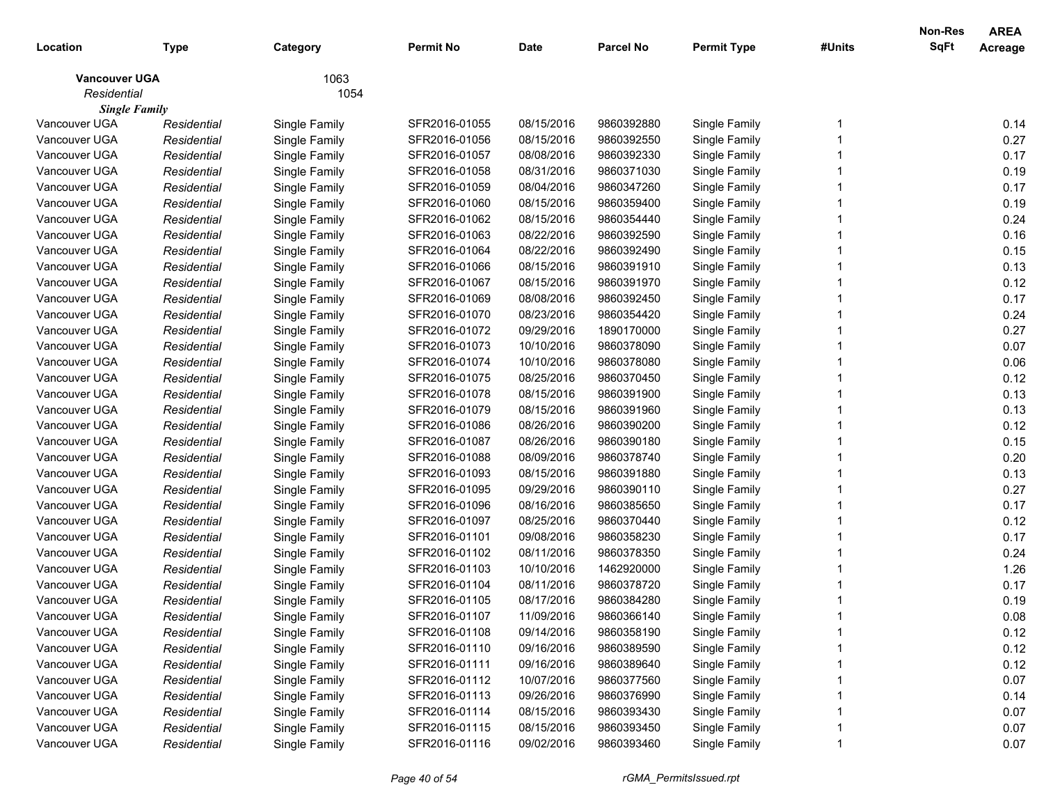| Location | Type | Category | Permit No | Date | Parcel No | Permit Type | #Units | Non-Res SqFt | AREA Acreage |
|---|---|---|---|---|---|---|---|---|---|
| **Vancouver UGA** | | 1063 | | | | | | | |
| *Residential* | | 1054 | | | | | | | |
| ***Single Family*** | | | | | | | | | |
| Vancouver UGA | *Residential* | Single Family | SFR2016-01055 | 08/15/2016 | 9860392880 | Single Family | 1 | | 0.14 |
| Vancouver UGA | *Residential* | Single Family | SFR2016-01056 | 08/15/2016 | 9860392550 | Single Family | 1 | | 0.27 |
| Vancouver UGA | *Residential* | Single Family | SFR2016-01057 | 08/08/2016 | 9860392330 | Single Family | 1 | | 0.17 |
| Vancouver UGA | *Residential* | Single Family | SFR2016-01058 | 08/31/2016 | 9860371030 | Single Family | 1 | | 0.19 |
| Vancouver UGA | *Residential* | Single Family | SFR2016-01059 | 08/04/2016 | 9860347260 | Single Family | 1 | | 0.17 |
| Vancouver UGA | *Residential* | Single Family | SFR2016-01060 | 08/15/2016 | 9860359400 | Single Family | 1 | | 0.19 |
| Vancouver UGA | *Residential* | Single Family | SFR2016-01062 | 08/15/2016 | 9860354440 | Single Family | 1 | | 0.24 |
| Vancouver UGA | *Residential* | Single Family | SFR2016-01063 | 08/22/2016 | 9860392590 | Single Family | 1 | | 0.16 |
| Vancouver UGA | *Residential* | Single Family | SFR2016-01064 | 08/22/2016 | 9860392490 | Single Family | 1 | | 0.15 |
| Vancouver UGA | *Residential* | Single Family | SFR2016-01066 | 08/15/2016 | 9860391910 | Single Family | 1 | | 0.13 |
| Vancouver UGA | *Residential* | Single Family | SFR2016-01067 | 08/15/2016 | 9860391970 | Single Family | 1 | | 0.12 |
| Vancouver UGA | *Residential* | Single Family | SFR2016-01069 | 08/08/2016 | 9860392450 | Single Family | 1 | | 0.17 |
| Vancouver UGA | *Residential* | Single Family | SFR2016-01070 | 08/23/2016 | 9860354420 | Single Family | 1 | | 0.24 |
| Vancouver UGA | *Residential* | Single Family | SFR2016-01072 | 09/29/2016 | 1890170000 | Single Family | 1 | | 0.27 |
| Vancouver UGA | *Residential* | Single Family | SFR2016-01073 | 10/10/2016 | 9860378090 | Single Family | 1 | | 0.07 |
| Vancouver UGA | *Residential* | Single Family | SFR2016-01074 | 10/10/2016 | 9860378080 | Single Family | 1 | | 0.06 |
| Vancouver UGA | *Residential* | Single Family | SFR2016-01075 | 08/25/2016 | 9860370450 | Single Family | 1 | | 0.12 |
| Vancouver UGA | *Residential* | Single Family | SFR2016-01078 | 08/15/2016 | 9860391900 | Single Family | 1 | | 0.13 |
| Vancouver UGA | *Residential* | Single Family | SFR2016-01079 | 08/15/2016 | 9860391960 | Single Family | 1 | | 0.13 |
| Vancouver UGA | *Residential* | Single Family | SFR2016-01086 | 08/26/2016 | 9860390200 | Single Family | 1 | | 0.12 |
| Vancouver UGA | *Residential* | Single Family | SFR2016-01087 | 08/26/2016 | 9860390180 | Single Family | 1 | | 0.15 |
| Vancouver UGA | *Residential* | Single Family | SFR2016-01088 | 08/09/2016 | 9860378740 | Single Family | 1 | | 0.20 |
| Vancouver UGA | *Residential* | Single Family | SFR2016-01093 | 08/15/2016 | 9860391880 | Single Family | 1 | | 0.13 |
| Vancouver UGA | *Residential* | Single Family | SFR2016-01095 | 09/29/2016 | 9860390110 | Single Family | 1 | | 0.27 |
| Vancouver UGA | *Residential* | Single Family | SFR2016-01096 | 08/16/2016 | 9860385650 | Single Family | 1 | | 0.17 |
| Vancouver UGA | *Residential* | Single Family | SFR2016-01097 | 08/25/2016 | 9860370440 | Single Family | 1 | | 0.12 |
| Vancouver UGA | *Residential* | Single Family | SFR2016-01101 | 09/08/2016 | 9860358230 | Single Family | 1 | | 0.17 |
| Vancouver UGA | *Residential* | Single Family | SFR2016-01102 | 08/11/2016 | 9860378350 | Single Family | 1 | | 0.24 |
| Vancouver UGA | *Residential* | Single Family | SFR2016-01103 | 10/10/2016 | 1462920000 | Single Family | 1 | | 1.26 |
| Vancouver UGA | *Residential* | Single Family | SFR2016-01104 | 08/11/2016 | 9860378720 | Single Family | 1 | | 0.17 |
| Vancouver UGA | *Residential* | Single Family | SFR2016-01105 | 08/17/2016 | 9860384280 | Single Family | 1 | | 0.19 |
| Vancouver UGA | *Residential* | Single Family | SFR2016-01107 | 11/09/2016 | 9860366140 | Single Family | 1 | | 0.08 |
| Vancouver UGA | *Residential* | Single Family | SFR2016-01108 | 09/14/2016 | 9860358190 | Single Family | 1 | | 0.12 |
| Vancouver UGA | *Residential* | Single Family | SFR2016-01110 | 09/16/2016 | 9860389590 | Single Family | 1 | | 0.12 |
| Vancouver UGA | *Residential* | Single Family | SFR2016-01111 | 09/16/2016 | 9860389640 | Single Family | 1 | | 0.12 |
| Vancouver UGA | *Residential* | Single Family | SFR2016-01112 | 10/07/2016 | 9860377560 | Single Family | 1 | | 0.07 |
| Vancouver UGA | *Residential* | Single Family | SFR2016-01113 | 09/26/2016 | 9860376990 | Single Family | 1 | | 0.14 |
| Vancouver UGA | *Residential* | Single Family | SFR2016-01114 | 08/15/2016 | 9860393430 | Single Family | 1 | | 0.07 |
| Vancouver UGA | *Residential* | Single Family | SFR2016-01115 | 08/15/2016 | 9860393450 | Single Family | 1 | | 0.07 |
| Vancouver UGA | *Residential* | Single Family | SFR2016-01116 | 09/02/2016 | 9860393460 | Single Family | 1 | | 0.07 |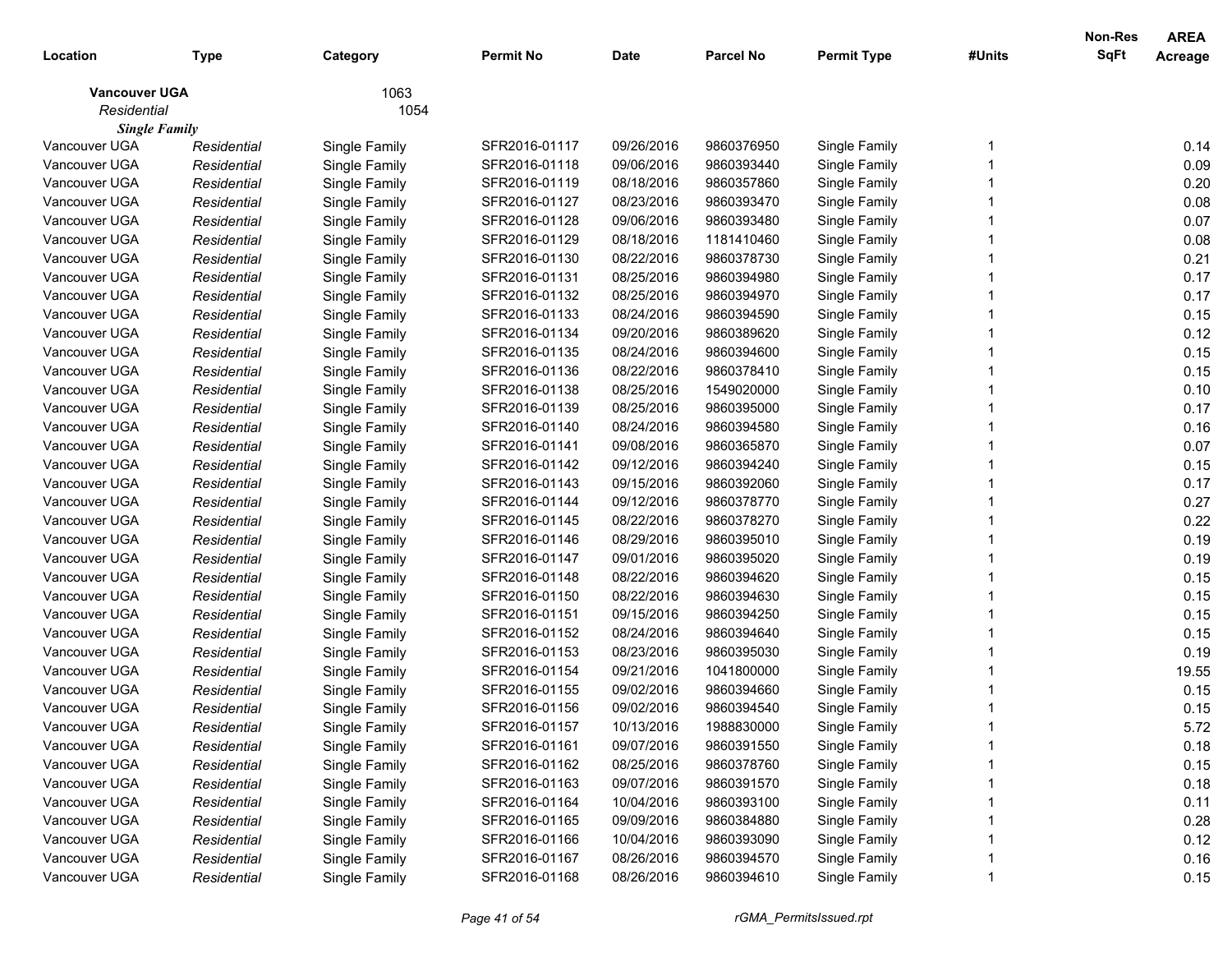| Location | Type | Category | Permit No | Date | Parcel No | Permit Type | #Units | Non-Res SqFt | AREA Acreage |
|---|---|---|---|---|---|---|---|---|---|
| **Vancouver UGA** | | 1063 | | | | | | | |
| *Residential* | | 1054 | | | | | | | |
| ***Single Family*** | | | | | | | | | |
| Vancouver UGA | *Residential* | Single Family | SFR2016-01117 | 09/26/2016 | 9860376950 | Single Family | 1 | | 0.14 |
| Vancouver UGA | *Residential* | Single Family | SFR2016-01118 | 09/06/2016 | 9860393440 | Single Family | 1 | | 0.09 |
| Vancouver UGA | *Residential* | Single Family | SFR2016-01119 | 08/18/2016 | 9860357860 | Single Family | 1 | | 0.20 |
| Vancouver UGA | *Residential* | Single Family | SFR2016-01127 | 08/23/2016 | 9860393470 | Single Family | 1 | | 0.08 |
| Vancouver UGA | *Residential* | Single Family | SFR2016-01128 | 09/06/2016 | 9860393480 | Single Family | 1 | | 0.07 |
| Vancouver UGA | *Residential* | Single Family | SFR2016-01129 | 08/18/2016 | 1181410460 | Single Family | 1 | | 0.08 |
| Vancouver UGA | *Residential* | Single Family | SFR2016-01130 | 08/22/2016 | 9860378730 | Single Family | 1 | | 0.21 |
| Vancouver UGA | *Residential* | Single Family | SFR2016-01131 | 08/25/2016 | 9860394980 | Single Family | 1 | | 0.17 |
| Vancouver UGA | *Residential* | Single Family | SFR2016-01132 | 08/25/2016 | 9860394970 | Single Family | 1 | | 0.17 |
| Vancouver UGA | *Residential* | Single Family | SFR2016-01133 | 08/24/2016 | 9860394590 | Single Family | 1 | | 0.15 |
| Vancouver UGA | *Residential* | Single Family | SFR2016-01134 | 09/20/2016 | 9860389620 | Single Family | 1 | | 0.12 |
| Vancouver UGA | *Residential* | Single Family | SFR2016-01135 | 08/24/2016 | 9860394600 | Single Family | 1 | | 0.15 |
| Vancouver UGA | *Residential* | Single Family | SFR2016-01136 | 08/22/2016 | 9860378410 | Single Family | 1 | | 0.15 |
| Vancouver UGA | *Residential* | Single Family | SFR2016-01138 | 08/25/2016 | 1549020000 | Single Family | 1 | | 0.10 |
| Vancouver UGA | *Residential* | Single Family | SFR2016-01139 | 08/25/2016 | 9860395000 | Single Family | 1 | | 0.17 |
| Vancouver UGA | *Residential* | Single Family | SFR2016-01140 | 08/24/2016 | 9860394580 | Single Family | 1 | | 0.16 |
| Vancouver UGA | *Residential* | Single Family | SFR2016-01141 | 09/08/2016 | 9860365870 | Single Family | 1 | | 0.07 |
| Vancouver UGA | *Residential* | Single Family | SFR2016-01142 | 09/12/2016 | 9860394240 | Single Family | 1 | | 0.15 |
| Vancouver UGA | *Residential* | Single Family | SFR2016-01143 | 09/15/2016 | 9860392060 | Single Family | 1 | | 0.17 |
| Vancouver UGA | *Residential* | Single Family | SFR2016-01144 | 09/12/2016 | 9860378770 | Single Family | 1 | | 0.27 |
| Vancouver UGA | *Residential* | Single Family | SFR2016-01145 | 08/22/2016 | 9860378270 | Single Family | 1 | | 0.22 |
| Vancouver UGA | *Residential* | Single Family | SFR2016-01146 | 08/29/2016 | 9860395010 | Single Family | 1 | | 0.19 |
| Vancouver UGA | *Residential* | Single Family | SFR2016-01147 | 09/01/2016 | 9860395020 | Single Family | 1 | | 0.19 |
| Vancouver UGA | *Residential* | Single Family | SFR2016-01148 | 08/22/2016 | 9860394620 | Single Family | 1 | | 0.15 |
| Vancouver UGA | *Residential* | Single Family | SFR2016-01150 | 08/22/2016 | 9860394630 | Single Family | 1 | | 0.15 |
| Vancouver UGA | *Residential* | Single Family | SFR2016-01151 | 09/15/2016 | 9860394250 | Single Family | 1 | | 0.15 |
| Vancouver UGA | *Residential* | Single Family | SFR2016-01152 | 08/24/2016 | 9860394640 | Single Family | 1 | | 0.15 |
| Vancouver UGA | *Residential* | Single Family | SFR2016-01153 | 08/23/2016 | 9860395030 | Single Family | 1 | | 0.19 |
| Vancouver UGA | *Residential* | Single Family | SFR2016-01154 | 09/21/2016 | 1041800000 | Single Family | 1 | | 19.55 |
| Vancouver UGA | *Residential* | Single Family | SFR2016-01155 | 09/02/2016 | 9860394660 | Single Family | 1 | | 0.15 |
| Vancouver UGA | *Residential* | Single Family | SFR2016-01156 | 09/02/2016 | 9860394540 | Single Family | 1 | | 0.15 |
| Vancouver UGA | *Residential* | Single Family | SFR2016-01157 | 10/13/2016 | 1988830000 | Single Family | 1 | | 5.72 |
| Vancouver UGA | *Residential* | Single Family | SFR2016-01161 | 09/07/2016 | 9860391550 | Single Family | 1 | | 0.18 |
| Vancouver UGA | *Residential* | Single Family | SFR2016-01162 | 08/25/2016 | 9860378760 | Single Family | 1 | | 0.15 |
| Vancouver UGA | *Residential* | Single Family | SFR2016-01163 | 09/07/2016 | 9860391570 | Single Family | 1 | | 0.18 |
| Vancouver UGA | *Residential* | Single Family | SFR2016-01164 | 10/04/2016 | 9860393100 | Single Family | 1 | | 0.11 |
| Vancouver UGA | *Residential* | Single Family | SFR2016-01165 | 09/09/2016 | 9860384880 | Single Family | 1 | | 0.28 |
| Vancouver UGA | *Residential* | Single Family | SFR2016-01166 | 10/04/2016 | 9860393090 | Single Family | 1 | | 0.12 |
| Vancouver UGA | *Residential* | Single Family | SFR2016-01167 | 08/26/2016 | 9860394570 | Single Family | 1 | | 0.16 |
| Vancouver UGA | *Residential* | Single Family | SFR2016-01168 | 08/26/2016 | 9860394610 | Single Family | 1 | | 0.15 |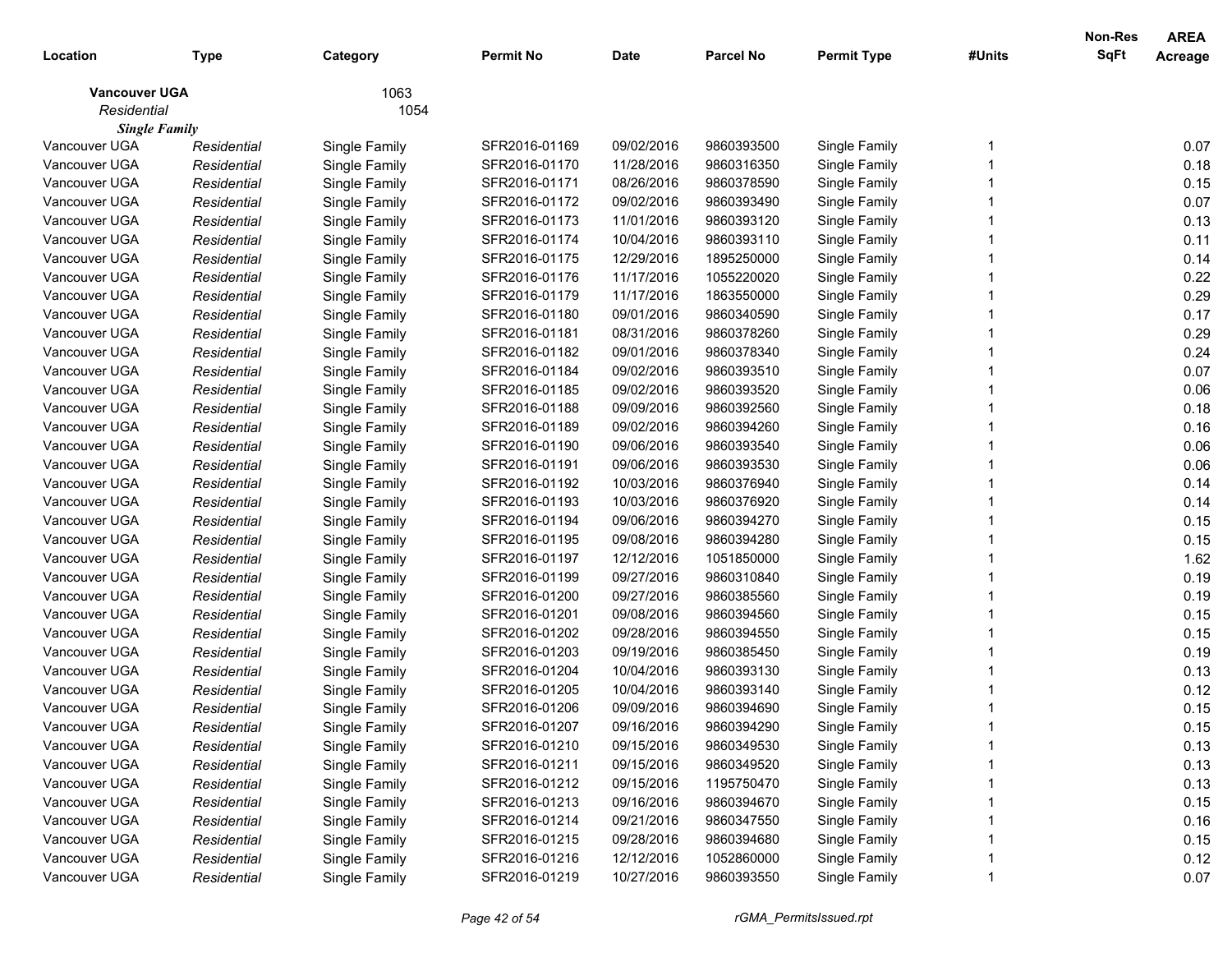| Location | Type | Category | Permit No | Date | Parcel No | Permit Type | #Units | Non-Res SqFt | AREA Acreage |
|---|---|---|---|---|---|---|---|---|---|
| **Vancouver UGA** | | 1063 | | | | | | | |
| *Residential* | | 1054 | | | | | | | |
| ***Single Family*** | | | | | | | | | |
| Vancouver UGA | *Residential* | Single Family | SFR2016-01169 | 09/02/2016 | 9860393500 | Single Family | 1 | | 0.07 |
| Vancouver UGA | *Residential* | Single Family | SFR2016-01170 | 11/28/2016 | 9860316350 | Single Family | 1 | | 0.18 |
| Vancouver UGA | *Residential* | Single Family | SFR2016-01171 | 08/26/2016 | 9860378590 | Single Family | 1 | | 0.15 |
| Vancouver UGA | *Residential* | Single Family | SFR2016-01172 | 09/02/2016 | 9860393490 | Single Family | 1 | | 0.07 |
| Vancouver UGA | *Residential* | Single Family | SFR2016-01173 | 11/01/2016 | 9860393120 | Single Family | 1 | | 0.13 |
| Vancouver UGA | *Residential* | Single Family | SFR2016-01174 | 10/04/2016 | 9860393110 | Single Family | 1 | | 0.11 |
| Vancouver UGA | *Residential* | Single Family | SFR2016-01175 | 12/29/2016 | 1895250000 | Single Family | 1 | | 0.14 |
| Vancouver UGA | *Residential* | Single Family | SFR2016-01176 | 11/17/2016 | 1055220020 | Single Family | 1 | | 0.22 |
| Vancouver UGA | *Residential* | Single Family | SFR2016-01179 | 11/17/2016 | 1863550000 | Single Family | 1 | | 0.29 |
| Vancouver UGA | *Residential* | Single Family | SFR2016-01180 | 09/01/2016 | 9860340590 | Single Family | 1 | | 0.17 |
| Vancouver UGA | *Residential* | Single Family | SFR2016-01181 | 08/31/2016 | 9860378260 | Single Family | 1 | | 0.29 |
| Vancouver UGA | *Residential* | Single Family | SFR2016-01182 | 09/01/2016 | 9860378340 | Single Family | 1 | | 0.24 |
| Vancouver UGA | *Residential* | Single Family | SFR2016-01184 | 09/02/2016 | 9860393510 | Single Family | 1 | | 0.07 |
| Vancouver UGA | *Residential* | Single Family | SFR2016-01185 | 09/02/2016 | 9860393520 | Single Family | 1 | | 0.06 |
| Vancouver UGA | *Residential* | Single Family | SFR2016-01188 | 09/09/2016 | 9860392560 | Single Family | 1 | | 0.18 |
| Vancouver UGA | *Residential* | Single Family | SFR2016-01189 | 09/02/2016 | 9860394260 | Single Family | 1 | | 0.16 |
| Vancouver UGA | *Residential* | Single Family | SFR2016-01190 | 09/06/2016 | 9860393540 | Single Family | 1 | | 0.06 |
| Vancouver UGA | *Residential* | Single Family | SFR2016-01191 | 09/06/2016 | 9860393530 | Single Family | 1 | | 0.06 |
| Vancouver UGA | *Residential* | Single Family | SFR2016-01192 | 10/03/2016 | 9860376940 | Single Family | 1 | | 0.14 |
| Vancouver UGA | *Residential* | Single Family | SFR2016-01193 | 10/03/2016 | 9860376920 | Single Family | 1 | | 0.14 |
| Vancouver UGA | *Residential* | Single Family | SFR2016-01194 | 09/06/2016 | 9860394270 | Single Family | 1 | | 0.15 |
| Vancouver UGA | *Residential* | Single Family | SFR2016-01195 | 09/08/2016 | 9860394280 | Single Family | 1 | | 0.15 |
| Vancouver UGA | *Residential* | Single Family | SFR2016-01197 | 12/12/2016 | 1051850000 | Single Family | 1 | | 1.62 |
| Vancouver UGA | *Residential* | Single Family | SFR2016-01199 | 09/27/2016 | 9860310840 | Single Family | 1 | | 0.19 |
| Vancouver UGA | *Residential* | Single Family | SFR2016-01200 | 09/27/2016 | 9860385560 | Single Family | 1 | | 0.19 |
| Vancouver UGA | *Residential* | Single Family | SFR2016-01201 | 09/08/2016 | 9860394560 | Single Family | 1 | | 0.15 |
| Vancouver UGA | *Residential* | Single Family | SFR2016-01202 | 09/28/2016 | 9860394550 | Single Family | 1 | | 0.15 |
| Vancouver UGA | *Residential* | Single Family | SFR2016-01203 | 09/19/2016 | 9860385450 | Single Family | 1 | | 0.19 |
| Vancouver UGA | *Residential* | Single Family | SFR2016-01204 | 10/04/2016 | 9860393130 | Single Family | 1 | | 0.13 |
| Vancouver UGA | *Residential* | Single Family | SFR2016-01205 | 10/04/2016 | 9860393140 | Single Family | 1 | | 0.12 |
| Vancouver UGA | *Residential* | Single Family | SFR2016-01206 | 09/09/2016 | 9860394690 | Single Family | 1 | | 0.15 |
| Vancouver UGA | *Residential* | Single Family | SFR2016-01207 | 09/16/2016 | 9860394290 | Single Family | 1 | | 0.15 |
| Vancouver UGA | *Residential* | Single Family | SFR2016-01210 | 09/15/2016 | 9860349530 | Single Family | 1 | | 0.13 |
| Vancouver UGA | *Residential* | Single Family | SFR2016-01211 | 09/15/2016 | 9860349520 | Single Family | 1 | | 0.13 |
| Vancouver UGA | *Residential* | Single Family | SFR2016-01212 | 09/15/2016 | 1195750470 | Single Family | 1 | | 0.13 |
| Vancouver UGA | *Residential* | Single Family | SFR2016-01213 | 09/16/2016 | 9860394670 | Single Family | 1 | | 0.15 |
| Vancouver UGA | *Residential* | Single Family | SFR2016-01214 | 09/21/2016 | 9860347550 | Single Family | 1 | | 0.16 |
| Vancouver UGA | *Residential* | Single Family | SFR2016-01215 | 09/28/2016 | 9860394680 | Single Family | 1 | | 0.15 |
| Vancouver UGA | *Residential* | Single Family | SFR2016-01216 | 12/12/2016 | 1052860000 | Single Family | 1 | | 0.12 |
| Vancouver UGA | *Residential* | Single Family | SFR2016-01219 | 10/27/2016 | 9860393550 | Single Family | 1 | | 0.07 |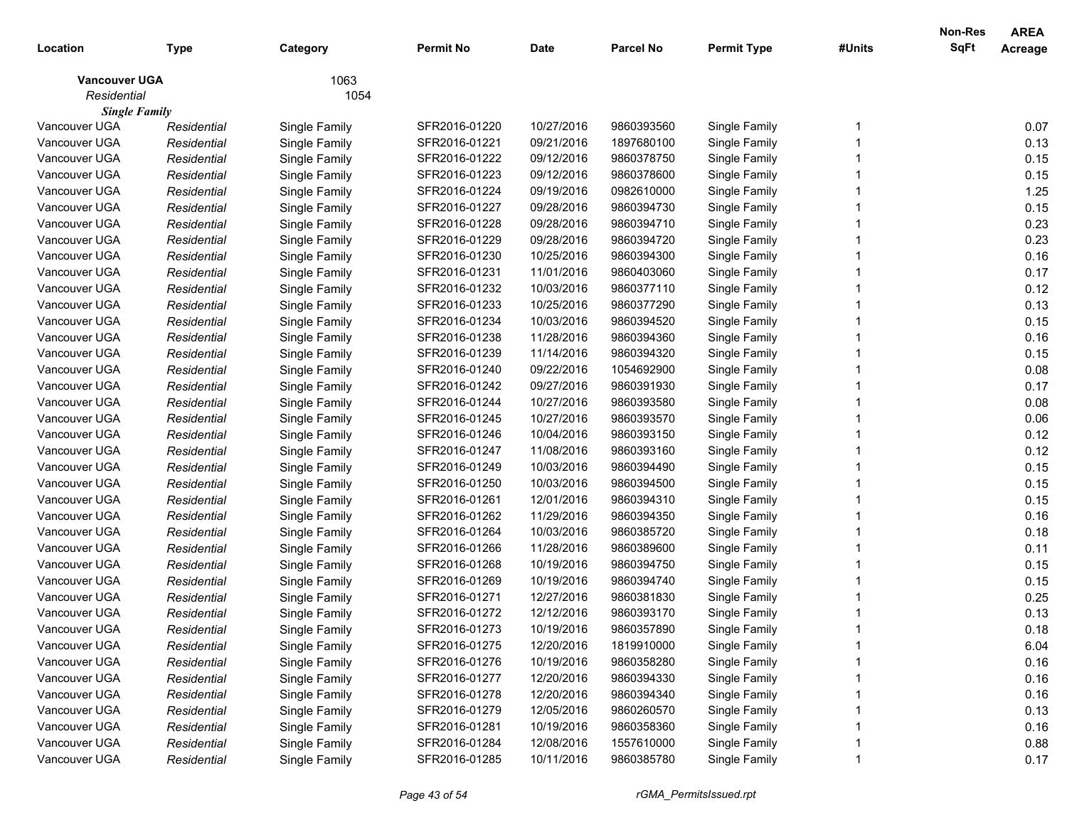| Location | Type | Category | Permit No | Date | Parcel No | Permit Type | #Units | Non-Res SqFt | AREA Acreage |
|---|---|---|---|---|---|---|---|---|---|
| **Vancouver UGA** | | 1063 | | | | | | | |
| *Residential* | | 1054 | | | | | | | |
| ***Single Family*** | | | | | | | | | |
| Vancouver UGA | *Residential* | Single Family | SFR2016-01220 | 10/27/2016 | 9860393560 | Single Family | 1 | | 0.07 |
| Vancouver UGA | *Residential* | Single Family | SFR2016-01221 | 09/21/2016 | 1897680100 | Single Family | 1 | | 0.13 |
| Vancouver UGA | *Residential* | Single Family | SFR2016-01222 | 09/12/2016 | 9860378750 | Single Family | 1 | | 0.15 |
| Vancouver UGA | *Residential* | Single Family | SFR2016-01223 | 09/12/2016 | 9860378600 | Single Family | 1 | | 0.15 |
| Vancouver UGA | *Residential* | Single Family | SFR2016-01224 | 09/19/2016 | 0982610000 | Single Family | 1 | | 1.25 |
| Vancouver UGA | *Residential* | Single Family | SFR2016-01227 | 09/28/2016 | 9860394730 | Single Family | 1 | | 0.15 |
| Vancouver UGA | *Residential* | Single Family | SFR2016-01228 | 09/28/2016 | 9860394710 | Single Family | 1 | | 0.23 |
| Vancouver UGA | *Residential* | Single Family | SFR2016-01229 | 09/28/2016 | 9860394720 | Single Family | 1 | | 0.23 |
| Vancouver UGA | *Residential* | Single Family | SFR2016-01230 | 10/25/2016 | 9860394300 | Single Family | 1 | | 0.16 |
| Vancouver UGA | *Residential* | Single Family | SFR2016-01231 | 11/01/2016 | 9860403060 | Single Family | 1 | | 0.17 |
| Vancouver UGA | *Residential* | Single Family | SFR2016-01232 | 10/03/2016 | 9860377110 | Single Family | 1 | | 0.12 |
| Vancouver UGA | *Residential* | Single Family | SFR2016-01233 | 10/25/2016 | 9860377290 | Single Family | 1 | | 0.13 |
| Vancouver UGA | *Residential* | Single Family | SFR2016-01234 | 10/03/2016 | 9860394520 | Single Family | 1 | | 0.15 |
| Vancouver UGA | *Residential* | Single Family | SFR2016-01238 | 11/28/2016 | 9860394360 | Single Family | 1 | | 0.16 |
| Vancouver UGA | *Residential* | Single Family | SFR2016-01239 | 11/14/2016 | 9860394320 | Single Family | 1 | | 0.15 |
| Vancouver UGA | *Residential* | Single Family | SFR2016-01240 | 09/22/2016 | 1054692900 | Single Family | 1 | | 0.08 |
| Vancouver UGA | *Residential* | Single Family | SFR2016-01242 | 09/27/2016 | 9860391930 | Single Family | 1 | | 0.17 |
| Vancouver UGA | *Residential* | Single Family | SFR2016-01244 | 10/27/2016 | 9860393580 | Single Family | 1 | | 0.08 |
| Vancouver UGA | *Residential* | Single Family | SFR2016-01245 | 10/27/2016 | 9860393570 | Single Family | 1 | | 0.06 |
| Vancouver UGA | *Residential* | Single Family | SFR2016-01246 | 10/04/2016 | 9860393150 | Single Family | 1 | | 0.12 |
| Vancouver UGA | *Residential* | Single Family | SFR2016-01247 | 11/08/2016 | 9860393160 | Single Family | 1 | | 0.12 |
| Vancouver UGA | *Residential* | Single Family | SFR2016-01249 | 10/03/2016 | 9860394490 | Single Family | 1 | | 0.15 |
| Vancouver UGA | *Residential* | Single Family | SFR2016-01250 | 10/03/2016 | 9860394500 | Single Family | 1 | | 0.15 |
| Vancouver UGA | *Residential* | Single Family | SFR2016-01261 | 12/01/2016 | 9860394310 | Single Family | 1 | | 0.15 |
| Vancouver UGA | *Residential* | Single Family | SFR2016-01262 | 11/29/2016 | 9860394350 | Single Family | 1 | | 0.16 |
| Vancouver UGA | *Residential* | Single Family | SFR2016-01264 | 10/03/2016 | 9860385720 | Single Family | 1 | | 0.18 |
| Vancouver UGA | *Residential* | Single Family | SFR2016-01266 | 11/28/2016 | 9860389600 | Single Family | 1 | | 0.11 |
| Vancouver UGA | *Residential* | Single Family | SFR2016-01268 | 10/19/2016 | 9860394750 | Single Family | 1 | | 0.15 |
| Vancouver UGA | *Residential* | Single Family | SFR2016-01269 | 10/19/2016 | 9860394740 | Single Family | 1 | | 0.15 |
| Vancouver UGA | *Residential* | Single Family | SFR2016-01271 | 12/27/2016 | 9860381830 | Single Family | 1 | | 0.25 |
| Vancouver UGA | *Residential* | Single Family | SFR2016-01272 | 12/12/2016 | 9860393170 | Single Family | 1 | | 0.13 |
| Vancouver UGA | *Residential* | Single Family | SFR2016-01273 | 10/19/2016 | 9860357890 | Single Family | 1 | | 0.18 |
| Vancouver UGA | *Residential* | Single Family | SFR2016-01275 | 12/20/2016 | 1819910000 | Single Family | 1 | | 6.04 |
| Vancouver UGA | *Residential* | Single Family | SFR2016-01276 | 10/19/2016 | 9860358280 | Single Family | 1 | | 0.16 |
| Vancouver UGA | *Residential* | Single Family | SFR2016-01277 | 12/20/2016 | 9860394330 | Single Family | 1 | | 0.16 |
| Vancouver UGA | *Residential* | Single Family | SFR2016-01278 | 12/20/2016 | 9860394340 | Single Family | 1 | | 0.16 |
| Vancouver UGA | *Residential* | Single Family | SFR2016-01279 | 12/05/2016 | 9860260570 | Single Family | 1 | | 0.13 |
| Vancouver UGA | *Residential* | Single Family | SFR2016-01281 | 10/19/2016 | 9860358360 | Single Family | 1 | | 0.16 |
| Vancouver UGA | *Residential* | Single Family | SFR2016-01284 | 12/08/2016 | 1557610000 | Single Family | 1 | | 0.88 |
| Vancouver UGA | *Residential* | Single Family | SFR2016-01285 | 10/11/2016 | 9860385780 | Single Family | 1 | | 0.17 |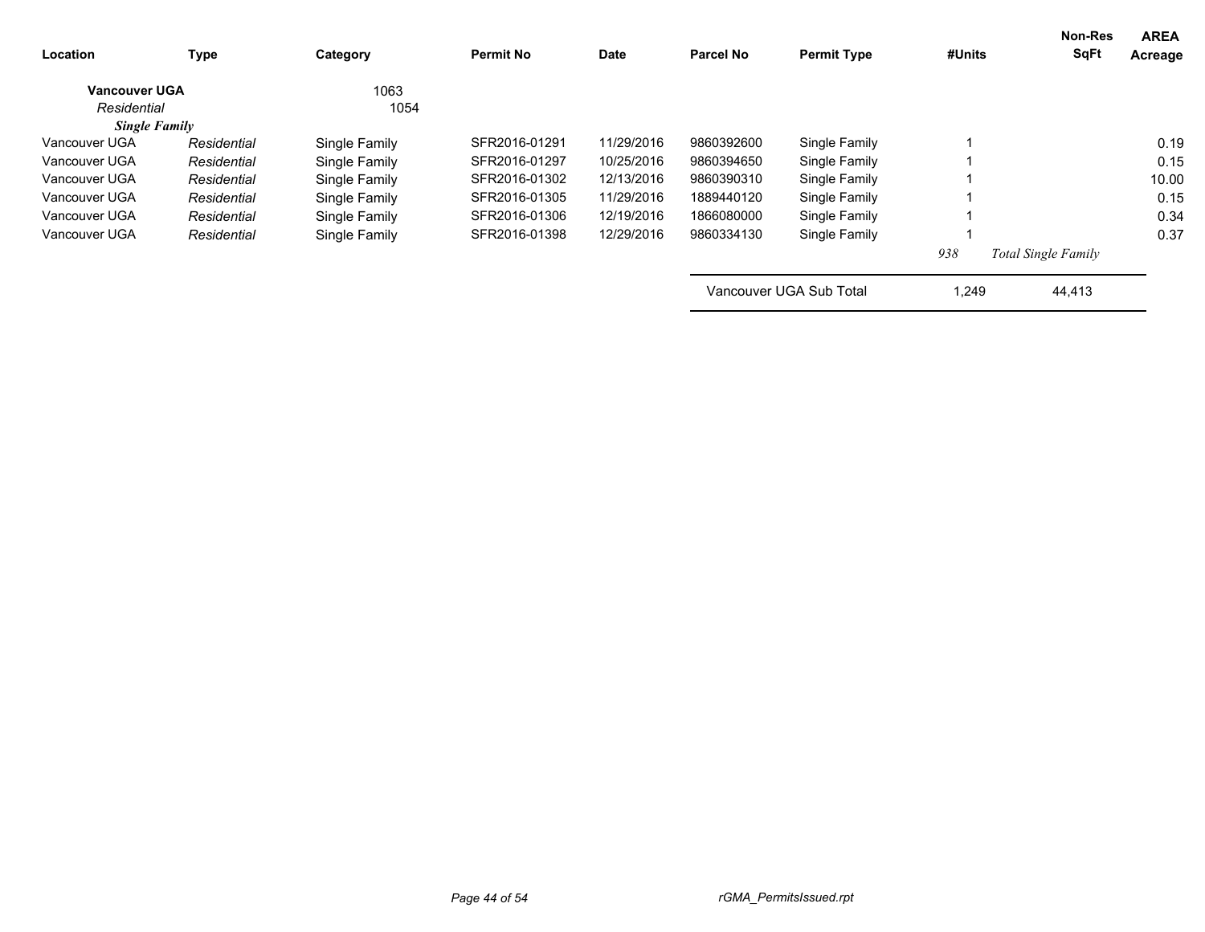| Location | Type | Category | Permit No | Date | Parcel No | Permit Type | #Units | Non-Res SqFt | AREA Acreage |
|---|---|---|---|---|---|---|---|---|---|
| **Vancouver UGA** | | 1063 | | | | | | | |
| *Residential* | | 1054 | | | | | | | |
| ***Single Family*** | | | | | | | | | |
| Vancouver UGA | *Residential* | Single Family | SFR2016-01291 | 11/29/2016 | 9860392600 | Single Family | 1 | | 0.19 |
| Vancouver UGA | *Residential* | Single Family | SFR2016-01297 | 10/25/2016 | 9860394650 | Single Family | 1 | | 0.15 |
| Vancouver UGA | *Residential* | Single Family | SFR2016-01302 | 12/13/2016 | 9860390310 | Single Family | 1 | | 10.00 |
| Vancouver UGA | *Residential* | Single Family | SFR2016-01305 | 11/29/2016 | 1889440120 | Single Family | 1 | | 0.15 |
| Vancouver UGA | *Residential* | Single Family | SFR2016-01306 | 12/19/2016 | 1866080000 | Single Family | 1 | | 0.34 |
| Vancouver UGA | *Residential* | Single Family | SFR2016-01398 | 12/29/2016 | 9860334130 | Single Family | 1 | | 0.37 |
| | | | | | | | *938* | *Total Single Family* | |
| | | | | | Vancouver UGA Sub Total | | 1,249 | 44,413 | |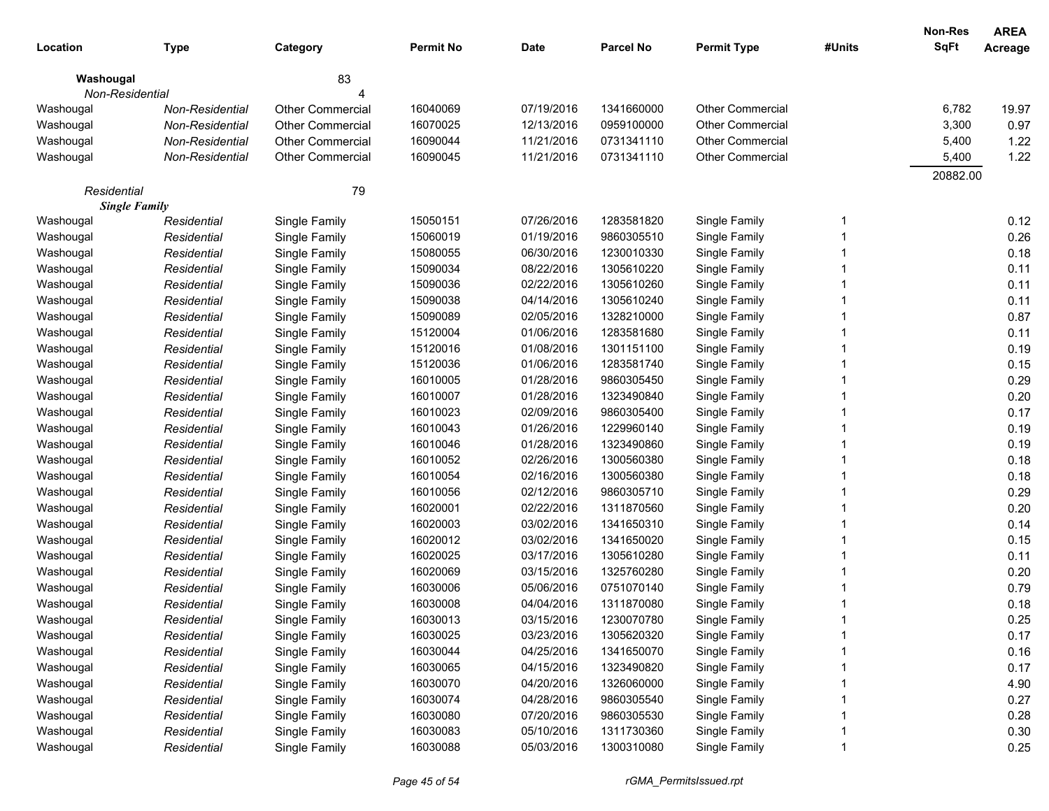| Location | Type | Category | Permit No | Date | Parcel No | Permit Type | #Units | Non-Res SqFt | AREA Acreage |
|---|---|---|---|---|---|---|---|---|---|
| **Washougal** | | 83 | | | | | | | |
| *Non-Residential* | | 4 | | | | | | | |
| Washougal | *Non-Residential* | Other Commercial | 16040069 | 07/19/2016 | 1341660000 | Other Commercial | | 6,782 | 19.97 |
| Washougal | *Non-Residential* | Other Commercial | 16070025 | 12/13/2016 | 0959100000 | Other Commercial | | 3,300 | 0.97 |
| Washougal | *Non-Residential* | Other Commercial | 16090044 | 11/21/2016 | 0731341110 | Other Commercial | | 5,400 | 1.22 |
| Washougal | *Non-Residential* | Other Commercial | 16090045 | 11/21/2016 | 0731341110 | Other Commercial | | 5,400 | 1.22 |
| | | | | | | | | 20882.00 | |
| *Residential* | | 79 | | | | | | | |
| ***Single Family*** | | | | | | | | | |
| Washougal | *Residential* | Single Family | 15050151 | 07/26/2016 | 1283581820 | Single Family | 1 | | 0.12 |
| Washougal | *Residential* | Single Family | 15060019 | 01/19/2016 | 9860305510 | Single Family | 1 | | 0.26 |
| Washougal | *Residential* | Single Family | 15080055 | 06/30/2016 | 1230010330 | Single Family | 1 | | 0.18 |
| Washougal | *Residential* | Single Family | 15090034 | 08/22/2016 | 1305610220 | Single Family | 1 | | 0.11 |
| Washougal | *Residential* | Single Family | 15090036 | 02/22/2016 | 1305610260 | Single Family | 1 | | 0.11 |
| Washougal | *Residential* | Single Family | 15090038 | 04/14/2016 | 1305610240 | Single Family | 1 | | 0.11 |
| Washougal | *Residential* | Single Family | 15090089 | 02/05/2016 | 1328210000 | Single Family | 1 | | 0.87 |
| Washougal | *Residential* | Single Family | 15120004 | 01/06/2016 | 1283581680 | Single Family | 1 | | 0.11 |
| Washougal | *Residential* | Single Family | 15120016 | 01/08/2016 | 1301151100 | Single Family | 1 | | 0.19 |
| Washougal | *Residential* | Single Family | 15120036 | 01/06/2016 | 1283581740 | Single Family | 1 | | 0.15 |
| Washougal | *Residential* | Single Family | 16010005 | 01/28/2016 | 9860305450 | Single Family | 1 | | 0.29 |
| Washougal | *Residential* | Single Family | 16010007 | 01/28/2016 | 1323490840 | Single Family | 1 | | 0.20 |
| Washougal | *Residential* | Single Family | 16010023 | 02/09/2016 | 9860305400 | Single Family | 1 | | 0.17 |
| Washougal | *Residential* | Single Family | 16010043 | 01/26/2016 | 1229960140 | Single Family | 1 | | 0.19 |
| Washougal | *Residential* | Single Family | 16010046 | 01/28/2016 | 1323490860 | Single Family | 1 | | 0.19 |
| Washougal | *Residential* | Single Family | 16010052 | 02/26/2016 | 1300560380 | Single Family | 1 | | 0.18 |
| Washougal | *Residential* | Single Family | 16010054 | 02/16/2016 | 1300560380 | Single Family | 1 | | 0.18 |
| Washougal | *Residential* | Single Family | 16010056 | 02/12/2016 | 9860305710 | Single Family | 1 | | 0.29 |
| Washougal | *Residential* | Single Family | 16020001 | 02/22/2016 | 1311870560 | Single Family | 1 | | 0.20 |
| Washougal | *Residential* | Single Family | 16020003 | 03/02/2016 | 1341650310 | Single Family | 1 | | 0.14 |
| Washougal | *Residential* | Single Family | 16020012 | 03/02/2016 | 1341650020 | Single Family | 1 | | 0.15 |
| Washougal | *Residential* | Single Family | 16020025 | 03/17/2016 | 1305610280 | Single Family | 1 | | 0.11 |
| Washougal | *Residential* | Single Family | 16020069 | 03/15/2016 | 1325760280 | Single Family | 1 | | 0.20 |
| Washougal | *Residential* | Single Family | 16030006 | 05/06/2016 | 0751070140 | Single Family | 1 | | 0.79 |
| Washougal | *Residential* | Single Family | 16030008 | 04/04/2016 | 1311870080 | Single Family | 1 | | 0.18 |
| Washougal | *Residential* | Single Family | 16030013 | 03/15/2016 | 1230070780 | Single Family | 1 | | 0.25 |
| Washougal | *Residential* | Single Family | 16030025 | 03/23/2016 | 1305620320 | Single Family | 1 | | 0.17 |
| Washougal | *Residential* | Single Family | 16030044 | 04/25/2016 | 1341650070 | Single Family | 1 | | 0.16 |
| Washougal | *Residential* | Single Family | 16030065 | 04/15/2016 | 1323490820 | Single Family | 1 | | 0.17 |
| Washougal | *Residential* | Single Family | 16030070 | 04/20/2016 | 1326060000 | Single Family | 1 | | 4.90 |
| Washougal | *Residential* | Single Family | 16030074 | 04/28/2016 | 9860305540 | Single Family | 1 | | 0.27 |
| Washougal | *Residential* | Single Family | 16030080 | 07/20/2016 | 9860305530 | Single Family | 1 | | 0.28 |
| Washougal | *Residential* | Single Family | 16030083 | 05/10/2016 | 1311730360 | Single Family | 1 | | 0.30 |
| Washougal | *Residential* | Single Family | 16030088 | 05/03/2016 | 1300310080 | Single Family | 1 | | 0.25 |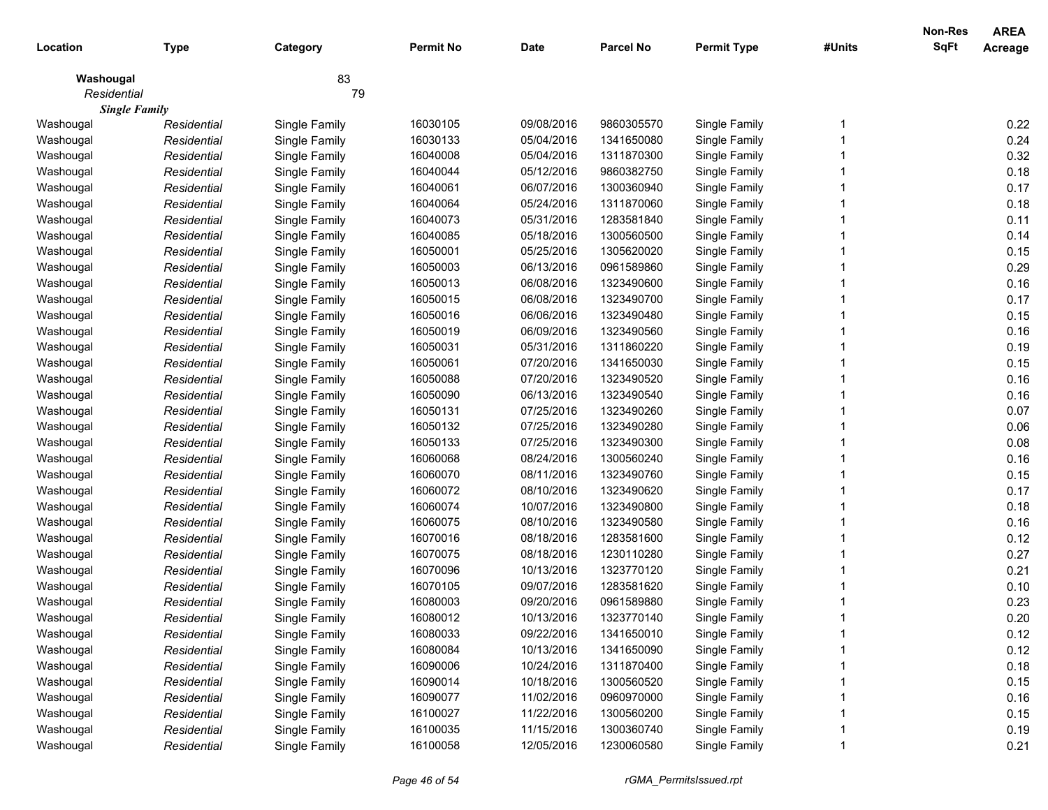| Location | Type | Category | Permit No | Date | Parcel No | Permit Type | #Units | Non-Res SqFt | AREA Acreage |
|---|---|---|---|---|---|---|---|---|---|
| **Washougal** | | 83 | | | | | | | |
| *Residential* | | 79 | | | | | | | |
| ***Single Family*** | | | | | | | | | |
| Washougal | *Residential* | Single Family | 16030105 | 09/08/2016 | 9860305570 | Single Family | 1 | | 0.22 |
| Washougal | *Residential* | Single Family | 16030133 | 05/04/2016 | 1341650080 | Single Family | 1 | | 0.24 |
| Washougal | *Residential* | Single Family | 16040008 | 05/04/2016 | 1311870300 | Single Family | 1 | | 0.32 |
| Washougal | *Residential* | Single Family | 16040044 | 05/12/2016 | 9860382750 | Single Family | 1 | | 0.18 |
| Washougal | *Residential* | Single Family | 16040061 | 06/07/2016 | 1300360940 | Single Family | 1 | | 0.17 |
| Washougal | *Residential* | Single Family | 16040064 | 05/24/2016 | 1311870060 | Single Family | 1 | | 0.18 |
| Washougal | *Residential* | Single Family | 16040073 | 05/31/2016 | 1283581840 | Single Family | 1 | | 0.11 |
| Washougal | *Residential* | Single Family | 16040085 | 05/18/2016 | 1300560500 | Single Family | 1 | | 0.14 |
| Washougal | *Residential* | Single Family | 16050001 | 05/25/2016 | 1305620020 | Single Family | 1 | | 0.15 |
| Washougal | *Residential* | Single Family | 16050003 | 06/13/2016 | 0961589860 | Single Family | 1 | | 0.29 |
| Washougal | *Residential* | Single Family | 16050013 | 06/08/2016 | 1323490600 | Single Family | 1 | | 0.16 |
| Washougal | *Residential* | Single Family | 16050015 | 06/08/2016 | 1323490700 | Single Family | 1 | | 0.17 |
| Washougal | *Residential* | Single Family | 16050016 | 06/06/2016 | 1323490480 | Single Family | 1 | | 0.15 |
| Washougal | *Residential* | Single Family | 16050019 | 06/09/2016 | 1323490560 | Single Family | 1 | | 0.16 |
| Washougal | *Residential* | Single Family | 16050031 | 05/31/2016 | 1311860220 | Single Family | 1 | | 0.19 |
| Washougal | *Residential* | Single Family | 16050061 | 07/20/2016 | 1341650030 | Single Family | 1 | | 0.15 |
| Washougal | *Residential* | Single Family | 16050088 | 07/20/2016 | 1323490520 | Single Family | 1 | | 0.16 |
| Washougal | *Residential* | Single Family | 16050090 | 06/13/2016 | 1323490540 | Single Family | 1 | | 0.16 |
| Washougal | *Residential* | Single Family | 16050131 | 07/25/2016 | 1323490260 | Single Family | 1 | | 0.07 |
| Washougal | *Residential* | Single Family | 16050132 | 07/25/2016 | 1323490280 | Single Family | 1 | | 0.06 |
| Washougal | *Residential* | Single Family | 16050133 | 07/25/2016 | 1323490300 | Single Family | 1 | | 0.08 |
| Washougal | *Residential* | Single Family | 16060068 | 08/24/2016 | 1300560240 | Single Family | 1 | | 0.16 |
| Washougal | *Residential* | Single Family | 16060070 | 08/11/2016 | 1323490760 | Single Family | 1 | | 0.15 |
| Washougal | *Residential* | Single Family | 16060072 | 08/10/2016 | 1323490620 | Single Family | 1 | | 0.17 |
| Washougal | *Residential* | Single Family | 16060074 | 10/07/2016 | 1323490800 | Single Family | 1 | | 0.18 |
| Washougal | *Residential* | Single Family | 16060075 | 08/10/2016 | 1323490580 | Single Family | 1 | | 0.16 |
| Washougal | *Residential* | Single Family | 16070016 | 08/18/2016 | 1283581600 | Single Family | 1 | | 0.12 |
| Washougal | *Residential* | Single Family | 16070075 | 08/18/2016 | 1230110280 | Single Family | 1 | | 0.27 |
| Washougal | *Residential* | Single Family | 16070096 | 10/13/2016 | 1323770120 | Single Family | 1 | | 0.21 |
| Washougal | *Residential* | Single Family | 16070105 | 09/07/2016 | 1283581620 | Single Family | 1 | | 0.10 |
| Washougal | *Residential* | Single Family | 16080003 | 09/20/2016 | 0961589880 | Single Family | 1 | | 0.23 |
| Washougal | *Residential* | Single Family | 16080012 | 10/13/2016 | 1323770140 | Single Family | 1 | | 0.20 |
| Washougal | *Residential* | Single Family | 16080033 | 09/22/2016 | 1341650010 | Single Family | 1 | | 0.12 |
| Washougal | *Residential* | Single Family | 16080084 | 10/13/2016 | 1341650090 | Single Family | 1 | | 0.12 |
| Washougal | *Residential* | Single Family | 16090006 | 10/24/2016 | 1311870400 | Single Family | 1 | | 0.18 |
| Washougal | *Residential* | Single Family | 16090014 | 10/18/2016 | 1300560520 | Single Family | 1 | | 0.15 |
| Washougal | *Residential* | Single Family | 16090077 | 11/02/2016 | 0960970000 | Single Family | 1 | | 0.16 |
| Washougal | *Residential* | Single Family | 16100027 | 11/22/2016 | 1300560200 | Single Family | 1 | | 0.15 |
| Washougal | *Residential* | Single Family | 16100035 | 11/15/2016 | 1300360740 | Single Family | 1 | | 0.19 |
| Washougal | *Residential* | Single Family | 16100058 | 12/05/2016 | 1230060580 | Single Family | 1 | | 0.21 |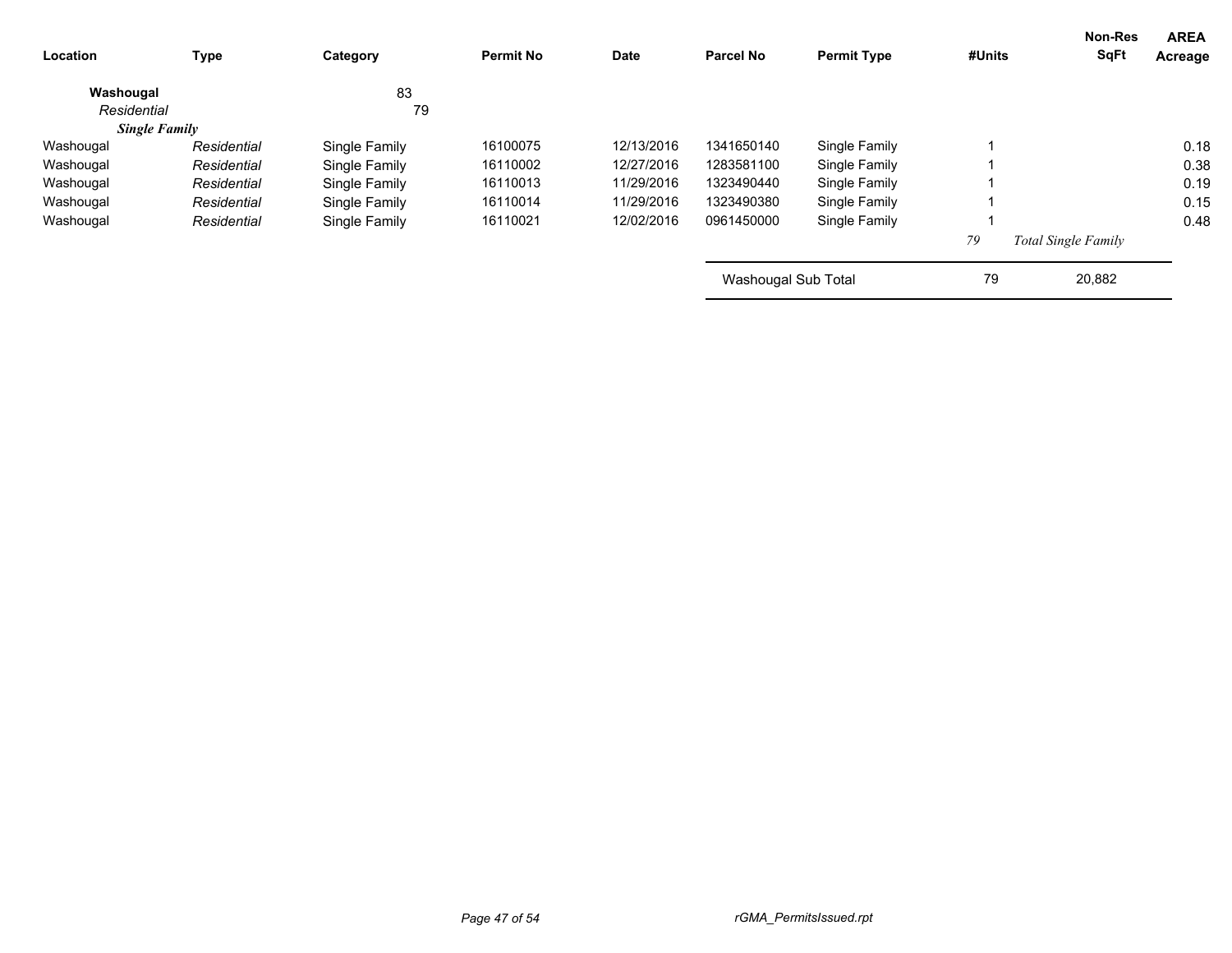| Location | Type | Category | Permit No | Date | Parcel No | Permit Type | #Units | Non-Res SqFt | AREA Acreage |
|---|---|---|---|---|---|---|---|---|---|
| **Washougal** | | 83 | | | | | | | |
| *Residential* | | 79 | | | | | | | |
| ***Single Family*** | | | | | | | | | |
| Washougal | *Residential* | Single Family | 16100075 | 12/13/2016 | 1341650140 | Single Family | 1 | | 0.18 |
| Washougal | *Residential* | Single Family | 16110002 | 12/27/2016 | 1283581100 | Single Family | 1 | | 0.38 |
| Washougal | *Residential* | Single Family | 16110013 | 11/29/2016 | 1323490440 | Single Family | 1 | | 0.19 |
| Washougal | *Residential* | Single Family | 16110014 | 11/29/2016 | 1323490380 | Single Family | 1 | | 0.15 |
| Washougal | *Residential* | Single Family | 16110021 | 12/02/2016 | 0961450000 | Single Family | 1 | | 0.48 |
| | | | | | | | *79* | *Total Single Family* | |
| | | | | | Washougal Sub Total | | 79 | 20,882 | |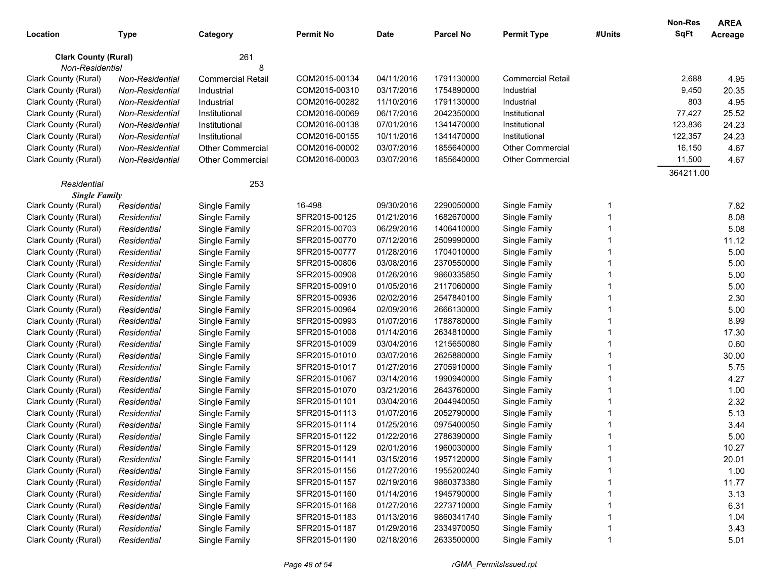| Location | Type | Category | Permit No | Date | Parcel No | Permit Type | #Units | Non-Res SqFt | AREA Acreage |
|---|---|---|---|---|---|---|---|---|---|
| **Clark County (Rural)** | | 261 | | | | | | | |
| *Non-Residential* | | 8 | | | | | | | |
| Clark County (Rural) | *Non-Residential* | Commercial Retail | COM2015-00134 | 04/11/2016 | 1791130000 | Commercial Retail | | 2,688 | 4.95 |
| Clark County (Rural) | *Non-Residential* | Industrial | COM2015-00310 | 03/17/2016 | 1754890000 | Industrial | | 9,450 | 20.35 |
| Clark County (Rural) | *Non-Residential* | Industrial | COM2016-00282 | 11/10/2016 | 1791130000 | Industrial | | 803 | 4.95 |
| Clark County (Rural) | *Non-Residential* | Institutional | COM2016-00069 | 06/17/2016 | 2042350000 | Institutional | | 77,427 | 25.52 |
| Clark County (Rural) | *Non-Residential* | Institutional | COM2016-00138 | 07/01/2016 | 1341470000 | Institutional | | 123,836 | 24.23 |
| Clark County (Rural) | *Non-Residential* | Institutional | COM2016-00155 | 10/11/2016 | 1341470000 | Institutional | | 122,357 | 24.23 |
| Clark County (Rural) | *Non-Residential* | Other Commercial | COM2016-00002 | 03/07/2016 | 1855640000 | Other Commercial | | 16,150 | 4.67 |
| Clark County (Rural) | *Non-Residential* | Other Commercial | COM2016-00003 | 03/07/2016 | 1855640000 | Other Commercial | | 11,500 | 4.67 |
| | | | | | | | | 364211.00 | |
| *Residential* | | 253 | | | | | | | |
| ***Single Family*** | | | | | | | | | |
| Clark County (Rural) | *Residential* | Single Family | 16-498 | 09/30/2016 | 2290050000 | Single Family | 1 | | 7.82 |
| Clark County (Rural) | *Residential* | Single Family | SFR2015-00125 | 01/21/2016 | 1682670000 | Single Family | 1 | | 8.08 |
| Clark County (Rural) | *Residential* | Single Family | SFR2015-00703 | 06/29/2016 | 1406410000 | Single Family | 1 | | 5.08 |
| Clark County (Rural) | *Residential* | Single Family | SFR2015-00770 | 07/12/2016 | 2509990000 | Single Family | 1 | | 11.12 |
| Clark County (Rural) | *Residential* | Single Family | SFR2015-00777 | 01/28/2016 | 1704010000 | Single Family | 1 | | 5.00 |
| Clark County (Rural) | *Residential* | Single Family | SFR2015-00806 | 03/08/2016 | 2370550000 | Single Family | 1 | | 5.00 |
| Clark County (Rural) | *Residential* | Single Family | SFR2015-00908 | 01/26/2016 | 9860335850 | Single Family | 1 | | 5.00 |
| Clark County (Rural) | *Residential* | Single Family | SFR2015-00910 | 01/05/2016 | 2117060000 | Single Family | 1 | | 5.00 |
| Clark County (Rural) | *Residential* | Single Family | SFR2015-00936 | 02/02/2016 | 2547840100 | Single Family | 1 | | 2.30 |
| Clark County (Rural) | *Residential* | Single Family | SFR2015-00964 | 02/09/2016 | 2666130000 | Single Family | 1 | | 5.00 |
| Clark County (Rural) | *Residential* | Single Family | SFR2015-00993 | 01/07/2016 | 1788780000 | Single Family | 1 | | 8.99 |
| Clark County (Rural) | *Residential* | Single Family | SFR2015-01008 | 01/14/2016 | 2634810000 | Single Family | 1 | | 17.30 |
| Clark County (Rural) | *Residential* | Single Family | SFR2015-01009 | 03/04/2016 | 1215650080 | Single Family | 1 | | 0.60 |
| Clark County (Rural) | *Residential* | Single Family | SFR2015-01010 | 03/07/2016 | 2625880000 | Single Family | 1 | | 30.00 |
| Clark County (Rural) | *Residential* | Single Family | SFR2015-01017 | 01/27/2016 | 2705910000 | Single Family | 1 | | 5.75 |
| Clark County (Rural) | *Residential* | Single Family | SFR2015-01067 | 03/14/2016 | 1990940000 | Single Family | 1 | | 4.27 |
| Clark County (Rural) | *Residential* | Single Family | SFR2015-01070 | 03/21/2016 | 2643760000 | Single Family | 1 | | 1.00 |
| Clark County (Rural) | *Residential* | Single Family | SFR2015-01101 | 03/04/2016 | 2044940050 | Single Family | 1 | | 2.32 |
| Clark County (Rural) | *Residential* | Single Family | SFR2015-01113 | 01/07/2016 | 2052790000 | Single Family | 1 | | 5.13 |
| Clark County (Rural) | *Residential* | Single Family | SFR2015-01114 | 01/25/2016 | 0975400050 | Single Family | 1 | | 3.44 |
| Clark County (Rural) | *Residential* | Single Family | SFR2015-01122 | 01/22/2016 | 2786390000 | Single Family | 1 | | 5.00 |
| Clark County (Rural) | *Residential* | Single Family | SFR2015-01129 | 02/01/2016 | 1960030000 | Single Family | 1 | | 10.27 |
| Clark County (Rural) | *Residential* | Single Family | SFR2015-01141 | 03/15/2016 | 1957120000 | Single Family | 1 | | 20.01 |
| Clark County (Rural) | *Residential* | Single Family | SFR2015-01156 | 01/27/2016 | 1955200240 | Single Family | 1 | | 1.00 |
| Clark County (Rural) | *Residential* | Single Family | SFR2015-01157 | 02/19/2016 | 9860373380 | Single Family | 1 | | 11.77 |
| Clark County (Rural) | *Residential* | Single Family | SFR2015-01160 | 01/14/2016 | 1945790000 | Single Family | 1 | | 3.13 |
| Clark County (Rural) | *Residential* | Single Family | SFR2015-01168 | 01/27/2016 | 2273710000 | Single Family | 1 | | 6.31 |
| Clark County (Rural) | *Residential* | Single Family | SFR2015-01183 | 01/13/2016 | 9860341740 | Single Family | 1 | | 1.04 |
| Clark County (Rural) | *Residential* | Single Family | SFR2015-01187 | 01/29/2016 | 2334970050 | Single Family | 1 | | 3.43 |
| Clark County (Rural) | *Residential* | Single Family | SFR2015-01190 | 02/18/2016 | 2633500000 | Single Family | 1 | | 5.01 |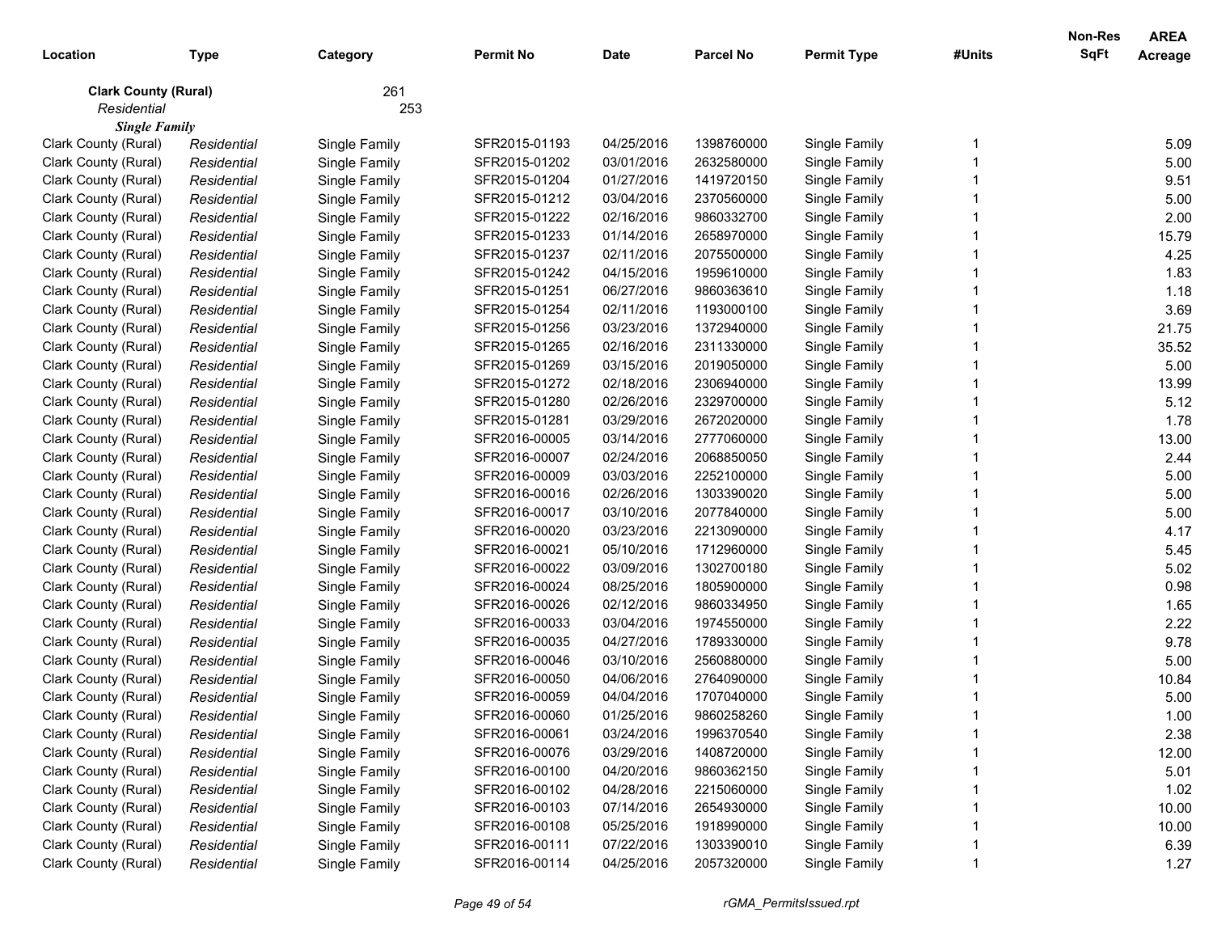| Location | Type | Category | Permit No | Date | Parcel No | Permit Type | #Units | Non-Res SqFt | AREA Acreage |
|---|---|---|---|---|---|---|---|---|---|
| **Clark County (Rural)** | | 261 | | | | | | | |
| *Residential* | | 253 | | | | | | | |
| ***Single Family*** | | | | | | | | | |
| Clark County (Rural) | *Residential* | Single Family | SFR2015-01193 | 04/25/2016 | 1398760000 | Single Family | 1 | | 5.09 |
| Clark County (Rural) | *Residential* | Single Family | SFR2015-01202 | 03/01/2016 | 2632580000 | Single Family | 1 | | 5.00 |
| Clark County (Rural) | *Residential* | Single Family | SFR2015-01204 | 01/27/2016 | 1419720150 | Single Family | 1 | | 9.51 |
| Clark County (Rural) | *Residential* | Single Family | SFR2015-01212 | 03/04/2016 | 2370560000 | Single Family | 1 | | 5.00 |
| Clark County (Rural) | *Residential* | Single Family | SFR2015-01222 | 02/16/2016 | 9860332700 | Single Family | 1 | | 2.00 |
| Clark County (Rural) | *Residential* | Single Family | SFR2015-01233 | 01/14/2016 | 2658970000 | Single Family | 1 | | 15.79 |
| Clark County (Rural) | *Residential* | Single Family | SFR2015-01237 | 02/11/2016 | 2075500000 | Single Family | 1 | | 4.25 |
| Clark County (Rural) | *Residential* | Single Family | SFR2015-01242 | 04/15/2016 | 1959610000 | Single Family | 1 | | 1.83 |
| Clark County (Rural) | *Residential* | Single Family | SFR2015-01251 | 06/27/2016 | 9860363610 | Single Family | 1 | | 1.18 |
| Clark County (Rural) | *Residential* | Single Family | SFR2015-01254 | 02/11/2016 | 1193000100 | Single Family | 1 | | 3.69 |
| Clark County (Rural) | *Residential* | Single Family | SFR2015-01256 | 03/23/2016 | 1372940000 | Single Family | 1 | | 21.75 |
| Clark County (Rural) | *Residential* | Single Family | SFR2015-01265 | 02/16/2016 | 2311330000 | Single Family | 1 | | 35.52 |
| Clark County (Rural) | *Residential* | Single Family | SFR2015-01269 | 03/15/2016 | 2019050000 | Single Family | 1 | | 5.00 |
| Clark County (Rural) | *Residential* | Single Family | SFR2015-01272 | 02/18/2016 | 2306940000 | Single Family | 1 | | 13.99 |
| Clark County (Rural) | *Residential* | Single Family | SFR2015-01280 | 02/26/2016 | 2329700000 | Single Family | 1 | | 5.12 |
| Clark County (Rural) | *Residential* | Single Family | SFR2015-01281 | 03/29/2016 | 2672020000 | Single Family | 1 | | 1.78 |
| Clark County (Rural) | *Residential* | Single Family | SFR2016-00005 | 03/14/2016 | 2777060000 | Single Family | 1 | | 13.00 |
| Clark County (Rural) | *Residential* | Single Family | SFR2016-00007 | 02/24/2016 | 2068850050 | Single Family | 1 | | 2.44 |
| Clark County (Rural) | *Residential* | Single Family | SFR2016-00009 | 03/03/2016 | 2252100000 | Single Family | 1 | | 5.00 |
| Clark County (Rural) | *Residential* | Single Family | SFR2016-00016 | 02/26/2016 | 1303390020 | Single Family | 1 | | 5.00 |
| Clark County (Rural) | *Residential* | Single Family | SFR2016-00017 | 03/10/2016 | 2077840000 | Single Family | 1 | | 5.00 |
| Clark County (Rural) | *Residential* | Single Family | SFR2016-00020 | 03/23/2016 | 2213090000 | Single Family | 1 | | 4.17 |
| Clark County (Rural) | *Residential* | Single Family | SFR2016-00021 | 05/10/2016 | 1712960000 | Single Family | 1 | | 5.45 |
| Clark County (Rural) | *Residential* | Single Family | SFR2016-00022 | 03/09/2016 | 1302700180 | Single Family | 1 | | 5.02 |
| Clark County (Rural) | *Residential* | Single Family | SFR2016-00024 | 08/25/2016 | 1805900000 | Single Family | 1 | | 0.98 |
| Clark County (Rural) | *Residential* | Single Family | SFR2016-00026 | 02/12/2016 | 9860334950 | Single Family | 1 | | 1.65 |
| Clark County (Rural) | *Residential* | Single Family | SFR2016-00033 | 03/04/2016 | 1974550000 | Single Family | 1 | | 2.22 |
| Clark County (Rural) | *Residential* | Single Family | SFR2016-00035 | 04/27/2016 | 1789330000 | Single Family | 1 | | 9.78 |
| Clark County (Rural) | *Residential* | Single Family | SFR2016-00046 | 03/10/2016 | 2560880000 | Single Family | 1 | | 5.00 |
| Clark County (Rural) | *Residential* | Single Family | SFR2016-00050 | 04/06/2016 | 2764090000 | Single Family | 1 | | 10.84 |
| Clark County (Rural) | *Residential* | Single Family | SFR2016-00059 | 04/04/2016 | 1707040000 | Single Family | 1 | | 5.00 |
| Clark County (Rural) | *Residential* | Single Family | SFR2016-00060 | 01/25/2016 | 9860258260 | Single Family | 1 | | 1.00 |
| Clark County (Rural) | *Residential* | Single Family | SFR2016-00061 | 03/24/2016 | 1996370540 | Single Family | 1 | | 2.38 |
| Clark County (Rural) | *Residential* | Single Family | SFR2016-00076 | 03/29/2016 | 1408720000 | Single Family | 1 | | 12.00 |
| Clark County (Rural) | *Residential* | Single Family | SFR2016-00100 | 04/20/2016 | 9860362150 | Single Family | 1 | | 5.01 |
| Clark County (Rural) | *Residential* | Single Family | SFR2016-00102 | 04/28/2016 | 2215060000 | Single Family | 1 | | 1.02 |
| Clark County (Rural) | *Residential* | Single Family | SFR2016-00103 | 07/14/2016 | 2654930000 | Single Family | 1 | | 10.00 |
| Clark County (Rural) | *Residential* | Single Family | SFR2016-00108 | 05/25/2016 | 1918990000 | Single Family | 1 | | 10.00 |
| Clark County (Rural) | *Residential* | Single Family | SFR2016-00111 | 07/22/2016 | 1303390010 | Single Family | 1 | | 6.39 |
| Clark County (Rural) | *Residential* | Single Family | SFR2016-00114 | 04/25/2016 | 2057320000 | Single Family | 1 | | 1.27 |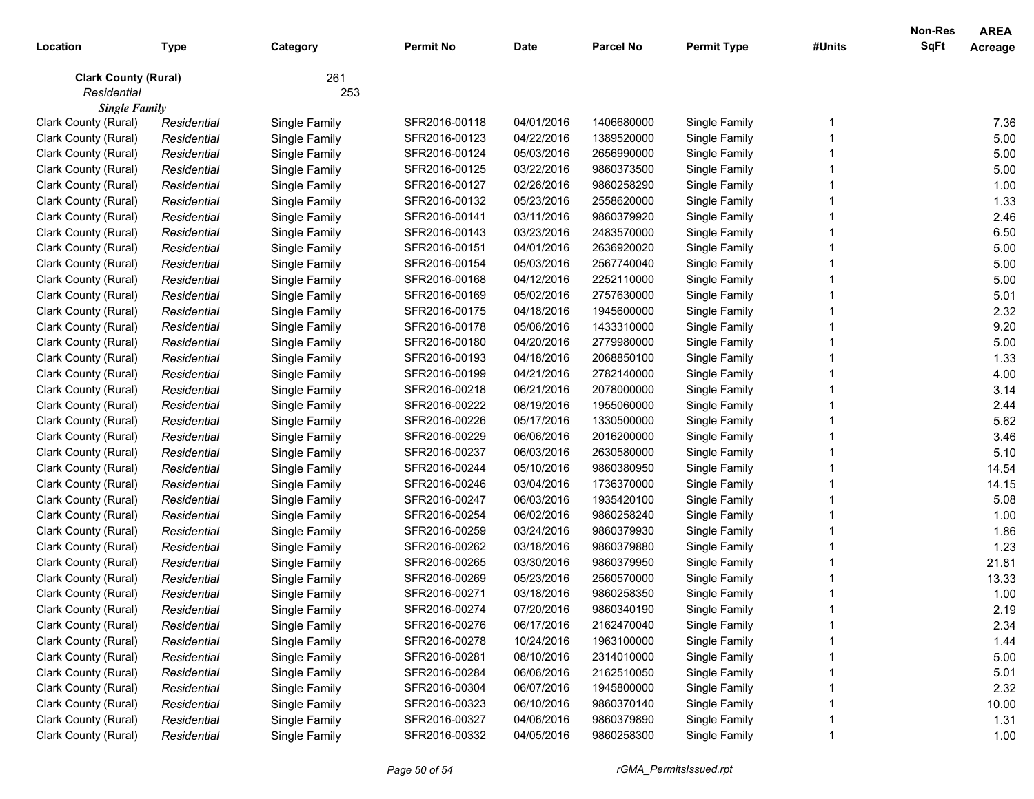| Location | Type | Category | Permit No | Date | Parcel No | Permit Type | #Units | Non-Res SqFt | AREA Acreage |
|---|---|---|---|---|---|---|---|---|---|
| **Clark County (Rural)** | | 261 | | | | | | | |
| *Residential* | | 253 | | | | | | | |
| ***Single Family*** | | | | | | | | | |
| Clark County (Rural) | *Residential* | Single Family | SFR2016-00118 | 04/01/2016 | 1406680000 | Single Family | 1 | | 7.36 |
| Clark County (Rural) | *Residential* | Single Family | SFR2016-00123 | 04/22/2016 | 1389520000 | Single Family | 1 | | 5.00 |
| Clark County (Rural) | *Residential* | Single Family | SFR2016-00124 | 05/03/2016 | 2656990000 | Single Family | 1 | | 5.00 |
| Clark County (Rural) | *Residential* | Single Family | SFR2016-00125 | 03/22/2016 | 9860373500 | Single Family | 1 | | 5.00 |
| Clark County (Rural) | *Residential* | Single Family | SFR2016-00127 | 02/26/2016 | 9860258290 | Single Family | 1 | | 1.00 |
| Clark County (Rural) | *Residential* | Single Family | SFR2016-00132 | 05/23/2016 | 2558620000 | Single Family | 1 | | 1.33 |
| Clark County (Rural) | *Residential* | Single Family | SFR2016-00141 | 03/11/2016 | 9860379920 | Single Family | 1 | | 2.46 |
| Clark County (Rural) | *Residential* | Single Family | SFR2016-00143 | 03/23/2016 | 2483570000 | Single Family | 1 | | 6.50 |
| Clark County (Rural) | *Residential* | Single Family | SFR2016-00151 | 04/01/2016 | 2636920020 | Single Family | 1 | | 5.00 |
| Clark County (Rural) | *Residential* | Single Family | SFR2016-00154 | 05/03/2016 | 2567740040 | Single Family | 1 | | 5.00 |
| Clark County (Rural) | *Residential* | Single Family | SFR2016-00168 | 04/12/2016 | 2252110000 | Single Family | 1 | | 5.00 |
| Clark County (Rural) | *Residential* | Single Family | SFR2016-00169 | 05/02/2016 | 2757630000 | Single Family | 1 | | 5.01 |
| Clark County (Rural) | *Residential* | Single Family | SFR2016-00175 | 04/18/2016 | 1945600000 | Single Family | 1 | | 2.32 |
| Clark County (Rural) | *Residential* | Single Family | SFR2016-00178 | 05/06/2016 | 1433310000 | Single Family | 1 | | 9.20 |
| Clark County (Rural) | *Residential* | Single Family | SFR2016-00180 | 04/20/2016 | 2779980000 | Single Family | 1 | | 5.00 |
| Clark County (Rural) | *Residential* | Single Family | SFR2016-00193 | 04/18/2016 | 2068850100 | Single Family | 1 | | 1.33 |
| Clark County (Rural) | *Residential* | Single Family | SFR2016-00199 | 04/21/2016 | 2782140000 | Single Family | 1 | | 4.00 |
| Clark County (Rural) | *Residential* | Single Family | SFR2016-00218 | 06/21/2016 | 2078000000 | Single Family | 1 | | 3.14 |
| Clark County (Rural) | *Residential* | Single Family | SFR2016-00222 | 08/19/2016 | 1955060000 | Single Family | 1 | | 2.44 |
| Clark County (Rural) | *Residential* | Single Family | SFR2016-00226 | 05/17/2016 | 1330500000 | Single Family | 1 | | 5.62 |
| Clark County (Rural) | *Residential* | Single Family | SFR2016-00229 | 06/06/2016 | 2016200000 | Single Family | 1 | | 3.46 |
| Clark County (Rural) | *Residential* | Single Family | SFR2016-00237 | 06/03/2016 | 2630580000 | Single Family | 1 | | 5.10 |
| Clark County (Rural) | *Residential* | Single Family | SFR2016-00244 | 05/10/2016 | 9860380950 | Single Family | 1 | | 14.54 |
| Clark County (Rural) | *Residential* | Single Family | SFR2016-00246 | 03/04/2016 | 1736370000 | Single Family | 1 | | 14.15 |
| Clark County (Rural) | *Residential* | Single Family | SFR2016-00247 | 06/03/2016 | 1935420100 | Single Family | 1 | | 5.08 |
| Clark County (Rural) | *Residential* | Single Family | SFR2016-00254 | 06/02/2016 | 9860258240 | Single Family | 1 | | 1.00 |
| Clark County (Rural) | *Residential* | Single Family | SFR2016-00259 | 03/24/2016 | 9860379930 | Single Family | 1 | | 1.86 |
| Clark County (Rural) | *Residential* | Single Family | SFR2016-00262 | 03/18/2016 | 9860379880 | Single Family | 1 | | 1.23 |
| Clark County (Rural) | *Residential* | Single Family | SFR2016-00265 | 03/30/2016 | 9860379950 | Single Family | 1 | | 21.81 |
| Clark County (Rural) | *Residential* | Single Family | SFR2016-00269 | 05/23/2016 | 2560570000 | Single Family | 1 | | 13.33 |
| Clark County (Rural) | *Residential* | Single Family | SFR2016-00271 | 03/18/2016 | 9860258350 | Single Family | 1 | | 1.00 |
| Clark County (Rural) | *Residential* | Single Family | SFR2016-00274 | 07/20/2016 | 9860340190 | Single Family | 1 | | 2.19 |
| Clark County (Rural) | *Residential* | Single Family | SFR2016-00276 | 06/17/2016 | 2162470040 | Single Family | 1 | | 2.34 |
| Clark County (Rural) | *Residential* | Single Family | SFR2016-00278 | 10/24/2016 | 1963100000 | Single Family | 1 | | 1.44 |
| Clark County (Rural) | *Residential* | Single Family | SFR2016-00281 | 08/10/2016 | 2314010000 | Single Family | 1 | | 5.00 |
| Clark County (Rural) | *Residential* | Single Family | SFR2016-00284 | 06/06/2016 | 2162510050 | Single Family | 1 | | 5.01 |
| Clark County (Rural) | *Residential* | Single Family | SFR2016-00304 | 06/07/2016 | 1945800000 | Single Family | 1 | | 2.32 |
| Clark County (Rural) | *Residential* | Single Family | SFR2016-00323 | 06/10/2016 | 9860370140 | Single Family | 1 | | 10.00 |
| Clark County (Rural) | *Residential* | Single Family | SFR2016-00327 | 04/06/2016 | 9860379890 | Single Family | 1 | | 1.31 |
| Clark County (Rural) | *Residential* | Single Family | SFR2016-00332 | 04/05/2016 | 9860258300 | Single Family | 1 | | 1.00 |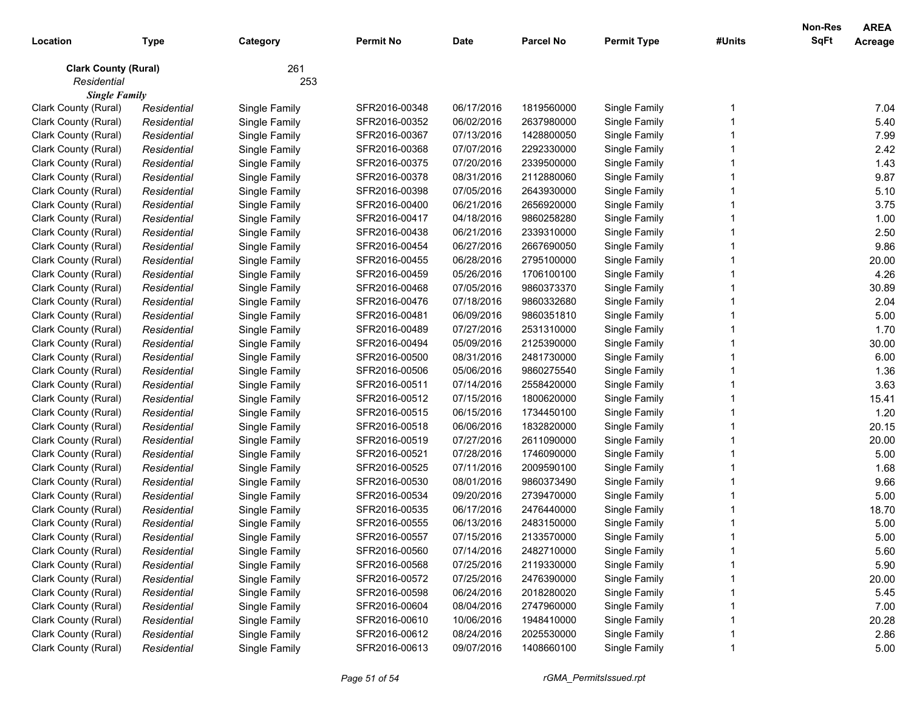| Location | Type | Category | Permit No | Date | Parcel No | Permit Type | #Units | Non-Res SqFt | AREA Acreage |
|---|---|---|---|---|---|---|---|---|---|
| **Clark County (Rural)** | | 261 | | | | | | | |
| *Residential* | | 253 | | | | | | | |
| ***Single Family*** | | | | | | | | | |
| Clark County (Rural) | *Residential* | Single Family | SFR2016-00348 | 06/17/2016 | 1819560000 | Single Family | 1 | | 7.04 |
| Clark County (Rural) | *Residential* | Single Family | SFR2016-00352 | 06/02/2016 | 2637980000 | Single Family | 1 | | 5.40 |
| Clark County (Rural) | *Residential* | Single Family | SFR2016-00367 | 07/13/2016 | 1428800050 | Single Family | 1 | | 7.99 |
| Clark County (Rural) | *Residential* | Single Family | SFR2016-00368 | 07/07/2016 | 2292330000 | Single Family | 1 | | 2.42 |
| Clark County (Rural) | *Residential* | Single Family | SFR2016-00375 | 07/20/2016 | 2339500000 | Single Family | 1 | | 1.43 |
| Clark County (Rural) | *Residential* | Single Family | SFR2016-00378 | 08/31/2016 | 2112880060 | Single Family | 1 | | 9.87 |
| Clark County (Rural) | *Residential* | Single Family | SFR2016-00398 | 07/05/2016 | 2643930000 | Single Family | 1 | | 5.10 |
| Clark County (Rural) | *Residential* | Single Family | SFR2016-00400 | 06/21/2016 | 2656920000 | Single Family | 1 | | 3.75 |
| Clark County (Rural) | *Residential* | Single Family | SFR2016-00417 | 04/18/2016 | 9860258280 | Single Family | 1 | | 1.00 |
| Clark County (Rural) | *Residential* | Single Family | SFR2016-00438 | 06/21/2016 | 2339310000 | Single Family | 1 | | 2.50 |
| Clark County (Rural) | *Residential* | Single Family | SFR2016-00454 | 06/27/2016 | 2667690050 | Single Family | 1 | | 9.86 |
| Clark County (Rural) | *Residential* | Single Family | SFR2016-00455 | 06/28/2016 | 2795100000 | Single Family | 1 | | 20.00 |
| Clark County (Rural) | *Residential* | Single Family | SFR2016-00459 | 05/26/2016 | 1706100100 | Single Family | 1 | | 4.26 |
| Clark County (Rural) | *Residential* | Single Family | SFR2016-00468 | 07/05/2016 | 9860373370 | Single Family | 1 | | 30.89 |
| Clark County (Rural) | *Residential* | Single Family | SFR2016-00476 | 07/18/2016 | 9860332680 | Single Family | 1 | | 2.04 |
| Clark County (Rural) | *Residential* | Single Family | SFR2016-00481 | 06/09/2016 | 9860351810 | Single Family | 1 | | 5.00 |
| Clark County (Rural) | *Residential* | Single Family | SFR2016-00489 | 07/27/2016 | 2531310000 | Single Family | 1 | | 1.70 |
| Clark County (Rural) | *Residential* | Single Family | SFR2016-00494 | 05/09/2016 | 2125390000 | Single Family | 1 | | 30.00 |
| Clark County (Rural) | *Residential* | Single Family | SFR2016-00500 | 08/31/2016 | 2481730000 | Single Family | 1 | | 6.00 |
| Clark County (Rural) | *Residential* | Single Family | SFR2016-00506 | 05/06/2016 | 9860275540 | Single Family | 1 | | 1.36 |
| Clark County (Rural) | *Residential* | Single Family | SFR2016-00511 | 07/14/2016 | 2558420000 | Single Family | 1 | | 3.63 |
| Clark County (Rural) | *Residential* | Single Family | SFR2016-00512 | 07/15/2016 | 1800620000 | Single Family | 1 | | 15.41 |
| Clark County (Rural) | *Residential* | Single Family | SFR2016-00515 | 06/15/2016 | 1734450100 | Single Family | 1 | | 1.20 |
| Clark County (Rural) | *Residential* | Single Family | SFR2016-00518 | 06/06/2016 | 1832820000 | Single Family | 1 | | 20.15 |
| Clark County (Rural) | *Residential* | Single Family | SFR2016-00519 | 07/27/2016 | 2611090000 | Single Family | 1 | | 20.00 |
| Clark County (Rural) | *Residential* | Single Family | SFR2016-00521 | 07/28/2016 | 1746090000 | Single Family | 1 | | 5.00 |
| Clark County (Rural) | *Residential* | Single Family | SFR2016-00525 | 07/11/2016 | 2009590100 | Single Family | 1 | | 1.68 |
| Clark County (Rural) | *Residential* | Single Family | SFR2016-00530 | 08/01/2016 | 9860373490 | Single Family | 1 | | 9.66 |
| Clark County (Rural) | *Residential* | Single Family | SFR2016-00534 | 09/20/2016 | 2739470000 | Single Family | 1 | | 5.00 |
| Clark County (Rural) | *Residential* | Single Family | SFR2016-00535 | 06/17/2016 | 2476440000 | Single Family | 1 | | 18.70 |
| Clark County (Rural) | *Residential* | Single Family | SFR2016-00555 | 06/13/2016 | 2483150000 | Single Family | 1 | | 5.00 |
| Clark County (Rural) | *Residential* | Single Family | SFR2016-00557 | 07/15/2016 | 2133570000 | Single Family | 1 | | 5.00 |
| Clark County (Rural) | *Residential* | Single Family | SFR2016-00560 | 07/14/2016 | 2482710000 | Single Family | 1 | | 5.60 |
| Clark County (Rural) | *Residential* | Single Family | SFR2016-00568 | 07/25/2016 | 2119330000 | Single Family | 1 | | 5.90 |
| Clark County (Rural) | *Residential* | Single Family | SFR2016-00572 | 07/25/2016 | 2476390000 | Single Family | 1 | | 20.00 |
| Clark County (Rural) | *Residential* | Single Family | SFR2016-00598 | 06/24/2016 | 2018280020 | Single Family | 1 | | 5.45 |
| Clark County (Rural) | *Residential* | Single Family | SFR2016-00604 | 08/04/2016 | 2747960000 | Single Family | 1 | | 7.00 |
| Clark County (Rural) | *Residential* | Single Family | SFR2016-00610 | 10/06/2016 | 1948410000 | Single Family | 1 | | 20.28 |
| Clark County (Rural) | *Residential* | Single Family | SFR2016-00612 | 08/24/2016 | 2025530000 | Single Family | 1 | | 2.86 |
| Clark County (Rural) | *Residential* | Single Family | SFR2016-00613 | 09/07/2016 | 1408660100 | Single Family | 1 | | 5.00 |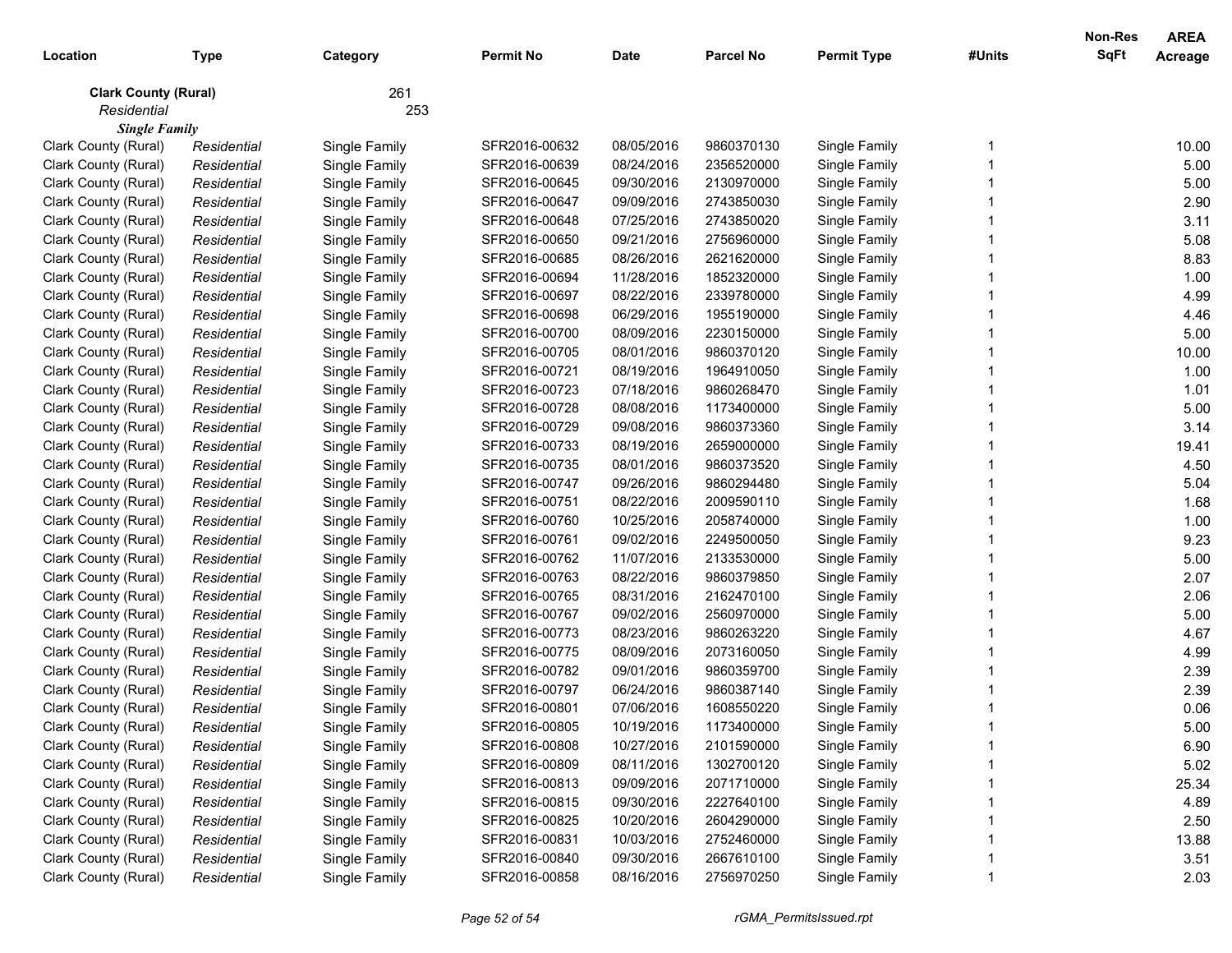| Location | Type | Category | Permit No | Date | Parcel No | Permit Type | #Units | Non-Res SqFt | AREA Acreage |
|---|---|---|---|---|---|---|---|---|---|
| **Clark County (Rural)** | | 261 | | | | | | | |
| *Residential* | | 253 | | | | | | | |
| ***Single Family*** | | | | | | | | | |
| Clark County (Rural) | *Residential* | Single Family | SFR2016-00632 | 08/05/2016 | 9860370130 | Single Family | 1 | | 10.00 |
| Clark County (Rural) | *Residential* | Single Family | SFR2016-00639 | 08/24/2016 | 2356520000 | Single Family | 1 | | 5.00 |
| Clark County (Rural) | *Residential* | Single Family | SFR2016-00645 | 09/30/2016 | 2130970000 | Single Family | 1 | | 5.00 |
| Clark County (Rural) | *Residential* | Single Family | SFR2016-00647 | 09/09/2016 | 2743850030 | Single Family | 1 | | 2.90 |
| Clark County (Rural) | *Residential* | Single Family | SFR2016-00648 | 07/25/2016 | 2743850020 | Single Family | 1 | | 3.11 |
| Clark County (Rural) | *Residential* | Single Family | SFR2016-00650 | 09/21/2016 | 2756960000 | Single Family | 1 | | 5.08 |
| Clark County (Rural) | *Residential* | Single Family | SFR2016-00685 | 08/26/2016 | 2621620000 | Single Family | 1 | | 8.83 |
| Clark County (Rural) | *Residential* | Single Family | SFR2016-00694 | 11/28/2016 | 1852320000 | Single Family | 1 | | 1.00 |
| Clark County (Rural) | *Residential* | Single Family | SFR2016-00697 | 08/22/2016 | 2339780000 | Single Family | 1 | | 4.99 |
| Clark County (Rural) | *Residential* | Single Family | SFR2016-00698 | 06/29/2016 | 1955190000 | Single Family | 1 | | 4.46 |
| Clark County (Rural) | *Residential* | Single Family | SFR2016-00700 | 08/09/2016 | 2230150000 | Single Family | 1 | | 5.00 |
| Clark County (Rural) | *Residential* | Single Family | SFR2016-00705 | 08/01/2016 | 9860370120 | Single Family | 1 | | 10.00 |
| Clark County (Rural) | *Residential* | Single Family | SFR2016-00721 | 08/19/2016 | 1964910050 | Single Family | 1 | | 1.00 |
| Clark County (Rural) | *Residential* | Single Family | SFR2016-00723 | 07/18/2016 | 9860268470 | Single Family | 1 | | 1.01 |
| Clark County (Rural) | *Residential* | Single Family | SFR2016-00728 | 08/08/2016 | 1173400000 | Single Family | 1 | | 5.00 |
| Clark County (Rural) | *Residential* | Single Family | SFR2016-00729 | 09/08/2016 | 9860373360 | Single Family | 1 | | 3.14 |
| Clark County (Rural) | *Residential* | Single Family | SFR2016-00733 | 08/19/2016 | 2659000000 | Single Family | 1 | | 19.41 |
| Clark County (Rural) | *Residential* | Single Family | SFR2016-00735 | 08/01/2016 | 9860373520 | Single Family | 1 | | 4.50 |
| Clark County (Rural) | *Residential* | Single Family | SFR2016-00747 | 09/26/2016 | 9860294480 | Single Family | 1 | | 5.04 |
| Clark County (Rural) | *Residential* | Single Family | SFR2016-00751 | 08/22/2016 | 2009590110 | Single Family | 1 | | 1.68 |
| Clark County (Rural) | *Residential* | Single Family | SFR2016-00760 | 10/25/2016 | 2058740000 | Single Family | 1 | | 1.00 |
| Clark County (Rural) | *Residential* | Single Family | SFR2016-00761 | 09/02/2016 | 2249500050 | Single Family | 1 | | 9.23 |
| Clark County (Rural) | *Residential* | Single Family | SFR2016-00762 | 11/07/2016 | 2133530000 | Single Family | 1 | | 5.00 |
| Clark County (Rural) | *Residential* | Single Family | SFR2016-00763 | 08/22/2016 | 9860379850 | Single Family | 1 | | 2.07 |
| Clark County (Rural) | *Residential* | Single Family | SFR2016-00765 | 08/31/2016 | 2162470100 | Single Family | 1 | | 2.06 |
| Clark County (Rural) | *Residential* | Single Family | SFR2016-00767 | 09/02/2016 | 2560970000 | Single Family | 1 | | 5.00 |
| Clark County (Rural) | *Residential* | Single Family | SFR2016-00773 | 08/23/2016 | 9860263220 | Single Family | 1 | | 4.67 |
| Clark County (Rural) | *Residential* | Single Family | SFR2016-00775 | 08/09/2016 | 2073160050 | Single Family | 1 | | 4.99 |
| Clark County (Rural) | *Residential* | Single Family | SFR2016-00782 | 09/01/2016 | 9860359700 | Single Family | 1 | | 2.39 |
| Clark County (Rural) | *Residential* | Single Family | SFR2016-00797 | 06/24/2016 | 9860387140 | Single Family | 1 | | 2.39 |
| Clark County (Rural) | *Residential* | Single Family | SFR2016-00801 | 07/06/2016 | 1608550220 | Single Family | 1 | | 0.06 |
| Clark County (Rural) | *Residential* | Single Family | SFR2016-00805 | 10/19/2016 | 1173400000 | Single Family | 1 | | 5.00 |
| Clark County (Rural) | *Residential* | Single Family | SFR2016-00808 | 10/27/2016 | 2101590000 | Single Family | 1 | | 6.90 |
| Clark County (Rural) | *Residential* | Single Family | SFR2016-00809 | 08/11/2016 | 1302700120 | Single Family | 1 | | 5.02 |
| Clark County (Rural) | *Residential* | Single Family | SFR2016-00813 | 09/09/2016 | 2071710000 | Single Family | 1 | | 25.34 |
| Clark County (Rural) | *Residential* | Single Family | SFR2016-00815 | 09/30/2016 | 2227640100 | Single Family | 1 | | 4.89 |
| Clark County (Rural) | *Residential* | Single Family | SFR2016-00825 | 10/20/2016 | 2604290000 | Single Family | 1 | | 2.50 |
| Clark County (Rural) | *Residential* | Single Family | SFR2016-00831 | 10/03/2016 | 2752460000 | Single Family | 1 | | 13.88 |
| Clark County (Rural) | *Residential* | Single Family | SFR2016-00840 | 09/30/2016 | 2667610100 | Single Family | 1 | | 3.51 |
| Clark County (Rural) | *Residential* | Single Family | SFR2016-00858 | 08/16/2016 | 2756970250 | Single Family | 1 | | 2.03 |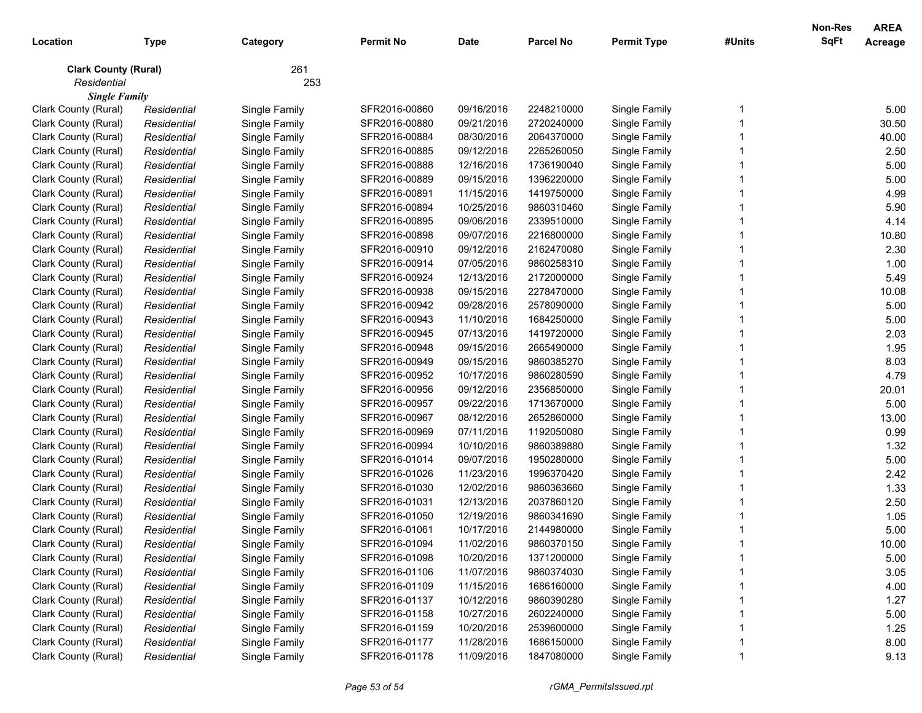| Location | Type | Category | Permit No | Date | Parcel No | Permit Type | #Units | Non-Res SqFt | AREA Acreage |
|---|---|---|---|---|---|---|---|---|---|
| **Clark County (Rural)** | | 261 | | | | | | | |
| *Residential* | | 253 | | | | | | | |
| ***Single Family*** | | | | | | | | | |
| Clark County (Rural) | *Residential* | Single Family | SFR2016-00860 | 09/16/2016 | 2248210000 | Single Family | 1 | | 5.00 |
| Clark County (Rural) | *Residential* | Single Family | SFR2016-00880 | 09/21/2016 | 2720240000 | Single Family | 1 | | 30.50 |
| Clark County (Rural) | *Residential* | Single Family | SFR2016-00884 | 08/30/2016 | 2064370000 | Single Family | 1 | | 40.00 |
| Clark County (Rural) | *Residential* | Single Family | SFR2016-00885 | 09/12/2016 | 2265260050 | Single Family | 1 | | 2.50 |
| Clark County (Rural) | *Residential* | Single Family | SFR2016-00888 | 12/16/2016 | 1736190040 | Single Family | 1 | | 5.00 |
| Clark County (Rural) | *Residential* | Single Family | SFR2016-00889 | 09/15/2016 | 1396220000 | Single Family | 1 | | 5.00 |
| Clark County (Rural) | *Residential* | Single Family | SFR2016-00891 | 11/15/2016 | 1419750000 | Single Family | 1 | | 4.99 |
| Clark County (Rural) | *Residential* | Single Family | SFR2016-00894 | 10/25/2016 | 9860310460 | Single Family | 1 | | 5.90 |
| Clark County (Rural) | *Residential* | Single Family | SFR2016-00895 | 09/06/2016 | 2339510000 | Single Family | 1 | | 4.14 |
| Clark County (Rural) | *Residential* | Single Family | SFR2016-00898 | 09/07/2016 | 2216800000 | Single Family | 1 | | 10.80 |
| Clark County (Rural) | *Residential* | Single Family | SFR2016-00910 | 09/12/2016 | 2162470080 | Single Family | 1 | | 2.30 |
| Clark County (Rural) | *Residential* | Single Family | SFR2016-00914 | 07/05/2016 | 9860258310 | Single Family | 1 | | 1.00 |
| Clark County (Rural) | *Residential* | Single Family | SFR2016-00924 | 12/13/2016 | 2172000000 | Single Family | 1 | | 5.49 |
| Clark County (Rural) | *Residential* | Single Family | SFR2016-00938 | 09/15/2016 | 2278470000 | Single Family | 1 | | 10.08 |
| Clark County (Rural) | *Residential* | Single Family | SFR2016-00942 | 09/28/2016 | 2578090000 | Single Family | 1 | | 5.00 |
| Clark County (Rural) | *Residential* | Single Family | SFR2016-00943 | 11/10/2016 | 1684250000 | Single Family | 1 | | 5.00 |
| Clark County (Rural) | *Residential* | Single Family | SFR2016-00945 | 07/13/2016 | 1419720000 | Single Family | 1 | | 2.03 |
| Clark County (Rural) | *Residential* | Single Family | SFR2016-00948 | 09/15/2016 | 2665490000 | Single Family | 1 | | 1.95 |
| Clark County (Rural) | *Residential* | Single Family | SFR2016-00949 | 09/15/2016 | 9860385270 | Single Family | 1 | | 8.03 |
| Clark County (Rural) | *Residential* | Single Family | SFR2016-00952 | 10/17/2016 | 9860280590 | Single Family | 1 | | 4.79 |
| Clark County (Rural) | *Residential* | Single Family | SFR2016-00956 | 09/12/2016 | 2356850000 | Single Family | 1 | | 20.01 |
| Clark County (Rural) | *Residential* | Single Family | SFR2016-00957 | 09/22/2016 | 1713670000 | Single Family | 1 | | 5.00 |
| Clark County (Rural) | *Residential* | Single Family | SFR2016-00967 | 08/12/2016 | 2652860000 | Single Family | 1 | | 13.00 |
| Clark County (Rural) | *Residential* | Single Family | SFR2016-00969 | 07/11/2016 | 1192050080 | Single Family | 1 | | 0.99 |
| Clark County (Rural) | *Residential* | Single Family | SFR2016-00994 | 10/10/2016 | 9860389880 | Single Family | 1 | | 1.32 |
| Clark County (Rural) | *Residential* | Single Family | SFR2016-01014 | 09/07/2016 | 1950280000 | Single Family | 1 | | 5.00 |
| Clark County (Rural) | *Residential* | Single Family | SFR2016-01026 | 11/23/2016 | 1996370420 | Single Family | 1 | | 2.42 |
| Clark County (Rural) | *Residential* | Single Family | SFR2016-01030 | 12/02/2016 | 9860363660 | Single Family | 1 | | 1.33 |
| Clark County (Rural) | *Residential* | Single Family | SFR2016-01031 | 12/13/2016 | 2037860120 | Single Family | 1 | | 2.50 |
| Clark County (Rural) | *Residential* | Single Family | SFR2016-01050 | 12/19/2016 | 9860341690 | Single Family | 1 | | 1.05 |
| Clark County (Rural) | *Residential* | Single Family | SFR2016-01061 | 10/17/2016 | 2144980000 | Single Family | 1 | | 5.00 |
| Clark County (Rural) | *Residential* | Single Family | SFR2016-01094 | 11/02/2016 | 9860370150 | Single Family | 1 | | 10.00 |
| Clark County (Rural) | *Residential* | Single Family | SFR2016-01098 | 10/20/2016 | 1371200000 | Single Family | 1 | | 5.00 |
| Clark County (Rural) | *Residential* | Single Family | SFR2016-01106 | 11/07/2016 | 9860374030 | Single Family | 1 | | 3.05 |
| Clark County (Rural) | *Residential* | Single Family | SFR2016-01109 | 11/15/2016 | 1686160000 | Single Family | 1 | | 4.00 |
| Clark County (Rural) | *Residential* | Single Family | SFR2016-01137 | 10/12/2016 | 9860390280 | Single Family | 1 | | 1.27 |
| Clark County (Rural) | *Residential* | Single Family | SFR2016-01158 | 10/27/2016 | 2602240000 | Single Family | 1 | | 5.00 |
| Clark County (Rural) | *Residential* | Single Family | SFR2016-01159 | 10/20/2016 | 2539600000 | Single Family | 1 | | 1.25 |
| Clark County (Rural) | *Residential* | Single Family | SFR2016-01177 | 11/28/2016 | 1686150000 | Single Family | 1 | | 8.00 |
| Clark County (Rural) | *Residential* | Single Family | SFR2016-01178 | 11/09/2016 | 1847080000 | Single Family | 1 | | 9.13 |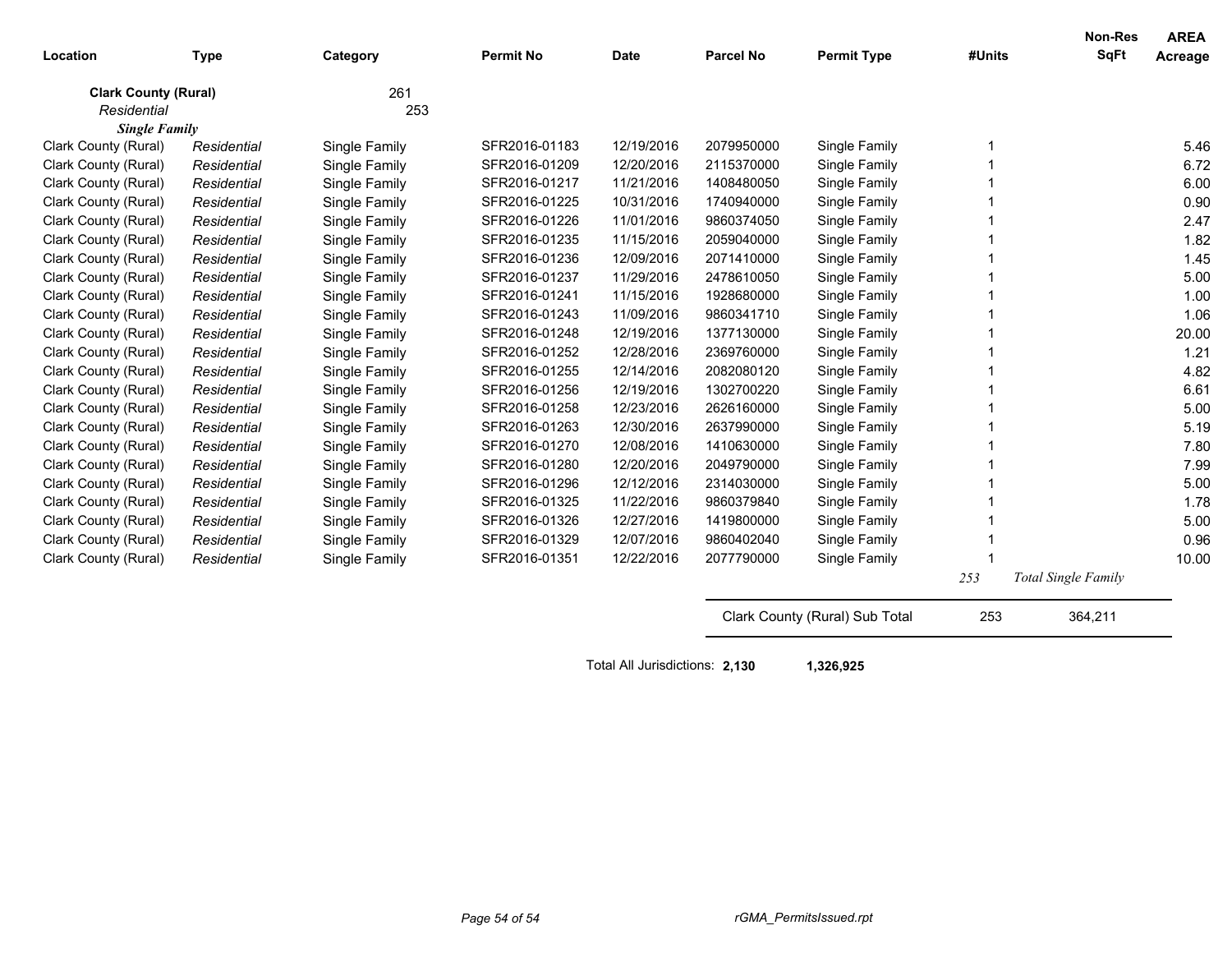| Location | Type | Category | Permit No | Date | Parcel No | Permit Type | #Units | Non-Res SqFt | AREA Acreage |
|---|---|---|---|---|---|---|---|---|---|
| **Clark County (Rural)** | | 261 | | | | | | | |
| *Residential* | | 253 | | | | | | | |
| ***Single Family*** | | | | | | | | | |
| Clark County (Rural) | *Residential* | Single Family | SFR2016-01183 | 12/19/2016 | 2079950000 | Single Family | 1 | | 5.46 |
| Clark County (Rural) | *Residential* | Single Family | SFR2016-01209 | 12/20/2016 | 2115370000 | Single Family | 1 | | 6.72 |
| Clark County (Rural) | *Residential* | Single Family | SFR2016-01217 | 11/21/2016 | 1408480050 | Single Family | 1 | | 6.00 |
| Clark County (Rural) | *Residential* | Single Family | SFR2016-01225 | 10/31/2016 | 1740940000 | Single Family | 1 | | 0.90 |
| Clark County (Rural) | *Residential* | Single Family | SFR2016-01226 | 11/01/2016 | 9860374050 | Single Family | 1 | | 2.47 |
| Clark County (Rural) | *Residential* | Single Family | SFR2016-01235 | 11/15/2016 | 2059040000 | Single Family | 1 | | 1.82 |
| Clark County (Rural) | *Residential* | Single Family | SFR2016-01236 | 12/09/2016 | 2071410000 | Single Family | 1 | | 1.45 |
| Clark County (Rural) | *Residential* | Single Family | SFR2016-01237 | 11/29/2016 | 2478610050 | Single Family | 1 | | 5.00 |
| Clark County (Rural) | *Residential* | Single Family | SFR2016-01241 | 11/15/2016 | 1928680000 | Single Family | 1 | | 1.00 |
| Clark County (Rural) | *Residential* | Single Family | SFR2016-01243 | 11/09/2016 | 9860341710 | Single Family | 1 | | 1.06 |
| Clark County (Rural) | *Residential* | Single Family | SFR2016-01248 | 12/19/2016 | 1377130000 | Single Family | 1 | | 20.00 |
| Clark County (Rural) | *Residential* | Single Family | SFR2016-01252 | 12/28/2016 | 2369760000 | Single Family | 1 | | 1.21 |
| Clark County (Rural) | *Residential* | Single Family | SFR2016-01255 | 12/14/2016 | 2082080120 | Single Family | 1 | | 4.82 |
| Clark County (Rural) | *Residential* | Single Family | SFR2016-01256 | 12/19/2016 | 1302700220 | Single Family | 1 | | 6.61 |
| Clark County (Rural) | *Residential* | Single Family | SFR2016-01258 | 12/23/2016 | 2626160000 | Single Family | 1 | | 5.00 |
| Clark County (Rural) | *Residential* | Single Family | SFR2016-01263 | 12/30/2016 | 2637990000 | Single Family | 1 | | 5.19 |
| Clark County (Rural) | *Residential* | Single Family | SFR2016-01270 | 12/08/2016 | 1410630000 | Single Family | 1 | | 7.80 |
| Clark County (Rural) | *Residential* | Single Family | SFR2016-01280 | 12/20/2016 | 2049790000 | Single Family | 1 | | 7.99 |
| Clark County (Rural) | *Residential* | Single Family | SFR2016-01296 | 12/12/2016 | 2314030000 | Single Family | 1 | | 5.00 |
| Clark County (Rural) | *Residential* | Single Family | SFR2016-01325 | 11/22/2016 | 9860379840 | Single Family | 1 | | 1.78 |
| Clark County (Rural) | *Residential* | Single Family | SFR2016-01326 | 12/27/2016 | 1419800000 | Single Family | 1 | | 5.00 |
| Clark County (Rural) | *Residential* | Single Family | SFR2016-01329 | 12/07/2016 | 9860402040 | Single Family | 1 | | 0.96 |
| Clark County (Rural) | *Residential* | Single Family | SFR2016-01351 | 12/22/2016 | 2077790000 | Single Family | 1 | | 10.00 |
| | | | | | | | *253* | *Total Single Family* | |
| | | | | | Clark County (Rural) Sub Total | | 253 | 364,211 | |

Total All Jurisdictions: **2,130** **1,326,925**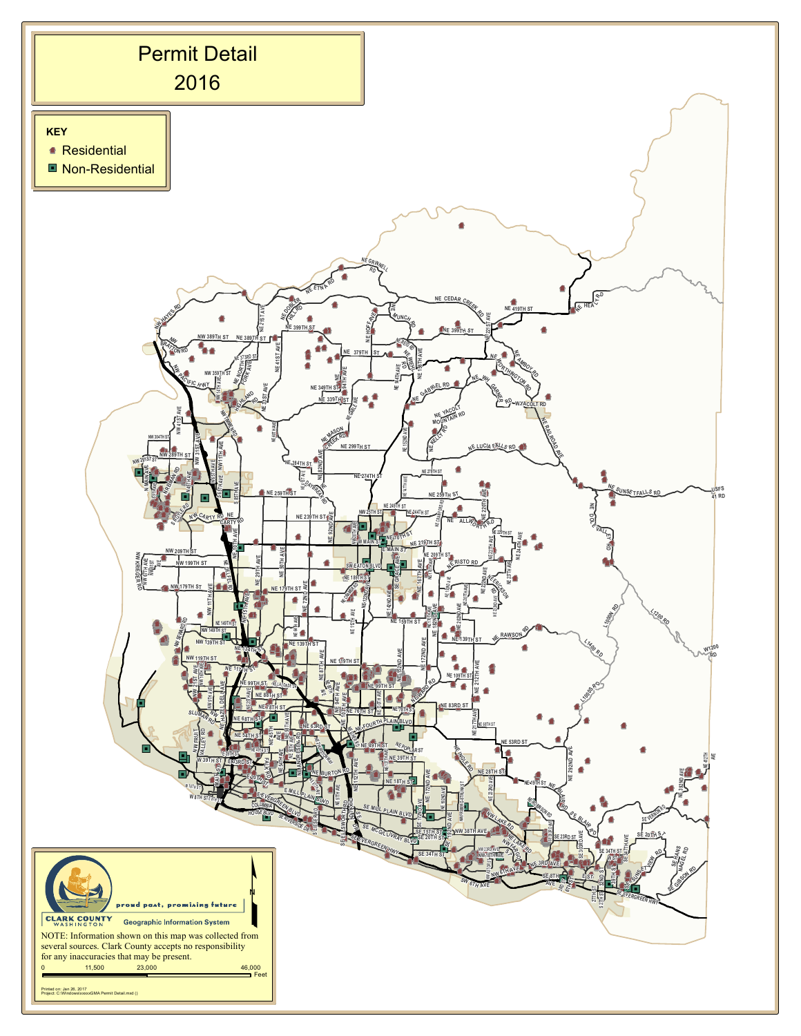# Permit Detail
# 2016

**KEY**

- Residential
- Non-Residential

CLARK COUNTY WASHINGTON

proud past, promising future

Geographic Information System

NOTE: Information shown on this map was collected from several sources. Clark County accepts no responsibility for any inaccuracies that may be present.

0 11,500 23,000 46,000 Feet

Printed on: Jan 26, 2017
Project: C:\Windows\xxxxxGMA Permit Detail.mxd ()